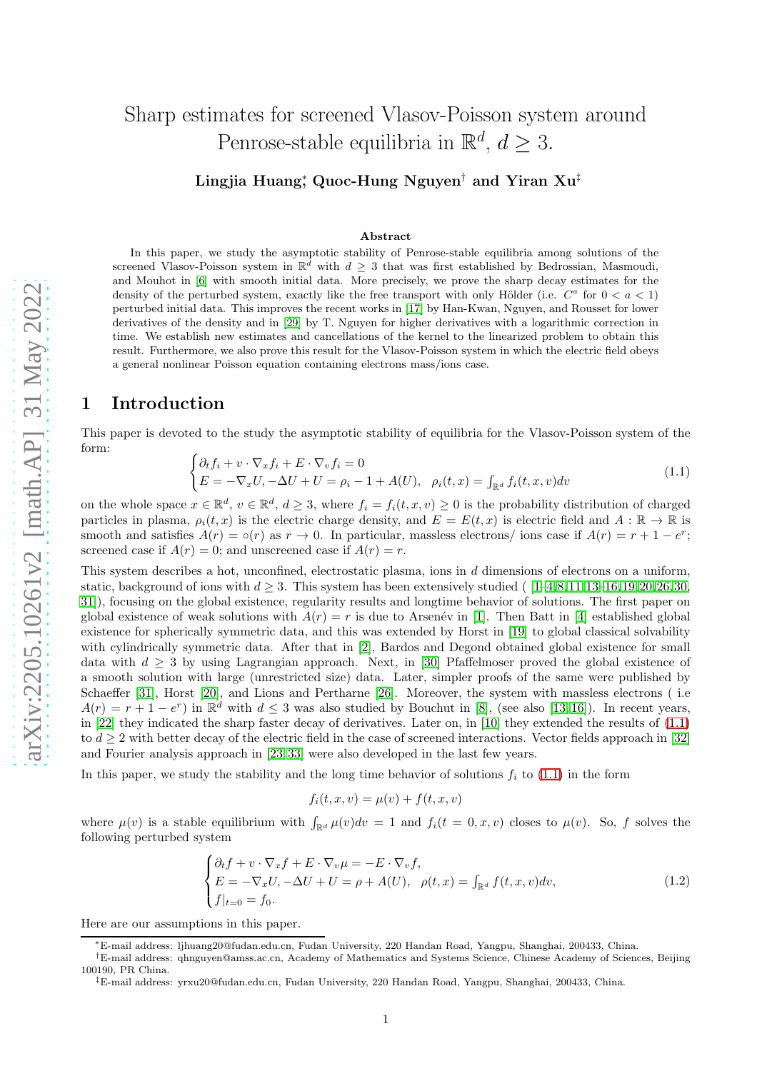# Sharp estimates for screened Vlasov-Poisson system around Penrose-stable equilibria in $\mathbb{R}^d$, $d \geq 3$.

**Lingjia Huang\*, Quoc-Hung Nguyen† and Yiran Xu‡**

## Abstract

In this paper, we study the asymptotic stability of Penrose-stable equilibria among solutions of the screened Vlasov-Poisson system in $\mathbb{R}^d$ with $d \geq 3$ that was first established by Bedrossian, Masmoudi, and Mouhot in [6] with smooth initial data. More precisely, we prove the sharp decay estimates for the density of the perturbed system, exactly like the free transport with only Hölder (i.e. $C^a$ for $0 < a < 1$) perturbed initial data. This improves the recent works in [17] by Han-Kwan, Nguyen, and Rousset for lower derivatives of the density and in [29] by T. Nguyen for higher derivatives with a logarithmic correction in time. We establish new estimates and cancellations of the kernel to the linearized problem to obtain this result. Furthermore, we also prove this result for the Vlasov-Poisson system in which the electric field obeys a general nonlinear Poisson equation containing electrons mass/ions case.

## 1 Introduction

This paper is devoted to the study the asymptotic stability of equilibria for the Vlasov-Poisson system of the form:

$$\begin{cases} \partial_t f_i + v \cdot \nabla_x f_i + E \cdot \nabla_v f_i = 0 \\ E = -\nabla_x U, -\Delta U + U = \rho_i - 1 + A(U), \quad \rho_i(t,x) = \int_{\mathbb{R}^d} f_i(t,x,v)dv \end{cases} \tag{1.1}$$

on the whole space $x \in \mathbb{R}^d$, $v \in \mathbb{R}^d$, $d \geq 3$, where $f_i = f_i(t,x,v) \geq 0$ is the probability distribution of charged particles in plasma, $\rho_i(t,x)$ is the electric charge density, and $E = E(t,x)$ is electric field and $A : \mathbb{R} \to \mathbb{R}$ is smooth and satisfies $A(r) = \circ(r)$ as $r \to 0$. In particular, massless electrons/ ions case if $A(r) = r + 1 - e^r$; screened case if $A(r) = 0$; and unscreened case if $A(r) = r$.

This system describes a hot, unconfined, electrostatic plasma, ions in $d$ dimensions of electrons on a uniform, static, background of ions with $d \geq 3$. This system has been extensively studied ( [1–4,8,11,13–16,19,20,26,30,31]), focusing on the global existence, regularity results and longtime behavior of solutions. The first paper on global existence of weak solutions with $A(r) = r$ is due to Arsenév in [1]. Then Batt in [4] established global existence for spherically symmetric data, and this was extended by Horst in [19] to global classical solvability with cylindrically symmetric data. After that in [2], Bardos and Degond obtained global existence for small data with $d \geq 3$ by using Lagrangian approach. Next, in [30] Pfaffelmoser proved the global existence of a smooth solution with large (unrestricted size) data. Later, simpler proofs of the same were published by Schaeffer [31], Horst [20], and Lions and Perthame [26]. Moreover, the system with massless electrons ( i.e $A(r) = r + 1 - e^r$) in $\mathbb{R}^d$ with $d \leq 3$ was also studied by Bouchut in [8], (see also [13,16]). In recent years, in [22] they indicated the sharp faster decay of derivatives. Later on, in [10] they extended the results of (1.1) to $d \geq 2$ with better decay of the electric field in the case of screened interactions. Vector fields approach in [32] and Fourier analysis approach in [23,33] were also developed in the last few years.

In this paper, we study the stability and the long time behavior of solutions $f_i$ to (1.1) in the form

$$f_i(t,x,v) = \mu(v) + f(t,x,v)$$

where $\mu(v)$ is a stable equilibrium with $\int_{\mathbb{R}^d} \mu(v)dv = 1$ and $f_i(t = 0,x,v)$ closes to $\mu(v)$. So, $f$ solves the following perturbed system

$$\begin{cases} \partial_t f + v \cdot \nabla_x f + E \cdot \nabla_v \mu = -E \cdot \nabla_v f, \\ E = -\nabla_x U, -\Delta U + U = \rho + A(U), \quad \rho(t,x) = \int_{\mathbb{R}^d} f(t,x,v)dv, \\ f|_{t=0} = f_0. \end{cases} \tag{1.2}$$

Here are our assumptions in this paper.

---

\*E-mail address: ljhuang20@fudan.edu.cn, Fudan University, 220 Handan Road, Yangpu, Shanghai, 200433, China.

†E-mail address: qhnguyen@amss.ac.cn, Academy of Mathematics and Systems Science, Chinese Academy of Sciences, Beijing 100190, PR China.

‡E-mail address: yrxu20@fudan.edu.cn, Fudan University, 220 Handan Road, Yangpu, Shanghai, 200433, China.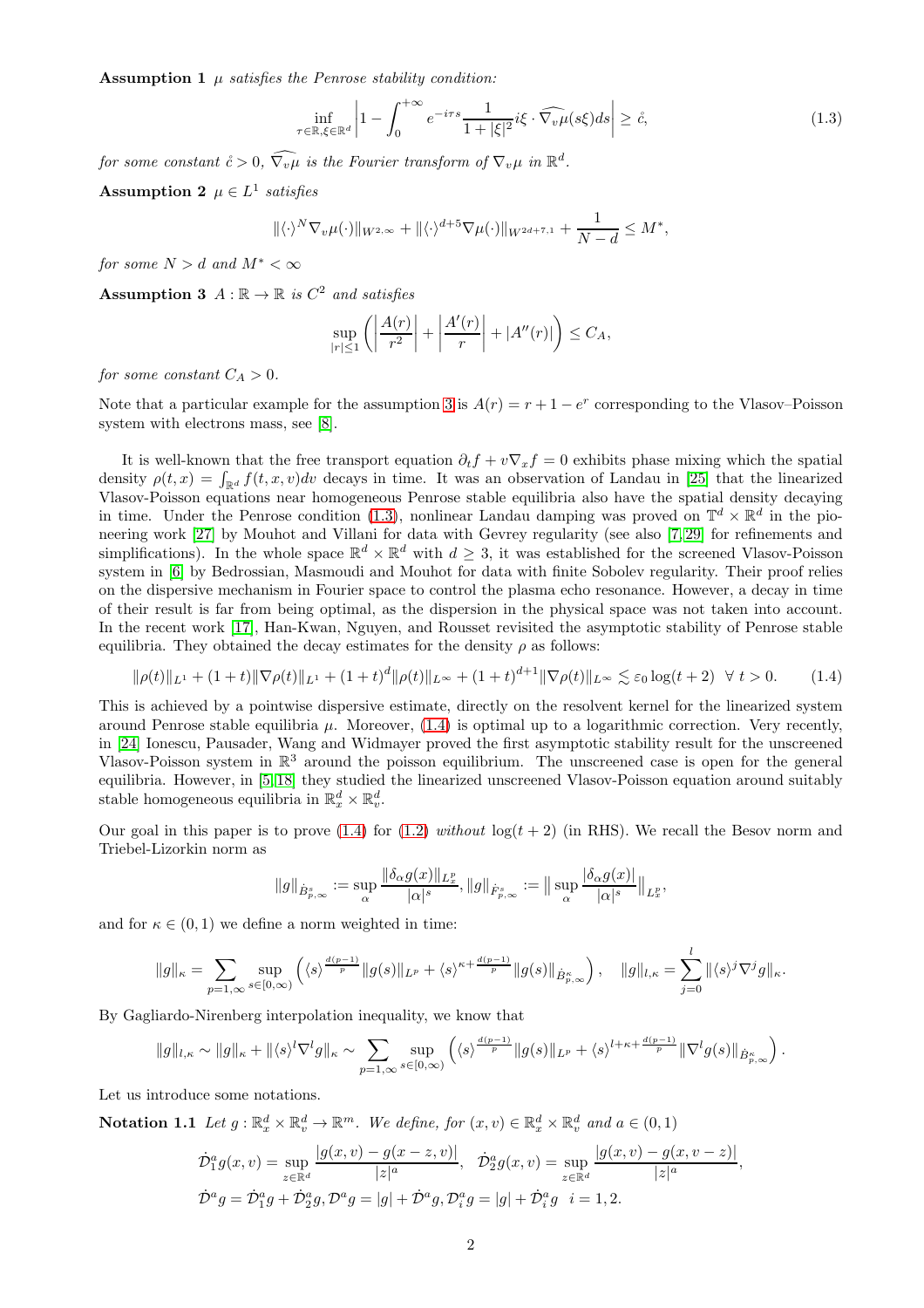**Assumption 1** *$\mu$ satisfies the Penrose stability condition:*

$$\inf_{\tau\in\mathbb{R},\xi\in\mathbb{R}^d}\left|1-\int_0^{+\infty}e^{-i\tau s}\frac{1}{1+|\xi|^2}i\xi\cdot\widehat{\nabla_v\mu}(s\xi)ds\right|\geq \mathring{c}, \tag{1.3}$$

*for some constant $\mathring{c}>0$, $\widehat{\nabla_v\mu}$ is the Fourier transform of $\nabla_v\mu$ in $\mathbb{R}^d$.*

**Assumption 2** *$\mu\in L^1$ satisfies*

$$\|\langle\cdot\rangle^N\nabla_v\mu(\cdot)\|_{W^{2,\infty}}+\|\langle\cdot\rangle^{d+5}\nabla\mu(\cdot)\|_{W^{2d+7,1}}+\frac{1}{N-d}\leq M^*,$$

*for some $N>d$ and $M^*<\infty$*

**Assumption 3** *$A:\mathbb{R}\to\mathbb{R}$ is $C^2$ and satisfies*

$$\sup_{|r|\leq 1}\left(\left|\frac{A(r)}{r^2}\right|+\left|\frac{A'(r)}{r}\right|+|A''(r)|\right)\leq C_A,$$

*for some constant $C_A>0$.*

Note that a particular example for the assumption 3 is $A(r)=r+1-e^r$ corresponding to the Vlasov–Poisson system with electrons mass, see [8].

It is well-known that the free transport equation $\partial_t f+v\nabla_x f=0$ exhibits phase mixing which the spatial density $\rho(t,x)=\int_{\mathbb{R}^d}f(t,x,v)dv$ decays in time. It was an observation of Landau in [25] that the linearized Vlasov-Poisson equations near homogeneous Penrose stable equilibria also have the spatial density decaying in time. Under the Penrose condition (1.3), nonlinear Landau damping was proved on $\mathbb{T}^d\times\mathbb{R}^d$ in the pioneering work [27] by Mouhot and Villani for data with Gevrey regularity (see also [7, 29] for refinements and simplifications). In the whole space $\mathbb{R}^d\times\mathbb{R}^d$ with $d\geq 3$, it was established for the screened Vlasov-Poisson system in [6] by Bedrossian, Masmoudi and Mouhot for data with finite Sobolev regularity. Their proof relies on the dispersive mechanism in Fourier space to control the plasma echo resonance. However, a decay in time of their result is far from being optimal, as the dispersion in the physical space was not taken into account. In the recent work [17], Han-Kwan, Nguyen, and Rousset revisited the asymptotic stability of Penrose stable equilibria. They obtained the decay estimates for the density $\rho$ as follows:

$$\|\rho(t)\|_{L^1}+(1+t)\|\nabla\rho(t)\|_{L^1}+(1+t)^d\|\rho(t)\|_{L^\infty}+(1+t)^{d+1}\|\nabla\rho(t)\|_{L^\infty}\lesssim\varepsilon_0\log(t+2)\quad\forall\ t>0. \tag{1.4}$$

This is achieved by a pointwise dispersive estimate, directly on the resolvent kernel for the linearized system around Penrose stable equilibria $\mu$. Moreover, (1.4) is optimal up to a logarithmic correction. Very recently, in [24] Ionescu, Pausader, Wang and Widmayer proved the first asymptotic stability result for the unscreened Vlasov-Poisson system in $\mathbb{R}^3$ around the poisson equilibrium. The unscreened case is open for the general equilibria. However, in [5, 18] they studied the linearized unscreened Vlasov-Poisson equation around suitably stable homogeneous equilibria in $\mathbb{R}^d_x\times\mathbb{R}^d_v$.

Our goal in this paper is to prove (1.4) for (1.2) *without* $\log(t+2)$ (in RHS). We recall the Besov norm and Triebel-Lizorkin norm as

$$\|g\|_{\dot{B}^s_{p,\infty}}:=\sup_\alpha\frac{\|\delta_\alpha g(x)\|_{L^p_x}}{|\alpha|^s},\|g\|_{\dot{F}^s_{p,\infty}}:=\|\sup_\alpha\frac{|\delta_\alpha g(x)|}{|\alpha|^s}\|_{L^p_x},$$

and for $\kappa\in(0,1)$ we define a norm weighted in time:

$$\|g\|_\kappa=\sum_{p=1,\infty}\sup_{s\in[0,\infty)}\left(\langle s\rangle^{\frac{d(p-1)}{p}}\|g(s)\|_{L^p}+\langle s\rangle^{\kappa+\frac{d(p-1)}{p}}\|g(s)\|_{\dot{B}^\kappa_{p,\infty}}\right),\quad \|g\|_{l,\kappa}=\sum_{j=0}^l\|\langle s\rangle^j\nabla^j g\|_\kappa.$$

By Gagliardo-Nirenberg interpolation inequality, we know that

$$\|g\|_{l,\kappa}\sim\|g\|_\kappa+\|\langle s\rangle^l\nabla^l g\|_\kappa\sim\sum_{p=1,\infty}\sup_{s\in[0,\infty)}\left(\langle s\rangle^{\frac{d(p-1)}{p}}\|g(s)\|_{L^p}+\langle s\rangle^{l+\kappa+\frac{d(p-1)}{p}}\|\nabla^l g(s)\|_{\dot{B}^\kappa_{p,\infty}}\right).$$

Let us introduce some notations.

**Notation 1.1** *Let $g:\mathbb{R}^d_x\times\mathbb{R}^d_v\to\mathbb{R}^m$. We define, for $(x,v)\in\mathbb{R}^d_x\times\mathbb{R}^d_v$ and $a\in(0,1)$*

$$\dot{\mathcal{D}}^a_1 g(x,v)=\sup_{z\in\mathbb{R}^d}\frac{|g(x,v)-g(x-z,v)|}{|z|^a},\quad \dot{\mathcal{D}}^a_2 g(x,v)=\sup_{z\in\mathbb{R}^d}\frac{|g(x,v)-g(x,v-z)|}{|z|^a},$$

$$\dot{\mathcal{D}}^a g=\dot{\mathcal{D}}^a_1 g+\dot{\mathcal{D}}^a_2 g,\mathcal{D}^a g=|g|+\dot{\mathcal{D}}^a g,\mathcal{D}^a_i g=|g|+\dot{\mathcal{D}}^a_i g\quad i=1,2.$$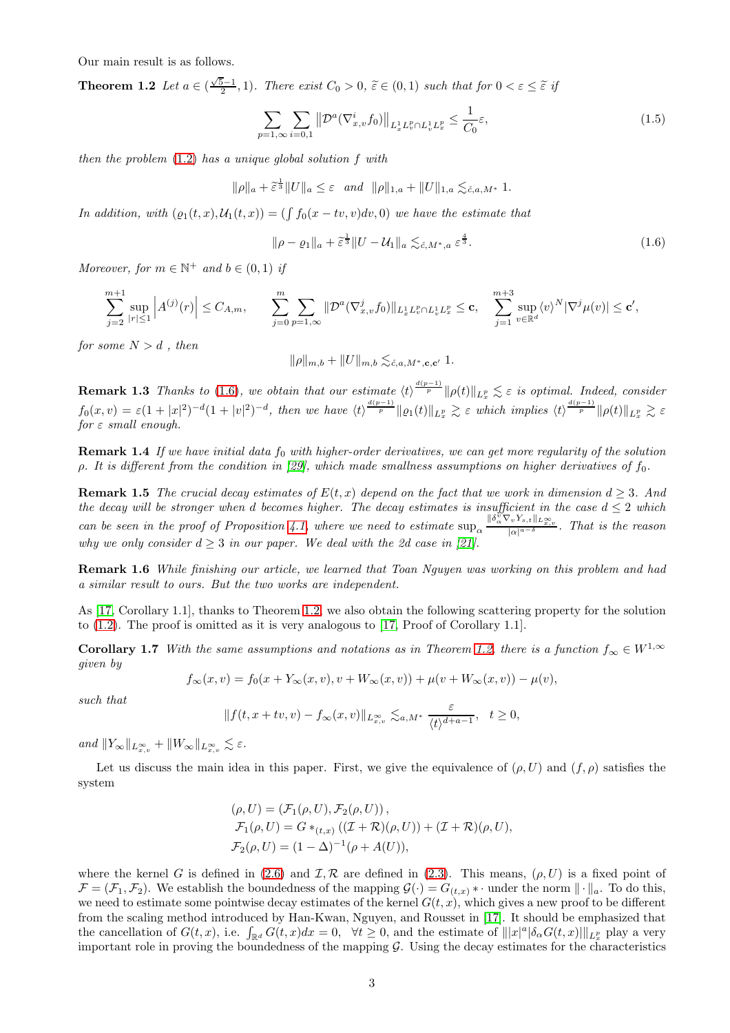Our main result is as follows.

**Theorem 1.2** *Let $a \in (\frac{\sqrt{5}-1}{2}, 1)$. There exist $C_0 > 0$, $\widetilde{\varepsilon} \in (0,1)$ such that for $0 < \varepsilon \le \widetilde{\varepsilon}$ if*

$$\sum_{p=1,\infty} \sum_{i=0,1} \left\| \mathcal{D}^a(\nabla^i_{x,v} f_0) \right\|_{L^1_x L^p_v \cap L^1_v L^p_x} \le \frac{1}{C_0}\varepsilon, \tag{1.5}$$

*then the problem (1.2) has a unique global solution $f$ with*

$$\|\rho\|_a + \widetilde{\varepsilon}^{\frac{1}{3}} \|U\|_a \le \varepsilon \quad \text{and} \quad \|\rho\|_{1,a} + \|U\|_{1,a} \lesssim_{\hat{c},a,M^*} 1.$$

*In addition, with $(\varrho_1(t,x), \mathcal{U}_1(t,x)) = (\int f_0(x - tv, v)dv, 0)$ we have the estimate that*

$$\|\rho - \varrho_1\|_a + \widetilde{\varepsilon}^{\frac{1}{3}} \|U - \mathcal{U}_1\|_a \lesssim_{\hat{c},M^*,a} \varepsilon^{\frac{4}{3}}. \tag{1.6}$$

*Moreover, for $m \in \mathbb{N}^+$ and $b \in (0,1)$ if*

$$\sum_{j=2}^{m+1} \sup_{|r| \le 1} \left| A^{(j)}(r) \right| \le C_{A,m}, \qquad \sum_{j=0}^{m} \sum_{p=1,\infty} \| \mathcal{D}^a(\nabla^j_{x,v} f_0) \|_{L^1_x L^p_v \cap L^1_v L^p_x} \le \mathbf{c}, \qquad \sum_{j=1}^{m+3} \sup_{v \in \mathbb{R}^d} \langle v \rangle^N |\nabla^j \mu(v)| \le \mathbf{c}',$$

*for some $N > d$ , then*

$$\|\rho\|_{m,b} + \|U\|_{m,b} \lesssim_{\hat{c},a,M^*,\mathbf{c},\mathbf{c}'} 1.$$

**Remark 1.3** *Thanks to (1.6), we obtain that our estimate $\langle t \rangle^{\frac{d(p-1)}{p}} \|\rho(t)\|_{L^p_x} \lesssim \varepsilon$ is optimal. Indeed, consider $f_0(x,v) = \varepsilon(1 + |x|^2)^{-d}(1 + |v|^2)^{-d}$, then we have $\langle t \rangle^{\frac{d(p-1)}{p}} \|\varrho_1(t)\|_{L^p_x} \gtrsim \varepsilon$ which implies $\langle t \rangle^{\frac{d(p-1)}{p}} \|\rho(t)\|_{L^p_x} \gtrsim \varepsilon$ for $\varepsilon$ small enough.*

**Remark 1.4** *If we have initial data $f_0$ with higher-order derivatives, we can get more regularity of the solution $\rho$. It is different from the condition in [29], which made smallness assumptions on higher derivatives of $f_0$.*

**Remark 1.5** *The crucial decay estimates of $E(t,x)$ depend on the fact that we work in dimension $d \ge 3$. And the decay will be stronger when $d$ becomes higher. The decay estimates is insufficient in the case $d \le 2$ which can be seen in the proof of Proposition 4.1, where we need to estimate $\sup_\alpha \frac{\|\delta^v_\alpha \nabla_v Y_{s,t}\|_{L^\infty_{x,v}}}{|\alpha|^{a-\delta}}$. That is the reason why we only consider $d \ge 3$ in our paper. We deal with the 2d case in [21].*

**Remark 1.6** *While finishing our article, we learned that Toan Nguyen was working on this problem and had a similar result to ours. But the two works are independent.*

As [17, Corollary 1.1], thanks to Theorem 1.2, we also obtain the following scattering property for the solution to (1.2). The proof is omitted as it is very analogous to [17, Proof of Corollary 1.1].

**Corollary 1.7** *With the same assumptions and notations as in Theorem 1.2, there is a function $f_\infty \in W^{1,\infty}$ given by*

$$f_\infty(x,v) = f_0(x + Y_\infty(x,v), v + W_\infty(x,v)) + \mu(v + W_\infty(x,v)) - \mu(v),$$

*such that*

$$\|f(t, x + tv, v) - f_\infty(x,v)\|_{L^\infty_{x,v}} \lesssim_{a,M^*} \frac{\varepsilon}{\langle t \rangle^{d+a-1}}, \quad t \ge 0,$$

*and $\|Y_\infty\|_{L^\infty_{x,v}} + \|W_\infty\|_{L^\infty_{x,v}} \lesssim \varepsilon$.*

Let us discuss the main idea in this paper. First, we give the equivalence of $(\rho, U)$ and $(f, \rho)$ satisfies the system

$$\begin{aligned}
&(\rho, U) = (\mathcal{F}_1(\rho, U), \mathcal{F}_2(\rho, U)), \\
&\mathcal{F}_1(\rho, U) = G *_{(t,x)} ((\mathcal{I} + \mathcal{R})(\rho, U)) + (\mathcal{I} + \mathcal{R})(\rho, U), \\
&\mathcal{F}_2(\rho, U) = (1 - \Delta)^{-1}(\rho + A(U)),
\end{aligned}$$

where the kernel $G$ is defined in (2.6) and $\mathcal{I}, \mathcal{R}$ are defined in (2.3). This means, $(\rho, U)$ is a fixed point of $\mathcal{F} = (\mathcal{F}_1, \mathcal{F}_2)$. We establish the boundedness of the mapping $\mathcal{G}(\cdot) = G_{(t,x)} * \cdot$ under the norm $\|\cdot\|_a$. To do this, we need to estimate some pointwise decay estimates of the kernel $G(t,x)$, which gives a new proof to be different from the scaling method introduced by Han-Kwan, Nguyen, and Rousset in [17]. It should be emphasized that the cancellation of $G(t,x)$, i.e. $\int_{\mathbb{R}^d} G(t,x)dx = 0, \ \forall t \ge 0$, and the estimate of $\||x|^a|\delta_\alpha G(t,x)|\|_{L^p_x}$ play a very important role in proving the boundedness of the mapping $\mathcal{G}$. Using the decay estimates for the characteristics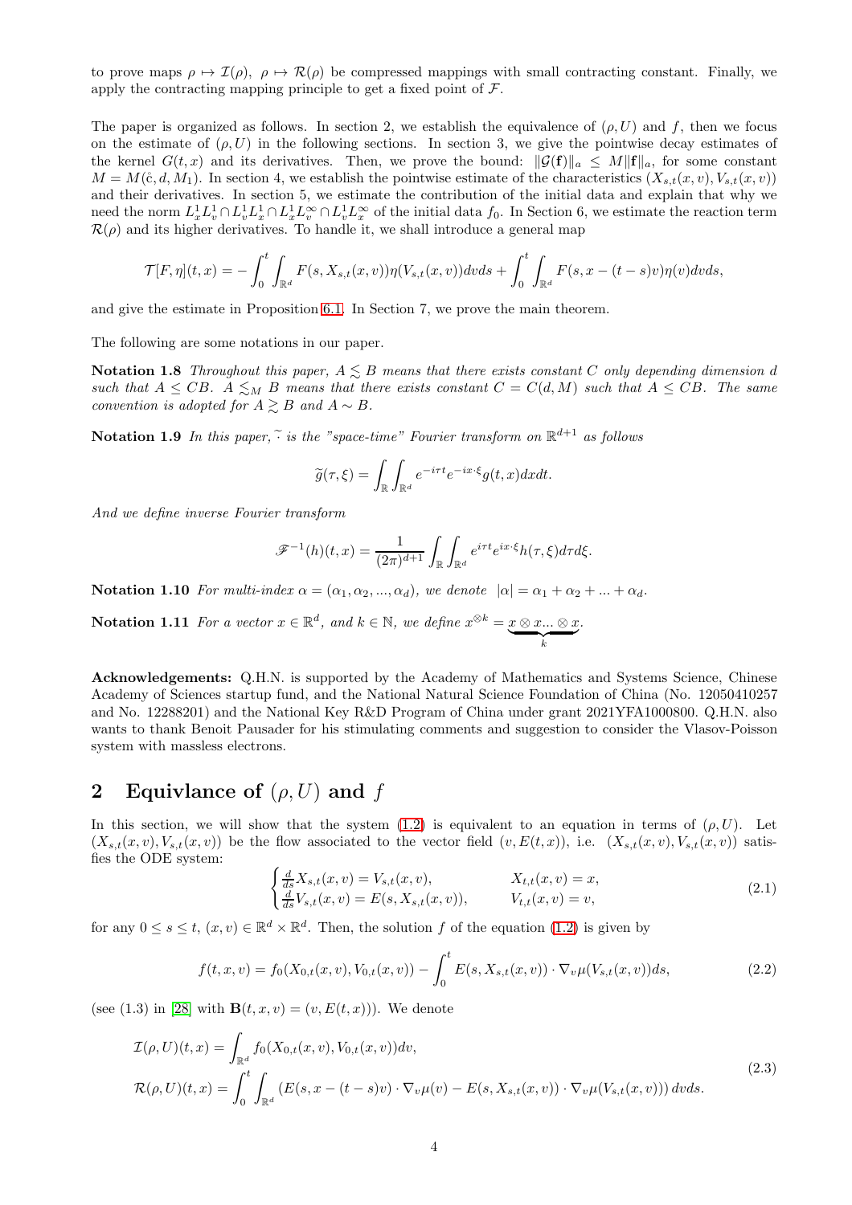to prove maps $\rho \mapsto \mathcal{I}(\rho)$, $\rho \mapsto \mathcal{R}(\rho)$ be compressed mappings with small contracting constant. Finally, we apply the contracting mapping principle to get a fixed point of $\mathcal{F}$.

The paper is organized as follows. In section 2, we establish the equivalence of $(\rho, U)$ and $f$, then we focus on the estimate of $(\rho, U)$ in the following sections. In section 3, we give the pointwise decay estimates of the kernel $G(t,x)$ and its derivatives. Then, we prove the bound: $\|\mathcal{G}(\mathbf{f})\|_a \leq M\|\mathbf{f}\|_a$, for some constant $M = M(\mathring{c}, d, M_1)$. In section 4, we establish the pointwise estimate of the characteristics $(X_{s,t}(x,v), V_{s,t}(x,v))$ and their derivatives. In section 5, we estimate the contribution of the initial data and explain that why we need the norm $L_x^1 L_v^1 \cap L_v^1 L_x^1 \cap L_x^1 L_v^\infty \cap L_v^1 L_x^\infty$ of the initial data $f_0$. In Section 6, we estimate the reaction term $\mathcal{R}(\rho)$ and its higher derivatives. To handle it, we shall introduce a general map

$$\mathcal{T}[F,\eta](t,x) = -\int_0^t \int_{\mathbb{R}^d} F(s, X_{s,t}(x,v))\eta(V_{s,t}(x,v))dvds + \int_0^t \int_{\mathbb{R}^d} F(s, x-(t-s)v)\eta(v)dvds,$$

and give the estimate in Proposition 6.1. In Section 7, we prove the main theorem.

The following are some notations in our paper.

**Notation 1.8** *Throughout this paper, $A \lesssim B$ means that there exists constant $C$ only depending dimension $d$ such that $A \leq CB$. $A \lesssim_M B$ means that there exists constant $C = C(d, M)$ such that $A \leq CB$. The same convention is adopted for $A \gtrsim B$ and $A \sim B$.*

**Notation 1.9** *In this paper, $\widetilde{\cdot}$ is the "space-time" Fourier transform on $\mathbb{R}^{d+1}$ as follows*

$$\widetilde{g}(\tau, \xi) = \int_{\mathbb{R}} \int_{\mathbb{R}^d} e^{-i\tau t} e^{-ix\cdot\xi} g(t,x)dxdt.$$

*And we define inverse Fourier transform*

$$\mathscr{F}^{-1}(h)(t,x) = \frac{1}{(2\pi)^{d+1}} \int_{\mathbb{R}} \int_{\mathbb{R}^d} e^{i\tau t} e^{ix\cdot\xi} h(\tau,\xi)d\tau d\xi.$$

**Notation 1.10** *For multi-index $\alpha = (\alpha_1, \alpha_2, ..., \alpha_d)$, we denote $|\alpha| = \alpha_1 + \alpha_2 + ... + \alpha_d$.*

**Notation 1.11** *For a vector $x \in \mathbb{R}^d$, and $k \in \mathbb{N}$, we define $x^{\otimes k} = \underbrace{x \otimes x ... \otimes x}_{k}$.*

**Acknowledgements:** Q.H.N. is supported by the Academy of Mathematics and Systems Science, Chinese Academy of Sciences startup fund, and the National Natural Science Foundation of China (No. 12050410257 and No. 12288201) and the National Key R&D Program of China under grant 2021YFA1000800. Q.H.N. also wants to thank Benoit Pausader for his stimulating comments and suggestion to consider the Vlasov-Poisson system with massless electrons.

## 2 Equivlance of $(\rho, U)$ and $f$

In this section, we will show that the system (1.2) is equivalent to an equation in terms of $(\rho, U)$. Let $(X_{s,t}(x,v), V_{s,t}(x,v))$ be the flow associated to the vector field $(v, E(t,x))$, i.e. $(X_{s,t}(x,v), V_{s,t}(x,v))$ satisfies the ODE system:

$$\begin{cases} \frac{d}{ds} X_{s,t}(x,v) = V_{s,t}(x,v), & X_{t,t}(x,v) = x, \\ \frac{d}{ds} V_{s,t}(x,v) = E(s, X_{s,t}(x,v)), & V_{t,t}(x,v) = v, \end{cases} \tag{2.1}$$

for any $0 \leq s \leq t$, $(x,v) \in \mathbb{R}^d \times \mathbb{R}^d$. Then, the solution $f$ of the equation (1.2) is given by

$$f(t,x,v) = f_0(X_{0,t}(x,v), V_{0,t}(x,v)) - \int_0^t E(s, X_{s,t}(x,v)) \cdot \nabla_v \mu(V_{s,t}(x,v))ds, \tag{2.2}$$

(see (1.3) in [28] with $\mathbf{B}(t,x,v) = (v, E(t,x))$). We denote

$$\begin{aligned} \mathcal{I}(\rho, U)(t,x) &= \int_{\mathbb{R}^d} f_0(X_{0,t}(x,v), V_{0,t}(x,v))dv, \\ \mathcal{R}(\rho, U)(t,x) &= \int_0^t \int_{\mathbb{R}^d} \left(E(s, x-(t-s)v) \cdot \nabla_v \mu(v) - E(s, X_{s,t}(x,v)) \cdot \nabla_v \mu(V_{s,t}(x,v))\right) dvds. \end{aligned} \tag{2.3}$$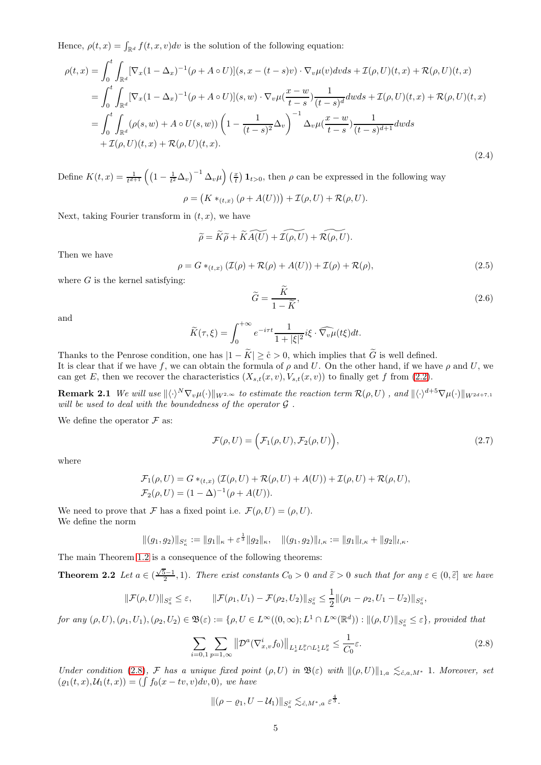Hence, $\rho(t,x) = \int_{\mathbb{R}^d} f(t,x,v)dv$ is the solution of the following equation:

$$
\begin{aligned}
\rho(t,x) &= \int_0^t \int_{\mathbb{R}^d} [\nabla_x (1-\Delta_x)^{-1}(\rho + A\circ U)](s, x-(t-s)v)\cdot \nabla_v \mu(v) dv ds + \mathcal{I}(\rho,U)(t,x) + \mathcal{R}(\rho,U)(t,x) \\
&= \int_0^t \int_{\mathbb{R}^d} [\nabla_x (1-\Delta_x)^{-1}(\rho + A\circ U)](s,w)\cdot \nabla_v \mu(\frac{x-w}{t-s})\frac{1}{(t-s)^d} dw ds + \mathcal{I}(\rho,U)(t,x) + \mathcal{R}(\rho,U)(t,x) \\
&= \int_0^t \int_{\mathbb{R}^d} (\rho(s,w) + A\circ U(s,w))\left(1 - \frac{1}{(t-s)^2}\Delta_v\right)^{-1} \Delta_v \mu(\frac{x-w}{t-s})\frac{1}{(t-s)^{d+1}} dw ds \\
&\quad + \mathcal{I}(\rho,U)(t,x) + \mathcal{R}(\rho,U)(t,x).
\end{aligned}
\tag{2.4}
$$

Define $K(t,x) = \frac{1}{t^{d+1}}\left(\left(1-\frac{1}{t^2}\Delta_v\right)^{-1}\Delta_v \mu\right)\left(\frac{x}{t}\right)\mathbf{1}_{t>0}$, then $\rho$ can be expressed in the following way

$$
\rho = \left(K *_{(t,x)} (\rho + A(U))\right) + \mathcal{I}(\rho,U) + \mathcal{R}(\rho,U).
$$

Next, taking Fourier transform in $(t,x)$, we have

$$
\widetilde{\rho} = \widetilde{K}\widetilde{\rho} + \widetilde{K}\widetilde{A(U)} + \widetilde{\mathcal{I}(\rho,U)} + \widetilde{\mathcal{R}(\rho,U)}.
$$

Then we have

$$
\rho = G *_{(t,x)} (\mathcal{I}(\rho) + \mathcal{R}(\rho) + A(U)) + \mathcal{I}(\rho) + \mathcal{R}(\rho),
\tag{2.5}
$$

where $G$ is the kernel satisfying:

$$
\widetilde{G} = \frac{\widetilde{K}}{1-\widetilde{K}},
\tag{2.6}
$$

and

$$
\widetilde{K}(\tau,\xi) = \int_0^{+\infty} e^{-i\tau t}\frac{1}{1+|\xi|^2} i\xi\cdot \widehat{\nabla_v \mu}(t\xi) dt.
$$

Thanks to the Penrose condition, one has $|1-\widetilde{K}| \geq \mathring{c} > 0$, which implies that $\widetilde{G}$ is well defined.
It is clear that if we have $f$, we can obtain the formula of $\rho$ and $U$. On the other hand, if we have $\rho$ and $U$, we can get $E$, then we recover the characteristics $(X_{s,t}(x,v), V_{s,t}(x,v))$ to finally get $f$ from (2.2).

**Remark 2.1** *We will use $\|\langle\cdot\rangle^N \nabla_v \mu(\cdot)\|_{W^{2,\infty}}$ to estimate the reaction term $\mathcal{R}(\rho,U)$ , and $\|\langle\cdot\rangle^{d+5}\nabla\mu(\cdot)\|_{W^{2d+7,1}}$ will be used to deal with the boundedness of the operator $\mathcal{G}$ .*

We define the operator $\mathcal{F}$ as:

$$
\mathcal{F}(\rho,U) = \Big(\mathcal{F}_1(\rho,U), \mathcal{F}_2(\rho,U)\Big),
\tag{2.7}
$$

where

$$
\begin{aligned}
&\mathcal{F}_1(\rho,U) = G *_{(t,x)} (\mathcal{I}(\rho,U) + \mathcal{R}(\rho,U) + A(U)) + \mathcal{I}(\rho,U) + \mathcal{R}(\rho,U), \\
&\mathcal{F}_2(\rho,U) = (1-\Delta)^{-1}(\rho + A(U)).
\end{aligned}
$$

We need to prove that $\mathcal{F}$ has a fixed point i.e. $\mathcal{F}(\rho,U) = (\rho,U)$.
We define the norm

$$
\|(g_1,g_2)\|_{S^\varepsilon_\kappa} := \|g_1\|_\kappa + \varepsilon^{\frac{1}{3}}\|g_2\|_\kappa, \quad \|(g_1,g_2)\|_{l,\kappa} := \|g_1\|_{l,\kappa} + \|g_2\|_{l,\kappa}.
$$

The main Theorem 1.2 is a consequence of the following theorems:

**Theorem 2.2** *Let $a \in (\frac{\sqrt{5}-1}{2}, 1)$. There exist constants $C_0 > 0$ and $\widetilde{\varepsilon} > 0$ such that for any $\varepsilon \in (0, \widetilde{\varepsilon}]$ we have*

$$
\|\mathcal{F}(\rho,U)\|_{S^{\tilde\varepsilon}_a} \leq \varepsilon, \qquad \|\mathcal{F}(\rho_1,U_1) - \mathcal{F}(\rho_2,U_2)\|_{S^{\tilde\varepsilon}_a} \leq \frac{1}{2}\|(\rho_1-\rho_2, U_1-U_2)\|_{S^{\tilde\varepsilon}_a},
$$

*for any $(\rho,U),(\rho_1,U_1),(\rho_2,U_2) \in \mathfrak{B}(\varepsilon) := \{\rho, U \in L^\infty((0,\infty); L^1\cap L^\infty(\mathbb{R}^d)) : \|(\rho,U)\|_{S^{\tilde\varepsilon}_a} \leq \varepsilon\}$, provided that*

$$
\sum_{i=0,1}\sum_{p=1,\infty} \left\|\mathcal{D}^a(\nabla^i_{x,v} f_0)\right\|_{L^1_x L^p_v \cap L^1_v L^p_x} \leq \frac{1}{C_0}\varepsilon.
\tag{2.8}
$$

*Under condition (2.8), $\mathcal{F}$ has a unique fixed point $(\rho,U)$ in $\mathfrak{B}(\varepsilon)$ with $\|(\rho,U)\|_{1,a} \lesssim_{\mathring{c},a,M^*} 1$. Moreover, set $(\varrho_1(t,x), \mathcal{U}_1(t,x)) = (\int f_0(x-tv,v)dv, 0)$, we have*

$$
\|(\rho - \varrho_1, U - \mathcal{U}_1)\|_{S^{\tilde\varepsilon}_a} \lesssim_{\mathring{c},M^*,a} \varepsilon^{\frac{4}{3}}.
$$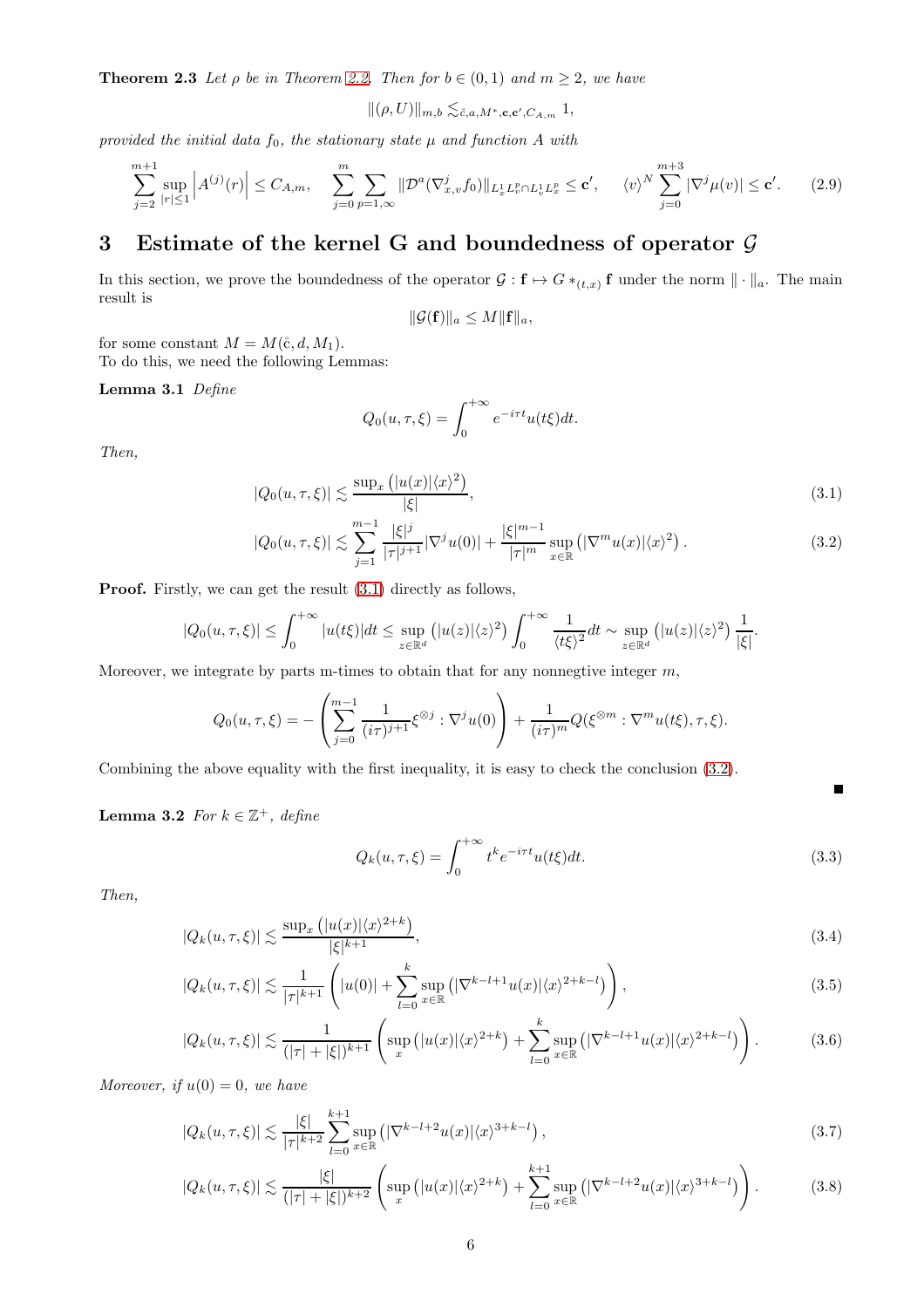**Theorem 2.3** *Let $\rho$ be in Theorem 2.2. Then for $b \in (0,1)$ and $m \geq 2$, we have*

$$\|(\rho, U)\|_{m,b} \lesssim_{\mathring{c},a,M^*,\mathbf{c},\mathbf{c}',C_{A,m}} 1,$$

*provided the initial data $f_0$, the stationary state $\mu$ and function $A$ with*

$$\sum_{j=2}^{m+1} \sup_{|r|\leq 1} \left|A^{(j)}(r)\right| \leq C_{A,m}, \quad \sum_{j=0}^{m} \sum_{p=1,\infty} \|\mathcal{D}^a(\nabla_{x,v}^j f_0)\|_{L_x^1 L_v^p \cap L_v^1 L_x^p} \leq \mathbf{c}', \quad \langle v \rangle^N \sum_{j=0}^{m+3} |\nabla^j \mu(v)| \leq \mathbf{c}'. \tag{2.9}$$

# 3 Estimate of the kernel G and boundedness of operator $\mathcal{G}$

In this section, we prove the boundedness of the operator $\mathcal{G} : \mathbf{f} \mapsto G *_{(t,x)} \mathbf{f}$ under the norm $\| \cdot \|_a$. The main result is

$$\|\mathcal{G}(\mathbf{f})\|_a \leq M \|\mathbf{f}\|_a,$$

for some constant $M = M(\mathring{c}, d, M_1)$.
To do this, we need the following Lemmas:

**Lemma 3.1** *Define*

$$Q_0(u, \tau, \xi) = \int_0^{+\infty} e^{-i\tau t} u(t\xi) dt.$$

*Then,*

$$|Q_0(u, \tau, \xi)| \lesssim \frac{\sup_x \left(|u(x)| \langle x \rangle^2\right)}{|\xi|}, \tag{3.1}$$

$$|Q_0(u, \tau, \xi)| \lesssim \sum_{j=1}^{m-1} \frac{|\xi|^j}{|\tau|^{j+1}} |\nabla^j u(0)| + \frac{|\xi|^{m-1}}{|\tau|^m} \sup_{x \in \mathbb{R}} \left(|\nabla^m u(x)| \langle x \rangle^2\right). \tag{3.2}$$

**Proof.** Firstly, we can get the result (3.1) directly as follows,

$$|Q_0(u, \tau, \xi)| \leq \int_0^{+\infty} |u(t\xi)| dt \leq \sup_{z \in \mathbb{R}^d} \left(|u(z)| \langle z \rangle^2\right) \int_0^{+\infty} \frac{1}{\langle t\xi \rangle^2} dt \sim \sup_{z \in \mathbb{R}^d} \left(|u(z)| \langle z \rangle^2\right) \frac{1}{|\xi|}.$$

Moreover, we integrate by parts m-times to obtain that for any nonnegtive integer $m$,

$$Q_0(u, \tau, \xi) = -\left(\sum_{j=0}^{m-1} \frac{1}{(i\tau)^{j+1}} \xi^{\otimes j} : \nabla^j u(0)\right) + \frac{1}{(i\tau)^m} Q(\xi^{\otimes m} : \nabla^m u(t\xi), \tau, \xi).$$

Combining the above equality with the first inequality, it is easy to check the conclusion (3.2). ∎

**Lemma 3.2** *For $k \in \mathbb{Z}^+$, define*

$$Q_k(u, \tau, \xi) = \int_0^{+\infty} t^k e^{-i\tau t} u(t\xi) dt. \tag{3.3}$$

*Then,*

$$|Q_k(u, \tau, \xi)| \lesssim \frac{\sup_x \left(|u(x)| \langle x \rangle^{2+k}\right)}{|\xi|^{k+1}}, \tag{3.4}$$

$$|Q_k(u, \tau, \xi)| \lesssim \frac{1}{|\tau|^{k+1}} \left(|u(0)| + \sum_{l=0}^{k} \sup_{x \in \mathbb{R}} \left(|\nabla^{k-l+1} u(x)| \langle x \rangle^{2+k-l}\right)\right), \tag{3.5}$$

$$|Q_k(u, \tau, \xi)| \lesssim \frac{1}{(|\tau| + |\xi|)^{k+1}} \left(\sup_x \left(|u(x)| \langle x \rangle^{2+k}\right) + \sum_{l=0}^{k} \sup_{x \in \mathbb{R}} \left(|\nabla^{k-l+1} u(x)| \langle x \rangle^{2+k-l}\right)\right). \tag{3.6}$$

*Moreover, if $u(0) = 0$, we have*

$$|Q_k(u, \tau, \xi)| \lesssim \frac{|\xi|}{|\tau|^{k+2}} \sum_{l=0}^{k+1} \sup_{x \in \mathbb{R}} \left(|\nabla^{k-l+2} u(x)| \langle x \rangle^{3+k-l}\right), \tag{3.7}$$

$$|Q_k(u, \tau, \xi)| \lesssim \frac{|\xi|}{(|\tau| + |\xi|)^{k+2}} \left(\sup_x \left(|u(x)| \langle x \rangle^{2+k}\right) + \sum_{l=0}^{k+1} \sup_{x \in \mathbb{R}} \left(|\nabla^{k-l+2} u(x)| \langle x \rangle^{3+k-l}\right)\right). \tag{3.8}$$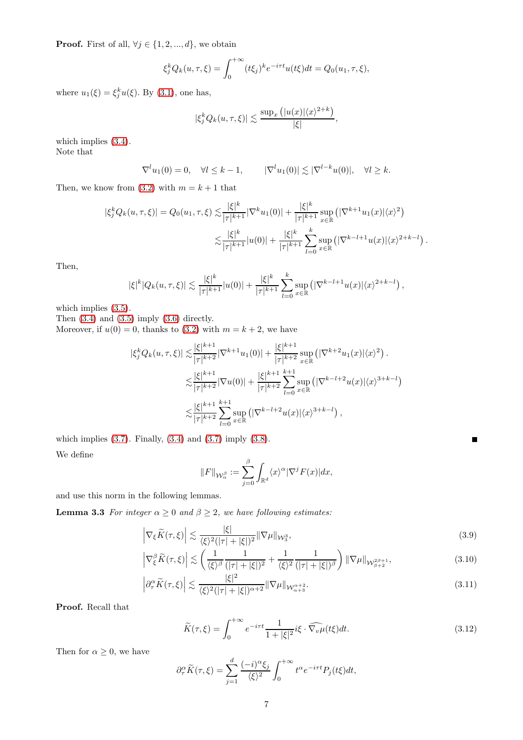**Proof.** First of all, $\forall j \in \{1,2,...,d\}$, we obtain

$$\xi_j^k Q_k(u,\tau,\xi) = \int_0^{+\infty} (t\xi_j)^k e^{-i\tau t} u(t\xi) dt = Q_0(u_1,\tau,\xi),$$

where $u_1(\xi) = \xi_j^k u(\xi)$. By (3.1), one has,

$$|\xi_j^k Q_k(u,\tau,\xi)| \lesssim \frac{\sup_x \left(|u(x)|\langle x\rangle^{2+k}\right)}{|\xi|},$$

which implies (3.4).
Note that

$$\nabla^l u_1(0) = 0, \quad \forall l \leq k-1, \qquad |\nabla^l u_1(0)| \lesssim |\nabla^{l-k} u(0)|, \quad \forall l \geq k.$$

Then, we know from (3.2) with $m = k+1$ that

$$\begin{aligned}
|\xi_j^k Q_k(u,\tau,\xi)| = Q_0(u_1,\tau,\xi) \lesssim& \frac{|\xi|^k}{|\tau|^{k+1}} |\nabla^k u_1(0)| + \frac{|\xi|^k}{|\tau|^{k+1}} \sup_{x\in\mathbb{R}} \left(|\nabla^{k+1} u_1(x)|\langle x\rangle^2\right) \\
\lesssim& \frac{|\xi|^k}{|\tau|^{k+1}} |u(0)| + \frac{|\xi|^k}{|\tau|^{k+1}} \sum_{l=0}^{k} \sup_{x\in\mathbb{R}} \left(|\nabla^{k-l+1} u(x)|\langle x\rangle^{2+k-l}\right).
\end{aligned}$$

Then,

$$|\xi|^k |Q_k(u,\tau,\xi)| \lesssim \frac{|\xi|^k}{|\tau|^{k+1}} |u(0)| + \frac{|\xi|^k}{|\tau|^{k+1}} \sum_{l=0}^{k} \sup_{x\in\mathbb{R}} \left(|\nabla^{k-l+1} u(x)|\langle x\rangle^{2+k-l}\right),$$

which implies (3.5).
Then (3.4) and (3.5) imply (3.6) directly.
Moreover, if $u(0) = 0$, thanks to (3.2) with $m = k+2$, we have

$$\begin{aligned}
|\xi_j^k Q_k(u,\tau,\xi)| \lesssim& \frac{|\xi|^{k+1}}{|\tau|^{k+2}} |\nabla^{k+1} u_1(0)| + \frac{|\xi|^{k+1}}{|\tau|^{k+2}} \sup_{x\in\mathbb{R}} \left(|\nabla^{k+2} u_1(x)|\langle x\rangle^2\right). \\
\lesssim& \frac{|\xi|^{k+1}}{|\tau|^{k+2}} |\nabla u(0)| + \frac{|\xi|^{k+1}}{|\tau|^{k+2}} \sum_{l=0}^{k+1} \sup_{x\in\mathbb{R}} \left(|\nabla^{k-l+2} u(x)|\langle x\rangle^{3+k-l}\right) \\
\lesssim& \frac{|\xi|^{k+1}}{|\tau|^{k+2}} \sum_{l=0}^{k+1} \sup_{x\in\mathbb{R}} \left(|\nabla^{k-l+2} u(x)|\langle x\rangle^{3+k-l}\right),
\end{aligned}$$

which implies (3.7). Finally, (3.4) and (3.7) imply (3.8). ■

We define

$$\|F\|_{\mathcal{W}_\alpha^\beta} := \sum_{j=0}^{\beta} \int_{\mathbb{R}^d} \langle x\rangle^\alpha |\nabla^j F(x)| dx,$$

and use this norm in the following lemmas.

**Lemma 3.3** *For integer $\alpha \geq 0$ and $\beta \geq 2$, we have following estimates:*

$$\left|\nabla_\xi \widetilde{K}(\tau,\xi)\right| \lesssim \frac{|\xi|}{\langle\xi\rangle^2(|\tau|+|\xi|)^2} \|\nabla\mu\|_{\mathcal{W}_3^3}, \tag{3.9}$$

$$\left|\nabla_\xi^\beta \widetilde{K}(\tau,\xi)\right| \lesssim \left(\frac{1}{\langle\xi\rangle^\beta}\frac{1}{(|\tau|+|\xi|)^2} + \frac{1}{\langle\xi\rangle^2}\frac{1}{(|\tau|+|\xi|)^\beta}\right) \|\nabla\mu\|_{\mathcal{W}_{\beta+2}^{2\beta+1}}, \tag{3.10}$$

$$\left|\partial_\tau^\alpha \widetilde{K}(\tau,\xi)\right| \lesssim \frac{|\xi|^2}{\langle\xi\rangle^2(|\tau|+|\xi|)^{\alpha+2}} \|\nabla\mu\|_{\mathcal{W}_{\alpha+3}^{\alpha+2}}. \tag{3.11}$$

**Proof.** Recall that

$$\widetilde{K}(\tau,\xi) = \int_0^{+\infty} e^{-i\tau t} \frac{1}{1+|\xi|^2} i\xi \cdot \widehat{\nabla_v\mu}(t\xi) dt. \tag{3.12}$$

Then for $\alpha \geq 0$, we have

$$\partial_\tau^\alpha \widetilde{K}(\tau,\xi) = \sum_{j=1}^{d} \frac{(-i)^\alpha \xi_j}{\langle\xi\rangle^2} \int_0^{+\infty} t^\alpha e^{-i\tau t} P_j(t\xi) dt,$$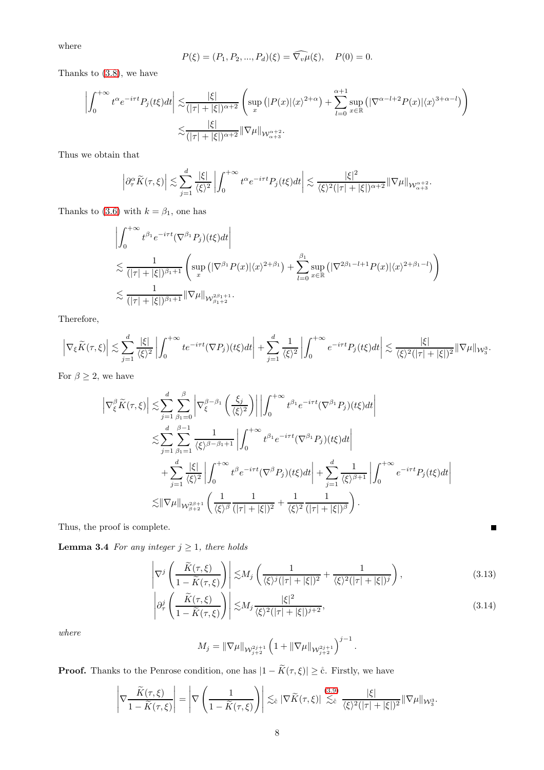where

$$P(\xi) = (P_1, P_2, ..., P_d)(\xi) = \widehat{\nabla_v \mu}(\xi), \quad P(0) = 0.$$

Thanks to (3.8), we have

$$\begin{aligned}
\left|\int_0^{+\infty} t^\alpha e^{-i\tau t} P_j(t\xi) dt\right| \lesssim & \frac{|\xi|}{(|\tau|+|\xi|)^{\alpha+2}} \left(\sup_x \left(|P(x)|\langle x\rangle^{2+\alpha}\right) + \sum_{l=0}^{\alpha+1} \sup_{x\in\mathbb{R}} \left(|\nabla^{\alpha-l+2} P(x)|\langle x\rangle^{3+\alpha-l}\right)\right) \\
\lesssim & \frac{|\xi|}{(|\tau|+|\xi|)^{\alpha+2}} \|\nabla \mu\|_{\mathcal{W}^{\alpha+2}_{\alpha+3}}.
\end{aligned}$$

Thus we obtain that

$$\left|\partial_\tau^\alpha \widetilde{K}(\tau,\xi)\right| \lesssim \sum_{j=1}^d \frac{|\xi|}{\langle\xi\rangle^2} \left|\int_0^{+\infty} t^\alpha e^{-i\tau t} P_j(t\xi) dt\right| \lesssim \frac{|\xi|^2}{\langle\xi\rangle^2 (|\tau|+|\xi|)^{\alpha+2}} \|\nabla\mu\|_{\mathcal{W}^{\alpha+2}_{\alpha+3}}.$$

Thanks to (3.6) with $k = \beta_1$, one has

$$\begin{aligned}
&\left|\int_0^{+\infty} t^{\beta_1} e^{-i\tau t} (\nabla^{\beta_1} P_j)(t\xi) dt\right| \\
&\lesssim \frac{1}{(|\tau|+|\xi|)^{\beta_1+1}} \left(\sup_x \left(|\nabla^{\beta_1} P(x)|\langle x\rangle^{2+\beta_1}\right) + \sum_{l=0}^{\beta_1} \sup_{x\in\mathbb{R}} \left(|\nabla^{2\beta_1-l+1} P(x)|\langle x\rangle^{2+\beta_1-l}\right)\right) \\
&\lesssim \frac{1}{(|\tau|+|\xi|)^{\beta_1+1}} \|\nabla\mu\|_{\mathcal{W}^{2\beta_1+1}_{\beta_1+2}}.
\end{aligned}$$

Therefore,

$$\left|\nabla_\xi \widetilde{K}(\tau,\xi)\right| \lesssim \sum_{j=1}^d \frac{|\xi|}{\langle\xi\rangle^2} \left|\int_0^{+\infty} t e^{-i\tau t} (\nabla P_j)(t\xi) dt\right| + \sum_{j=1}^d \frac{1}{\langle\xi\rangle^2} \left|\int_0^{+\infty} e^{-i\tau t} P_j(t\xi) dt\right| \lesssim \frac{|\xi|}{\langle\xi\rangle^2 (|\tau|+|\xi|)^2} \|\nabla\mu\|_{\mathcal{W}^3_3}.$$

For $\beta \geq 2$, we have

$$\begin{aligned}
\left|\nabla_\xi^\beta \widetilde{K}(\tau,\xi)\right| \lesssim & \sum_{j=1}^d \sum_{\beta_1=0}^{\beta} \left|\nabla_\xi^{\beta-\beta_1}\left(\frac{\xi_j}{\langle\xi\rangle^2}\right)\right| \left|\int_0^{+\infty} t^{\beta_1} e^{-i\tau t} (\nabla^{\beta_1} P_j)(t\xi) dt\right| \\
\lesssim & \sum_{j=1}^d \sum_{\beta_1=1}^{\beta-1} \frac{1}{\langle\xi\rangle^{\beta-\beta_1+1}} \left|\int_0^{+\infty} t^{\beta_1} e^{-i\tau t} (\nabla^{\beta_1} P_j)(t\xi) dt\right| \\
& + \sum_{j=1}^d \frac{|\xi|}{\langle\xi\rangle^2} \left|\int_0^{+\infty} t^\beta e^{-i\tau t} (\nabla^\beta P_j)(t\xi) dt\right| + \sum_{j=1}^d \frac{1}{\langle\xi\rangle^{\beta+1}} \left|\int_0^{+\infty} e^{-i\tau t} P_j(t\xi) dt\right| \\
\lesssim & \|\nabla\mu\|_{\mathcal{W}^{2\beta+1}_{\beta+2}} \left(\frac{1}{\langle\xi\rangle^\beta} \frac{1}{(|\tau|+|\xi|)^2} + \frac{1}{\langle\xi\rangle^2} \frac{1}{(|\tau|+|\xi|)^\beta}\right).
\end{aligned}$$

Thus, the proof is complete. ∎

**Lemma 3.4** *For any integer $j \geq 1$, there holds*

$$\left|\nabla^j \left(\frac{\widetilde{K}(\tau,\xi)}{1-\widetilde{K}(\tau,\xi)}\right)\right| \lesssim M_j \left(\frac{1}{\langle\xi\rangle^j (|\tau|+|\xi|)^2} + \frac{1}{\langle\xi\rangle^2 (|\tau|+|\xi|)^j}\right), \tag{3.13}$$

$$\left|\partial_\tau^j \left(\frac{\widetilde{K}(\tau,\xi)}{1-\widetilde{K}(\tau,\xi)}\right)\right| \lesssim M_j \frac{|\xi|^2}{\langle\xi\rangle^2 (|\tau|+|\xi|)^{j+2}}, \tag{3.14}$$

*where*

$$M_j = \|\nabla\mu\|_{\mathcal{W}^{2j+1}_{j+2}} \left(1 + \|\nabla\mu\|_{\mathcal{W}^{2j+1}_{j+2}}\right)^{j-1}.$$

**Proof.** Thanks to the Penrose condition, one has $|1-\widetilde{K}(\tau,\xi)| \geq \mathring{c}$. Firstly, we have

$$\left|\nabla \frac{\widetilde{K}(\tau,\xi)}{1-\widetilde{K}(\tau,\xi)}\right| = \left|\nabla\left(\frac{1}{1-\widetilde{K}(\tau,\xi)}\right)\right| \lesssim_{\mathring{c}} |\nabla\widetilde{K}(\tau,\xi)| \overset{(3.9)}{\lesssim_{\mathring{c}}} \frac{|\xi|}{\langle\xi\rangle^2 (|\tau|+|\xi|)^2} \|\nabla\mu\|_{\mathcal{W}^3_3}.$$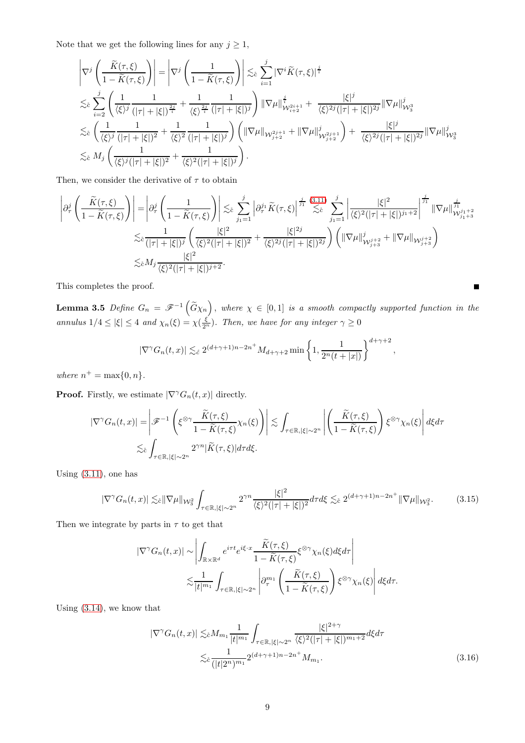Note that we get the following lines for any $j \geq 1$,

$$
\begin{aligned}
&\left|\nabla^j\left(\frac{\widetilde{K}(\tau,\xi)}{1-\widetilde{K}(\tau,\xi)}\right)\right| = \left|\nabla^j\left(\frac{1}{1-\widetilde{K}(\tau,\xi)}\right)\right| \lesssim_{\hat{c}} \sum_{i=1}^{j} |\nabla^i \widetilde{K}(\tau,\xi)|^{\frac{j}{i}} \\
&\lesssim_{\hat{c}} \sum_{i=2}^{j}\left(\frac{1}{\langle\xi\rangle^j}\frac{1}{(|\tau|+|\xi|)^{\frac{2j}{i}}} + \frac{1}{\langle\xi\rangle^{\frac{2j}{i}}}\frac{1}{(|\tau|+|\xi|)^j}\right)\|\nabla\mu\|^{\frac{j}{i}}_{\mathcal{W}^{2i+1}_{i+2}} + \frac{|\xi|^j}{\langle\xi\rangle^{2j}(|\tau|+|\xi|)^{2j}}\|\nabla\mu\|^j_{\mathcal{W}^3_3} \\
&\lesssim_{\hat{c}} \left(\frac{1}{\langle\xi\rangle^j}\frac{1}{(|\tau|+|\xi|)^2} + \frac{1}{\langle\xi\rangle^2}\frac{1}{(|\tau|+|\xi|)^j}\right)\left(\|\nabla\mu\|_{\mathcal{W}^{2j+1}_{j+2}} + \|\nabla\mu\|^j_{\mathcal{W}^{2j+1}_{j+2}}\right) + \frac{|\xi|^j}{\langle\xi\rangle^{2j}(|\tau|+|\xi|)^{2j}}\|\nabla\mu\|^j_{\mathcal{W}^3_3} \\
&\lesssim_{\hat{c}} M_j\left(\frac{1}{\langle\xi\rangle^j(|\tau|+|\xi|)^2} + \frac{1}{\langle\xi\rangle^2(|\tau|+|\xi|)^j}\right).
\end{aligned}
$$

Then, we consider the derivative of $\tau$ to obtain

$$
\begin{aligned}
\left|\partial^j_\tau\left(\frac{\widetilde{K}(\tau,\xi)}{1-\widetilde{K}(\tau,\xi)}\right)\right| &= \left|\partial^j_\tau\left(\frac{1}{1-\widetilde{K}(\tau,\xi)}\right)\right| \lesssim_{\hat{c}} \sum_{j_1=1}^{j}\left|\partial^{j_1}_\tau \widetilde{K}(\tau,\xi)\right|^{\frac{j}{j_1}} \overset{(3.11)}{\lesssim_{\hat{c}}} \sum_{j_1=1}^{j}\left|\frac{|\xi|^2}{\langle\xi\rangle^2(|\tau|+|\xi|)^{j_1+2}}\right|^{\frac{j}{j_1}}\|\nabla\mu\|^{\frac{j}{j_1}}_{\mathcal{W}^{j_1+2}_{j_1+3}} \\
&\lesssim_{\hat{c}} \frac{1}{(|\tau|+|\xi|)^j}\left(\frac{|\xi|^2}{\langle\xi\rangle^2(|\tau|+|\xi|)^2} + \frac{|\xi|^{2j}}{\langle\xi\rangle^{2j}(|\tau|+|\xi|)^{2j}}\right)\left(\|\nabla\mu\|^j_{\mathcal{W}^{j+2}_{j+3}} + \|\nabla\mu\|_{\mathcal{W}^{j+2}_{j+3}}\right) \\
&\lesssim_{\hat{c}} M_j\frac{|\xi|^2}{\langle\xi\rangle^2(|\tau|+|\xi|)^{j+2}}.
\end{aligned}
$$

This completes the proof. ∎

**Lemma 3.5** *Define $G_n = \mathscr{F}^{-1}\left(\widetilde{G}\chi_n\right)$, where $\chi \in [0,1]$ is a smooth compactly supported function in the annulus $1/4 \leq |\xi| \leq 4$ and $\chi_n(\xi) = \chi(\frac{\xi}{2^n})$. Then, we have for any integer $\gamma \geq 0$*

$$
|\nabla^\gamma G_n(t,x)| \lesssim_{\hat{c}} 2^{(d+\gamma+1)n-2n^+} M_{d+\gamma+2}\min\left\{1, \frac{1}{2^n(t+|x|)}\right\}^{d+\gamma+2},
$$

*where $n^+ = \max\{0,n\}$.*

**Proof.** Firstly, we estimate $|\nabla^\gamma G_n(t,x)|$ directly.

$$
\begin{aligned}
|\nabla^\gamma G_n(t,x)| &= \left|\mathscr{F}^{-1}\left(\xi^{\otimes\gamma}\frac{\widetilde{K}(\tau,\xi)}{1-\widetilde{K}(\tau,\xi)}\chi_n(\xi)\right)\right| \lesssim \int_{\tau\in\mathbb{R},|\xi|\sim 2^n}\left|\left(\frac{\widetilde{K}(\tau,\xi)}{1-\widetilde{K}(\tau,\xi)}\right)\xi^{\otimes\gamma}\chi_n(\xi)\right|d\xi d\tau \\
&\lesssim_{\hat{c}} \int_{\tau\in\mathbb{R},|\xi|\sim 2^n} 2^{\gamma n}|\widetilde{K}(\tau,\xi)|d\tau d\xi.
\end{aligned}
$$

Using (3.11), one has

$$
|\nabla^\gamma G_n(t,x)| \lesssim_{\hat{c}} \|\nabla\mu\|_{\mathcal{W}^2_3}\int_{\tau\in\mathbb{R},|\xi|\sim 2^n} 2^{\gamma n}\frac{|\xi|^2}{\langle\xi\rangle^2(|\tau|+|\xi|)^2}d\tau d\xi \lesssim_{\hat{c}} 2^{(d+\gamma+1)n-2n^+}\|\nabla\mu\|_{\mathcal{W}^2_3}. \tag{3.15}
$$

Then we integrate by parts in $\tau$ to get that

$$
\begin{aligned}
|\nabla^\gamma G_n(t,x)| &\sim \left|\int_{\mathbb{R}\times\mathbb{R}^d} e^{i\tau t}e^{i\xi\cdot x}\frac{\widetilde{K}(\tau,\xi)}{1-\widetilde{K}(\tau,\xi)}\xi^{\otimes\gamma}\chi_n(\xi)d\xi d\tau\right| \\
&\lesssim \frac{1}{|t|^{m_1}}\int_{\tau\in\mathbb{R},|\xi|\sim 2^n}\left|\partial^{m_1}_\tau\left(\frac{\widetilde{K}(\tau,\xi)}{1-\widetilde{K}(\tau,\xi)}\right)\xi^{\otimes\gamma}\chi_n(\xi)\right|d\xi d\tau.
\end{aligned}
$$

Using (3.14), we know that

$$
\begin{aligned}
|\nabla^\gamma G_n(t,x)| &\lesssim_{\hat{c}} M_{m_1}\frac{1}{|t|^{m_1}}\int_{\tau\in\mathbb{R},|\xi|\sim 2^n}\frac{|\xi|^{2+\gamma}}{\langle\xi\rangle^2(|\tau|+|\xi|)^{m_1+2}}d\xi d\tau \\
&\lesssim_{\hat{c}} \frac{1}{(|t|2^n)^{m_1}}2^{(d+\gamma+1)n-2n^+}M_{m_1}.
\end{aligned}
\tag{3.16}
$$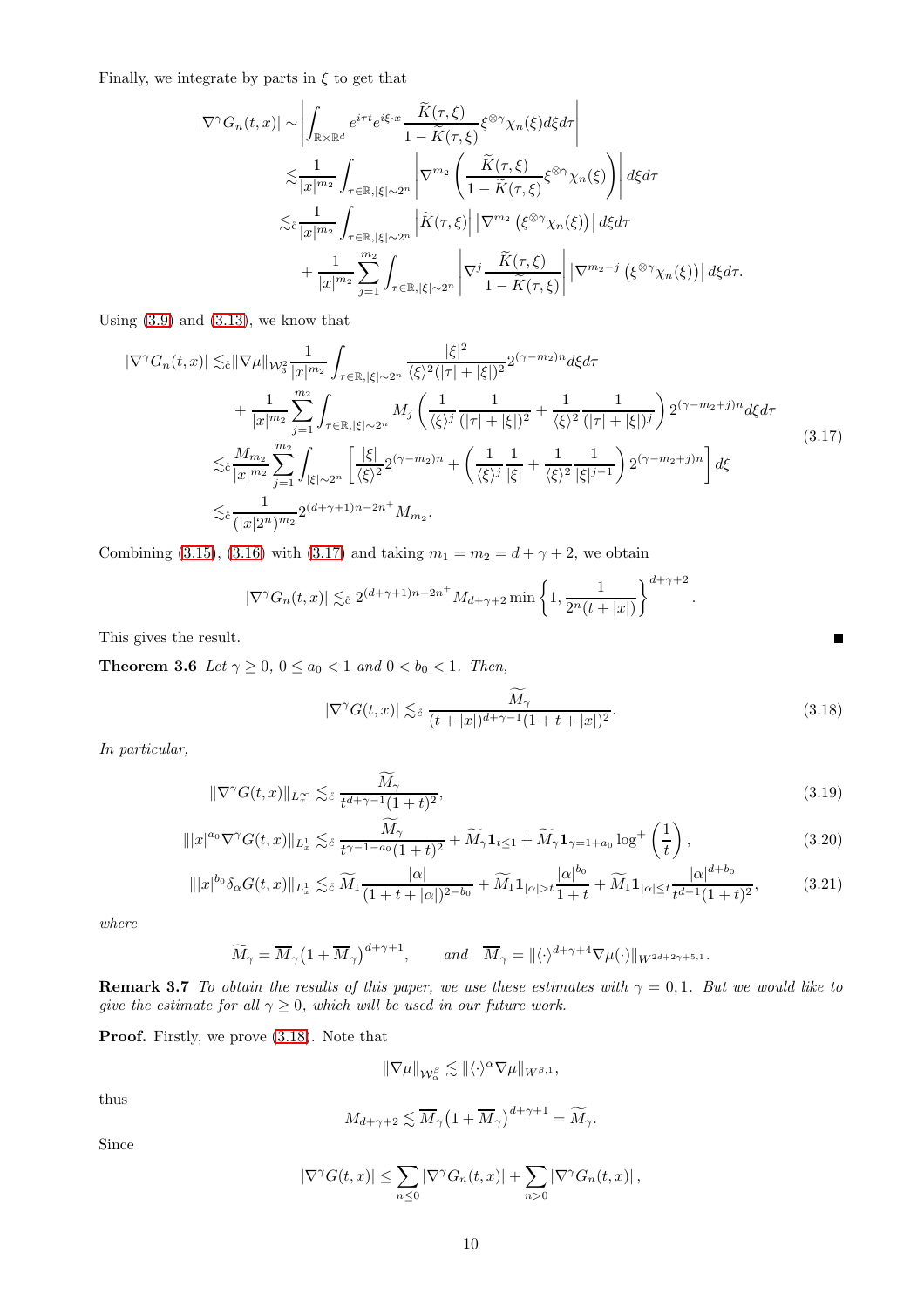Finally, we integrate by parts in $\xi$ to get that

$$
\begin{aligned}
|\nabla^\gamma G_n(t,x)| \sim & \left|\int_{\mathbb{R}\times\mathbb{R}^d} e^{i\tau t} e^{i\xi\cdot x} \frac{\widetilde{K}(\tau,\xi)}{1-\widetilde{K}(\tau,\xi)} \xi^{\otimes\gamma}\chi_n(\xi) d\xi d\tau\right| \\
\lesssim & \frac{1}{|x|^{m_2}} \int_{\tau\in\mathbb{R},|\xi|\sim 2^n} \left|\nabla^{m_2}\left(\frac{\widetilde{K}(\tau,\xi)}{1-\widetilde{K}(\tau,\xi)}\xi^{\otimes\gamma}\chi_n(\xi)\right)\right| d\xi d\tau \\
\lesssim_{\hat{c}} & \frac{1}{|x|^{m_2}} \int_{\tau\in\mathbb{R},|\xi|\sim 2^n} \left|\widetilde{K}(\tau,\xi)\right| \left|\nabla^{m_2}\left(\xi^{\otimes\gamma}\chi_n(\xi)\right)\right| d\xi d\tau \\
& + \frac{1}{|x|^{m_2}} \sum_{j=1}^{m_2} \int_{\tau\in\mathbb{R},|\xi|\sim 2^n} \left|\nabla^j \frac{\widetilde{K}(\tau,\xi)}{1-\widetilde{K}(\tau,\xi)}\right| \left|\nabla^{m_2-j}\left(\xi^{\otimes\gamma}\chi_n(\xi)\right)\right| d\xi d\tau.
\end{aligned}
$$

Using (3.9) and (3.13), we know that

$$
\begin{aligned}
|\nabla^\gamma G_n(t,x)| \lesssim_{\hat{c}} & \|\nabla\mu\|_{\mathcal{W}_3^2} \frac{1}{|x|^{m_2}} \int_{\tau\in\mathbb{R},|\xi|\sim 2^n} \frac{|\xi|^2}{\langle\xi\rangle^2(|\tau|+|\xi|)^2} 2^{(\gamma-m_2)n} d\xi d\tau \\
& + \frac{1}{|x|^{m_2}} \sum_{j=1}^{m_2} \int_{\tau\in\mathbb{R},|\xi|\sim 2^n} M_j\left(\frac{1}{\langle\xi\rangle^j}\frac{1}{(|\tau|+|\xi|)^2} + \frac{1}{\langle\xi\rangle^2}\frac{1}{(|\tau|+|\xi|)^j}\right) 2^{(\gamma-m_2+j)n} d\xi d\tau \\
\lesssim_{\hat{c}} & \frac{M_{m_2}}{|x|^{m_2}} \sum_{j=1}^{m_2} \int_{|\xi|\sim 2^n} \left[\frac{|\xi|}{\langle\xi\rangle^2} 2^{(\gamma-m_2)n} + \left(\frac{1}{\langle\xi\rangle^j}\frac{1}{|\xi|} + \frac{1}{\langle\xi\rangle^2}\frac{1}{|\xi|^{j-1}}\right) 2^{(\gamma-m_2+j)n}\right] d\xi \\
\lesssim_{\hat{c}} & \frac{1}{(|x|2^n)^{m_2}} 2^{(d+\gamma+1)n-2n^+} M_{m_2}.
\end{aligned}
\tag{3.17}
$$

Combining (3.15), (3.16) with (3.17) and taking $m_1 = m_2 = d+\gamma+2$, we obtain

$$
|\nabla^\gamma G_n(t,x)| \lesssim_{\hat{c}} 2^{(d+\gamma+1)n-2n^+} M_{d+\gamma+2} \min\left\{1, \frac{1}{2^n(t+|x|)}\right\}^{d+\gamma+2}.
$$

This gives the result. ∎

**Theorem 3.6** *Let $\gamma \geq 0$, $0 \leq a_0 < 1$ and $0 < b_0 < 1$. Then,*

$$
|\nabla^\gamma G(t,x)| \lesssim_{\hat{c}} \frac{\widetilde{M}_\gamma}{(t+|x|)^{d+\gamma-1}(1+t+|x|)^2}. \tag{3.18}
$$

*In particular,*

$$
\|\nabla^\gamma G(t,x)\|_{L_x^\infty} \lesssim_{\hat{c}} \frac{\widetilde{M}_\gamma}{t^{d+\gamma-1}(1+t)^2}, \tag{3.19}
$$

$$
\||x|^{a_0}\nabla^\gamma G(t,x)\|_{L_x^1} \lesssim_{\hat{c}} \frac{\widetilde{M}_\gamma}{t^{\gamma-1-a_0}(1+t)^2} + \widetilde{M}_\gamma \mathbf{1}_{t\leq 1} + \widetilde{M}_\gamma \mathbf{1}_{\gamma=1+a_0}\log^+\left(\frac{1}{t}\right), \tag{3.20}
$$

$$
\||x|^{b_0}\delta_\alpha G(t,x)\|_{L_x^1} \lesssim_{\hat{c}} \widetilde{M}_1 \frac{|\alpha|}{(1+t+|\alpha|)^{2-b_0}} + \widetilde{M}_1 \mathbf{1}_{|\alpha|>t}\frac{|\alpha|^{b_0}}{1+t} + \widetilde{M}_1 \mathbf{1}_{|\alpha|\leq t}\frac{|\alpha|^{d+b_0}}{t^{d-1}(1+t)^2}, \tag{3.21}
$$

*where*

$$
\widetilde{M}_\gamma = \overline{M}_\gamma\big(1+\overline{M}_\gamma\big)^{d+\gamma+1}, \qquad \text{and} \quad \overline{M}_\gamma = \|\langle\cdot\rangle^{d+\gamma+4}\nabla\mu(\cdot)\|_{W^{2d+2\gamma+5,1}}.
$$

**Remark 3.7** *To obtain the results of this paper, we use these estimates with $\gamma = 0,1$. But we would like to give the estimate for all $\gamma \geq 0$, which will be used in our future work.*

**Proof.** Firstly, we prove (3.18). Note that

$$
\|\nabla\mu\|_{\mathcal{W}_\alpha^\beta} \lesssim \|\langle\cdot\rangle^\alpha\nabla\mu\|_{W^{\beta,1}},
$$

thus

$$
M_{d+\gamma+2} \lesssim \overline{M}_\gamma\big(1+\overline{M}_\gamma\big)^{d+\gamma+1} = \widetilde{M}_\gamma.
$$

Since

$$
|\nabla^\gamma G(t,x)| \leq \sum_{n\leq 0}|\nabla^\gamma G_n(t,x)| + \sum_{n>0}|\nabla^\gamma G_n(t,x)|,
$$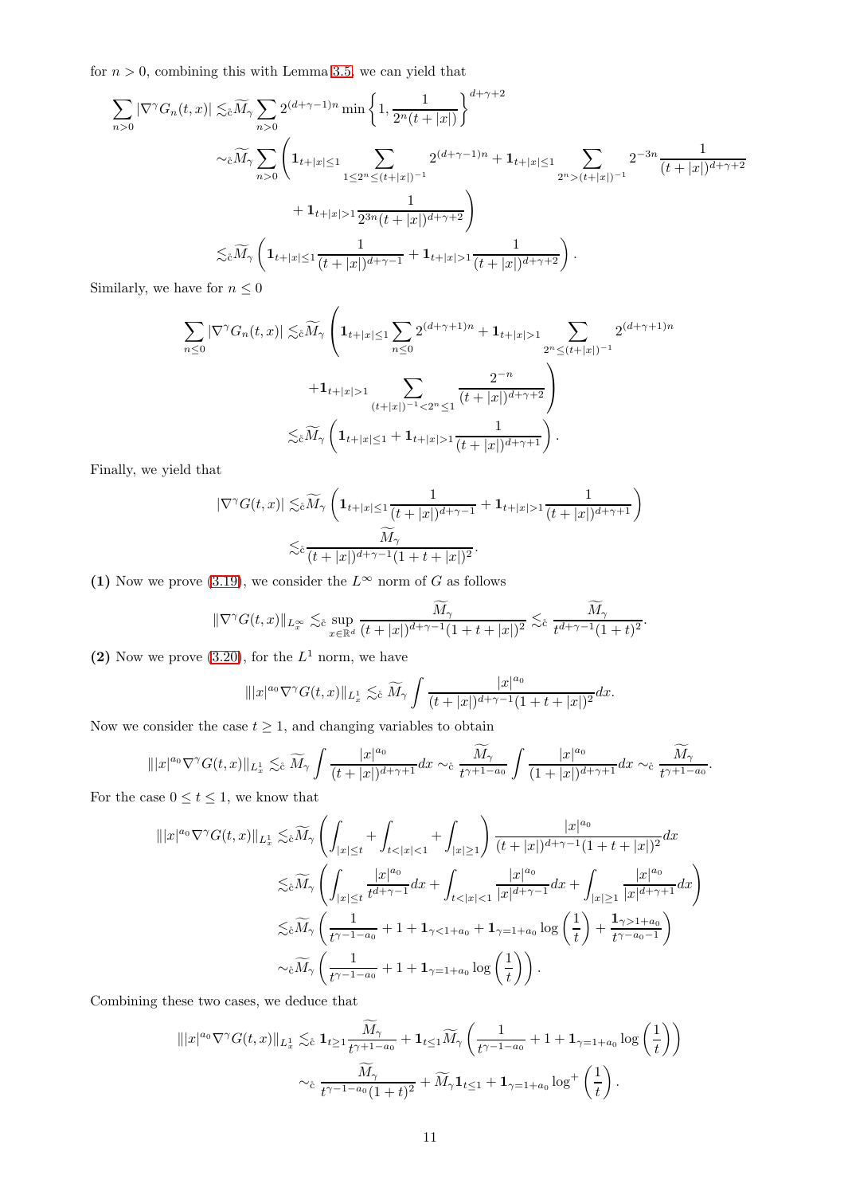for $n > 0$, combining this with Lemma 3.5, we can yield that

$$
\begin{aligned}
\sum_{n>0} |\nabla^\gamma G_n(t,x)| \lesssim_{\mathring{c}} & \widetilde{M}_\gamma \sum_{n>0} 2^{(d+\gamma-1)n} \min\left\{1, \frac{1}{2^n(t+|x|)}\right\}^{d+\gamma+2} \\
\sim_{\mathring{c}} & \widetilde{M}_\gamma \sum_{n>0} \Bigg( \mathbf{1}_{t+|x|\le 1} \sum_{1\le 2^n \le (t+|x|)^{-1}} 2^{(d+\gamma-1)n} + \mathbf{1}_{t+|x|\le 1} \sum_{2^n > (t+|x|)^{-1}} 2^{-3n} \frac{1}{(t+|x|)^{d+\gamma+2}} \\
& + \mathbf{1}_{t+|x|>1} \frac{1}{2^{3n}(t+|x|)^{d+\gamma+2}} \Bigg) \\
\lesssim_{\mathring{c}} & \widetilde{M}_\gamma \left( \mathbf{1}_{t+|x|\le 1} \frac{1}{(t+|x|)^{d+\gamma-1}} + \mathbf{1}_{t+|x|>1} \frac{1}{(t+|x|)^{d+\gamma+2}} \right).
\end{aligned}
$$

Similarly, we have for $n \le 0$

$$
\begin{aligned}
\sum_{n\le 0} |\nabla^\gamma G_n(t,x)| \lesssim_{\mathring{c}} & \widetilde{M}_\gamma \Bigg( \mathbf{1}_{t+|x|\le 1} \sum_{n\le 0} 2^{(d+\gamma+1)n} + \mathbf{1}_{t+|x|>1} \sum_{2^n \le (t+|x|)^{-1}} 2^{(d+\gamma+1)n} \\
& + \mathbf{1}_{t+|x|>1} \sum_{(t+|x|)^{-1} < 2^n \le 1} \frac{2^{-n}}{(t+|x|)^{d+\gamma+2}} \Bigg) \\
\lesssim_{\mathring{c}} & \widetilde{M}_\gamma \left( \mathbf{1}_{t+|x|\le 1} + \mathbf{1}_{t+|x|>1} \frac{1}{(t+|x|)^{d+\gamma+1}} \right).
\end{aligned}
$$

Finally, we yield that

$$
\begin{aligned}
|\nabla^\gamma G(t,x)| \lesssim_{\mathring{c}} & \widetilde{M}_\gamma \left( \mathbf{1}_{t+|x|\le 1} \frac{1}{(t+|x|)^{d+\gamma-1}} + \mathbf{1}_{t+|x|>1} \frac{1}{(t+|x|)^{d+\gamma+1}} \right) \\
\lesssim_{\mathring{c}} & \frac{\widetilde{M}_\gamma}{(t+|x|)^{d+\gamma-1}(1+t+|x|)^2}.
\end{aligned}
$$

**(1)** Now we prove (3.19), we consider the $L^\infty$ norm of $G$ as follows

$$
\|\nabla^\gamma G(t,x)\|_{L^\infty_x} \lesssim_{\mathring{c}} \sup_{x\in\mathbb{R}^d} \frac{\widetilde{M}_\gamma}{(t+|x|)^{d+\gamma-1}(1+t+|x|)^2} \lesssim_{\mathring{c}} \frac{\widetilde{M}_\gamma}{t^{d+\gamma-1}(1+t)^2}.
$$

**(2)** Now we prove (3.20), for the $L^1$ norm, we have

$$
\||x|^{a_0} \nabla^\gamma G(t,x)\|_{L^1_x} \lesssim_{\mathring{c}} \widetilde{M}_\gamma \int \frac{|x|^{a_0}}{(t+|x|)^{d+\gamma-1}(1+t+|x|)^2} dx.
$$

Now we consider the case $t \ge 1$, and changing variables to obtain

$$
\||x|^{a_0} \nabla^\gamma G(t,x)\|_{L^1_x} \lesssim_{\mathring{c}} \widetilde{M}_\gamma \int \frac{|x|^{a_0}}{(t+|x|)^{d+\gamma+1}} dx \sim_{\mathring{c}} \frac{\widetilde{M}_\gamma}{t^{\gamma+1-a_0}} \int \frac{|x|^{a_0}}{(1+|x|)^{d+\gamma+1}} dx \sim_{\mathring{c}} \frac{\widetilde{M}_\gamma}{t^{\gamma+1-a_0}}.
$$

For the case $0 \le t \le 1$, we know that

$$
\begin{aligned}
\||x|^{a_0} \nabla^\gamma G(t,x)\|_{L^1_x} \lesssim_{\mathring{c}} & \widetilde{M}_\gamma \left( \int_{|x|\le t} + \int_{t<|x|<1} + \int_{|x|\ge 1} \right) \frac{|x|^{a_0}}{(t+|x|)^{d+\gamma-1}(1+t+|x|)^2} dx \\
\lesssim_{\mathring{c}} & \widetilde{M}_\gamma \left( \int_{|x|\le t} \frac{|x|^{a_0}}{t^{d+\gamma-1}} dx + \int_{t<|x|<1} \frac{|x|^{a_0}}{|x|^{d+\gamma-1}} dx + \int_{|x|\ge 1} \frac{|x|^{a_0}}{|x|^{d+\gamma+1}} dx \right) \\
\lesssim_{\mathring{c}} & \widetilde{M}_\gamma \left( \frac{1}{t^{\gamma-1-a_0}} + 1 + \mathbf{1}_{\gamma<1+a_0} + \mathbf{1}_{\gamma=1+a_0} \log\left(\frac{1}{t}\right) + \frac{\mathbf{1}_{\gamma>1+a_0}}{t^{\gamma-a_0-1}} \right) \\
\sim_{\mathring{c}} & \widetilde{M}_\gamma \left( \frac{1}{t^{\gamma-1-a_0}} + 1 + \mathbf{1}_{\gamma=1+a_0} \log\left(\frac{1}{t}\right) \right).
\end{aligned}
$$

Combining these two cases, we deduce that

$$
\begin{aligned}
\||x|^{a_0} \nabla^\gamma G(t,x)\|_{L^1_x} \lesssim_{\mathring{c}} & \mathbf{1}_{t\ge 1} \frac{\widetilde{M}_\gamma}{t^{\gamma+1-a_0}} + \mathbf{1}_{t\le 1} \widetilde{M}_\gamma \left( \frac{1}{t^{\gamma-1-a_0}} + 1 + \mathbf{1}_{\gamma=1+a_0} \log\left(\frac{1}{t}\right) \right) \\
\sim_{\mathring{c}} & \frac{\widetilde{M}_\gamma}{t^{\gamma-1-a_0}(1+t)^2} + \widetilde{M}_\gamma \mathbf{1}_{t\le 1} + \mathbf{1}_{\gamma=1+a_0} \log^+\left(\frac{1}{t}\right).
\end{aligned}
$$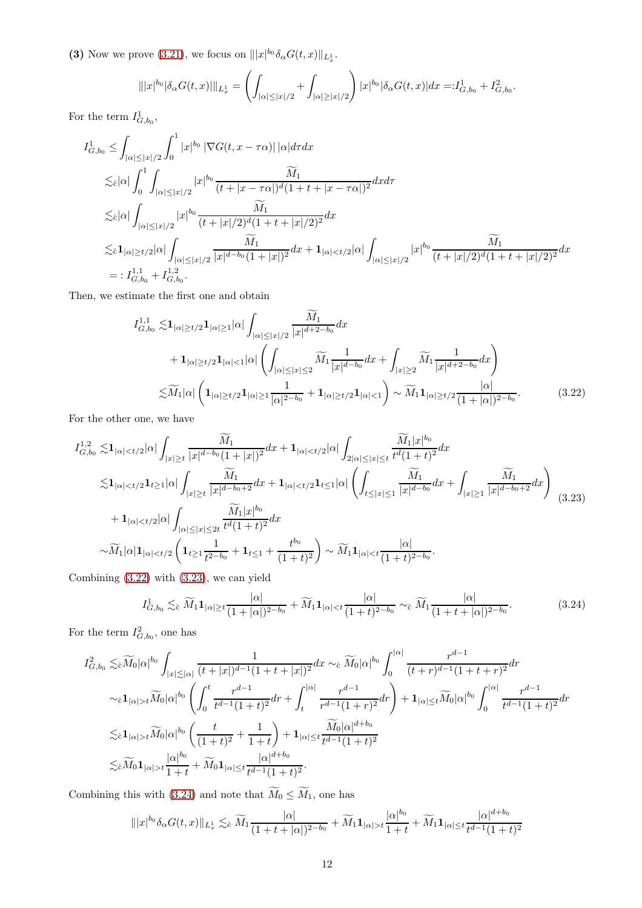**(3)** Now we prove (3.21), we focus on $\||x|^{b_0}\delta_\alpha G(t,x)\|_{L^1_x}$.

$$\||x|^{b_0}|\delta_\alpha G(t,x)|\|_{L^1_x} = \left(\int_{|\alpha|\le|x|/2} + \int_{|\alpha|\ge|x|/2}\right)|x|^{b_0}|\delta_\alpha G(t,x)|dx =: I^1_{G,b_0} + I^2_{G,b_0}.$$

For the term $I^1_{G,b_0}$,

$$\begin{aligned}
I^1_{G,b_0} \le& \int_{|\alpha|\le|x|/2}\int_0^1 |x|^{b_0}\,|\nabla G(t,x-\tau\alpha)|\,|\alpha|d\tau dx\\
\lesssim_{\hat{c}}& |\alpha|\int_0^1\int_{|\alpha|\le|x|/2}|x|^{b_0}\frac{\widetilde{M}_1}{(t+|x-\tau\alpha|)^d(1+t+|x-\tau\alpha|)^2}dxd\tau\\
\lesssim_{\hat{c}}& |\alpha|\int_{|\alpha|\le|x|/2}|x|^{b_0}\frac{\widetilde{M}_1}{(t+|x|/2)^d(1+t+|x|/2)^2}dx\\
\lesssim_{\hat{c}}& \mathbf{1}_{|\alpha|\ge t/2}|\alpha|\int_{|\alpha|\le|x|/2}\frac{\widetilde{M}_1}{|x|^{d-b_0}(1+|x|)^2}dx + \mathbf{1}_{|\alpha|<t/2}|\alpha|\int_{|\alpha|\le|x|/2}|x|^{b_0}\frac{\widetilde{M}_1}{(t+|x|/2)^d(1+t+|x|/2)^2}dx\\
=:& I^{1,1}_{G,b_0} + I^{1,2}_{G,b_0}.
\end{aligned}$$

Then, we estimate the first one and obtain

$$\begin{aligned}
I^{1,1}_{G,b_0} \lesssim& \mathbf{1}_{|\alpha|\ge t/2}\mathbf{1}_{|\alpha|\ge1}|\alpha|\int_{|\alpha|\le|x|/2}\frac{\widetilde{M}_1}{|x|^{d+2-b_0}}dx\\
&+ \mathbf{1}_{|\alpha|\ge t/2}\mathbf{1}_{|\alpha|<1}|\alpha|\left(\int_{|\alpha|\le|x|\le2}\widetilde{M}_1\frac{1}{|x|^{d-b_0}}dx + \int_{|x|\ge2}\widetilde{M}_1\frac{1}{|x|^{d+2-b_0}}dx\right)\\
\lesssim& \widetilde{M}_1|\alpha|\left(\mathbf{1}_{|\alpha|\ge t/2}\mathbf{1}_{|\alpha|\ge1}\frac{1}{|\alpha|^{2-b_0}} + \mathbf{1}_{|\alpha|\ge t/2}\mathbf{1}_{|\alpha|<1}\right) \sim \widetilde{M}_1\mathbf{1}_{|\alpha|\ge t/2}\frac{|\alpha|}{(1+|\alpha|)^{2-b_0}}.
\end{aligned} \tag{3.22}$$

For the other one, we have

$$\begin{aligned}
I^{1,2}_{G,b_0} \lesssim& \mathbf{1}_{|\alpha|<t/2}|\alpha|\int_{|x|\ge t}\frac{\widetilde{M}_1}{|x|^{d-b_0}(1+|x|)^2}dx + \mathbf{1}_{|\alpha|<t/2}|\alpha|\int_{2|\alpha|\le|x|\le t}\frac{\widetilde{M}_1|x|^{b_0}}{t^d(1+t)^2}dx\\
\lesssim& \mathbf{1}_{|\alpha|<t/2}\mathbf{1}_{t\ge1}|\alpha|\int_{|x|\ge t}\frac{\widetilde{M}_1}{|x|^{d-b_0+2}}dx + \mathbf{1}_{|\alpha|<t/2}\mathbf{1}_{t\le1}|\alpha|\left(\int_{t\le|x|\le1}\frac{\widetilde{M}_1}{|x|^{d-b_0}}dx + \int_{|x|\ge1}\frac{\widetilde{M}_1}{|x|^{d-b_0+2}}dx\right)\\
&+ \mathbf{1}_{|\alpha|<t/2}|\alpha|\int_{|\alpha|\le|x|\le2t}\frac{\widetilde{M}_1|x|^{b_0}}{t^d(1+t)^2}dx\\
\sim& \widetilde{M}_1|\alpha|\mathbf{1}_{|\alpha|<t/2}\left(\mathbf{1}_{t\ge1}\frac{1}{t^{2-b_0}} + \mathbf{1}_{t\le1} + \frac{t^{b_0}}{(1+t)^2}\right) \sim \widetilde{M}_1\mathbf{1}_{|\alpha|<t}\frac{|\alpha|}{(1+t)^{2-b_0}}.
\end{aligned} \tag{3.23}$$

Combining (3.22) with (3.23), we can yield

$$I^1_{G,b_0} \lesssim_{\hat{c}} \widetilde{M}_1\mathbf{1}_{|\alpha|\ge t}\frac{|\alpha|}{(1+|\alpha|)^{2-b_0}} + \widetilde{M}_1\mathbf{1}_{|\alpha|<t}\frac{|\alpha|}{(1+t)^{2-b_0}} \sim_{\hat{c}} \widetilde{M}_1\frac{|\alpha|}{(1+t+|\alpha|)^{2-b_0}}. \tag{3.24}$$

For the term $I^2_{G,b_0}$, one has

$$\begin{aligned}
I^2_{G,b_0} \lesssim_{\hat{c}}& \widetilde{M}_0|\alpha|^{b_0}\int_{|x|\lesssim|\alpha|}\frac{1}{(t+|x|)^{d-1}(1+t+|x|)^2}dx \sim_{\hat{c}} \widetilde{M}_0|\alpha|^{b_0}\int_0^{|\alpha|}\frac{r^{d-1}}{(t+r)^{d-1}(1+t+r)^2}dr\\
\sim_{\hat{c}}& \mathbf{1}_{|\alpha|>t}\widetilde{M}_0|\alpha|^{b_0}\left(\int_0^t\frac{r^{d-1}}{t^{d-1}(1+t)^2}dr + \int_t^{|\alpha|}\frac{r^{d-1}}{r^{d-1}(1+r)^2}dr\right) + \mathbf{1}_{|\alpha|\le t}\widetilde{M}_0|\alpha|^{b_0}\int_0^{|\alpha|}\frac{r^{d-1}}{t^{d-1}(1+t)^2}dr\\
\lesssim_{\hat{c}}& \mathbf{1}_{|\alpha|>t}\widetilde{M}_0|\alpha|^{b_0}\left(\frac{t}{(1+t)^2} + \frac{1}{1+t}\right) + \mathbf{1}_{|\alpha|\le t}\frac{\widetilde{M}_0|\alpha|^{d+b_0}}{t^{d-1}(1+t)^2}\\
\lesssim_{\hat{c}}& \widetilde{M}_0\mathbf{1}_{|\alpha|>t}\frac{|\alpha|^{b_0}}{1+t} + \widetilde{M}_0\mathbf{1}_{|\alpha|\le t}\frac{|\alpha|^{d+b_0}}{t^{d-1}(1+t)^2}.
\end{aligned}$$

Combining this with (3.24) and note that $\widetilde{M}_0 \le \widetilde{M}_1$, one has

$$\||x|^{b_0}\delta_\alpha G(t,x)\|_{L^1_x} \lesssim_{\hat{c}} \widetilde{M}_1\frac{|\alpha|}{(1+t+|\alpha|)^{2-b_0}} + \widetilde{M}_1\mathbf{1}_{|\alpha|>t}\frac{|\alpha|^{b_0}}{1+t} + \widetilde{M}_1\mathbf{1}_{|\alpha|\le t}\frac{|\alpha|^{d+b_0}}{t^{d-1}(1+t)^2}$$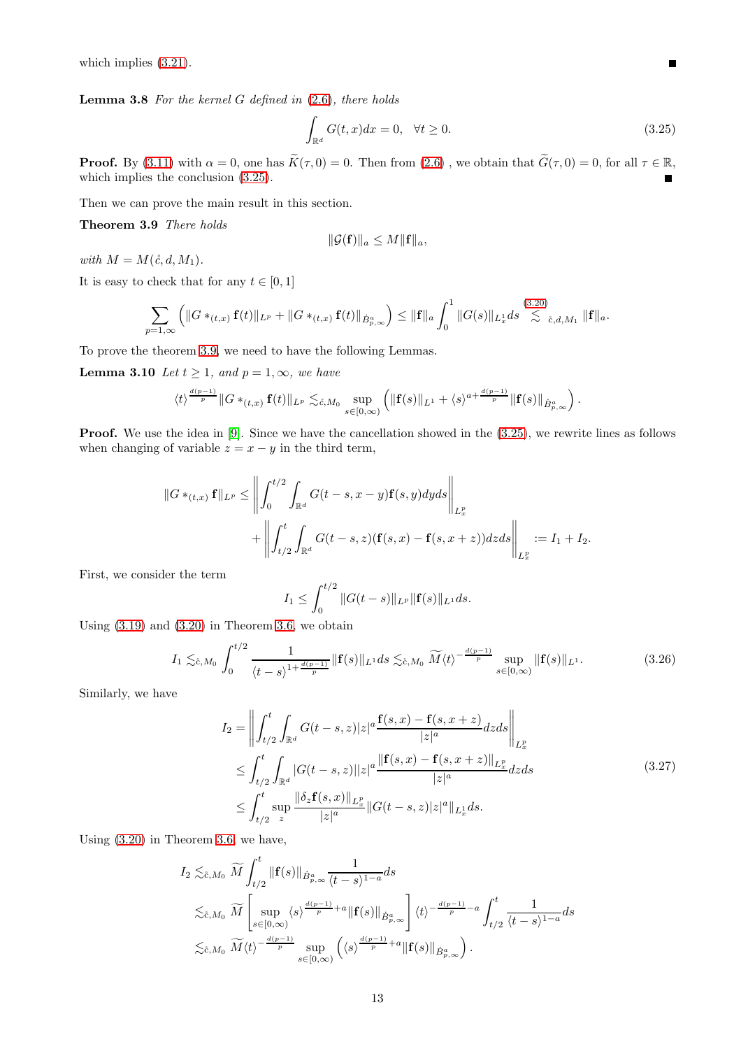which implies (3.21). ∎

**Lemma 3.8** *For the kernel $G$ defined in (2.6), there holds*

$$\int_{\mathbb{R}^d} G(t,x)dx = 0, \quad \forall t \geq 0. \tag{3.25}$$

**Proof.** By (3.11) with $\alpha = 0$, one has $\widetilde{K}(\tau, 0) = 0$. Then from (2.6) , we obtain that $\widetilde{G}(\tau, 0) = 0$, for all $\tau \in \mathbb{R}$, which implies the conclusion (3.25). ∎

Then we can prove the main result in this section.

**Theorem 3.9** *There holds*

$$\|\mathcal{G}(\mathbf{f})\|_a \leq M\|\mathbf{f}\|_a,$$

*with $M = M(\mathring{c}, d, M_1)$.*

It is easy to check that for any $t \in [0,1]$

$$\sum_{p=1,\infty} \left( \|G *_{(t,x)} \mathbf{f}(t)\|_{L^p} + \|G *_{(t,x)} \mathbf{f}(t)\|_{\dot{B}^a_{p,\infty}} \right) \leq \|\mathbf{f}\|_a \int_0^1 \|G(s)\|_{L^1_x} ds \overset{(3.20)}{\lesssim}_{\mathring{c},d,M_1} \|\mathbf{f}\|_a.$$

To prove the theorem 3.9, we need to have the following Lemmas.

**Lemma 3.10** *Let $t \geq 1$, and $p = 1, \infty$, we have*

$$\langle t \rangle^{\frac{d(p-1)}{p}} \|G *_{(t,x)} \mathbf{f}(t)\|_{L^p} \lesssim_{\mathring{c},M_0} \sup_{s\in[0,\infty)} \left( \|\mathbf{f}(s)\|_{L^1} + \langle s \rangle^{a+\frac{d(p-1)}{p}} \|\mathbf{f}(s)\|_{\dot{B}^a_{p,\infty}} \right).$$

**Proof.** We use the idea in [9]. Since we have the cancellation showed in the (3.25), we rewrite lines as follows when changing of variable $z = x - y$ in the third term,

$$\begin{aligned}
\|G *_{(t,x)} \mathbf{f}\|_{L^p} \leq & \left\| \int_0^{t/2} \int_{\mathbb{R}^d} G(t-s, x-y)\mathbf{f}(s,y)dyds \right\|_{L^p_x} \\
& + \left\| \int_{t/2}^t \int_{\mathbb{R}^d} G(t-s,z)(\mathbf{f}(s,x) - \mathbf{f}(s,x+z))dzds \right\|_{L^p_x} := I_1 + I_2.
\end{aligned}$$

First, we consider the term

$$I_1 \leq \int_0^{t/2} \|G(t-s)\|_{L^p} \|\mathbf{f}(s)\|_{L^1} ds.$$

Using (3.19) and (3.20) in Theorem 3.6, we obtain

$$I_1 \lesssim_{\mathring{c},M_0} \int_0^{t/2} \frac{1}{\langle t-s \rangle^{1+\frac{d(p-1)}{p}}} \|\mathbf{f}(s)\|_{L^1} ds \lesssim_{\mathring{c},M_0} \widetilde{M} \langle t \rangle^{-\frac{d(p-1)}{p}} \sup_{s\in[0,\infty)} \|\mathbf{f}(s)\|_{L^1}. \tag{3.26}$$

Similarly, we have

$$\begin{aligned}
I_2 &= \left\| \int_{t/2}^t \int_{\mathbb{R}^d} G(t-s,z)|z|^a \frac{\mathbf{f}(s,x) - \mathbf{f}(s,x+z)}{|z|^a} dzds \right\|_{L^p_x} \\
&\leq \int_{t/2}^t \int_{\mathbb{R}^d} |G(t-s,z)||z|^a \frac{\|\mathbf{f}(s,x) - \mathbf{f}(s,x+z)\|_{L^p_x}}{|z|^a} dzds \\
&\leq \int_{t/2}^t \sup_z \frac{\|\delta_z \mathbf{f}(s,x)\|_{L^p_x}}{|z|^a} \|G(t-s,z)|z|^a\|_{L^1_x} ds.
\end{aligned} \tag{3.27}$$

Using (3.20) in Theorem 3.6, we have,

$$\begin{aligned}
I_2 &\lesssim_{\mathring{c},M_0} \widetilde{M} \int_{t/2}^t \|\mathbf{f}(s)\|_{\dot{B}^a_{p,\infty}} \frac{1}{\langle t-s \rangle^{1-a}} ds \\
&\lesssim_{\mathring{c},M_0} \widetilde{M} \left[ \sup_{s\in[0,\infty)} \langle s \rangle^{\frac{d(p-1)}{p}+a} \|\mathbf{f}(s)\|_{\dot{B}^a_{p,\infty}} \right] \langle t \rangle^{-\frac{d(p-1)}{p}-a} \int_{t/2}^t \frac{1}{\langle t-s \rangle^{1-a}} ds \\
&\lesssim_{\mathring{c},M_0} \widetilde{M} \langle t \rangle^{-\frac{d(p-1)}{p}} \sup_{s\in[0,\infty)} \left( \langle s \rangle^{\frac{d(p-1)}{p}+a} \|\mathbf{f}(s)\|_{\dot{B}^a_{p,\infty}} \right).
\end{aligned}$$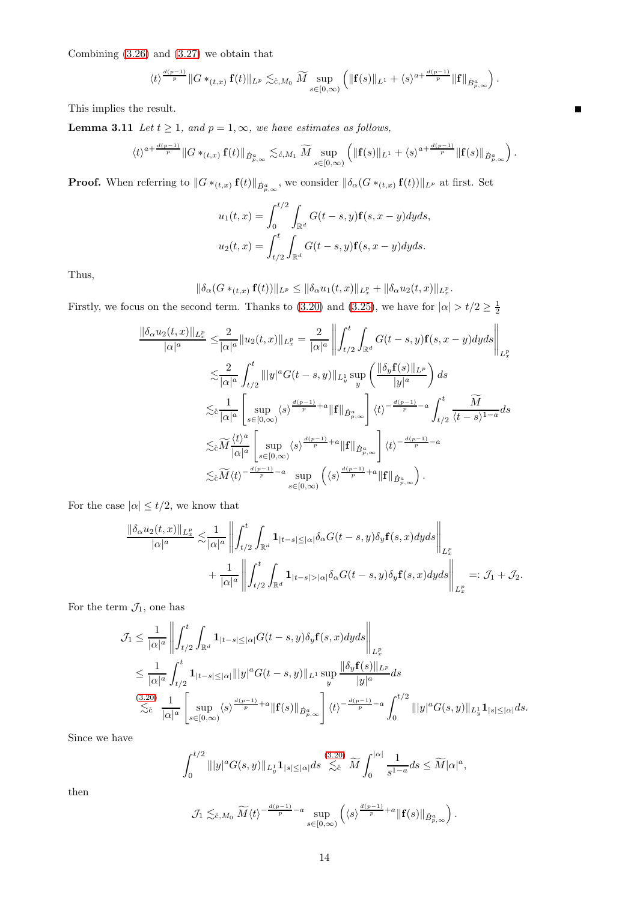Combining (3.26) and (3.27) we obtain that

$$
\langle t\rangle^{\frac{d(p-1)}{p}}\|G *_{(t,x)} \mathbf{f}(t)\|_{L^p} \lesssim_{\hat{c},M_0} \widetilde{M} \sup_{s\in[0,\infty)} \left(\|\mathbf{f}(s)\|_{L^1} + \langle s\rangle^{a+\frac{d(p-1)}{p}}\|\mathbf{f}\|_{\dot{B}^a_{p,\infty}}\right).
$$

This implies the result. ∎

**Lemma 3.11** *Let $t \geq 1$, and $p = 1, \infty$, we have estimates as follows,*

$$
\langle t\rangle^{a+\frac{d(p-1)}{p}}\|G *_{(t,x)} \mathbf{f}(t)\|_{\dot{B}^a_{p,\infty}} \lesssim_{\hat{c},M_1} \widetilde{M} \sup_{s\in[0,\infty)} \left(\|\mathbf{f}(s)\|_{L^1} + \langle s\rangle^{a+\frac{d(p-1)}{p}}\|\mathbf{f}(s)\|_{\dot{B}^a_{p,\infty}}\right).
$$

**Proof.** When referring to $\|G *_{(t,x)} \mathbf{f}(t)\|_{\dot{B}^a_{p,\infty}}$, we consider $\|\delta_\alpha(G *_{(t,x)} \mathbf{f}(t))\|_{L^p}$ at first. Set

$$
u_1(t,x) = \int_0^{t/2}\int_{\mathbb{R}^d} G(t-s,y)\mathbf{f}(s,x-y)dyds,
$$
$$
u_2(t,x) = \int_{t/2}^{t}\int_{\mathbb{R}^d} G(t-s,y)\mathbf{f}(s,x-y)dyds.
$$

Thus,

$$
\|\delta_\alpha(G *_{(t,x)} \mathbf{f}(t))\|_{L^p} \leq \|\delta_\alpha u_1(t,x)\|_{L^p_x} + \|\delta_\alpha u_2(t,x)\|_{L^p_x}.
$$

Firstly, we focus on the second term. Thanks to (3.20) and (3.25), we have for $|\alpha| > t/2 \geq \frac{1}{2}$

$$
\begin{aligned}
\frac{\|\delta_\alpha u_2(t,x)\|_{L^p_x}}{|\alpha|^a} \leq& \frac{2}{|\alpha|^a}\|u_2(t,x)\|_{L^p_x} = \frac{2}{|\alpha|^a}\left\|\int_{t/2}^{t}\int_{\mathbb{R}^d} G(t-s,y)\mathbf{f}(s,x-y)dyds\right\|_{L^p_x} \\
\lesssim& \frac{2}{|\alpha|^a}\int_{t/2}^{t}\||y|^a G(t-s,y)\|_{L^1_y}\sup_y\left(\frac{\|\delta_y \mathbf{f}(s)\|_{L^p}}{|y|^a}\right)ds \\
\lesssim_{\hat{c}}& \frac{1}{|\alpha|^a}\left[\sup_{s\in[0,\infty)}\langle s\rangle^{\frac{d(p-1)}{p}+a}\|\mathbf{f}\|_{\dot{B}^a_{p,\infty}}\right]\langle t\rangle^{-\frac{d(p-1)}{p}-a}\int_{t/2}^{t}\frac{\widetilde{M}}{\langle t-s\rangle^{1-a}}ds \\
\lesssim_{\hat{c}}& \widetilde{M}\frac{\langle t\rangle^a}{|\alpha|^a}\left[\sup_{s\in[0,\infty)}\langle s\rangle^{\frac{d(p-1)}{p}+a}\|\mathbf{f}\|_{\dot{B}^a_{p,\infty}}\right]\langle t\rangle^{-\frac{d(p-1)}{p}-a} \\
\lesssim_{\hat{c}}& \widetilde{M}\langle t\rangle^{-\frac{d(p-1)}{p}-a}\sup_{s\in[0,\infty)}\left(\langle s\rangle^{\frac{d(p-1)}{p}+a}\|\mathbf{f}\|_{\dot{B}^a_{p,\infty}}\right).
\end{aligned}
$$

For the case $|\alpha| \leq t/2$, we know that

$$
\begin{aligned}
\frac{\|\delta_\alpha u_2(t,x)\|_{L^p_x}}{|\alpha|^a} \lesssim& \frac{1}{|\alpha|^a}\left\|\int_{t/2}^{t}\int_{\mathbb{R}^d}\mathbf{1}_{|t-s|\leq|\alpha|}\delta_\alpha G(t-s,y)\delta_y\mathbf{f}(s,x)dyds\right\|_{L^p_x} \\
&+ \frac{1}{|\alpha|^a}\left\|\int_{t/2}^{t}\int_{\mathbb{R}^d}\mathbf{1}_{|t-s|>|\alpha|}\delta_\alpha G(t-s,y)\delta_y\mathbf{f}(s,x)dyds\right\|_{L^p_x} =: \mathcal{J}_1 + \mathcal{J}_2.
\end{aligned}
$$

For the term $\mathcal{J}_1$, one has

$$
\begin{aligned}
\mathcal{J}_1 \leq& \frac{1}{|\alpha|^a}\left\|\int_{t/2}^{t}\int_{\mathbb{R}^d}\mathbf{1}_{|t-s|\leq|\alpha|}G(t-s,y)\delta_y\mathbf{f}(s,x)dyds\right\|_{L^p_x} \\
\leq& \frac{1}{|\alpha|^a}\int_{t/2}^{t}\mathbf{1}_{|t-s|\leq|\alpha|}\||y|^a G(t-s,y)\|_{L^1}\sup_y\frac{\|\delta_y\mathbf{f}(s)\|_{L^p}}{|y|^a}ds \\
\overset{(3.20)}{\lesssim_{\hat{c}}}& \frac{1}{|\alpha|^a}\left[\sup_{s\in[0,\infty)}\langle s\rangle^{\frac{d(p-1)}{p}+a}\|\mathbf{f}(s)\|_{\dot{B}^a_{p,\infty}}\right]\langle t\rangle^{-\frac{d(p-1)}{p}-a}\int_0^{t/2}\||y|^a G(s,y)\|_{L^1_y}\mathbf{1}_{|s|\leq|\alpha|}ds.
\end{aligned}
$$

Since we have

$$
\int_0^{t/2}\||y|^a G(s,y)\|_{L^1_y}\mathbf{1}_{|s|\leq|\alpha|}ds \overset{(3.20)}{\lesssim_{\hat{c}}} \widetilde{M}\int_0^{|\alpha|}\frac{1}{s^{1-a}}ds \leq \widetilde{M}|\alpha|^a,
$$

then

$$
\mathcal{J}_1 \lesssim_{\hat{c},M_0} \widetilde{M}\langle t\rangle^{-\frac{d(p-1)}{p}-a}\sup_{s\in[0,\infty)}\left(\langle s\rangle^{\frac{d(p-1)}{p}+a}\|\mathbf{f}(s)\|_{\dot{B}^a_{p,\infty}}\right).
$$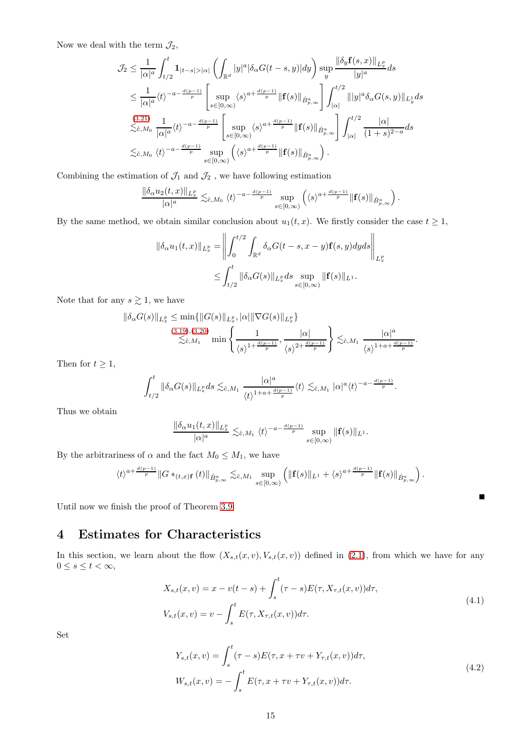Now we deal with the term $\mathcal{J}_2$,

$$
\begin{aligned}
\mathcal{J}_2 &\le \frac{1}{|\alpha|^a}\int_{t/2}^{t} \mathbf{1}_{|t-s|>|\alpha|}\left(\int_{\mathbb{R}^d}|y|^a|\delta_\alpha G(t-s,y)|dy\right)\sup_y \frac{\|\delta_y \mathbf{f}(s,x)\|_{L^p_x}}{|y|^a}ds \\
&\le \frac{1}{|\alpha|^a}\langle t\rangle^{-a-\frac{d(p-1)}{p}}\left[\sup_{s\in[0,\infty)}\langle s\rangle^{a+\frac{d(p-1)}{p}}\|\mathbf{f}(s)\|_{\dot{B}^a_{p,\infty}}\right]\int_{|\alpha|}^{t/2}\||y|^a\delta_\alpha G(s,y)\|_{L^1_y}ds \\
&\overset{(3.21)}{\lesssim_{\hat{c},M_0}} \frac{1}{|\alpha|^a}\langle t\rangle^{-a-\frac{d(p-1)}{p}}\left[\sup_{s\in[0,\infty)}\langle s\rangle^{a+\frac{d(p-1)}{p}}\|\mathbf{f}(s)\|_{\dot{B}^a_{p,\infty}}\right]\int_{|\alpha|}^{t/2}\frac{|\alpha|}{(1+s)^{2-a}}ds \\
&\lesssim_{\hat{c},M_0} \langle t\rangle^{-a-\frac{d(p-1)}{p}}\sup_{s\in[0,\infty)}\left(\langle s\rangle^{a+\frac{d(p-1)}{p}}\|\mathbf{f}(s)\|_{\dot{B}^a_{p,\infty}}\right).
\end{aligned}
$$

Combining the estimation of $\mathcal{J}_1$ and $\mathcal{J}_2$ , we have following estimation

$$
\frac{\|\delta_\alpha u_2(t,x)\|_{L^p_x}}{|\alpha|^a} \lesssim_{\hat{c},M_0} \langle t\rangle^{-a-\frac{d(p-1)}{p}}\sup_{s\in[0,\infty)}\left(\langle s\rangle^{a+\frac{d(p-1)}{p}}\|\mathbf{f}(s)\|_{\dot{B}^a_{p,\infty}}\right).
$$

By the same method, we obtain similar conclusion about $u_1(t,x)$. We firstly consider the case $t\ge 1$,

$$
\begin{aligned}
\|\delta_\alpha u_1(t,x)\|_{L^p_x} &= \left\|\int_0^{t/2}\int_{\mathbb{R}^d}\delta_\alpha G(t-s,x-y)\mathbf{f}(s,y)dyds\right\|_{L^p_x} \\
&\le \int_{t/2}^{t}\|\delta_\alpha G(s)\|_{L^p_x}ds \sup_{s\in[0,\infty)}\|\mathbf{f}(s)\|_{L^1}.
\end{aligned}
$$

Note that for any $s\gtrsim 1$, we have

$$
\begin{aligned}
\|\delta_\alpha G(s)\|_{L^p_x} &\le \min\{\|G(s)\|_{L^p_x}, |\alpha|\|\nabla G(s)\|_{L^p_x}\} \\
&\overset{(3.19),(3.20)}{\lesssim_{\hat{c},M_1}} \min\left\{\frac{1}{\langle s\rangle^{1+\frac{d(p-1)}{p}}}, \frac{|\alpha|}{\langle s\rangle^{2+\frac{d(p-1)}{p}}}\right\} \lesssim_{\hat{c},M_1} \frac{|\alpha|^a}{\langle s\rangle^{1+a+\frac{d(p-1)}{p}}}.
\end{aligned}
$$

Then for $t\ge 1$,

$$
\int_{t/2}^{t}\|\delta_\alpha G(s)\|_{L^p_x}ds \lesssim_{\hat{c},M_1} \frac{|\alpha|^a}{\langle t\rangle^{1+a+\frac{d(p-1)}{p}}}\langle t\rangle \lesssim_{\hat{c},M_1} |\alpha|^a\langle t\rangle^{-a-\frac{d(p-1)}{p}}.
$$

Thus we obtain

$$
\frac{\|\delta_\alpha u_1(t,x)\|_{L^p_x}}{|\alpha|^a} \lesssim_{\hat{c},M_1} \langle t\rangle^{-a-\frac{d(p-1)}{p}}\sup_{s\in[0,\infty)}\|\mathbf{f}(s)\|_{L^1}.
$$

By the arbitrariness of $\alpha$ and the fact $M_0\le M_1$, we have

$$
\langle t\rangle^{a+\frac{d(p-1)}{p}}\|G*_{(t,x)}\mathbf{f}\,(t)\|_{\dot{B}^a_{p,\infty}} \lesssim_{\hat{c},M_1} \sup_{s\in[0,\infty)}\left(\|\mathbf{f}(s)\|_{L^1}+\langle s\rangle^{a+\frac{d(p-1)}{p}}\|\mathbf{f}(s)\|_{\dot{B}^a_{p,\infty}}\right).
$$

∎

Until now we finish the proof of Theorem 3.9.

# 4 Estimates for Characteristics

In this section, we learn about the flow $(X_{s,t}(x,v),V_{s,t}(x,v))$ defined in (2.1), from which we have for any $0\le s\le t<\infty$,

$$
\begin{aligned}
X_{s,t}(x,v) &= x - v(t-s) + \int_s^t(\tau-s)E(\tau,X_{\tau,t}(x,v))d\tau, \\
V_{s,t}(x,v) &= v - \int_s^t E(\tau,X_{\tau,t}(x,v))d\tau.
\end{aligned}
\tag{4.1}
$$

Set

$$
\begin{aligned}
Y_{s,t}(x,v) &= \int_s^t(\tau-s)E(\tau,x+\tau v+Y_{\tau,t}(x,v))d\tau, \\
W_{s,t}(x,v) &= -\int_s^t E(\tau,x+\tau v+Y_{\tau,t}(x,v))d\tau.
\end{aligned}
\tag{4.2}
$$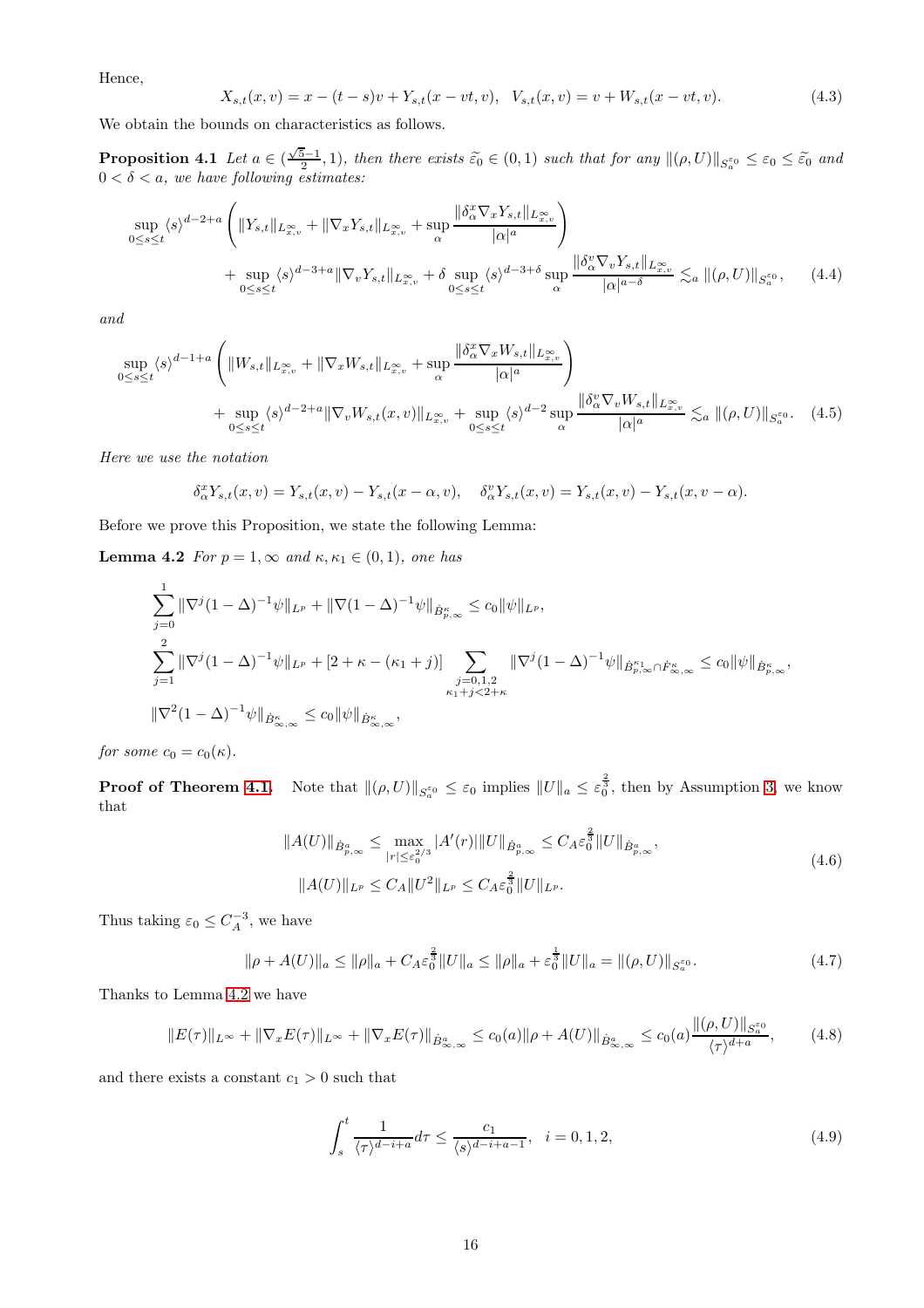Hence,

$$X_{s,t}(x,v) = x - (t-s)v + Y_{s,t}(x - vt, v), \quad V_{s,t}(x,v) = v + W_{s,t}(x - vt, v). \tag{4.3}$$

We obtain the bounds on characteristics as follows.

**Proposition 4.1** *Let $a \in (\frac{\sqrt{5}-1}{2}, 1)$, then there exists $\widetilde{\varepsilon}_0 \in (0,1)$ such that for any $\|(\rho, U)\|_{S_a^{\varepsilon_0}} \leq \varepsilon_0 \leq \widetilde{\varepsilon}_0$ and $0 < \delta < a$, we have following estimates:*

$$\begin{aligned}
&\sup_{0\leq s\leq t} \langle s \rangle^{d-2+a} \left( \|Y_{s,t}\|_{L^\infty_{x,v}} + \|\nabla_x Y_{s,t}\|_{L^\infty_{x,v}} + \sup_\alpha \frac{\|\delta^x_\alpha \nabla_x Y_{s,t}\|_{L^\infty_{x,v}}}{|\alpha|^a} \right) \\
&\quad + \sup_{0\leq s\leq t} \langle s \rangle^{d-3+a} \|\nabla_v Y_{s,t}\|_{L^\infty_{x,v}} + \delta \sup_{0\leq s\leq t} \langle s \rangle^{d-3+\delta} \sup_\alpha \frac{\|\delta^v_\alpha \nabla_v Y_{s,t}\|_{L^\infty_{x,v}}}{|\alpha|^{a-\delta}} \lesssim_a \|(\rho, U)\|_{S_a^{\varepsilon_0}},
\end{aligned} \tag{4.4}$$

*and*

$$\begin{aligned}
&\sup_{0\leq s\leq t} \langle s \rangle^{d-1+a} \left( \|W_{s,t}\|_{L^\infty_{x,v}} + \|\nabla_x W_{s,t}\|_{L^\infty_{x,v}} + \sup_\alpha \frac{\|\delta^x_\alpha \nabla_x W_{s,t}\|_{L^\infty_{x,v}}}{|\alpha|^a} \right) \\
&\quad + \sup_{0\leq s\leq t} \langle s \rangle^{d-2+a} \|\nabla_v W_{s,t}(x,v)\|_{L^\infty_{x,v}} + \sup_{0\leq s\leq t} \langle s \rangle^{d-2} \sup_\alpha \frac{\|\delta^v_\alpha \nabla_v W_{s,t}\|_{L^\infty_{x,v}}}{|\alpha|^a} \lesssim_a \|(\rho, U)\|_{S_a^{\varepsilon_0}}.
\end{aligned} \tag{4.5}$$

*Here we use the notation*

$$\delta^x_\alpha Y_{s,t}(x,v) = Y_{s,t}(x,v) - Y_{s,t}(x-\alpha, v), \quad \delta^v_\alpha Y_{s,t}(x,v) = Y_{s,t}(x,v) - Y_{s,t}(x, v-\alpha).$$

Before we prove this Proposition, we state the following Lemma:

**Lemma 4.2** *For $p = 1, \infty$ and $\kappa, \kappa_1 \in (0,1)$, one has*

$$\begin{aligned}
&\sum_{j=0}^{1} \|\nabla^j (1-\Delta)^{-1}\psi\|_{L^p} + \|\nabla(1-\Delta)^{-1}\psi\|_{\dot{B}^\kappa_{p,\infty}} \leq c_0 \|\psi\|_{L^p}, \\
&\sum_{j=1}^{2} \|\nabla^j (1-\Delta)^{-1}\psi\|_{L^p} + [2+\kappa-(\kappa_1+j)] \sum_{\substack{j=0,1,2 \\ \kappa_1+j<2+\kappa}} \|\nabla^j (1-\Delta)^{-1}\psi\|_{\dot{B}^{\kappa_1}_{p,\infty}\cap \dot{F}^\kappa_{\infty,\infty}} \leq c_0 \|\psi\|_{\dot{B}^\kappa_{p,\infty}}, \\
&\|\nabla^2 (1-\Delta)^{-1}\psi\|_{\dot{B}^\kappa_{\infty,\infty}} \leq c_0 \|\psi\|_{\dot{B}^\kappa_{\infty,\infty}},
\end{aligned}$$

*for some $c_0 = c_0(\kappa)$.*

**Proof of Theorem 4.1.** Note that $\|(\rho, U)\|_{S_a^{\varepsilon_0}} \leq \varepsilon_0$ implies $\|U\|_a \leq \varepsilon_0^{\frac{2}{3}}$, then by Assumption 3, we know that

$$\begin{aligned}
\|A(U)\|_{\dot{B}^a_{p,\infty}} &\leq \max_{|r|\leq \varepsilon_0^{2/3}} |A'(r)| \|U\|_{\dot{B}^a_{p,\infty}} \leq C_A \varepsilon_0^{\frac{2}{3}} \|U\|_{\dot{B}^a_{p,\infty}}, \\
\|A(U)\|_{L^p} &\leq C_A \|U^2\|_{L^p} \leq C_A \varepsilon_0^{\frac{2}{3}} \|U\|_{L^p}.
\end{aligned} \tag{4.6}$$

Thus taking $\varepsilon_0 \leq C_A^{-3}$, we have

$$\|\rho + A(U)\|_a \leq \|\rho\|_a + C_A \varepsilon_0^{\frac{2}{3}} \|U\|_a \leq \|\rho\|_a + \varepsilon_0^{\frac{1}{3}} \|U\|_a = \|(\rho, U)\|_{S_a^{\varepsilon_0}}. \tag{4.7}$$

Thanks to Lemma 4.2 we have

$$\|E(\tau)\|_{L^\infty} + \|\nabla_x E(\tau)\|_{L^\infty} + \|\nabla_x E(\tau)\|_{\dot{B}^a_{\infty,\infty}} \leq c_0(a) \|\rho + A(U)\|_{\dot{B}^a_{\infty,\infty}} \leq c_0(a) \frac{\|(\rho, U)\|_{S_a^{\varepsilon_0}}}{\langle \tau \rangle^{d+a}}, \tag{4.8}$$

and there exists a constant $c_1 > 0$ such that

$$\int_s^t \frac{1}{\langle \tau \rangle^{d-i+a}} d\tau \leq \frac{c_1}{\langle s \rangle^{d-i+a-1}}, \quad i = 0, 1, 2, \tag{4.9}$$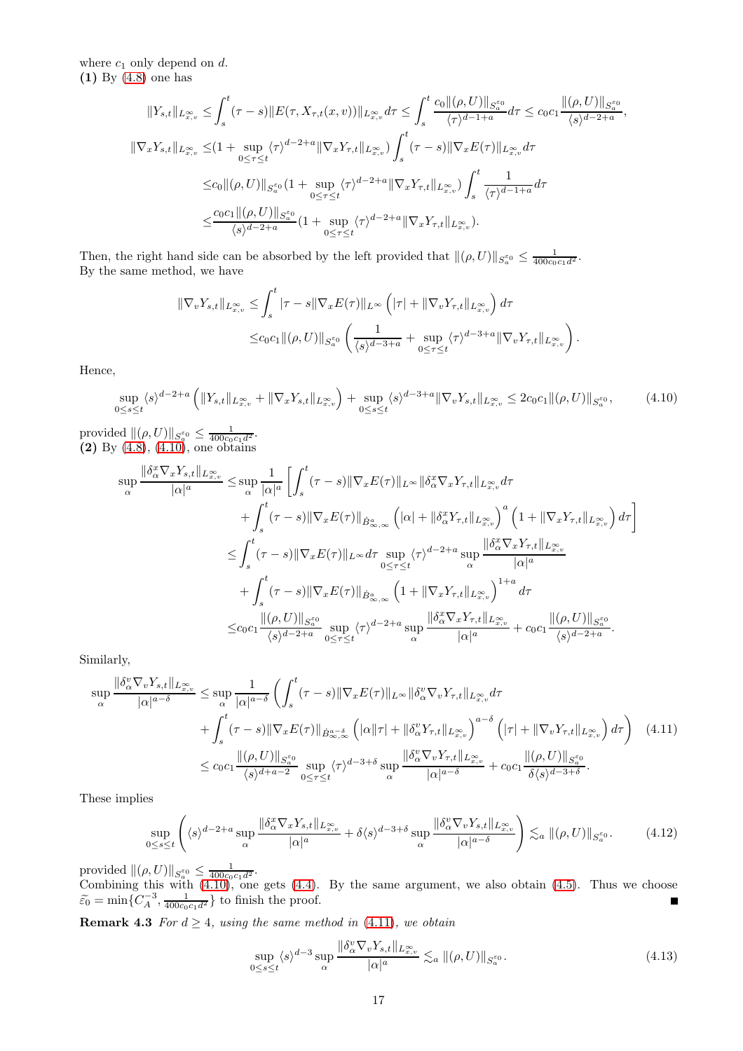where $c_1$ only depend on $d$.

**(1)** By (4.8) one has

$$
\begin{aligned}
\|Y_{s,t}\|_{L^\infty_{x,v}} \leq& \int_s^t (\tau - s)\|E(\tau, X_{\tau,t}(x,v))\|_{L^\infty_{x,v}} d\tau \leq \int_s^t \frac{c_0\|(\rho,U)\|_{S^{\varepsilon_0}_a}}{\langle\tau\rangle^{d-1+a}} d\tau \leq c_0c_1\frac{\|(\rho,U)\|_{S^{\varepsilon_0}_a}}{\langle s\rangle^{d-2+a}},\\
\|\nabla_x Y_{s,t}\|_{L^\infty_{x,v}} \leq& (1+\sup_{0\leq\tau\leq t}\langle\tau\rangle^{d-2+a}\|\nabla_x Y_{\tau,t}\|_{L^\infty_{x,v}})\int_s^t (\tau-s)\|\nabla_x E(\tau)\|_{L^\infty_{x,v}} d\tau\\
\leq& c_0\|(\rho,U)\|_{S^{\varepsilon_0}_a}(1+\sup_{0\leq\tau\leq t}\langle\tau\rangle^{d-2+a}\|\nabla_x Y_{\tau,t}\|_{L^\infty_{x,v}})\int_s^t \frac{1}{\langle\tau\rangle^{d-1+a}} d\tau\\
\leq& \frac{c_0c_1\|(\rho,U)\|_{S^{\varepsilon_0}_a}}{\langle s\rangle^{d-2+a}}(1+\sup_{0\leq\tau\leq t}\langle\tau\rangle^{d-2+a}\|\nabla_x Y_{\tau,t}\|_{L^\infty_{x,v}}).
\end{aligned}
$$

Then, the right hand side can be absorbed by the left provided that $\|(\rho,U)\|_{S^{\varepsilon_0}_a} \leq \frac{1}{400c_0c_1d^2}$.
By the same method, we have

$$
\begin{aligned}
\|\nabla_v Y_{s,t}\|_{L^\infty_{x,v}} \leq& \int_s^t |\tau-s|\|\nabla_x E(\tau)\|_{L^\infty}\left(|\tau| + \|\nabla_v Y_{\tau,t}\|_{L^\infty_{x,v}}\right) d\tau\\
\leq& c_0c_1\|(\rho,U)\|_{S^{\varepsilon_0}_a}\left(\frac{1}{\langle s\rangle^{d-3+a}} + \sup_{0\leq\tau\leq t}\langle\tau\rangle^{d-3+a}\|\nabla_v Y_{\tau,t}\|_{L^\infty_{x,v}}\right).
\end{aligned}
$$

Hence,

$$
\sup_{0\leq s\leq t}\langle s\rangle^{d-2+a}\left(\|Y_{s,t}\|_{L^\infty_{x,v}} + \|\nabla_x Y_{s,t}\|_{L^\infty_{x,v}}\right) + \sup_{0\leq s\leq t}\langle s\rangle^{d-3+a}\|\nabla_v Y_{s,t}\|_{L^\infty_{x,v}} \leq 2c_0c_1\|(\rho,U)\|_{S^{\varepsilon_0}_a}, \tag{4.10}
$$

provided $\|(\rho,U)\|_{S^{\varepsilon_0}_a} \leq \frac{1}{400c_0c_1d^2}$.

**(2)** By (4.8), (4.10), one obtains

$$
\begin{aligned}
\sup_\alpha \frac{\|\delta^x_\alpha \nabla_x Y_{s,t}\|_{L^\infty_{x,v}}}{|\alpha|^a} \leq& \sup_\alpha \frac{1}{|\alpha|^a}\Bigg[\int_s^t (\tau-s)\|\nabla_x E(\tau)\|_{L^\infty}\|\delta^x_\alpha\nabla_x Y_{\tau,t}\|_{L^\infty_{x,v}} d\tau\\
&+ \int_s^t (\tau-s)\|\nabla_x E(\tau)\|_{\dot B^a_{\infty,\infty}}\left(|\alpha| + \|\delta^x_\alpha Y_{\tau,t}\|_{L^\infty_{x,v}}\right)^a\left(1+\|\nabla_x Y_{\tau,t}\|_{L^\infty_{x,v}}\right)d\tau\Bigg]\\
\leq& \int_s^t (\tau-s)\|\nabla_x E(\tau)\|_{L^\infty} d\tau \sup_{0\leq\tau\leq t}\langle\tau\rangle^{d-2+a}\sup_\alpha \frac{\|\delta^x_\alpha\nabla_x Y_{\tau,t}\|_{L^\infty_{x,v}}}{|\alpha|^a}\\
&+ \int_s^t (\tau-s)\|\nabla_x E(\tau)\|_{\dot B^a_{\infty,\infty}}\left(1+\|\nabla_x Y_{\tau,t}\|_{L^\infty_{x,v}}\right)^{1+a} d\tau\\
\leq& c_0c_1\frac{\|(\rho,U)\|_{S^{\varepsilon_0}_a}}{\langle s\rangle^{d-2+a}}\sup_{0\leq\tau\leq t}\langle\tau\rangle^{d-2+a}\sup_\alpha\frac{\|\delta^x_\alpha\nabla_x Y_{\tau,t}\|_{L^\infty_{x,v}}}{|\alpha|^a} + c_0c_1\frac{\|(\rho,U)\|_{S^{\varepsilon_0}_a}}{\langle s\rangle^{d-2+a}}.
\end{aligned}
$$

Similarly,

$$
\begin{aligned}
\sup_\alpha \frac{\|\delta^v_\alpha\nabla_v Y_{s,t}\|_{L^\infty_{x,v}}}{|\alpha|^{a-\delta}} \leq& \sup_\alpha \frac{1}{|\alpha|^{a-\delta}}\Bigg(\int_s^t (\tau-s)\|\nabla_x E(\tau)\|_{L^\infty}\|\delta^v_\alpha\nabla_v Y_{\tau,t}\|_{L^\infty_{x,v}} d\tau\\
&+ \int_s^t(\tau-s)\|\nabla_x E(\tau)\|_{\dot B^{a-\delta}_{\infty,\infty}}\left(|\alpha||\tau| + \|\delta^v_\alpha Y_{\tau,t}\|_{L^\infty_{x,v}}\right)^{a-\delta}\left(|\tau| + \|\nabla_v Y_{\tau,t}\|_{L^\infty_{x,v}}\right)d\tau\Bigg)\\
\leq& c_0c_1\frac{\|(\rho,U)\|_{S^{\varepsilon_0}_a}}{\langle s\rangle^{d+a-2}}\sup_{0\leq\tau\leq t}\langle\tau\rangle^{d-3+\delta}\sup_\alpha\frac{\|\delta^v_\alpha\nabla_v Y_{\tau,t}\|_{L^\infty_{x,v}}}{|\alpha|^{a-\delta}} + c_0c_1\frac{\|(\rho,U)\|_{S^{\varepsilon_0}_a}}{\delta\langle s\rangle^{d-3+\delta}}.
\end{aligned} \tag{4.11}
$$

These implies

$$
\sup_{0\leq s\leq t}\left(\langle s\rangle^{d-2+a}\sup_\alpha\frac{\|\delta^x_\alpha\nabla_x Y_{s,t}\|_{L^\infty_{x,v}}}{|\alpha|^a} + \delta\langle s\rangle^{d-3+\delta}\sup_\alpha\frac{\|\delta^v_\alpha\nabla_v Y_{s,t}\|_{L^\infty_{x,v}}}{|\alpha|^{a-\delta}}\right) \lesssim_a \|(\rho,U)\|_{S^{\varepsilon_0}_a}. \tag{4.12}
$$

provided $\|(\rho,U)\|_{S^{\varepsilon_0}_a} \leq \frac{1}{400c_0c_1d^2}$.
Combining this with (4.10), one gets (4.4). By the same argument, we also obtain (4.5). Thus we choose $\widetilde{\varepsilon}_0 = \min\{C_A^{-3}, \frac{1}{400c_0c_1d^2}\}$ to finish the proof. ∎

**Remark 4.3** *For $d \geq 4$, using the same method in (4.11), we obtain*

$$
\sup_{0\leq s\leq t}\langle s\rangle^{d-3}\sup_\alpha\frac{\|\delta^v_\alpha\nabla_v Y_{s,t}\|_{L^\infty_{x,v}}}{|\alpha|^a} \lesssim_a \|(\rho,U)\|_{S^{\varepsilon_0}_a}. \tag{4.13}
$$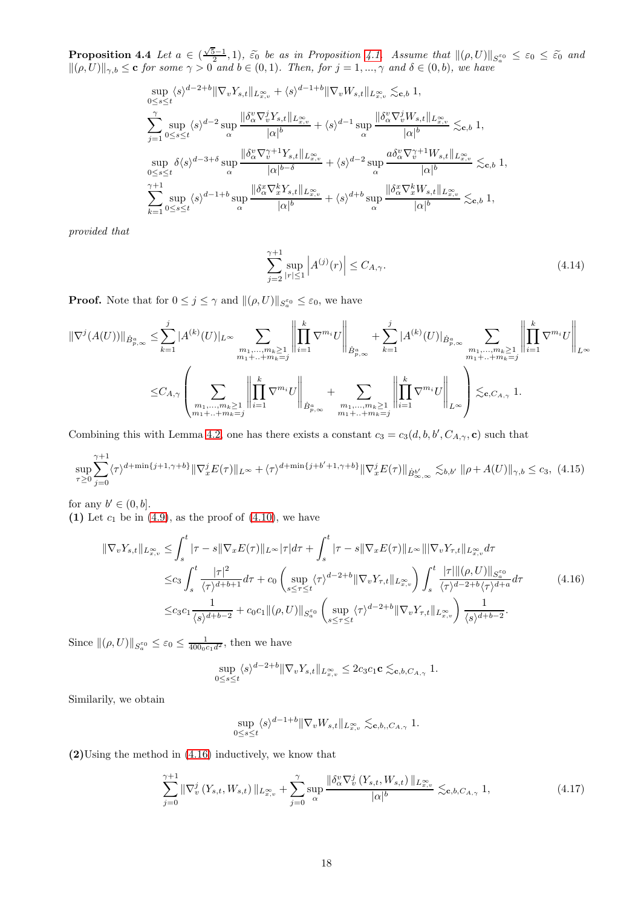**Proposition 4.4** *Let $a \in (\frac{\sqrt{5}-1}{2}, 1)$, $\widetilde{\varepsilon}_0$ be as in Proposition 4.1. Assume that $\|(\rho, U)\|_{S_a^{\varepsilon_0}} \leq \varepsilon_0 \leq \widetilde{\varepsilon}_0$ and $\|(\rho, U)\|_{\gamma,b} \leq \mathbf{c}$ for some $\gamma > 0$ and $b \in (0,1)$. Then, for $j = 1, ..., \gamma$ and $\delta \in (0, b)$, we have*

$$
\begin{aligned}
&\sup_{0\leq s\leq t} \langle s\rangle^{d-2+b} \|\nabla_v Y_{s,t}\|_{L^\infty_{x,v}} + \langle s\rangle^{d-1+b} \|\nabla_v W_{s,t}\|_{L^\infty_{x,v}} \lesssim_{\mathbf{c},b} 1,\\
&\sum_{j=1}^{\gamma} \sup_{0\leq s\leq t} \langle s\rangle^{d-2} \sup_\alpha \frac{\|\delta_\alpha^v \nabla_v^j Y_{s,t}\|_{L^\infty_{x,v}}}{|\alpha|^b} + \langle s\rangle^{d-1} \sup_\alpha \frac{\|\delta_\alpha^v \nabla_v^j W_{s,t}\|_{L^\infty_{x,v}}}{|\alpha|^b} \lesssim_{\mathbf{c},b} 1,\\
&\sup_{0\leq s\leq t} \delta \langle s\rangle^{d-3+\delta} \sup_\alpha \frac{\|\delta_\alpha^v \nabla_v^{\gamma+1} Y_{s,t}\|_{L^\infty_{x,v}}}{|\alpha|^{b-\delta}} + \langle s\rangle^{d-2} \sup_\alpha \frac{a\delta_\alpha^v \nabla_v^{\gamma+1} W_{s,t}\|_{L^\infty_{x,v}}}{|\alpha|^b} \lesssim_{\mathbf{c},b} 1,\\
&\sum_{k=1}^{\gamma+1} \sup_{0\leq s\leq t} \langle s\rangle^{d-1+b} \sup_\alpha \frac{\|\delta_\alpha^x \nabla_x^k Y_{s,t}\|_{L^\infty_{x,v}}}{|\alpha|^b} + \langle s\rangle^{d+b} \sup_\alpha \frac{\|\delta_\alpha^x \nabla_x^k W_{s,t}\|_{L^\infty_{x,v}}}{|\alpha|^b} \lesssim_{\mathbf{c},b} 1,
\end{aligned}
$$

*provided that*

$$
\sum_{j=2}^{\gamma+1} \sup_{|r|\leq 1} \left| A^{(j)}(r) \right| \leq C_{A,\gamma}. \tag{4.14}
$$

**Proof.** Note that for $0 \leq j \leq \gamma$ and $\|(\rho, U)\|_{S_a^{\varepsilon_0}} \leq \varepsilon_0$, we have

$$
\begin{aligned}
\|\nabla^j (A(U))\|_{\dot{B}^a_{p,\infty}} \leq & \sum_{k=1}^{j} |A^{(k)}(U)|_{L^\infty} \sum_{\substack{m_1,...,m_k\geq 1\\ m_1+..+m_k=j}} \left\| \prod_{i=1}^{k} \nabla^{m_i} U \right\|_{\dot{B}^a_{p,\infty}} + \sum_{k=1}^{j} |A^{(k)}(U)|_{\dot{B}^a_{p,\infty}} \sum_{\substack{m_1,...,m_k\geq 1\\ m_1+..+m_k=j}} \left\| \prod_{i=1}^{k} \nabla^{m_i} U \right\|_{L^\infty}\\
\leq & C_{A,\gamma} \left( \sum_{\substack{m_1,...,m_k\geq 1\\ m_1+..+m_k=j}} \left\| \prod_{i=1}^{k} \nabla^{m_i} U \right\|_{\dot{B}^a_{p,\infty}} + \sum_{\substack{m_1,...,m_k\geq 1\\ m_1+..+m_k=j}} \left\| \prod_{i=1}^{k} \nabla^{m_i} U \right\|_{L^\infty} \right) \lesssim_{\mathbf{c},C_{A,\gamma}} 1.
\end{aligned}
$$

Combining this with Lemma 4.2, one has there exists a constant $c_3 = c_3(d, b, b', C_{A,\gamma}, \mathbf{c})$ such that

$$
\sup_{\tau\geq 0} \sum_{j=0}^{\gamma+1} \langle\tau\rangle^{d+\min\{j+1,\gamma+b\}} \|\nabla_x^j E(\tau)\|_{L^\infty} + \langle\tau\rangle^{d+\min\{j+b'+1,\gamma+b\}} \|\nabla_x^j E(\tau)\|_{\dot{B}^{b'}_{\infty,\infty}} \lesssim_{b,b'} \|\rho + A(U)\|_{\gamma,b} \leq c_3, \tag{4.15}
$$

for any $b' \in (0, b]$.

**(1)** Let $c_1$ be in (4.9), as the proof of (4.10), we have

$$
\begin{aligned}
\|\nabla_v Y_{s,t}\|_{L^\infty_{x,v}} \leq & \int_s^t |\tau - s| \|\nabla_x E(\tau)\|_{L^\infty} |\tau| d\tau + \int_s^t |\tau - s| \|\nabla_x E(\tau)\|_{L^\infty} \|\nabla_v Y_{\tau,t}\|_{L^\infty_{x,v}} d\tau\\
\leq & c_3 \int_s^t \frac{|\tau|^2}{\langle\tau\rangle^{d+b+1}} d\tau + c_0 \left( \sup_{s\leq\tau\leq t} \langle\tau\rangle^{d-2+b} \|\nabla_v Y_{\tau,t}\|_{L^\infty_{x,v}} \right) \int_s^t \frac{|\tau| \|(\rho, U)\|_{S_a^{\varepsilon_0}}}{\langle\tau\rangle^{d-2+b} \langle\tau\rangle^{d+a}} d\tau\\
\leq & c_3 c_1 \frac{1}{\langle s\rangle^{d+b-2}} + c_0 c_1 \|(\rho, U)\|_{S_a^{\varepsilon_0}} \left( \sup_{s\leq\tau\leq t} \langle\tau\rangle^{d-2+b} \|\nabla_v Y_{\tau,t}\|_{L^\infty_{x,v}} \right) \frac{1}{\langle s\rangle^{d+b-2}}.
\end{aligned} \tag{4.16}
$$

Since $\|(\rho, U)\|_{S_a^{\varepsilon_0}} \leq \varepsilon_0 \leq \frac{1}{400_0 c_1 d^2}$, then we have

$$
\sup_{0\leq s\leq t} \langle s\rangle^{d-2+b} \|\nabla_v Y_{s,t}\|_{L^\infty_{x,v}} \leq 2c_3 c_1 \mathbf{c} \lesssim_{\mathbf{c},b,C_{A,\gamma}} 1.
$$

Similarily, we obtain

$$
\sup_{0\leq s\leq t} \langle s\rangle^{d-1+b} \|\nabla_v W_{s,t}\|_{L^\infty_{x,v}} \lesssim_{\mathbf{c},b,,C_{A,\gamma}} 1.
$$

**(2)** Using the method in (4.16) inductively, we know that

$$
\sum_{j=0}^{\gamma+1} \|\nabla_v^j (Y_{s,t}, W_{s,t})\|_{L^\infty_{x,v}} + \sum_{j=0}^{\gamma} \sup_\alpha \frac{\|\delta_\alpha^v \nabla_v^j (Y_{s,t}, W_{s,t})\|_{L^\infty_{x,v}}}{|\alpha|^b} \lesssim_{\mathbf{c},b,C_{A,\gamma}} 1, \tag{4.17}
$$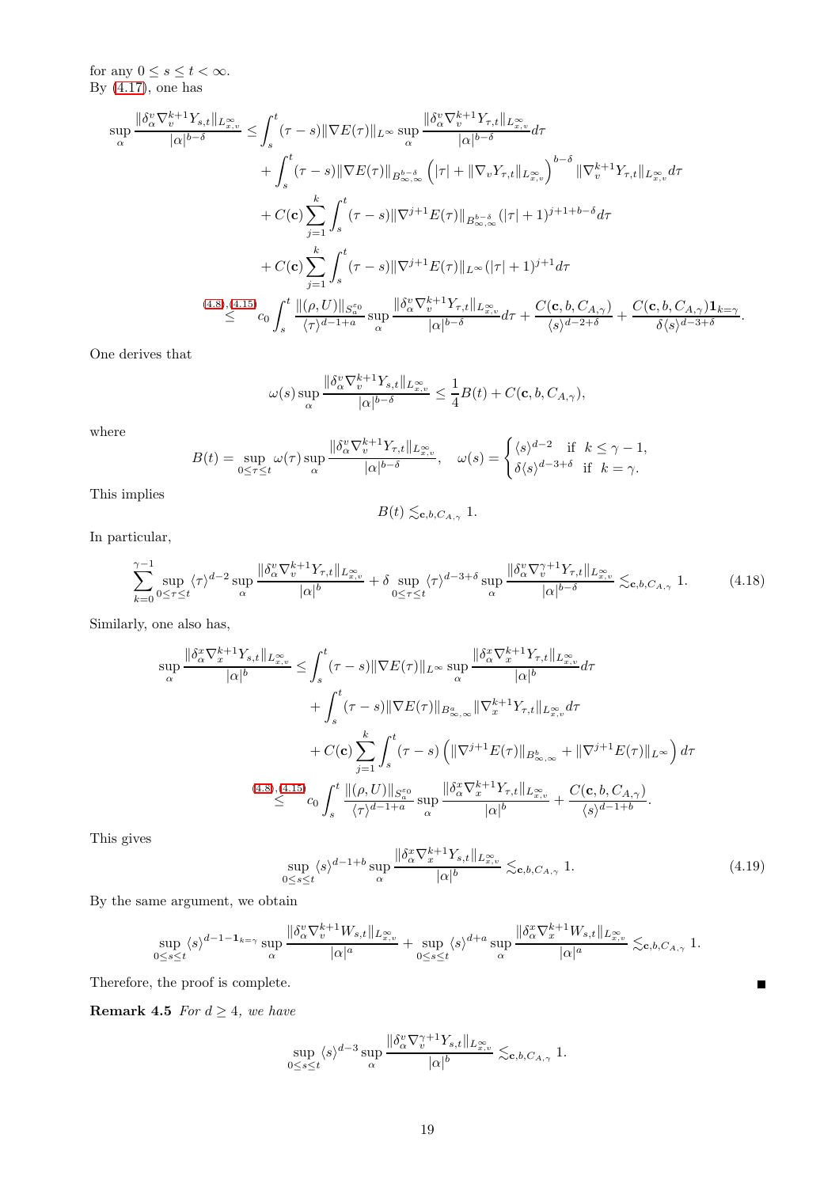for any $0 \le s \le t < \infty$.
By (4.17), one has

$$
\begin{aligned}
\sup_{\alpha} \frac{\|\delta_\alpha^v \nabla_v^{k+1} Y_{s,t}\|_{L^\infty_{x,v}}}{|\alpha|^{b-\delta}} \le & \int_s^t (\tau - s)\|\nabla E(\tau)\|_{L^\infty} \sup_{\alpha} \frac{\|\delta_\alpha^v \nabla_v^{k+1} Y_{\tau,t}\|_{L^\infty_{x,v}}}{|\alpha|^{b-\delta}} d\tau \\
& + \int_s^t (\tau - s)\|\nabla E(\tau)\|_{B^{b-\delta}_{\infty,\infty}} \left(|\tau| + \|\nabla_v Y_{\tau,t}\|_{L^\infty_{x,v}}\right)^{b-\delta} \|\nabla_v^{k+1} Y_{\tau,t}\|_{L^\infty_{x,v}} d\tau \\
& + C(\mathbf{c}) \sum_{j=1}^{k} \int_s^t (\tau - s)\|\nabla^{j+1} E(\tau)\|_{B^{b-\delta}_{\infty,\infty}} (|\tau| + 1)^{j+1+b-\delta} d\tau \\
& + C(\mathbf{c}) \sum_{j=1}^{k} \int_s^t (\tau - s)\|\nabla^{j+1} E(\tau)\|_{L^\infty} (|\tau| + 1)^{j+1} d\tau \\
\overset{(4.8),(4.15)}{\le} & c_0 \int_s^t \frac{\|(\rho, U)\|_{S^{\varepsilon_0}_a}}{\langle \tau \rangle^{d-1+a}} \sup_{\alpha} \frac{\|\delta_\alpha^v \nabla_v^{k+1} Y_{\tau,t}\|_{L^\infty_{x,v}}}{|\alpha|^{b-\delta}} d\tau + \frac{C(\mathbf{c}, b, C_{A,\gamma})}{\langle s \rangle^{d-2+\delta}} + \frac{C(\mathbf{c}, b, C_{A,\gamma}) \mathbf{1}_{k=\gamma}}{\delta \langle s \rangle^{d-3+\delta}}.
\end{aligned}
$$

One derives that

$$
\omega(s) \sup_{\alpha} \frac{\|\delta_\alpha^v \nabla_v^{k+1} Y_{s,t}\|_{L^\infty_{x,v}}}{|\alpha|^{b-\delta}} \le \frac{1}{4} B(t) + C(\mathbf{c}, b, C_{A,\gamma}),
$$

where

$$
B(t) = \sup_{0 \le \tau \le t} \omega(\tau) \sup_{\alpha} \frac{\|\delta_\alpha^v \nabla_v^{k+1} Y_{\tau,t}\|_{L^\infty_{x,v}}}{|\alpha|^{b-\delta}}, \quad \omega(s) = \begin{cases} \langle s \rangle^{d-2} & \text{if } \ k \le \gamma - 1, \\ \delta \langle s \rangle^{d-3+\delta} & \text{if } \ k = \gamma. \end{cases}
$$

This implies

$$
B(t) \lesssim_{\mathbf{c}, b, C_{A,\gamma}} 1.
$$

In particular,

$$
\sum_{k=0}^{\gamma-1} \sup_{0 \le \tau \le t} \langle \tau \rangle^{d-2} \sup_{\alpha} \frac{\|\delta_\alpha^v \nabla_v^{k+1} Y_{\tau,t}\|_{L^\infty_{x,v}}}{|\alpha|^b} + \delta \sup_{0 \le \tau \le t} \langle \tau \rangle^{d-3+\delta} \sup_{\alpha} \frac{\|\delta_\alpha^v \nabla_v^{\gamma+1} Y_{\tau,t}\|_{L^\infty_{x,v}}}{|\alpha|^{b-\delta}} \lesssim_{\mathbf{c}, b, C_{A,\gamma}} 1. \tag{4.18}
$$

Similarly, one also has,

$$
\begin{aligned}
\sup_{\alpha} \frac{\|\delta_\alpha^x \nabla_x^{k+1} Y_{s,t}\|_{L^\infty_{x,v}}}{|\alpha|^b} \le & \int_s^t (\tau - s)\|\nabla E(\tau)\|_{L^\infty} \sup_{\alpha} \frac{\|\delta_\alpha^x \nabla_x^{k+1} Y_{\tau,t}\|_{L^\infty_{x,v}}}{|\alpha|^b} d\tau \\
& + \int_s^t (\tau - s)\|\nabla E(\tau)\|_{B^a_{\infty,\infty}} \|\nabla_x^{k+1} Y_{\tau,t}\|_{L^\infty_{x,v}} d\tau \\
& + C(\mathbf{c}) \sum_{j=1}^{k} \int_s^t (\tau - s) \left(\|\nabla^{j+1} E(\tau)\|_{B^b_{\infty,\infty}} + \|\nabla^{j+1} E(\tau)\|_{L^\infty}\right) d\tau \\
\overset{(4.8),(4.15)}{\le} & c_0 \int_s^t \frac{\|(\rho, U)\|_{S^{\varepsilon_0}_a}}{\langle \tau \rangle^{d-1+a}} \sup_{\alpha} \frac{\|\delta_\alpha^x \nabla_x^{k+1} Y_{\tau,t}\|_{L^\infty_{x,v}}}{|\alpha|^b} + \frac{C(\mathbf{c}, b, C_{A,\gamma})}{\langle s \rangle^{d-1+b}}.
\end{aligned}
$$

This gives

$$
\sup_{0 \le s \le t} \langle s \rangle^{d-1+b} \sup_{\alpha} \frac{\|\delta_\alpha^x \nabla_x^{k+1} Y_{s,t}\|_{L^\infty_{x,v}}}{|\alpha|^b} \lesssim_{\mathbf{c}, C_{A,\gamma}} 1. \tag{4.19}
$$

By the same argument, we obtain

$$
\sup_{0 \le s \le t} \langle s \rangle^{d-1-\mathbf{1}_{k=\gamma}} \sup_{\alpha} \frac{\|\delta_\alpha^v \nabla_v^{k+1} W_{s,t}\|_{L^\infty_{x,v}}}{|\alpha|^a} + \sup_{0 \le s \le t} \langle s \rangle^{d+a} \sup_{\alpha} \frac{\|\delta_\alpha^x \nabla_x^{k+1} W_{s,t}\|_{L^\infty_{x,v}}}{|\alpha|^a} \lesssim_{\mathbf{c}, b, C_{A,\gamma}} 1.
$$

Therefore, the proof is complete. ∎

**Remark 4.5** *For $d \ge 4$, we have*

$$
\sup_{0 \le s \le t} \langle s \rangle^{d-3} \sup_{\alpha} \frac{\|\delta_\alpha^v \nabla_v^{\gamma+1} Y_{s,t}\|_{L^\infty_{x,v}}}{|\alpha|^b} \lesssim_{\mathbf{c}, b, C_{A,\gamma}} 1.
$$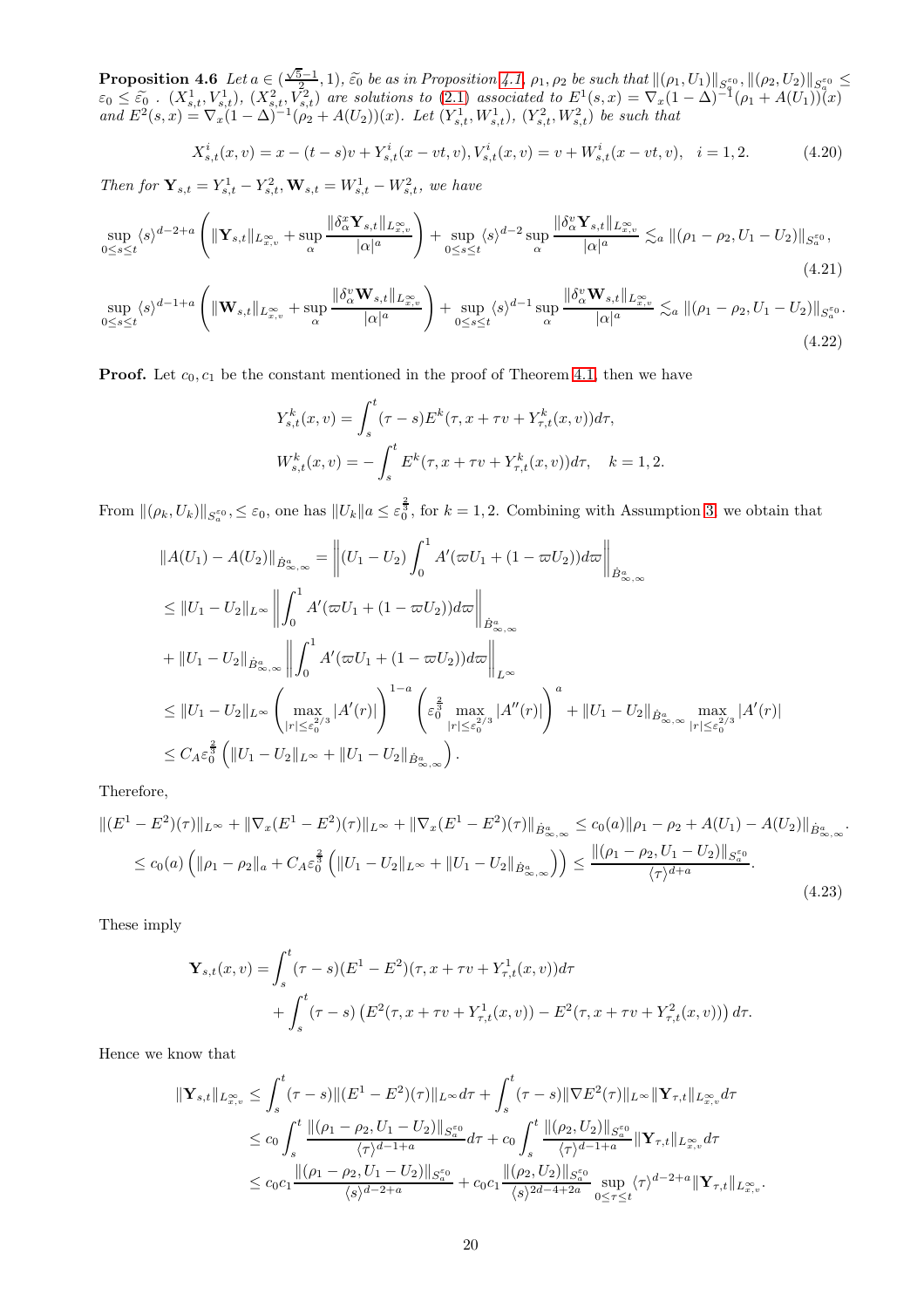**Proposition 4.6** *Let $a \in (\frac{\sqrt{5}-1}{2}, 1)$, $\widetilde{\varepsilon}_0$ be as in Proposition 4.1, $\rho_1, \rho_2$ be such that $\|(\rho_1, U_1)\|_{S_a^{\varepsilon_0}}, \|(\rho_2, U_2)\|_{S_a^{\varepsilon_0}} \leq \varepsilon_0 \leq \widetilde{\varepsilon}_0$ . $(X^1_{s,t}, V^1_{s,t})$, $(X^2_{s,t}, V^2_{s,t})$ are solutions to (2.1) associated to $E^1(s,x) = \nabla_x(1-\Delta)^{-1}(\rho_1 + A(U_1))(x)$ and $E^2(s,x) = \nabla_x(1-\Delta)^{-1}(\rho_2 + A(U_2))(x)$. Let $(Y^1_{s,t}, W^1_{s,t})$, $(Y^2_{s,t}, W^2_{s,t})$ be such that*

$$X^i_{s,t}(x,v) = x - (t-s)v + Y^i_{s,t}(x - vt, v), V^i_{s,t}(x,v) = v + W^i_{s,t}(x - vt, v), \quad i = 1, 2. \tag{4.20}$$

*Then for $\mathbf{Y}_{s,t} = Y^1_{s,t} - Y^2_{s,t}, \mathbf{W}_{s,t} = W^1_{s,t} - W^2_{s,t}$, we have*

$$\sup_{0\leq s\leq t} \langle s\rangle^{d-2+a}\left(\|\mathbf{Y}_{s,t}\|_{L^\infty_{x,v}} + \sup_\alpha \frac{\|\delta^x_\alpha \mathbf{Y}_{s,t}\|_{L^\infty_{x,v}}}{|\alpha|^a}\right) + \sup_{0\leq s\leq t}\langle s\rangle^{d-2}\sup_\alpha \frac{\|\delta^v_\alpha \mathbf{Y}_{s,t}\|_{L^\infty_{x,v}}}{|\alpha|^a} \lesssim_a \|(\rho_1 - \rho_2, U_1 - U_2)\|_{S_a^{\varepsilon_0}}, \tag{4.21}$$

$$\sup_{0\leq s\leq t} \langle s\rangle^{d-1+a}\left(\|\mathbf{W}_{s,t}\|_{L^\infty_{x,v}} + \sup_\alpha \frac{\|\delta^v_\alpha \mathbf{W}_{s,t}\|_{L^\infty_{x,v}}}{|\alpha|^a}\right) + \sup_{0\leq s\leq t}\langle s\rangle^{d-1}\sup_\alpha \frac{\|\delta^v_\alpha \mathbf{W}_{s,t}\|_{L^\infty_{x,v}}}{|\alpha|^a} \lesssim_a \|(\rho_1 - \rho_2, U_1 - U_2)\|_{S_a^{\varepsilon_0}}. \tag{4.22}$$

**Proof.** Let $c_0, c_1$ be the constant mentioned in the proof of Theorem 4.1, then we have

$$Y^k_{s,t}(x,v) = \int_s^t (\tau - s)E^k(\tau, x + \tau v + Y^k_{\tau,t}(x,v))d\tau,$$
$$W^k_{s,t}(x,v) = -\int_s^t E^k(\tau, x + \tau v + Y^k_{\tau,t}(x,v))d\tau, \quad k = 1, 2.$$

From $\|(\rho_k, U_k)\|_{S_a^{\varepsilon_0}}, \leq \varepsilon_0$, one has $\|U_k\|a \leq \varepsilon_0^{\frac{2}{3}}$, for $k = 1, 2$. Combining with Assumption 3, we obtain that

$$\begin{aligned}
\|A(U_1) - A(U_2)\|_{\dot{B}^a_{\infty,\infty}} &= \left\|(U_1 - U_2)\int_0^1 A'(\varpi U_1 + (1-\varpi U_2))d\varpi\right\|_{\dot{B}^a_{\infty,\infty}}\\
&\leq \|U_1 - U_2\|_{L^\infty}\left\|\int_0^1 A'(\varpi U_1 + (1-\varpi U_2))d\varpi\right\|_{\dot{B}^a_{\infty,\infty}}\\
&+ \|U_1 - U_2\|_{\dot{B}^a_{\infty,\infty}}\left\|\int_0^1 A'(\varpi U_1 + (1-\varpi U_2))d\varpi\right\|_{L^\infty}\\
&\leq \|U_1 - U_2\|_{L^\infty}\left(\max_{|r|\leq\varepsilon_0^{2/3}}|A'(r)|\right)^{1-a}\left(\varepsilon_0^{\frac{2}{3}}\max_{|r|\leq\varepsilon_0^{2/3}}|A''(r)|\right)^a + \|U_1 - U_2\|_{\dot{B}^a_{\infty,\infty}}\max_{|r|\leq\varepsilon_0^{2/3}}|A'(r)|\\
&\leq C_A\varepsilon_0^{\frac{2}{3}}\left(\|U_1 - U_2\|_{L^\infty} + \|U_1 - U_2\|_{\dot{B}^a_{\infty,\infty}}\right).
\end{aligned}$$

Therefore,

$$\begin{aligned}
\|(E^1 - E^2)(\tau)\|_{L^\infty} + \|\nabla_x(E^1 - E^2)(\tau)\|_{L^\infty} + \|\nabla_x(E^1 - E^2)(\tau)\|_{\dot{B}^a_{\infty,\infty}} &\leq c_0(a)\|\rho_1 - \rho_2 + A(U_1) - A(U_2)\|_{\dot{B}^a_{\infty,\infty}}.\\
\leq c_0(a)\left(\|\rho_1 - \rho_2\|_a + C_A\varepsilon_0^{\frac{2}{3}}\left(\|U_1 - U_2\|_{L^\infty} + \|U_1 - U_2\|_{\dot{B}^a_{\infty,\infty}}\right)\right) &\leq \frac{\|(\rho_1 - \rho_2, U_1 - U_2)\|_{S_a^{\varepsilon_0}}}{\langle\tau\rangle^{d+a}}.
\end{aligned} \tag{4.23}$$

These imply

$$\begin{aligned}
\mathbf{Y}_{s,t}(x,v) &= \int_s^t (\tau - s)(E^1 - E^2)(\tau, x + \tau v + Y^1_{\tau,t}(x,v))d\tau\\
&+ \int_s^t (\tau - s)\left(E^2(\tau, x + \tau v + Y^1_{\tau,t}(x,v)) - E^2(\tau, x + \tau v + Y^2_{\tau,t}(x,v))\right)d\tau.
\end{aligned}$$

Hence we know that

$$\begin{aligned}
\|\mathbf{Y}_{s,t}\|_{L^\infty_{x,v}} &\leq \int_s^t (\tau - s)\|(E^1 - E^2)(\tau)\|_{L^\infty}d\tau + \int_s^t (\tau - s)\|\nabla E^2(\tau)\|_{L^\infty}\|\mathbf{Y}_{\tau,t}\|_{L^\infty_{x,v}}d\tau\\
&\leq c_0\int_s^t \frac{\|(\rho_1 - \rho_2, U_1 - U_2)\|_{S_a^{\varepsilon_0}}}{\langle\tau\rangle^{d-1+a}}d\tau + c_0\int_s^t \frac{\|(\rho_2, U_2)\|_{S_a^{\varepsilon_0}}}{\langle\tau\rangle^{d-1+a}}\|\mathbf{Y}_{\tau,t}\|_{L^\infty_{x,v}}d\tau\\
&\leq c_0c_1\frac{\|(\rho_1 - \rho_2, U_1 - U_2)\|_{S_a^{\varepsilon_0}}}{\langle s\rangle^{d-2+a}} + c_0c_1\frac{\|(\rho_2, U_2)\|_{S_a^{\varepsilon_0}}}{\langle s\rangle^{2d-4+2a}}\sup_{0\leq\tau\leq t}\langle\tau\rangle^{d-2+a}\|\mathbf{Y}_{\tau,t}\|_{L^\infty_{x,v}}.
\end{aligned}$$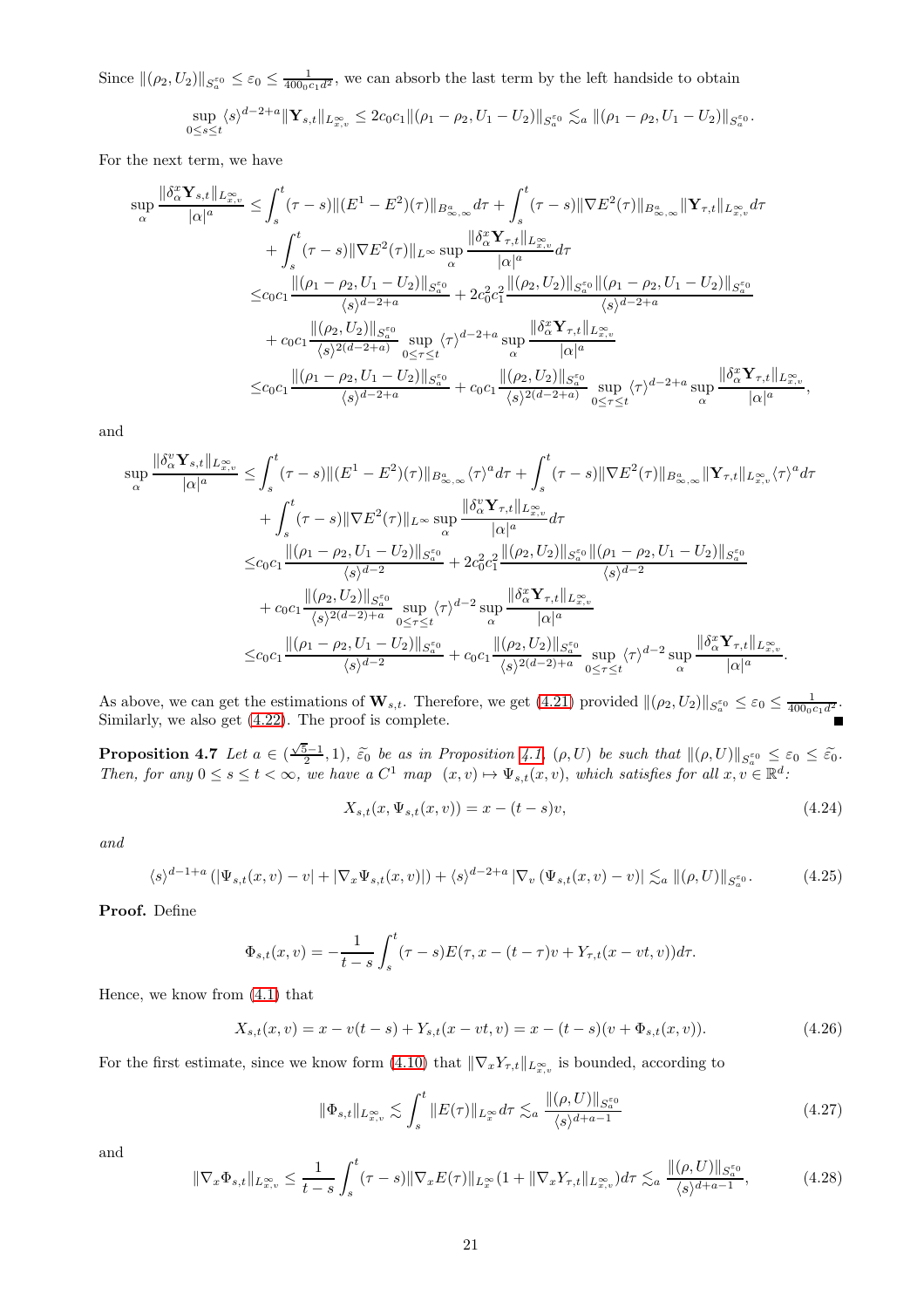Since $\|(\rho_2, U_2)\|_{S_a^{\varepsilon_0}} \leq \varepsilon_0 \leq \frac{1}{400_0 c_1 d^2}$, we can absorb the last term by the left handside to obtain

$$\sup_{0\leq s\leq t} \langle s\rangle^{d-2+a}\|\mathbf{Y}_{s,t}\|_{L^\infty_{x,v}} \leq 2c_0c_1\|(\rho_1-\rho_2, U_1-U_2)\|_{S_a^{\varepsilon_0}} \lesssim_a \|(\rho_1-\rho_2, U_1-U_2)\|_{S_a^{\varepsilon_0}}.$$

For the next term, we have

$$\begin{aligned}
\sup_\alpha \frac{\|\delta^x_\alpha \mathbf{Y}_{s,t}\|_{L^\infty_{x,v}}}{|\alpha|^a} \leq& \int_s^t (\tau-s)\|(E^1-E^2)(\tau)\|_{B^a_{\infty,\infty}}d\tau + \int_s^t (\tau-s)\|\nabla E^2(\tau)\|_{B^a_{\infty,\infty}}\|\mathbf{Y}_{\tau,t}\|_{L^\infty_{x,v}}d\tau \\
&+ \int_s^t (\tau-s)\|\nabla E^2(\tau)\|_{L^\infty} \sup_\alpha \frac{\|\delta^x_\alpha \mathbf{Y}_{\tau,t}\|_{L^\infty_{x,v}}}{|\alpha|^a}d\tau \\
\leq& c_0c_1\frac{\|(\rho_1-\rho_2, U_1-U_2)\|_{S_a^{\varepsilon_0}}}{\langle s\rangle^{d-2+a}} + 2c_0^2c_1^2\frac{\|(\rho_2,U_2)\|_{S_a^{\varepsilon_0}}\|(\rho_1-\rho_2, U_1-U_2)\|_{S_a^{\varepsilon_0}}}{\langle s\rangle^{d-2+a}} \\
&+ c_0c_1\frac{\|(\rho_2,U_2)\|_{S_a^{\varepsilon_0}}}{\langle s\rangle^{2(d-2+a)}}\sup_{0\leq\tau\leq t}\langle\tau\rangle^{d-2+a}\sup_\alpha \frac{\|\delta^x_\alpha \mathbf{Y}_{\tau,t}\|_{L^\infty_{x,v}}}{|\alpha|^a} \\
\leq& c_0c_1\frac{\|(\rho_1-\rho_2, U_1-U_2)\|_{S_a^{\varepsilon_0}}}{\langle s\rangle^{d-2+a}} + c_0c_1\frac{\|(\rho_2,U_2)\|_{S_a^{\varepsilon_0}}}{\langle s\rangle^{2(d-2+a)}}\sup_{0\leq\tau\leq t}\langle\tau\rangle^{d-2+a}\sup_\alpha \frac{\|\delta^x_\alpha \mathbf{Y}_{\tau,t}\|_{L^\infty_{x,v}}}{|\alpha|^a},
\end{aligned}$$

and

$$\begin{aligned}
\sup_\alpha \frac{\|\delta^v_\alpha \mathbf{Y}_{s,t}\|_{L^\infty_{x,v}}}{|\alpha|^a} \leq& \int_s^t (\tau-s)\|(E^1-E^2)(\tau)\|_{B^a_{\infty,\infty}}\langle\tau\rangle^a d\tau + \int_s^t (\tau-s)\|\nabla E^2(\tau)\|_{B^a_{\infty,\infty}}\|\mathbf{Y}_{\tau,t}\|_{L^\infty_{x,v}}\langle\tau\rangle^a d\tau \\
&+ \int_s^t (\tau-s)\|\nabla E^2(\tau)\|_{L^\infty} \sup_\alpha \frac{\|\delta^v_\alpha \mathbf{Y}_{\tau,t}\|_{L^\infty_{x,v}}}{|\alpha|^a}d\tau \\
\leq& c_0c_1\frac{\|(\rho_1-\rho_2, U_1-U_2)\|_{S_a^{\varepsilon_0}}}{\langle s\rangle^{d-2}} + 2c_0^2c_1^2\frac{\|(\rho_2,U_2)\|_{S_a^{\varepsilon_0}}\|(\rho_1-\rho_2, U_1-U_2)\|_{S_a^{\varepsilon_0}}}{\langle s\rangle^{d-2}} \\
&+ c_0c_1\frac{\|(\rho_2,U_2)\|_{S_a^{\varepsilon_0}}}{\langle s\rangle^{2(d-2)+a}}\sup_{0\leq\tau\leq t}\langle\tau\rangle^{d-2}\sup_\alpha \frac{\|\delta^x_\alpha \mathbf{Y}_{\tau,t}\|_{L^\infty_{x,v}}}{|\alpha|^a} \\
\leq& c_0c_1\frac{\|(\rho_1-\rho_2, U_1-U_2)\|_{S_a^{\varepsilon_0}}}{\langle s\rangle^{d-2}} + c_0c_1\frac{\|(\rho_2,U_2)\|_{S_a^{\varepsilon_0}}}{\langle s\rangle^{2(d-2)+a}}\sup_{0\leq\tau\leq t}\langle\tau\rangle^{d-2}\sup_\alpha \frac{\|\delta^x_\alpha \mathbf{Y}_{\tau,t}\|_{L^\infty_{x,v}}}{|\alpha|^a}.
\end{aligned}$$

As above, we can get the estimations of $\mathbf{W}_{s,t}$. Therefore, we get (4.21) provided $\|(\rho_2, U_2)\|_{S_a^{\varepsilon_0}} \leq \varepsilon_0 \leq \frac{1}{400_0 c_1 d^2}$. Similarly, we also get (4.22). The proof is complete. ■

**Proposition 4.7** *Let $a \in (\frac{\sqrt{5}-1}{2}, 1)$, $\widetilde{\varepsilon}_0$ be as in Proposition 4.1, $(\rho, U)$ be such that $\|(\rho,U)\|_{S_a^{\varepsilon_0}} \leq \varepsilon_0 \leq \widetilde{\varepsilon}_0$. Then, for any $0\leq s\leq t<\infty$, we have a $C^1$ map $(x,v)\mapsto \Psi_{s,t}(x,v)$, which satisfies for all $x, v\in\mathbb{R}^d$:*

$$X_{s,t}(x, \Psi_{s,t}(x,v)) = x-(t-s)v, \tag{4.24}$$

*and*

$$\langle s\rangle^{d-1+a}\left(|\Psi_{s,t}(x,v)-v| + |\nabla_x\Psi_{s,t}(x,v)|\right) + \langle s\rangle^{d-2+a}\left|\nabla_v\left(\Psi_{s,t}(x,v)-v\right)\right| \lesssim_a \|(\rho,U)\|_{S_a^{\varepsilon_0}}. \tag{4.25}$$

**Proof.** Define

$$\Phi_{s,t}(x,v) = -\frac{1}{t-s}\int_s^t (\tau-s)E(\tau, x-(t-\tau)v + Y_{\tau,t}(x-vt,v))d\tau.$$

Hence, we know from (4.1) that

$$X_{s,t}(x,v) = x-v(t-s)+Y_{s,t}(x-vt,v) = x-(t-s)(v+\Phi_{s,t}(x,v)). \tag{4.26}$$

For the first estimate, since we know form (4.10) that $\|\nabla_x Y_{\tau,t}\|_{L^\infty_{x,v}}$ is bounded, according to

$$\|\Phi_{s,t}\|_{L^\infty_{x,v}} \lesssim \int_s^t \|E(\tau)\|_{L^\infty_x}d\tau \lesssim_a \frac{\|(\rho,U)\|_{S_a^{\varepsilon_0}}}{\langle s\rangle^{d+a-1}} \tag{4.27}$$

and

$$\|\nabla_x\Phi_{s,t}\|_{L^\infty_{x,v}} \leq \frac{1}{t-s}\int_s^t (\tau-s)\|\nabla_x E(\tau)\|_{L^\infty_x}(1+\|\nabla_x Y_{\tau,t}\|_{L^\infty_{x,v}})d\tau \lesssim_a \frac{\|(\rho,U)\|_{S_a^{\varepsilon_0}}}{\langle s\rangle^{d+a-1}}, \tag{4.28}$$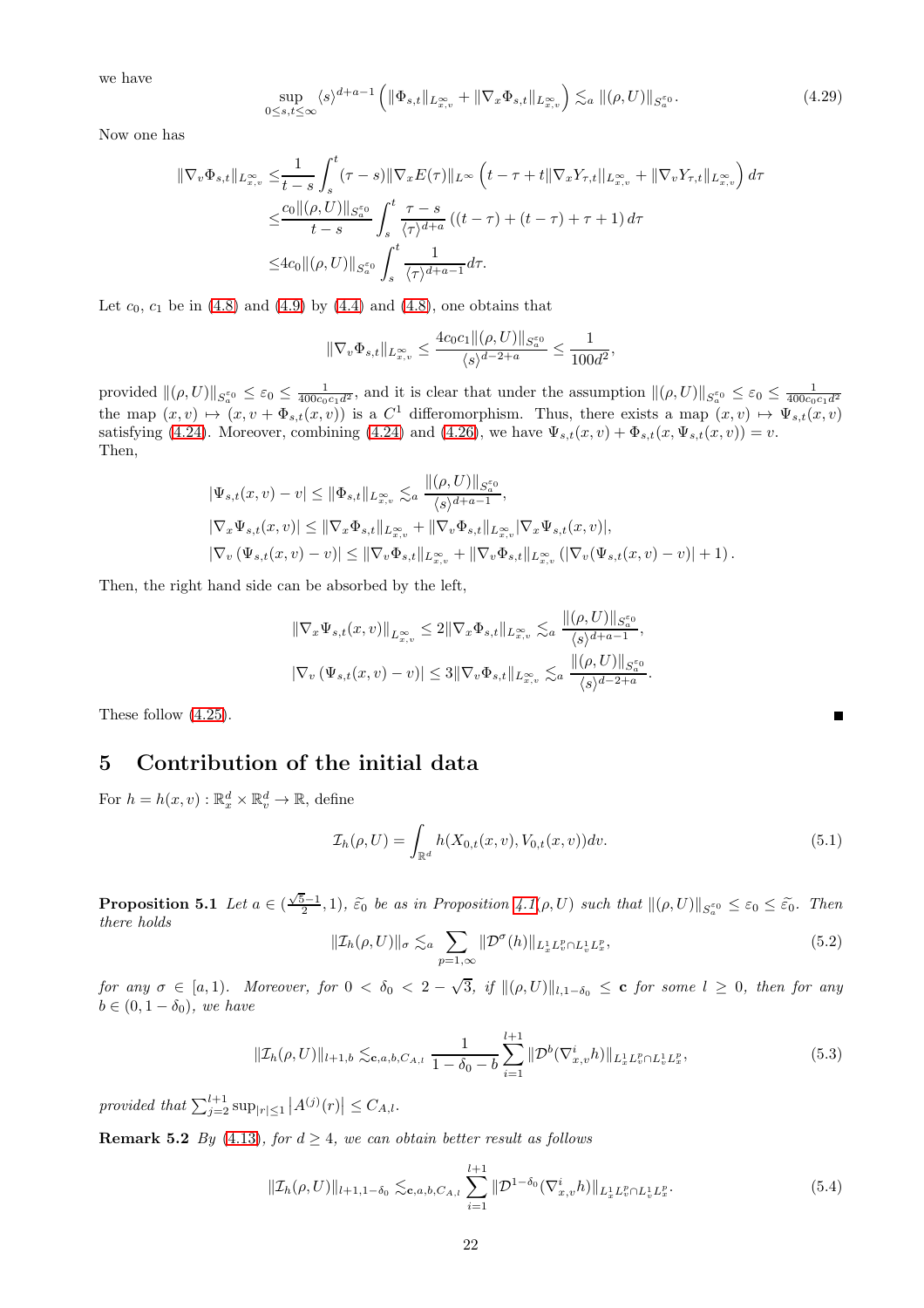we have

$$\sup_{0\le s,t\le\infty}\langle s\rangle^{d+a-1}\left(\|\Phi_{s,t}\|_{L^\infty_{x,v}}+\|\nabla_x\Phi_{s,t}\|_{L^\infty_{x,v}}\right)\lesssim_a \|(\rho,U)\|_{S_a^{\varepsilon_0}}. \tag{4.29}$$

Now one has

$$\begin{aligned}
\|\nabla_v\Phi_{s,t}\|_{L^\infty_{x,v}}\le&\frac{1}{t-s}\int_s^t(\tau-s)\|\nabla_x E(\tau)\|_{L^\infty}\left(t-\tau+t\|\nabla_x Y_{\tau,t}\|_{L^\infty_{x,v}}+\|\nabla_v Y_{\tau,t}\|_{L^\infty_{x,v}}\right)d\tau\\
\le&\frac{c_0\|(\rho,U)\|_{S_a^{\varepsilon_0}}}{t-s}\int_s^t\frac{\tau-s}{\langle\tau\rangle^{d+a}}\left((t-\tau)+(t-\tau)+\tau+1\right)d\tau\\
\le&4c_0\|(\rho,U)\|_{S_a^{\varepsilon_0}}\int_s^t\frac{1}{\langle\tau\rangle^{d+a-1}}d\tau.
\end{aligned}$$

Let $c_0$, $c_1$ be in (4.8) and (4.9) by (4.4) and (4.8), one obtains that

$$\|\nabla_v\Phi_{s,t}\|_{L^\infty_{x,v}}\le\frac{4c_0c_1\|(\rho,U)\|_{S_a^{\varepsilon_0}}}{\langle s\rangle^{d-2+a}}\le\frac{1}{100d^2},$$

provided $\|(\rho,U)\|_{S_a^{\varepsilon_0}}\le\varepsilon_0\le\frac{1}{400c_0c_1d^2}$, and it is clear that under the assumption $\|(\rho,U)\|_{S_a^{\varepsilon_0}}\le\varepsilon_0\le\frac{1}{400c_0c_1d^2}$ the map $(x,v)\mapsto(x,v+\Phi_{s,t}(x,v))$ is a $C^1$ differomorphism. Thus, there exists a map $(x,v)\mapsto\Psi_{s,t}(x,v)$ satisfying (4.24). Moreover, combining (4.24) and (4.26), we have $\Psi_{s,t}(x,v)+\Phi_{s,t}(x,\Psi_{s,t}(x,v))=v$. Then,

$$\begin{aligned}
&|\Psi_{s,t}(x,v)-v|\le\|\Phi_{s,t}\|_{L^\infty_{x,v}}\lesssim_a\frac{\|(\rho,U)\|_{S_a^{\varepsilon_0}}}{\langle s\rangle^{d+a-1}},\\
&|\nabla_x\Psi_{s,t}(x,v)|\le\|\nabla_x\Phi_{s,t}\|_{L^\infty_{x,v}}+\|\nabla_v\Phi_{s,t}\|_{L^\infty_{x,v}}|\nabla_x\Psi_{s,t}(x,v)|,\\
&|\nabla_v\left(\Psi_{s,t}(x,v)-v\right)|\le\|\nabla_v\Phi_{s,t}\|_{L^\infty_{x,v}}+\|\nabla_v\Phi_{s,t}\|_{L^\infty_{x,v}}\left(|\nabla_v(\Psi_{s,t}(x,v)-v)|+1\right).
\end{aligned}$$

Then, the right hand side can be absorbed by the left,

$$\begin{aligned}
&\|\nabla_x\Psi_{s,t}(x,v)\|_{L^\infty_{x,v}}\le2\|\nabla_x\Phi_{s,t}\|_{L^\infty_{x,v}}\lesssim_a\frac{\|(\rho,U)\|_{S_a^{\varepsilon_0}}}{\langle s\rangle^{d+a-1}},\\
&|\nabla_v\left(\Psi_{s,t}(x,v)-v\right)|\le3\|\nabla_v\Phi_{s,t}\|_{L^\infty_{x,v}}\lesssim_a\frac{\|(\rho,U)\|_{S_a^{\varepsilon_0}}}{\langle s\rangle^{d-2+a}}.
\end{aligned}$$

These follow (4.25). ∎

## 5 Contribution of the initial data

For $h=h(x,v):\mathbb{R}^d_x\times\mathbb{R}^d_v\to\mathbb{R}$, define

$$\mathcal{I}_h(\rho,U)=\int_{\mathbb{R}^d}h(X_{0,t}(x,v),V_{0,t}(x,v))dv. \tag{5.1}$$

**Proposition 5.1** *Let $a\in(\frac{\sqrt5-1}{2},1)$, $\widetilde{\varepsilon}_0$ be as in Proposition 4.1$(\rho,U)$ such that $\|(\rho,U)\|_{S_a^{\varepsilon_0}}\le\varepsilon_0\le\widetilde{\varepsilon}_0$. Then there holds*

$$\|\mathcal{I}_h(\rho,U)\|_\sigma\lesssim_a\sum_{p=1,\infty}\|\mathcal{D}^\sigma(h)\|_{L^1_xL^p_v\cap L^1_vL^p_x}, \tag{5.2}$$

*for any $\sigma\in[a,1)$. Moreover, for $0<\delta_0<2-\sqrt3$, if $\|(\rho,U)\|_{l,1-\delta_0}\le\mathbf{c}$ for some $l\ge0$, then for any $b\in(0,1-\delta_0)$, we have*

$$\|\mathcal{I}_h(\rho,U)\|_{l+1,b}\lesssim_{\mathbf{c},a,b,C_{A,l}}\frac{1}{1-\delta_0-b}\sum_{i=1}^{l+1}\|\mathcal{D}^b(\nabla^i_{x,v}h)\|_{L^1_xL^p_v\cap L^1_vL^p_x}, \tag{5.3}$$

*provided that $\sum_{j=2}^{l+1}\sup_{|r|\le1}\left|A^{(j)}(r)\right|\le C_{A,l}$.*

**Remark 5.2** *By (4.13), for $d\ge4$, we can obtain better result as follows*

$$\|\mathcal{I}_h(\rho,U)\|_{l+1,1-\delta_0}\lesssim_{\mathbf{c},a,b,C_{A,l}}\sum_{i=1}^{l+1}\|\mathcal{D}^{1-\delta_0}(\nabla^i_{x,v}h)\|_{L^1_xL^p_v\cap L^1_vL^p_x}. \tag{5.4}$$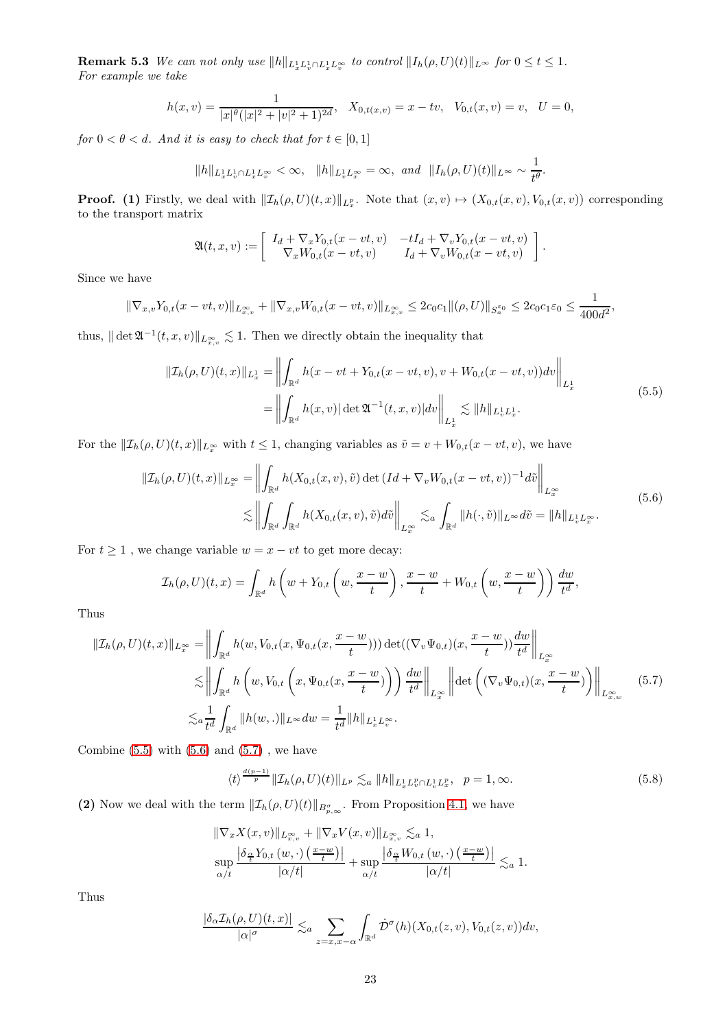**Remark 5.3** *We can not only use $\|h\|_{L^1_xL^1_v\cap L^1_xL^\infty_v}$ to control $\|I_h(\rho,U)(t)\|_{L^\infty}$ for $0\le t\le 1$. For example we take*

$$
h(x,v)=\frac{1}{|x|^\theta(|x|^2+|v|^2+1)^{2d}},\quad X_{0,t(x,v)}=x-tv,\quad V_{0,t}(x,v)=v,\quad U=0,
$$

*for $0<\theta<d$. And it is easy to check that for $t\in[0,1]$*

$$
\|h\|_{L^1_xL^1_v\cap L^1_xL^\infty_v}<\infty,\quad \|h\|_{L^1_vL^\infty_x}=\infty,\ \text{and}\ \ \|I_h(\rho,U)(t)\|_{L^\infty}\sim\frac{1}{t^\theta}.
$$

**Proof. (1)** Firstly, we deal with $\|\mathcal{I}_h(\rho,U)(t,x)\|_{L^p_x}$. Note that $(x,v)\mapsto(X_{0,t}(x,v),V_{0,t}(x,v))$ corresponding to the transport matrix

$$
\mathfrak{A}(t,x,v):=\left[\begin{array}{cc} I_d+\nabla_xY_{0,t}(x-vt,v) & -tI_d+\nabla_vY_{0,t}(x-vt,v)\\ \nabla_xW_{0,t}(x-vt,v) & I_d+\nabla_vW_{0,t}(x-vt,v)\end{array}\right].
$$

Since we have

$$
\|\nabla_{x,v}Y_{0,t}(x-vt,v)\|_{L^\infty_{x,v}}+\|\nabla_{x,v}W_{0,t}(x-vt,v)\|_{L^\infty_{x,v}}\le 2c_0c_1\|(\rho,U)\|_{S^{\varepsilon_0}_a}\le 2c_0c_1\varepsilon_0\le\frac{1}{400d^2},
$$

thus, $\|\det\mathfrak{A}^{-1}(t,x,v)\|_{L^\infty_{x,v}}\lesssim 1$. Then we directly obtain the inequality that

$$
\begin{aligned}
\|\mathcal{I}_h(\rho,U)(t,x)\|_{L^1_x}&=\left\|\int_{\mathbb{R}^d}h(x-vt+Y_{0,t}(x-vt,v),v+W_{0,t}(x-vt,v))dv\right\|_{L^1_x}\\
&=\left\|\int_{\mathbb{R}^d}h(x,v)|\det\mathfrak{A}^{-1}(t,x,v)|dv\right\|_{L^1_x}\lesssim\|h\|_{L^1_vL^1_x}.
\end{aligned}\tag{5.5}
$$

For the $\|\mathcal{I}_h(\rho,U)(t,x)\|_{L^\infty_x}$ with $t\le 1$, changing variables as $\tilde v=v+W_{0,t}(x-vt,v)$, we have

$$
\begin{aligned}
\|\mathcal{I}_h(\rho,U)(t,x)\|_{L^\infty_x}&=\left\|\int_{\mathbb{R}^d}h(X_{0,t}(x,v),\tilde v)\det\left(Id+\nabla_vW_{0,t}(x-vt,v)\right)^{-1}d\tilde v\right\|_{L^\infty_x}\\
&\lesssim\left\|\int_{\mathbb{R}^d}\int_{\mathbb{R}^d}h(X_{0,t}(x,v),\tilde v)d\tilde v\right\|_{L^\infty_x}\lesssim_a\int_{\mathbb{R}^d}\|h(\cdot,\tilde v)\|_{L^\infty}d\tilde v=\|h\|_{L^1_vL^\infty_x}.
\end{aligned}\tag{5.6}
$$

For $t\ge 1$ , we change variable $w=x-vt$ to get more decay:

$$
\mathcal{I}_h(\rho,U)(t,x)=\int_{\mathbb{R}^d}h\left(w+Y_{0,t}\left(w,\frac{x-w}{t}\right),\frac{x-w}{t}+W_{0,t}\left(w,\frac{x-w}{t}\right)\right)\frac{dw}{t^d},
$$

Thus

$$
\begin{aligned}
\|\mathcal{I}_h(\rho,U)(t,x)\|_{L^\infty_x}&=\left\|\int_{\mathbb{R}^d}h(w,V_{0,t}(x,\Psi_{0,t}(x,\frac{x-w}{t})))\det((\nabla_v\Psi_{0,t})(x,\frac{x-w}{t}))\frac{dw}{t^d}\right\|_{L^\infty_x}\\
&\lesssim\left\|\int_{\mathbb{R}^d}h\left(w,V_{0,t}\left(x,\Psi_{0,t}(x,\frac{x-w}{t})\right)\right)\frac{dw}{t^d}\right\|_{L^\infty_x}\left\|\det\left((\nabla_v\Psi_{0,t})(x,\frac{x-w}{t})\right)\right\|_{L^\infty_{x,w}}\\
&\lesssim_a\frac{1}{t^d}\int_{\mathbb{R}^d}\|h(w,.)\|_{L^\infty}dw=\frac{1}{t^d}\|h\|_{L^1_xL^\infty_v}.
\end{aligned}\tag{5.7}
$$

Combine (5.5) with (5.6) and (5.7) , we have

$$
\langle t\rangle^{\frac{d(p-1)}{p}}\|\mathcal{I}_h(\rho,U)(t)\|_{L^p}\lesssim_a\|h\|_{L^1_xL^p_v\cap L^1_vL^p_x},\quad p=1,\infty.\tag{5.8}
$$

**(2)** Now we deal with the term $\|\mathcal{I}_h(\rho,U)(t)\|_{B^\sigma_{p,\infty}}$. From Proposition 4.1, we have

$$
\begin{aligned}
&\|\nabla_xX(x,v)\|_{L^\infty_{x,v}}+\|\nabla_xV(x,v)\|_{L^\infty_{x,v}}\lesssim_a 1,\\
&\sup_{\alpha/t}\frac{\left|\delta_{\frac{\alpha}{t}}Y_{0,t}\left(w,\cdot\right)\left(\frac{x-w}{t}\right)\right|}{|\alpha/t|}+\sup_{\alpha/t}\frac{\left|\delta_{\frac{\alpha}{t}}W_{0,t}\left(w,\cdot\right)\left(\frac{x-w}{t}\right)\right|}{|\alpha/t|}\lesssim_a 1.
\end{aligned}
$$

Thus

$$
\frac{|\delta_\alpha\mathcal{I}_h(\rho,U)(t,x)|}{|\alpha|^\sigma}\lesssim_a\sum_{z=x,x-\alpha}\int_{\mathbb{R}^d}\dot{\mathcal{D}}^\sigma(h)(X_{0,t}(z,v),V_{0,t}(z,v))dv,
$$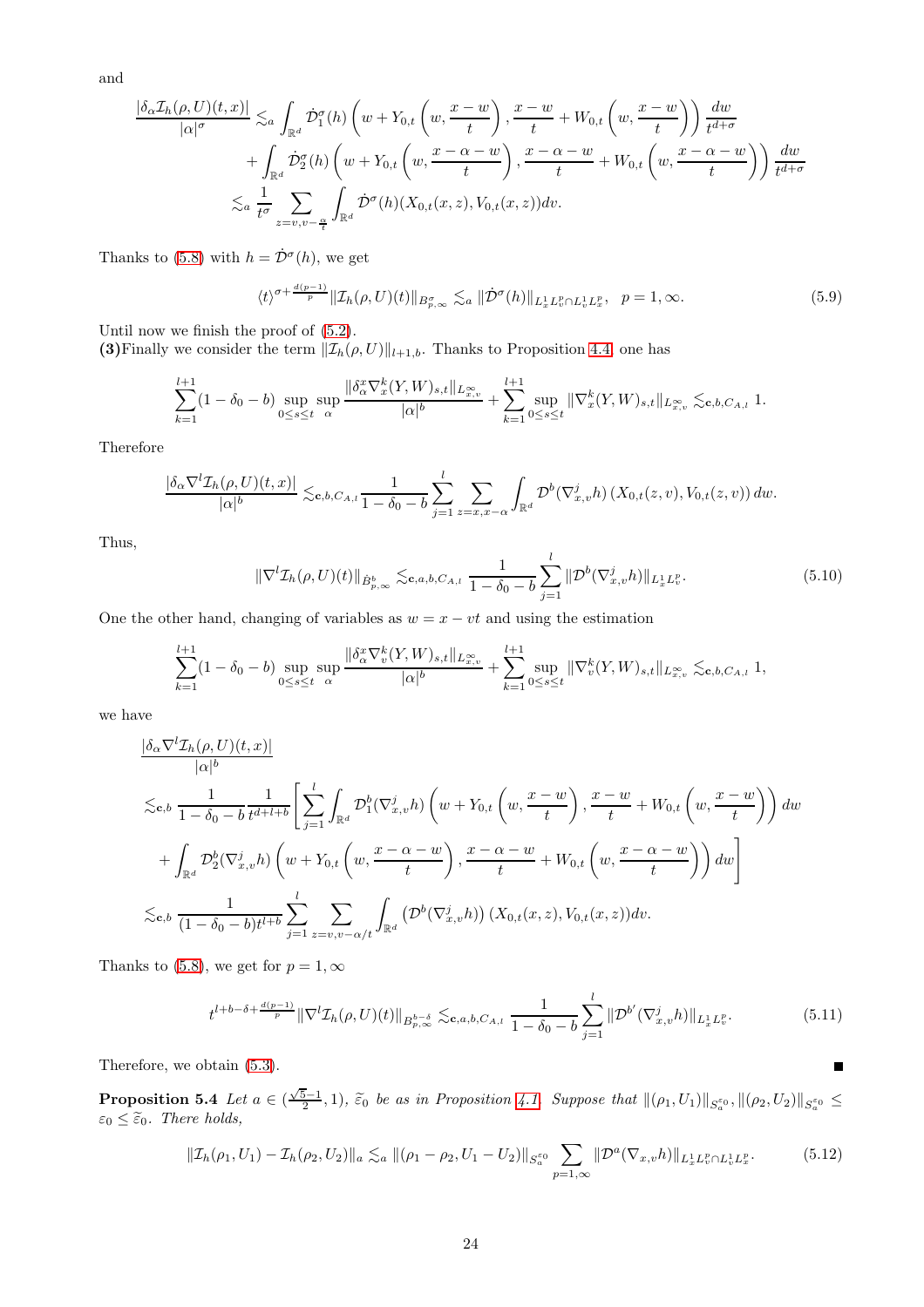and

$$\frac{|\delta_\alpha \mathcal{I}_h(\rho,U)(t,x)|}{|\alpha|^\sigma} \lesssim_a \int_{\mathbb{R}^d} \dot{\mathcal{D}}_1^\sigma(h)\left(w + Y_{0,t}\left(w,\frac{x-w}{t}\right), \frac{x-w}{t} + W_{0,t}\left(w,\frac{x-w}{t}\right)\right)\frac{dw}{t^{d+\sigma}}$$
$$+ \int_{\mathbb{R}^d} \dot{\mathcal{D}}_2^\sigma(h)\left(w + Y_{0,t}\left(w,\frac{x-\alpha-w}{t}\right), \frac{x-\alpha-w}{t} + W_{0,t}\left(w,\frac{x-\alpha-w}{t}\right)\right)\frac{dw}{t^{d+\sigma}}$$
$$\lesssim_a \frac{1}{t^\sigma}\sum_{z=v,v-\frac{\alpha}{t}}\int_{\mathbb{R}^d} \dot{\mathcal{D}}^\sigma(h)(X_{0,t}(x,z),V_{0,t}(x,z))dv.$$

Thanks to (5.8) with $h = \dot{\mathcal{D}}^\sigma(h)$, we get

$$\langle t\rangle^{\sigma+\frac{d(p-1)}{p}}\|\mathcal{I}_h(\rho,U)(t)\|_{B^\sigma_{p,\infty}} \lesssim_a \|\dot{\mathcal{D}}^\sigma(h)\|_{L^1_xL^p_v\cap L^1_vL^p_x}, \quad p=1,\infty. \tag{5.9}$$

Until now we finish the proof of (5.2).
**(3)**Finally we consider the term $\|\mathcal{I}_h(\rho,U)\|_{l+1,b}$. Thanks to Proposition 4.4, one has

$$\sum_{k=1}^{l+1}(1-\delta_0-b)\sup_{0\le s\le t}\sup_\alpha \frac{\|\delta_\alpha^x\nabla_x^k(Y,W)_{s,t}\|_{L^\infty_{x,v}}}{|\alpha|^b} + \sum_{k=1}^{l+1}\sup_{0\le s\le t}\|\nabla_x^k(Y,W)_{s,t}\|_{L^\infty_{x,v}} \lesssim_{\mathbf{c},b,C_{A,l}} 1.$$

Therefore

$$\frac{|\delta_\alpha\nabla^l\mathcal{I}_h(\rho,U)(t,x)|}{|\alpha|^b} \lesssim_{\mathbf{c},b,C_{A,l}} \frac{1}{1-\delta_0-b}\sum_{j=1}^l\sum_{z=x,x-\alpha}\int_{\mathbb{R}^d}\mathcal{D}^b(\nabla^j_{x,v}h)\left(X_{0,t}(z,v),V_{0,t}(z,v)\right)dw.$$

Thus,

$$\|\nabla^l\mathcal{I}_h(\rho,U)(t)\|_{\dot{B}^b_{p,\infty}} \lesssim_{\mathbf{c},a,b,C_{A,l}} \frac{1}{1-\delta_0-b}\sum_{j=1}^l\|\mathcal{D}^b(\nabla^j_{x,v}h)\|_{L^1_xL^p_v}. \tag{5.10}$$

One the other hand, changing of variables as $w = x - vt$ and using the estimation

$$\sum_{k=1}^{l+1}(1-\delta_0-b)\sup_{0\le s\le t}\sup_\alpha \frac{\|\delta_\alpha^x\nabla_v^k(Y,W)_{s,t}\|_{L^\infty_{x,v}}}{|\alpha|^b} + \sum_{k=1}^{l+1}\sup_{0\le s\le t}\|\nabla_v^k(Y,W)_{s,t}\|_{L^\infty_{x,v}} \lesssim_{\mathbf{c},b,C_{A,l}} 1,$$

we have

$$\frac{|\delta_\alpha\nabla^l\mathcal{I}_h(\rho,U)(t,x)|}{|\alpha|^b}$$
$$\lesssim_{\mathbf{c},b} \frac{1}{1-\delta_0-b}\frac{1}{t^{d+l+b}}\left[\sum_{j=1}^l\int_{\mathbb{R}^d}\mathcal{D}_1^b(\nabla^j_{x,v}h)\left(w+Y_{0,t}\left(w,\frac{x-w}{t}\right),\frac{x-w}{t}+W_{0,t}\left(w,\frac{x-w}{t}\right)\right)dw\right.$$
$$\left.+\int_{\mathbb{R}^d}\mathcal{D}_2^b(\nabla^j_{x,v}h)\left(w+Y_{0,t}\left(w,\frac{x-\alpha-w}{t}\right),\frac{x-\alpha-w}{t}+W_{0,t}\left(w,\frac{x-\alpha-w}{t}\right)\right)dw\right]$$
$$\lesssim_{\mathbf{c},b} \frac{1}{(1-\delta_0-b)t^{l+b}}\sum_{j=1}^l\sum_{z=v,v-\alpha/t}\int_{\mathbb{R}^d}\left(\mathcal{D}^b(\nabla^j_{x,v}h)\right)(X_{0,t}(x,z),V_{0,t}(x,z))dv.$$

Thanks to (5.8), we get for $p=1,\infty$

$$t^{l+b-\delta+\frac{d(p-1)}{p}}\|\nabla^l\mathcal{I}_h(\rho,U)(t)\|_{B^{b-\delta}_{p,\infty}} \lesssim_{\mathbf{c},a,b,C_{A,l}} \frac{1}{1-\delta_0-b}\sum_{j=1}^l\|\mathcal{D}^{b'}(\nabla^j_{x,v}h)\|_{L^1_xL^p_v}. \tag{5.11}$$

Therefore, we obtain (5.3). ■

**Proposition 5.4** *Let $a\in(\frac{\sqrt{5}-1}{2},1)$, $\widetilde{\varepsilon}_0$ be as in Proposition 4.1. Suppose that $\|(\rho_1,U_1)\|_{S_a^{\varepsilon_0}}, \|(\rho_2,U_2)\|_{S_a^{\varepsilon_0}} \le \varepsilon_0 \le \widetilde{\varepsilon}_0$. There holds,*

$$\|\mathcal{I}_h(\rho_1,U_1)-\mathcal{I}_h(\rho_2,U_2)\|_a \lesssim_a \|(\rho_1-\rho_2,U_1-U_2)\|_{S_a^{\varepsilon_0}}\sum_{p=1,\infty}\|\mathcal{D}^a(\nabla_{x,v}h)\|_{L^1_xL^p_v\cap L^1_vL^p_x}. \tag{5.12}$$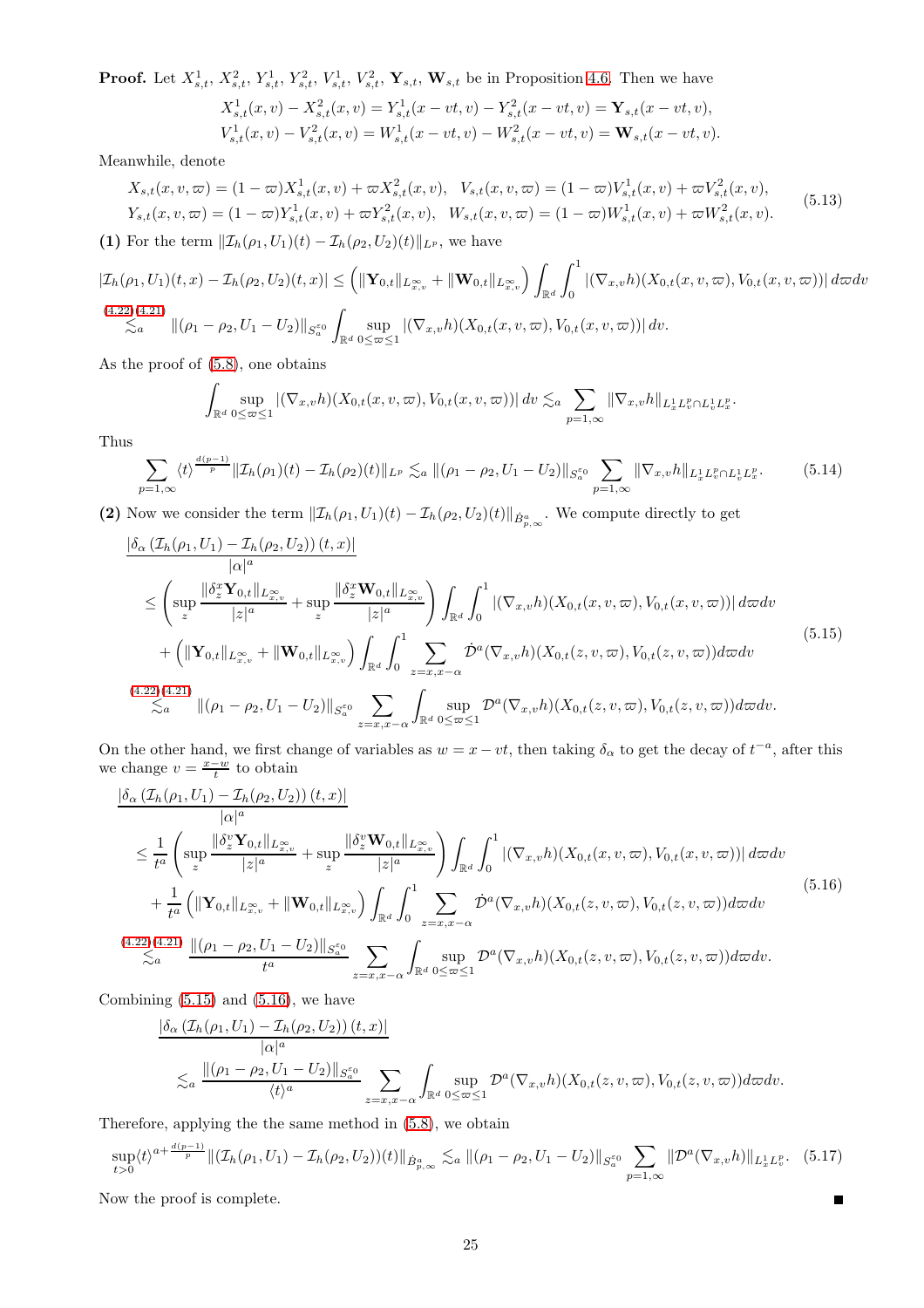**Proof.** Let $X^1_{s,t}$, $X^2_{s,t}$, $Y^1_{s,t}$, $Y^2_{s,t}$, $V^1_{s,t}$, $V^2_{s,t}$, $\mathbf{Y}_{s,t}$, $\mathbf{W}_{s,t}$ be in Proposition 4.6. Then we have

$$X^1_{s,t}(x,v) - X^2_{s,t}(x,v) = Y^1_{s,t}(x-vt,v) - Y^2_{s,t}(x-vt,v) = \mathbf{Y}_{s,t}(x-vt,v),$$
$$V^1_{s,t}(x,v) - V^2_{s,t}(x,v) = W^1_{s,t}(x-vt,v) - W^2_{s,t}(x-vt,v) = \mathbf{W}_{s,t}(x-vt,v).$$

Meanwhile, denote

$$\begin{aligned} &X_{s,t}(x,v,\varpi) = (1-\varpi)X^1_{s,t}(x,v) + \varpi X^2_{s,t}(x,v), \quad V_{s,t}(x,v,\varpi) = (1-\varpi)V^1_{s,t}(x,v) + \varpi V^2_{s,t}(x,v), \\ &Y_{s,t}(x,v,\varpi) = (1-\varpi)Y^1_{s,t}(x,v) + \varpi Y^2_{s,t}(x,v), \quad W_{s,t}(x,v,\varpi) = (1-\varpi)W^1_{s,t}(x,v) + \varpi W^2_{s,t}(x,v). \end{aligned} \tag{5.13}$$

**(1)** For the term $\|\mathcal{I}_h(\rho_1,U_1)(t) - \mathcal{I}_h(\rho_2,U_2)(t)\|_{L^p}$, we have

$$\begin{aligned} |\mathcal{I}_h(\rho_1,U_1)(t,x) - \mathcal{I}_h(\rho_2,U_2)(t,x)| &\le \left(\|\mathbf{Y}_{0,t}\|_{L^\infty_{x,v}} + \|\mathbf{W}_{0,t}\|_{L^\infty_{x,v}}\right) \int_{\mathbb{R}^d}\int_0^1 |(\nabla_{x,v}h)(X_{0,t}(x,v,\varpi), V_{0,t}(x,v,\varpi))|\,d\varpi dv \\ &\overset{(4.22)(4.21)}{\lesssim_a} \|(\rho_1-\rho_2, U_1-U_2)\|_{S^{\varepsilon_0}_a} \int_{\mathbb{R}^d} \sup_{0\le\varpi\le 1} |(\nabla_{x,v}h)(X_{0,t}(x,v,\varpi), V_{0,t}(x,v,\varpi))|\,dv. \end{aligned}$$

As the proof of (5.8), one obtains

$$\int_{\mathbb{R}^d} \sup_{0\le\varpi\le1} |(\nabla_{x,v}h)(X_{0,t}(x,v,\varpi),V_{0,t}(x,v,\varpi))|\,dv \lesssim_a \sum_{p=1,\infty} \|\nabla_{x,v}h\|_{L^1_xL^p_v\cap L^1_vL^p_x}.$$

Thus

$$\sum_{p=1,\infty} \langle t\rangle^{\frac{d(p-1)}{p}} \|\mathcal{I}_h(\rho_1)(t) - \mathcal{I}_h(\rho_2)(t)\|_{L^p} \lesssim_a \|(\rho_1-\rho_2,U_1-U_2)\|_{S^{\varepsilon_0}_a} \sum_{p=1,\infty}\|\nabla_{x,v}h\|_{L^1_xL^p_v\cap L^1_vL^p_x}. \tag{5.14}$$

**(2)** Now we consider the term $\|\mathcal{I}_h(\rho_1,U_1)(t) - \mathcal{I}_h(\rho_2,U_2)(t)\|_{\dot{B}^a_{p,\infty}}$. We compute directly to get

$$\begin{aligned} &\frac{|\delta_\alpha\left(\mathcal{I}_h(\rho_1,U_1) - \mathcal{I}_h(\rho_2,U_2)\right)(t,x)|}{|\alpha|^a} \\ &\le \left(\sup_z \frac{\|\delta^x_z\mathbf{Y}_{0,t}\|_{L^\infty_{x,v}}}{|z|^a} + \sup_z \frac{\|\delta^x_z\mathbf{W}_{0,t}\|_{L^\infty_{x,v}}}{|z|^a}\right)\int_{\mathbb{R}^d}\int_0^1 |(\nabla_{x,v}h)(X_{0,t}(x,v,\varpi),V_{0,t}(x,v,\varpi))|\,d\varpi dv \\ &\quad + \left(\|\mathbf{Y}_{0,t}\|_{L^\infty_{x,v}} + \|\mathbf{W}_{0,t}\|_{L^\infty_{x,v}}\right)\int_{\mathbb{R}^d}\int_0^1 \sum_{z=x,x-\alpha} \dot{\mathcal{D}}^a(\nabla_{x,v}h)(X_{0,t}(z,v,\varpi),V_{0,t}(z,v,\varpi))\,d\varpi dv \\ &\overset{(4.22)(4.21)}{\lesssim_a} \|(\rho_1-\rho_2,U_1-U_2)\|_{S^{\varepsilon_0}_a} \sum_{z=x,x-\alpha}\int_{\mathbb{R}^d}\sup_{0\le\varpi\le1}\mathcal{D}^a(\nabla_{x,v}h)(X_{0,t}(z,v,\varpi),V_{0,t}(z,v,\varpi))\,d\varpi dv. \end{aligned} \tag{5.15}$$

On the other hand, we first change of variables as $w = x - vt$, then taking $\delta_\alpha$ to get the decay of $t^{-a}$, after this we change $v = \frac{x-w}{t}$ to obtain

$$\begin{aligned} &\frac{|\delta_\alpha\left(\mathcal{I}_h(\rho_1,U_1) - \mathcal{I}_h(\rho_2,U_2)\right)(t,x)|}{|\alpha|^a} \\ &\le \frac{1}{t^a}\left(\sup_z \frac{\|\delta^v_z\mathbf{Y}_{0,t}\|_{L^\infty_{x,v}}}{|z|^a} + \sup_z \frac{\|\delta^v_z\mathbf{W}_{0,t}\|_{L^\infty_{x,v}}}{|z|^a}\right)\int_{\mathbb{R}^d}\int_0^1 |(\nabla_{x,v}h)(X_{0,t}(x,v,\varpi),V_{0,t}(x,v,\varpi))|\,d\varpi dv \\ &\quad + \frac{1}{t^a}\left(\|\mathbf{Y}_{0,t}\|_{L^\infty_{x,v}} + \|\mathbf{W}_{0,t}\|_{L^\infty_{x,v}}\right)\int_{\mathbb{R}^d}\int_0^1 \sum_{z=x,x-\alpha}\dot{\mathcal{D}}^a(\nabla_{x,v}h)(X_{0,t}(z,v,\varpi),V_{0,t}(z,v,\varpi))\,d\varpi dv \\ &\overset{(4.22)(4.21)}{\lesssim_a} \frac{\|(\rho_1-\rho_2,U_1-U_2)\|_{S^{\varepsilon_0}_a}}{t^a}\sum_{z=x,x-\alpha}\int_{\mathbb{R}^d}\sup_{0\le\varpi\le1}\mathcal{D}^a(\nabla_{x,v}h)(X_{0,t}(z,v,\varpi),V_{0,t}(z,v,\varpi))\,d\varpi dv. \end{aligned} \tag{5.16}$$

Combining (5.15) and (5.16), we have

$$\begin{aligned} &\frac{|\delta_\alpha\left(\mathcal{I}_h(\rho_1,U_1) - \mathcal{I}_h(\rho_2,U_2)\right)(t,x)|}{|\alpha|^a} \\ &\lesssim_a \frac{\|(\rho_1-\rho_2,U_1-U_2)\|_{S^{\varepsilon_0}_a}}{\langle t\rangle^a}\sum_{z=x,x-\alpha}\int_{\mathbb{R}^d}\sup_{0\le\varpi\le1}\mathcal{D}^a(\nabla_{x,v}h)(X_{0,t}(z,v,\varpi),V_{0,t}(z,v,\varpi))\,d\varpi dv. \end{aligned}$$

Therefore, applying the the same method in (5.8), we obtain

$$\sup_{t>0}\langle t\rangle^{a+\frac{d(p-1)}{p}}\|(\mathcal{I}_h(\rho_1,U_1) - \mathcal{I}_h(\rho_2,U_2))(t)\|_{\dot{B}^a_{p,\infty}} \lesssim_a \|(\rho_1-\rho_2,U_1-U_2)\|_{S^{\varepsilon_0}_a}\sum_{p=1,\infty}\|\mathcal{D}^a(\nabla_{x,v}h)\|_{L^1_xL^p_v}. \tag{5.17}$$

Now the proof is complete. ∎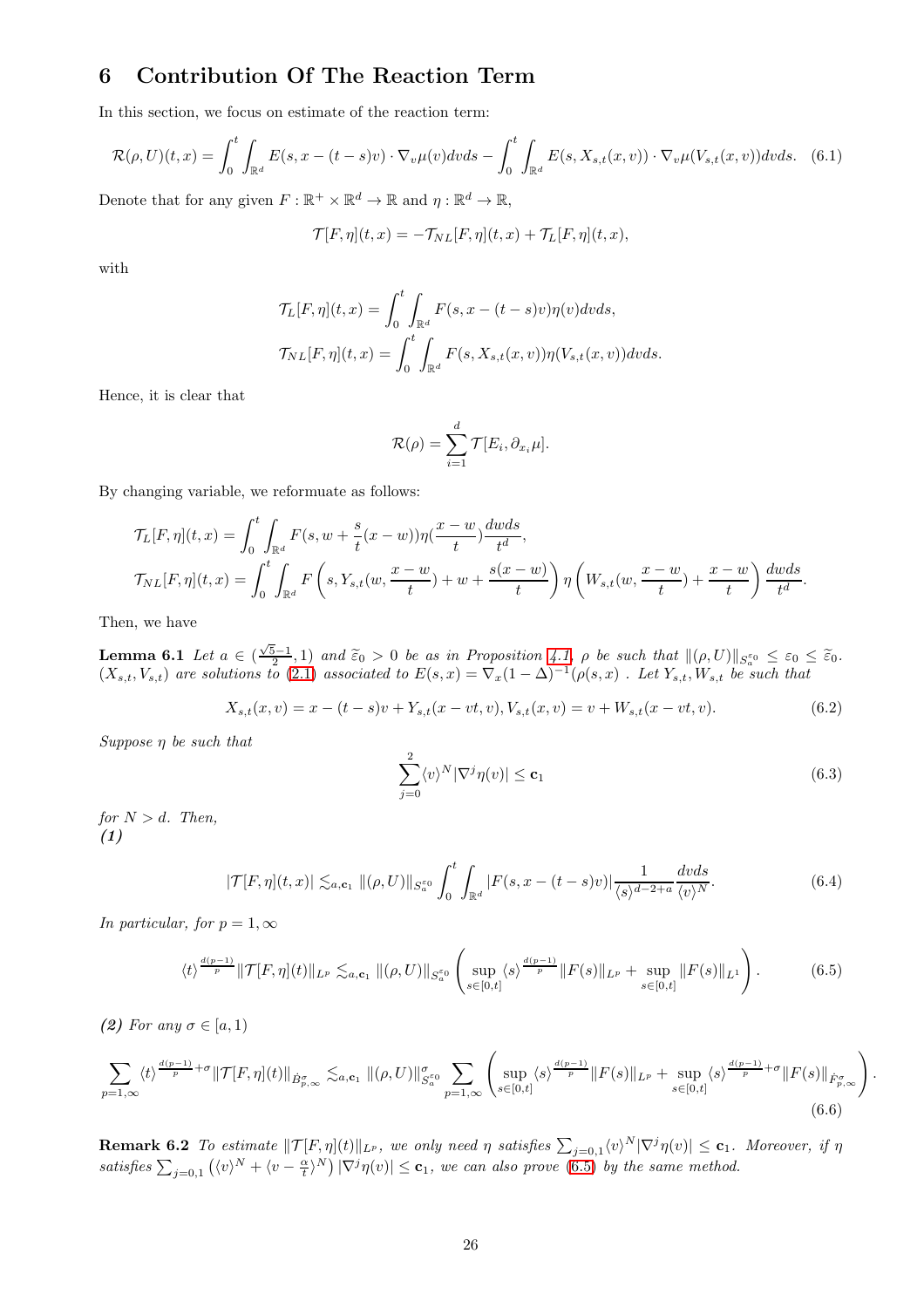# 6 Contribution Of The Reaction Term

In this section, we focus on estimate of the reaction term:

$$\mathcal{R}(\rho,U)(t,x)=\int_0^t\int_{\mathbb{R}^d}E(s,x-(t-s)v)\cdot\nabla_v\mu(v)dvds-\int_0^t\int_{\mathbb{R}^d}E(s,X_{s,t}(x,v))\cdot\nabla_v\mu(V_{s,t}(x,v))dvds. \tag{6.1}$$

Denote that for any given $F:\mathbb{R}^+\times\mathbb{R}^d\to\mathbb{R}$ and $\eta:\mathbb{R}^d\to\mathbb{R}$,

$$\mathcal{T}[F,\eta](t,x)=-\mathcal{T}_{NL}[F,\eta](t,x)+\mathcal{T}_L[F,\eta](t,x),$$

with

$$\mathcal{T}_L[F,\eta](t,x)=\int_0^t\int_{\mathbb{R}^d}F(s,x-(t-s)v)\eta(v)dvds,$$
$$\mathcal{T}_{NL}[F,\eta](t,x)=\int_0^t\int_{\mathbb{R}^d}F(s,X_{s,t}(x,v))\eta(V_{s,t}(x,v))dvds.$$

Hence, it is clear that

$$\mathcal{R}(\rho)=\sum_{i=1}^d\mathcal{T}[E_i,\partial_{x_i}\mu].$$

By changing variable, we reformuate as follows:

$$\mathcal{T}_L[F,\eta](t,x)=\int_0^t\int_{\mathbb{R}^d}F(s,w+\frac{s}{t}(x-w))\eta(\frac{x-w}{t})\frac{dwds}{t^d},$$
$$\mathcal{T}_{NL}[F,\eta](t,x)=\int_0^t\int_{\mathbb{R}^d}F\left(s,Y_{s,t}(w,\frac{x-w}{t})+w+\frac{s(x-w)}{t}\right)\eta\left(W_{s,t}(w,\frac{x-w}{t})+\frac{x-w}{t}\right)\frac{dwds}{t^d}.$$

Then, we have

**Lemma 6.1** *Let $a\in(\frac{\sqrt{5}-1}{2},1)$ and $\widetilde{\varepsilon}_0>0$ be as in Proposition 4.1, $\rho$ be such that $\|(\rho,U)\|_{S_a^{\varepsilon_0}}\le\varepsilon_0\le\widetilde{\varepsilon}_0$. $(X_{s,t},V_{s,t})$ are solutions to (2.1) associated to $E(s,x)=\nabla_x(1-\Delta)^{-1}(\rho(s,x)$ . Let $Y_{s,t},W_{s,t}$ be such that*

$$X_{s,t}(x,v)=x-(t-s)v+Y_{s,t}(x-vt,v),V_{s,t}(x,v)=v+W_{s,t}(x-vt,v). \tag{6.2}$$

*Suppose $\eta$ be such that*

$$\sum_{j=0}^2\langle v\rangle^N|\nabla^j\eta(v)|\le\mathbf{c}_1 \tag{6.3}$$

*for $N>d$. Then,*
***(1)***

$$|\mathcal{T}[F,\eta](t,x)|\lesssim_{a,\mathbf{c}_1}\|(\rho,U)\|_{S_a^{\varepsilon_0}}\int_0^t\int_{\mathbb{R}^d}|F(s,x-(t-s)v)|\frac{1}{\langle s\rangle^{d-2+a}}\frac{dvds}{\langle v\rangle^N}. \tag{6.4}$$

*In particular, for $p=1,\infty$*

$$\langle t\rangle^{\frac{d(p-1)}{p}}\|\mathcal{T}[F,\eta](t)\|_{L^p}\lesssim_{a,\mathbf{c}_1}\|(\rho,U)\|_{S_a^{\varepsilon_0}}\left(\sup_{s\in[0,t]}\langle s\rangle^{\frac{d(p-1)}{p}}\|F(s)\|_{L^p}+\sup_{s\in[0,t]}\|F(s)\|_{L^1}\right). \tag{6.5}$$

***(2)*** *For any $\sigma\in[a,1)$*

$$\sum_{p=1,\infty}\langle t\rangle^{\frac{d(p-1)}{p}+\sigma}\|\mathcal{T}[F,\eta](t)\|_{\dot{B}^\sigma_{p,\infty}}\lesssim_{a,\mathbf{c}_1}\|(\rho,U)\|^\sigma_{S_a^{\varepsilon_0}}\sum_{p=1,\infty}\left(\sup_{s\in[0,t]}\langle s\rangle^{\frac{d(p-1)}{p}}\|F(s)\|_{L^p}+\sup_{s\in[0,t]}\langle s\rangle^{\frac{d(p-1)}{p}+\sigma}\|F(s)\|_{\dot{F}^\sigma_{p,\infty}}\right). \tag{6.6}$$

**Remark 6.2** *To estimate $\|\mathcal{T}[F,\eta](t)\|_{L^p}$, we only need $\eta$ satisfies $\sum_{j=0,1}\langle v\rangle^N|\nabla^j\eta(v)|\le\mathbf{c}_1$. Moreover, if $\eta$ satisfies $\sum_{j=0,1}\left(\langle v\rangle^N+\langle v-\frac{\alpha}{t}\rangle^N\right)|\nabla^j\eta(v)|\le\mathbf{c}_1$, we can also prove (6.5) by the same method.*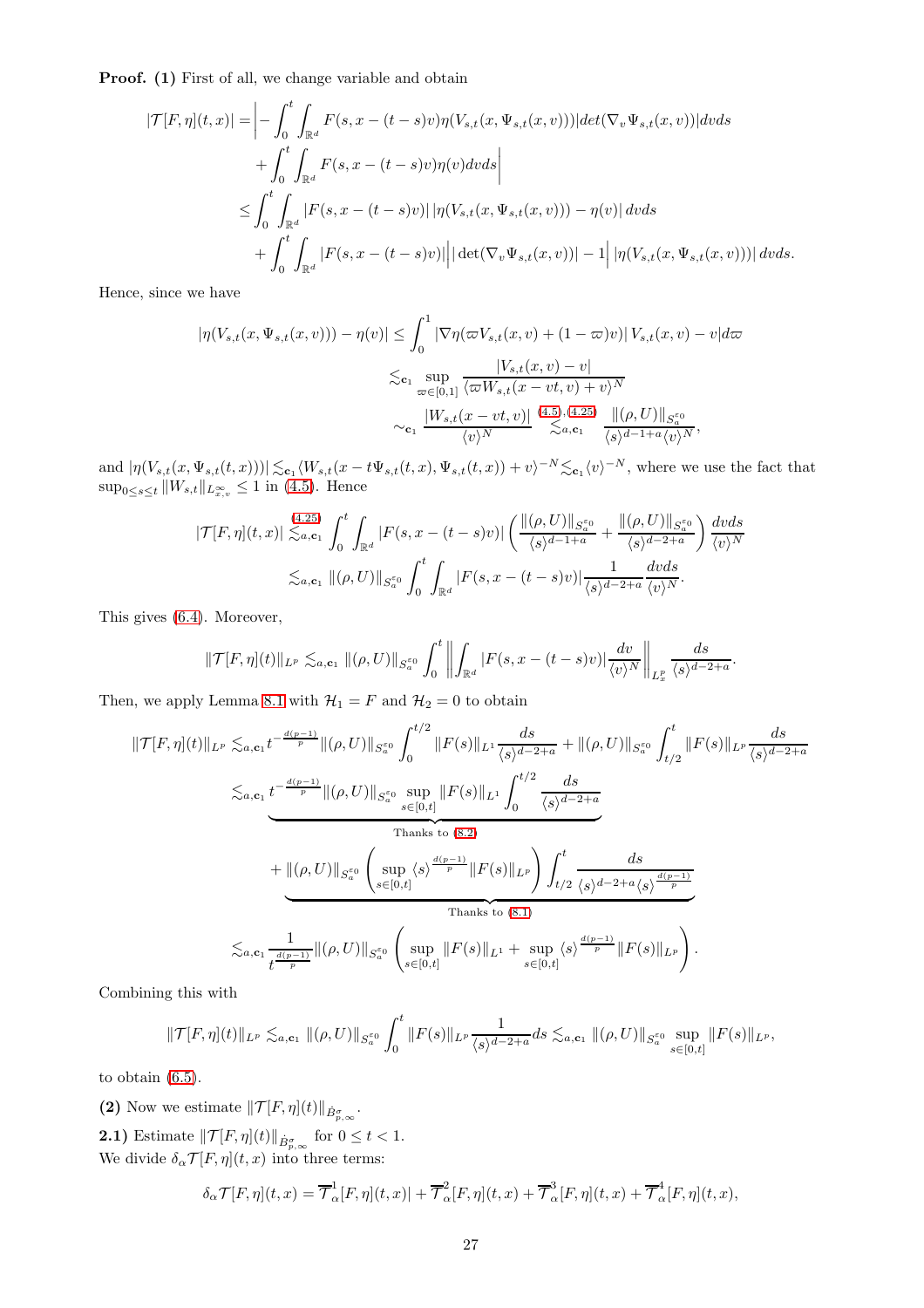**Proof. (1)** First of all, we change variable and obtain

$$
\begin{aligned}
|\mathcal{T}[F,\eta](t,x)| =& \bigg| -\int_0^t \int_{\mathbb{R}^d} F(s, x-(t-s)v)\eta(V_{s,t}(x,\Psi_{s,t}(x,v)))|det(\nabla_v \Psi_{s,t}(x,v))| dv ds \\
&+ \int_0^t \int_{\mathbb{R}^d} F(s,x-(t-s)v)\eta(v) dv ds \bigg| \\
\leq& \int_0^t \int_{\mathbb{R}^d} |F(s,x-(t-s)v)| \, |\eta(V_{s,t}(x,\Psi_{s,t}(x,v))) - \eta(v)| \, dv ds \\
&+ \int_0^t \int_{\mathbb{R}^d} |F(s,x-(t-s)v)| \Big| |\det(\nabla_v \Psi_{s,t}(x,v))| - 1 \Big| \, |\eta(V_{s,t}(x,\Psi_{s,t}(x,v)))| \, dv ds.
\end{aligned}
$$

Hence, since we have

$$
\begin{aligned}
|\eta(V_{s,t}(x,\Psi_{s,t}(x,v))) - \eta(v)| &\leq \int_0^1 |\nabla \eta(\varpi V_{s,t}(x,v) + (1-\varpi)v)| \, V_{s,t}(x,v) - v| d\varpi \\
&\lesssim_{\mathbf{c}_1} \sup_{\varpi \in [0,1]} \frac{|V_{s,t}(x,v) - v|}{\langle \varpi W_{s,t}(x-vt,v) + v\rangle^N} \\
&\sim_{\mathbf{c}_1} \frac{|W_{s,t}(x-vt,v)|}{\langle v\rangle^N} \overset{(4.5),(4.25)}{\lesssim_{a,\mathbf{c}_1}} \frac{\|(\rho,U)\|_{S_a^{\varepsilon_0}}}{\langle s\rangle^{d-1+a}\langle v\rangle^N},
\end{aligned}
$$

and $|\eta(V_{s,t}(x,\Psi_{s,t}(t,x)))| \lesssim_{\mathbf{c}_1} \langle W_{s,t}(x-t\Psi_{s,t}(t,x),\Psi_{s,t}(t,x)) + v\rangle^{-N} \lesssim_{\mathbf{c}_1} \langle v\rangle^{-N}$, where we use the fact that $\sup_{0\leq s\leq t} \|W_{s,t}\|_{L^\infty_{x,v}} \leq 1$ in (4.5). Hence

$$
\begin{aligned}
|\mathcal{T}[F,\eta](t,x)| &\overset{(4.25)}{\lesssim_{a,\mathbf{c}_1}} \int_0^t \int_{\mathbb{R}^d} |F(s,x-(t-s)v)| \left( \frac{\|(\rho,U)\|_{S_a^{\varepsilon_0}}}{\langle s\rangle^{d-1+a}} + \frac{\|(\rho,U)\|_{S_a^{\varepsilon_0}}}{\langle s\rangle^{d-2+a}} \right) \frac{dv ds}{\langle v\rangle^N} \\
&\lesssim_{a,\mathbf{c}_1} \|(\rho,U)\|_{S_a^{\varepsilon_0}} \int_0^t \int_{\mathbb{R}^d} |F(s,x-(t-s)v)| \frac{1}{\langle s\rangle^{d-2+a}} \frac{dv ds}{\langle v\rangle^N}.
\end{aligned}
$$

This gives (6.4). Moreover,

$$
\|\mathcal{T}[F,\eta](t)\|_{L^p} \lesssim_{a,\mathbf{c}_1} \|(\rho,U)\|_{S_a^{\varepsilon_0}} \int_0^t \left\| \int_{\mathbb{R}^d} |F(s,x-(t-s)v)| \frac{dv}{\langle v\rangle^N} \right\|_{L^p_x} \frac{ds}{\langle s\rangle^{d-2+a}}.
$$

Then, we apply Lemma 8.1 with $\mathcal{H}_1 = F$ and $\mathcal{H}_2 = 0$ to obtain

$$
\begin{aligned}
\|\mathcal{T}[F,\eta](t)\|_{L^p} &\lesssim_{a,\mathbf{c}_1} t^{-\frac{d(p-1)}{p}} \|(\rho,U)\|_{S_a^{\varepsilon_0}} \int_0^{t/2} \|F(s)\|_{L^1} \frac{ds}{\langle s\rangle^{d-2+a}} + \|(\rho,U)\|_{S_a^{\varepsilon_0}} \int_{t/2}^t \|F(s)\|_{L^p} \frac{ds}{\langle s\rangle^{d-2+a}} \\
&\lesssim_{a,\mathbf{c}_1} \underbrace{t^{-\frac{d(p-1)}{p}} \|(\rho,U)\|_{S_a^{\varepsilon_0}} \sup_{s\in[0,t]} \|F(s)\|_{L^1} \int_0^{t/2} \frac{ds}{\langle s\rangle^{d-2+a}}}_{\text{Thanks to (8.2)}} \\
&\quad + \underbrace{\|(\rho,U)\|_{S_a^{\varepsilon_0}} \left( \sup_{s\in[0,t]} \langle s\rangle^{\frac{d(p-1)}{p}} \|F(s)\|_{L^p} \right) \int_{t/2}^t \frac{ds}{\langle s\rangle^{d-2+a} \langle s\rangle^{\frac{d(p-1)}{p}}}}_{\text{Thanks to (8.1)}} \\
&\lesssim_{a,\mathbf{c}_1} \frac{1}{t^{\frac{d(p-1)}{p}}} \|(\rho,U)\|_{S_a^{\varepsilon_0}} \left( \sup_{s\in[0,t]} \|F(s)\|_{L^1} + \sup_{s\in[0,t]} \langle s\rangle^{\frac{d(p-1)}{p}} \|F(s)\|_{L^p} \right).
\end{aligned}
$$

Combining this with

$$
\|\mathcal{T}[F,\eta](t)\|_{L^p} \lesssim_{a,\mathbf{c}_1} \|(\rho,U)\|_{S_a^{\varepsilon_0}} \int_0^t \|F(s)\|_{L^p} \frac{1}{\langle s\rangle^{d-2+a}} ds \lesssim_{a,\mathbf{c}_1} \|(\rho,U)\|_{S_a^{\varepsilon_0}} \sup_{s\in[0,t]} \|F(s)\|_{L^p},
$$

to obtain (6.5).

**(2)** Now we estimate $\|\mathcal{T}[F,\eta](t)\|_{\dot{B}^\sigma_{p,\infty}}$.

**2.1)** Estimate $\|\mathcal{T}[F,\eta](t)\|_{\dot{B}^\sigma_{p,\infty}}$ for $0 \leq t < 1$.
We divide $\delta_\alpha \mathcal{T}[F,\eta](t,x)$ into three terms:

$$
\delta_\alpha \mathcal{T}[F,\eta](t,x) = \overline{\mathcal{T}}^1_\alpha[F,\eta](t,x)| + \overline{\mathcal{T}}^2_\alpha[F,\eta](t,x) + \overline{\mathcal{T}}^3_\alpha[F,\eta](t,x) + \overline{\mathcal{T}}^4_\alpha[F,\eta](t,x),
$$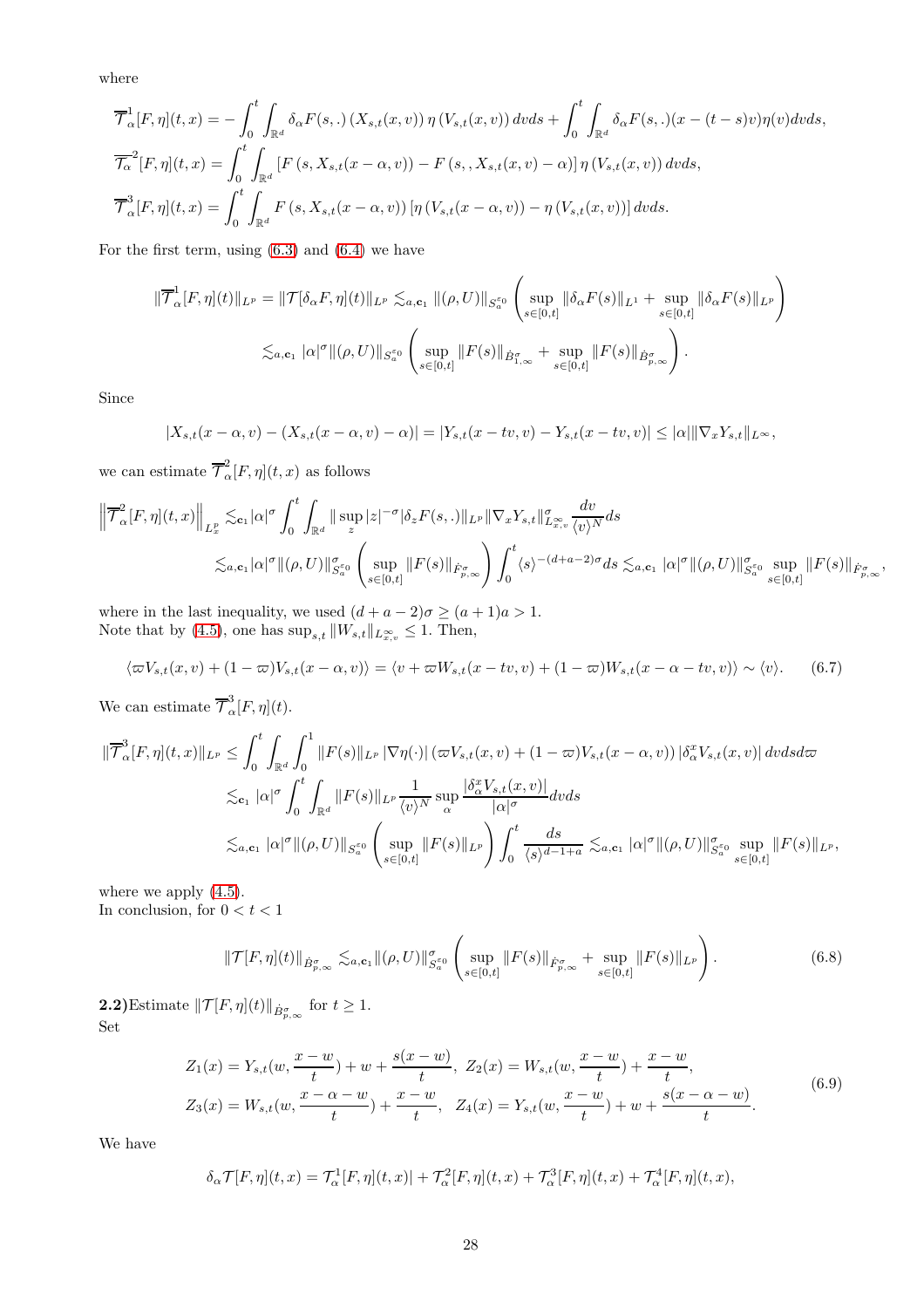where

$$
\begin{aligned}
\overline{\mathcal{T}}^1_\alpha[F,\eta](t,x) &= -\int_0^t\int_{\mathbb{R}^d} \delta_\alpha F(s,.)\left(X_{s,t}(x,v)\right)\eta\left(V_{s,t}(x,v)\right)dvds + \int_0^t\int_{\mathbb{R}^d}\delta_\alpha F(s,.)(x-(t-s)v)\eta(v)dvds,\\
\overline{\mathcal{T}_\alpha}^2[F,\eta](t,x) &= \int_0^t\int_{\mathbb{R}^d}\left[F\left(s,X_{s,t}(x-\alpha,v)\right)-F\left(s,,X_{s,t}(x,v)-\alpha\right)\right]\eta\left(V_{s,t}(x,v)\right)dvds,\\
\overline{\mathcal{T}}^3_\alpha[F,\eta](t,x) &= \int_0^t\int_{\mathbb{R}^d} F\left(s,X_{s,t}(x-\alpha,v)\right)\left[\eta\left(V_{s,t}(x-\alpha,v)\right)-\eta\left(V_{s,t}(x,v)\right)\right]dvds.
\end{aligned}
$$

For the first term, using (6.3) and (6.4) we have

$$
\begin{aligned}
\|\overline{\mathcal{T}}^1_\alpha[F,\eta](t)\|_{L^p} = \|\mathcal{T}[\delta_\alpha F,\eta](t)\|_{L^p} &\lesssim_{a,\mathbf{c}_1} \|(\rho,U)\|_{S_a^{\varepsilon_0}}\left(\sup_{s\in[0,t]}\|\delta_\alpha F(s)\|_{L^1}+\sup_{s\in[0,t]}\|\delta_\alpha F(s)\|_{L^p}\right)\\
&\lesssim_{a,\mathbf{c}_1} |\alpha|^\sigma\|(\rho,U)\|_{S_a^{\varepsilon_0}}\left(\sup_{s\in[0,t]}\|F(s)\|_{\dot{B}^\sigma_{1,\infty}}+\sup_{s\in[0,t]}\|F(s)\|_{\dot{B}^\sigma_{p,\infty}}\right).
\end{aligned}
$$

Since

$$
|X_{s,t}(x-\alpha,v)-(X_{s,t}(x-\alpha,v)-\alpha)| = |Y_{s,t}(x-tv,v)-Y_{s,t}(x-tv,v)|\le |\alpha|\|\nabla_x Y_{s,t}\|_{L^\infty},
$$

we can estimate $\overline{\mathcal{T}}^2_\alpha[F,\eta](t,x)$ as follows

$$
\begin{aligned}
\left\|\overline{\mathcal{T}}^2_\alpha[F,\eta](t,x)\right\|_{L^p_x} &\lesssim_{\mathbf{c}_1}|\alpha|^\sigma\int_0^t\int_{\mathbb{R}^d}\|\sup_z|z|^{-\sigma}|\delta_z F(s,.)\|_{L^p}\|\nabla_x Y_{s,t}\|^\sigma_{L^\infty_{x,v}}\frac{dv}{\langle v\rangle^N}ds\\
&\lesssim_{a,\mathbf{c}_1}|\alpha|^\sigma\|(\rho,U)\|^\sigma_{S_a^{\varepsilon_0}}\left(\sup_{s\in[0,t]}\|F(s)\|_{\dot{F}^\sigma_{p,\infty}}\right)\int_0^t\langle s\rangle^{-(d+a-2)\sigma}ds \lesssim_{a,\mathbf{c}_1}|\alpha|^\sigma\|(\rho,U)\|^\sigma_{S_a^{\varepsilon_0}}\sup_{s\in[0,t]}\|F(s)\|_{\dot{F}^\sigma_{p,\infty}},
\end{aligned}
$$

where in the last inequality, we used $(d+a-2)\sigma\ge(a+1)a>1$.
Note that by (4.5), one has $\sup_{s,t}\|W_{s,t}\|_{L^\infty_{x,v}}\le 1$. Then,

$$
\langle\varpi V_{s,t}(x,v)+(1-\varpi)V_{s,t}(x-\alpha,v)\rangle = \langle v+\varpi W_{s,t}(x-tv,v)+(1-\varpi)W_{s,t}(x-\alpha-tv,v)\rangle\sim\langle v\rangle. \tag{6.7}
$$

We can estimate $\overline{\mathcal{T}}^3_\alpha[F,\eta](t)$.

$$
\begin{aligned}
\|\overline{\mathcal{T}}^3_\alpha[F,\eta](t,x)\|_{L^p} &\le \int_0^t\int_{\mathbb{R}^d}\int_0^1\|F(s)\|_{L^p}\left|\nabla\eta(\cdot)\right|\left(\varpi V_{s,t}(x,v)+(1-\varpi)V_{s,t}(x-\alpha,v)\right)\left|\delta^x_\alpha V_{s,t}(x,v)\right|dvdsd\varpi\\
&\lesssim_{\mathbf{c}_1}|\alpha|^\sigma\int_0^t\int_{\mathbb{R}^d}\|F(s)\|_{L^p}\frac{1}{\langle v\rangle^N}\sup_\alpha\frac{|\delta^x_\alpha V_{s,t}(x,v)|}{|\alpha|^\sigma}dvds\\
&\lesssim_{a,\mathbf{c}_1}|\alpha|^\sigma\|(\rho,U)\|_{S_a^{\varepsilon_0}}\left(\sup_{s\in[0,t]}\|F(s)\|_{L^p}\right)\int_0^t\frac{ds}{\langle s\rangle^{d-1+a}}\lesssim_{a,\mathbf{c}_1}|\alpha|^\sigma\|(\rho,U)\|^\sigma_{S_a^{\varepsilon_0}}\sup_{s\in[0,t]}\|F(s)\|_{L^p},
\end{aligned}
$$

where we apply (4.5).
In conclusion, for $0<t<1$

$$
\|\mathcal{T}[F,\eta](t)\|_{\dot{B}^\sigma_{p,\infty}}\lesssim_{a,\mathbf{c}_1}\|(\rho,U)\|^\sigma_{S_a^{\varepsilon_0}}\left(\sup_{s\in[0,t]}\|F(s)\|_{\dot{F}^\sigma_{p,\infty}}+\sup_{s\in[0,t]}\|F(s)\|_{L^p}\right). \tag{6.8}
$$

**2.2)** Estimate $\|\mathcal{T}[F,\eta](t)\|_{\dot{B}^\sigma_{p,\infty}}$ for $t\ge 1$.
Set

$$
\begin{aligned}
Z_1(x) &= Y_{s,t}(w,\frac{x-w}{t})+w+\frac{s(x-w)}{t},\ \ Z_2(x)=W_{s,t}(w,\frac{x-w}{t})+\frac{x-w}{t},\\
Z_3(x) &= W_{s,t}(w,\frac{x-\alpha-w}{t})+\frac{x-w}{t},\ \ Z_4(x)=Y_{s,t}(w,\frac{x-w}{t})+w+\frac{s(x-\alpha-w)}{t}.
\end{aligned} \tag{6.9}
$$

We have

$$
\delta_\alpha\mathcal{T}[F,\eta](t,x) = \mathcal{T}^1_\alpha[F,\eta](t,x)|+\mathcal{T}^2_\alpha[F,\eta](t,x)+\mathcal{T}^3_\alpha[F,\eta](t,x)+\mathcal{T}^4_\alpha[F,\eta](t,x),
$$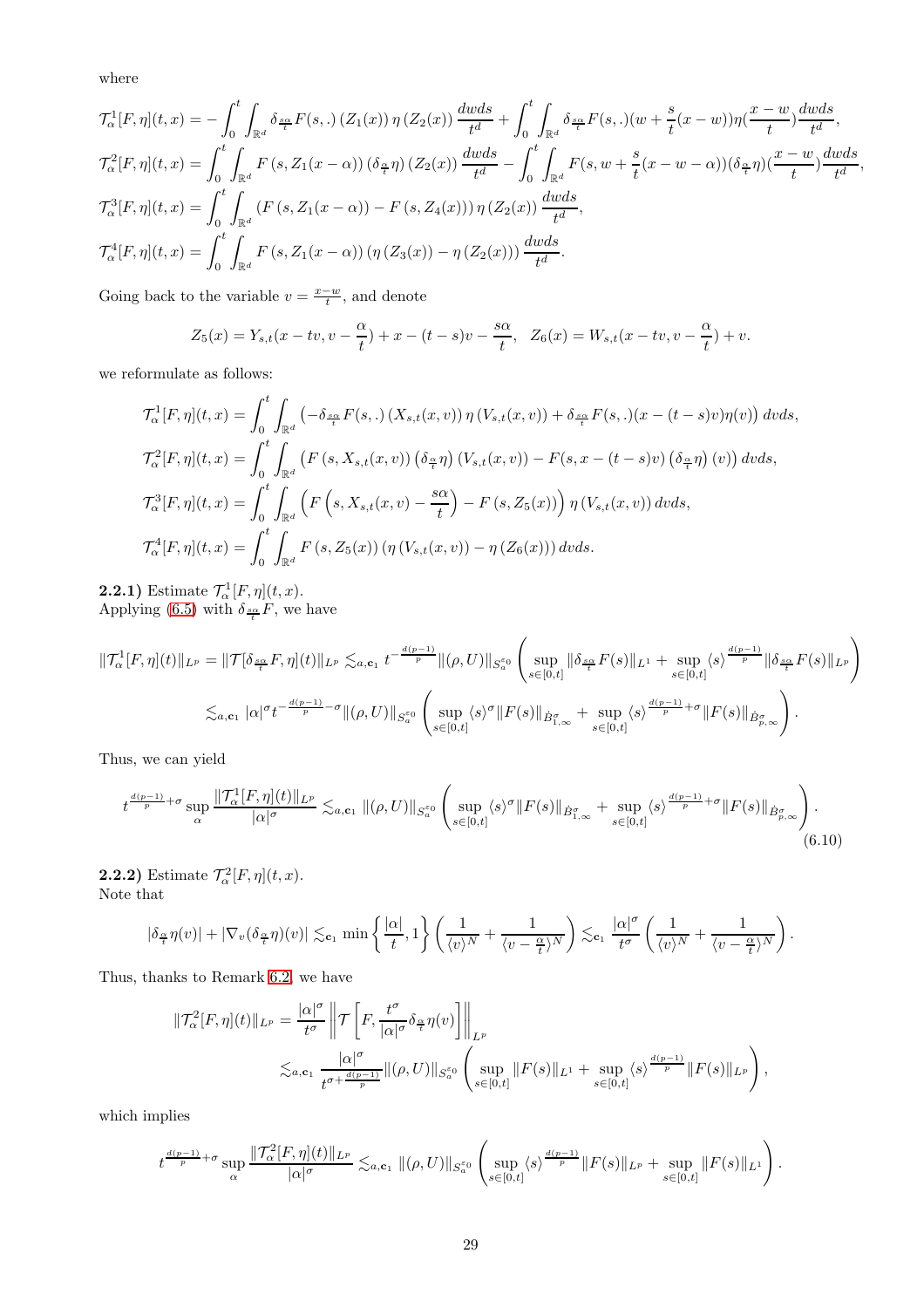where

$$
\begin{aligned}
\mathcal{T}_\alpha^1[F,\eta](t,x) &= -\int_0^t\int_{\mathbb{R}^d} \delta_{\frac{s\alpha}{t}} F(s,.)\left(Z_1(x)\right)\eta\left(Z_2(x)\right)\frac{dwds}{t^d} + \int_0^t\int_{\mathbb{R}^d} \delta_{\frac{s\alpha}{t}} F(s,.)(w+\frac{s}{t}(x-w))\eta(\frac{x-w}{t})\frac{dwds}{t^d},\\
\mathcal{T}_\alpha^2[F,\eta](t,x) &= \int_0^t\int_{\mathbb{R}^d} F\left(s,Z_1(x-\alpha)\right)\left(\delta_{\frac{\alpha}{t}}\eta\right)\left(Z_2(x)\right)\frac{dwds}{t^d} - \int_0^t\int_{\mathbb{R}^d} F(s,w+\frac{s}{t}(x-w-\alpha))(\delta_{\frac{\alpha}{t}}\eta)(\frac{x-w}{t})\frac{dwds}{t^d},\\
\mathcal{T}_\alpha^3[F,\eta](t,x) &= \int_0^t\int_{\mathbb{R}^d} \left(F\left(s,Z_1(x-\alpha)\right)-F\left(s,Z_4(x)\right)\right)\eta\left(Z_2(x)\right)\frac{dwds}{t^d},\\
\mathcal{T}_\alpha^4[F,\eta](t,x) &= \int_0^t\int_{\mathbb{R}^d} F\left(s,Z_1(x-\alpha)\right)\left(\eta\left(Z_3(x)\right)-\eta\left(Z_2(x)\right)\right)\frac{dwds}{t^d}.
\end{aligned}
$$

Going back to the variable $v=\frac{x-w}{t}$, and denote

$$
Z_5(x)=Y_{s,t}(x-tv,v-\frac{\alpha}{t})+x-(t-s)v-\frac{s\alpha}{t},\quad Z_6(x)=W_{s,t}(x-tv,v-\frac{\alpha}{t})+v.
$$

we reformulate as follows:

$$
\begin{aligned}
\mathcal{T}_\alpha^1[F,\eta](t,x) &= \int_0^t\int_{\mathbb{R}^d}\left(-\delta_{\frac{s\alpha}{t}}F(s,.)\left(X_{s,t}(x,v)\right)\eta\left(V_{s,t}(x,v)\right)+\delta_{\frac{s\alpha}{t}}F(s,.)(x-(t-s)v)\eta(v)\right)dvds,\\
\mathcal{T}_\alpha^2[F,\eta](t,x) &= \int_0^t\int_{\mathbb{R}^d}\left(F\left(s,X_{s,t}(x,v)\right)\left(\delta_{\frac{\alpha}{t}}\eta\right)\left(V_{s,t}(x,v)\right)-F(s,x-(t-s)v)\left(\delta_{\frac{\alpha}{t}}\eta\right)(v)\right)dvds,\\
\mathcal{T}_\alpha^3[F,\eta](t,x) &= \int_0^t\int_{\mathbb{R}^d}\left(F\left(s,X_{s,t}(x,v)-\frac{s\alpha}{t}\right)-F\left(s,Z_5(x)\right)\right)\eta\left(V_{s,t}(x,v)\right)dvds,\\
\mathcal{T}_\alpha^4[F,\eta](t,x) &= \int_0^t\int_{\mathbb{R}^d} F\left(s,Z_5(x)\right)\left(\eta\left(V_{s,t}(x,v)\right)-\eta\left(Z_6(x)\right)\right)dvds.
\end{aligned}
$$

**2.2.1)** Estimate $\mathcal{T}_\alpha^1[F,\eta](t,x)$.
Applying (6.5) with $\delta_{\frac{s\alpha}{t}}F$, we have

$$
\begin{aligned}
\|\mathcal{T}_\alpha^1[F,\eta](t)\|_{L^p} &= \|\mathcal{T}[\delta_{\frac{s\alpha}{t}}F,\eta](t)\|_{L^p} \lesssim_{a,\mathbf{c}_1} t^{-\frac{d(p-1)}{p}}\|(\rho,U)\|_{S_a^{\varepsilon_0}}\left(\sup_{s\in[0,t]}\|\delta_{\frac{s\alpha}{t}}F(s)\|_{L^1}+\sup_{s\in[0,t]}\langle s\rangle^{\frac{d(p-1)}{p}}\|\delta_{\frac{s\alpha}{t}}F(s)\|_{L^p}\right)\\
&\lesssim_{a,\mathbf{c}_1} |\alpha|^\sigma t^{-\frac{d(p-1)}{p}-\sigma}\|(\rho,U)\|_{S_a^{\varepsilon_0}}\left(\sup_{s\in[0,t]}\langle s\rangle^\sigma\|F(s)\|_{\dot{B}^\sigma_{1,\infty}}+\sup_{s\in[0,t]}\langle s\rangle^{\frac{d(p-1)}{p}+\sigma}\|F(s)\|_{\dot{B}^\sigma_{p,\infty}}\right).
\end{aligned}
$$

Thus, we can yield

$$
t^{\frac{d(p-1)}{p}+\sigma}\sup_\alpha\frac{\|\mathcal{T}_\alpha^1[F,\eta](t)\|_{L^p}}{|\alpha|^\sigma}\lesssim_{a,\mathbf{c}_1}\|(\rho,U)\|_{S_a^{\varepsilon_0}}\left(\sup_{s\in[0,t]}\langle s\rangle^\sigma\|F(s)\|_{\dot{B}^\sigma_{1,\infty}}+\sup_{s\in[0,t]}\langle s\rangle^{\frac{d(p-1)}{p}+\sigma}\|F(s)\|_{\dot{B}^\sigma_{p,\infty}}\right). \tag{6.10}
$$

**2.2.2)** Estimate $\mathcal{T}_\alpha^2[F,\eta](t,x)$.
Note that

$$
|\delta_{\frac{\alpha}{t}}\eta(v)|+|\nabla_v(\delta_{\frac{\alpha}{t}}\eta)(v)|\lesssim_{\mathbf{c}_1}\min\left\{\frac{|\alpha|}{t},1\right\}\left(\frac{1}{\langle v\rangle^N}+\frac{1}{\langle v-\frac{\alpha}{t}\rangle^N}\right)\lesssim_{\mathbf{c}_1}\frac{|\alpha|^\sigma}{t^\sigma}\left(\frac{1}{\langle v\rangle^N}+\frac{1}{\langle v-\frac{\alpha}{t}\rangle^N}\right).
$$

Thus, thanks to Remark 6.2, we have

$$
\begin{aligned}
\|\mathcal{T}_\alpha^2[F,\eta](t)\|_{L^p} &= \frac{|\alpha|^\sigma}{t^\sigma}\left\|\mathcal{T}\left[F,\frac{t^\sigma}{|\alpha|^\sigma}\delta_{\frac{\alpha}{t}}\eta(v)\right]\right\|_{L^p}\\
&\lesssim_{a,\mathbf{c}_1}\frac{|\alpha|^\sigma}{t^{\sigma+\frac{d(p-1)}{p}}}\|(\rho,U)\|_{S_a^{\varepsilon_0}}\left(\sup_{s\in[0,t]}\|F(s)\|_{L^1}+\sup_{s\in[0,t]}\langle s\rangle^{\frac{d(p-1)}{p}}\|F(s)\|_{L^p}\right),
\end{aligned}
$$

which implies

$$
t^{\frac{d(p-1)}{p}+\sigma}\sup_\alpha\frac{\|\mathcal{T}_\alpha^2[F,\eta](t)\|_{L^p}}{|\alpha|^\sigma}\lesssim_{a,\mathbf{c}_1}\|(\rho,U)\|_{S_a^{\varepsilon_0}}\left(\sup_{s\in[0,t]}\langle s\rangle^{\frac{d(p-1)}{p}}\|F(s)\|_{L^p}+\sup_{s\in[0,t]}\|F(s)\|_{L^1}\right).
$$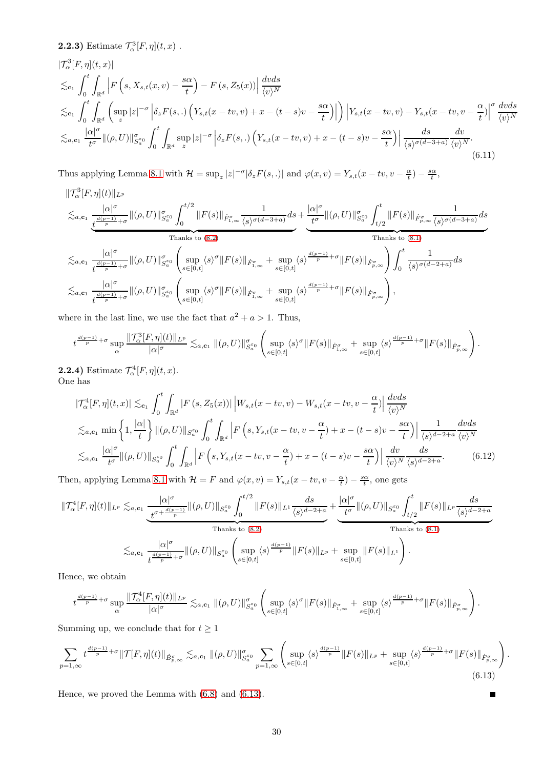**2.2.3)** Estimate $\mathcal{T}^3_\alpha[F,\eta](t,x)$ .

$$
\begin{aligned}
&|\mathcal{T}^3_\alpha[F,\eta](t,x)| \\
&\lesssim_{\mathbf{c}_1} \int_0^t \int_{\mathbb{R}^d} \left| F\left(s, X_{s,t}(x,v) - \frac{s\alpha}{t}\right) - F\left(s, Z_5(x)\right)\right| \frac{dvds}{\langle v\rangle^N} \\
&\lesssim_{\mathbf{c}_1} \int_0^t \int_{\mathbb{R}^d} \left( \sup_z |z|^{-\sigma} \left|\delta_z F(s,.) \left(Y_{s,t}(x-tv,v) + x - (t-s)v - \frac{s\alpha}{t}\right)\right|\right) \left|Y_{s,t}(x-tv,v) - Y_{s,t}(x-tv, v-\frac{\alpha}{t})\right|^\sigma \frac{dvds}{\langle v\rangle^N} \\
&\lesssim_{a,\mathbf{c}_1} \frac{|\alpha|^\sigma}{t^\sigma} \|(\rho,U)\|^\sigma_{S^{\varepsilon_0}_a} \int_0^t \int_{\mathbb{R}^d} \sup_z |z|^{-\sigma} \left|\delta_z F(s,.) \left(Y_{s,t}(x-tv,v) + x - (t-s)v - \frac{s\alpha}{t}\right)\right| \frac{ds}{\langle s\rangle^{\sigma(d-3+a)}} \frac{dv}{\langle v\rangle^N}.
\end{aligned} \tag{6.11}
$$

Thus applying Lemma 8.1 with $\mathcal{H} = \sup_z |z|^{-\sigma}|\delta_z F(s,.)|$ and $\varphi(x,v) = Y_{s,t}(x-tv, v-\frac{\alpha}{t}) - \frac{s\alpha}{t}$,

$$
\begin{aligned}
&\|\mathcal{T}^3_\alpha[F,\eta](t)\|_{L^p} \\
&\lesssim_{a,\mathbf{c}_1} \underbrace{\frac{|\alpha|^\sigma}{t^{\frac{d(p-1)}{p}+\sigma}} \|(\rho,U)\|^\sigma_{S^{\varepsilon_0}_a} \int_0^{t/2} \|F(s)\|_{\dot{F}^\sigma_{1,\infty}} \frac{1}{\langle s\rangle^{\sigma(d-3+a)}} ds}_{\text{Thanks to (8.2)}} + \underbrace{\frac{|\alpha|^\sigma}{t^\sigma} \|(\rho,U)\|^\sigma_{S^{\varepsilon_0}_a} \int_{t/2}^t \|F(s)\|_{\dot{F}^\sigma_{p,\infty}} \frac{1}{\langle s\rangle^{\sigma(d-3+a)}} ds}_{\text{Thanks to (8.1)}} \\
&\lesssim_{a,\mathbf{c}_1} \frac{|\alpha|^\sigma}{t^{\frac{d(p-1)}{p}+\sigma}} \|(\rho,U)\|^\sigma_{S^{\varepsilon_0}_a} \left( \sup_{s\in[0,t]} \langle s\rangle^\sigma \|F(s)\|_{\dot{F}^\sigma_{1,\infty}} + \sup_{s\in[0,t]} \langle s\rangle^{\frac{d(p-1)}{p}+\sigma} \|F(s)\|_{\dot{F}^\sigma_{p,\infty}} \right) \int_0^t \frac{1}{\langle s\rangle^{\sigma(d-2+a)}} ds \\
&\lesssim_{a,\mathbf{c}_1} \frac{|\alpha|^\sigma}{t^{\frac{d(p-1)}{p}+\sigma}} \|(\rho,U)\|^\sigma_{S^{\varepsilon_0}_a} \left( \sup_{s\in[0,t]} \langle s\rangle^\sigma \|F(s)\|_{\dot{F}^\sigma_{1,\infty}} + \sup_{s\in[0,t]} \langle s\rangle^{\frac{d(p-1)}{p}+\sigma} \|F(s)\|_{\dot{F}^\sigma_{p,\infty}} \right),
\end{aligned}
$$

where in the last line, we use the fact that $a^2 + a > 1$. Thus,

$$
t^{\frac{d(p-1)}{p}+\sigma} \sup_\alpha \frac{\|\mathcal{T}^3_\alpha[F,\eta](t)\|_{L^p}}{|\alpha|^\sigma} \lesssim_{a,\mathbf{c}_1} \|(\rho,U)\|^\sigma_{S^{\varepsilon_0}_a} \left( \sup_{s\in[0,t]} \langle s\rangle^\sigma \|F(s)\|_{\dot{F}^\sigma_{1,\infty}} + \sup_{s\in[0,t]} \langle s\rangle^{\frac{d(p-1)}{p}+\sigma} \|F(s)\|_{\dot{F}^\sigma_{p,\infty}} \right).
$$

**2.2.4)** Estimate $\mathcal{T}^4_\alpha[F,\eta](t,x)$.
One has

$$
\begin{aligned}
|\mathcal{T}^4_\alpha[F,\eta](t,x)| &\lesssim_{\mathbf{c}_1} \int_0^t \int_{\mathbb{R}^d} |F(s, Z_5(x))| \left| W_{s,t}(x-tv,v) - W_{s,t}(x-tv, v-\frac{\alpha}{t})\right| \frac{dvds}{\langle v\rangle^N} \\
&\lesssim_{a,\mathbf{c}_1} \min\left\{1, \frac{|\alpha|}{t}\right\} \|(\rho,U)\|_{S^{\varepsilon_0}_a} \int_0^t \int_{\mathbb{R}^d} \left| F\left(s, Y_{s,t}(x-tv, v-\frac{\alpha}{t}) + x - (t-s)v - \frac{s\alpha}{t}\right)\right| \frac{1}{\langle s\rangle^{d-2+a}} \frac{dvds}{\langle v\rangle^N} \\
&\lesssim_{a,\mathbf{c}_1} \frac{|\alpha|^\sigma}{t^\sigma} \|(\rho,U)\|_{S^{\varepsilon_0}_a} \int_0^t \int_{\mathbb{R}^d} \left| F\left(s, Y_{s,t}(x-tv, v-\frac{\alpha}{t}) + x - (t-s)v - \frac{s\alpha}{t}\right)\right| \frac{dv}{\langle v\rangle^N} \frac{ds}{\langle s\rangle^{d-2+a}}.
\end{aligned} \tag{6.12}
$$

Then, applying Lemma 8.1 with $\mathcal{H} = F$ and $\varphi(x,v) = Y_{s,t}(x-tv, v-\frac{\alpha}{t}) - \frac{s\alpha}{t}$, one gets

$$
\begin{aligned}
\|\mathcal{T}^4_\alpha[F,\eta](t)\|_{L^p} &\lesssim_{a,\mathbf{c}_1} \underbrace{\frac{|\alpha|^\sigma}{t^{\sigma+\frac{d(p-1)}{p}}} \|(\rho,U)\|_{S^{\varepsilon_0}_a} \int_0^{t/2} \|F(s)\|_{L^1} \frac{ds}{\langle s\rangle^{d-2+a}}}_{\text{Thanks to (8.2)}} + \underbrace{\frac{|\alpha|^\sigma}{t^\sigma} \|(\rho,U)\|_{S^{\varepsilon_0}_a} \int_{t/2}^t \|F(s)\|_{L^p} \frac{ds}{\langle s\rangle^{d-2+a}}}_{\text{Thanks to (8.1)}} \\
&\lesssim_{a,\mathbf{c}_1} \frac{|\alpha|^\sigma}{t^{\frac{d(p-1)}{p}+\sigma}} \|(\rho,U)\|_{S^{\varepsilon_0}_a} \left( \sup_{s\in[0,t]} \langle s\rangle^{\frac{d(p-1)}{p}} \|F(s)\|_{L^p} + \sup_{s\in[0,t]} \|F(s)\|_{L^1} \right).
\end{aligned}
$$

Hence, we obtain

$$
t^{\frac{d(p-1)}{p}+\sigma} \sup_\alpha \frac{\|\mathcal{T}^4_\alpha[F,\eta](t)\|_{L^p}}{|\alpha|^\sigma} \lesssim_{a,\mathbf{c}_1} \|(\rho,U)\|^\sigma_{S^{\varepsilon_0}_a} \left( \sup_{s\in[0,t]} \langle s\rangle^\sigma \|F(s)\|_{\dot{F}^\sigma_{1,\infty}} + \sup_{s\in[0,t]} \langle s\rangle^{\frac{d(p-1)}{p}+\sigma} \|F(s)\|_{\dot{F}^\sigma_{p,\infty}} \right).
$$

Summing up, we conclude that for $t \geq 1$

$$
\sum_{p=1,\infty} t^{\frac{d(p-1)}{p}+\sigma} \|\mathcal{T}[F,\eta](t)\|_{\dot{B}^\sigma_{p,\infty}} \lesssim_{a,\mathbf{c}_1} \|(\rho,U)\|^\sigma_{S^{\varepsilon_0}_a} \sum_{p=1,\infty} \left( \sup_{s\in[0,t]} \langle s\rangle^{\frac{d(p-1)}{p}} \|F(s)\|_{L^p} + \sup_{s\in[0,t]} \langle s\rangle^{\frac{d(p-1)}{p}+\sigma} \|F(s)\|_{\dot{F}^\sigma_{p,\infty}} \right). \tag{6.13}
$$

Hence, we proved the Lemma with (6.8) and (6.13). ∎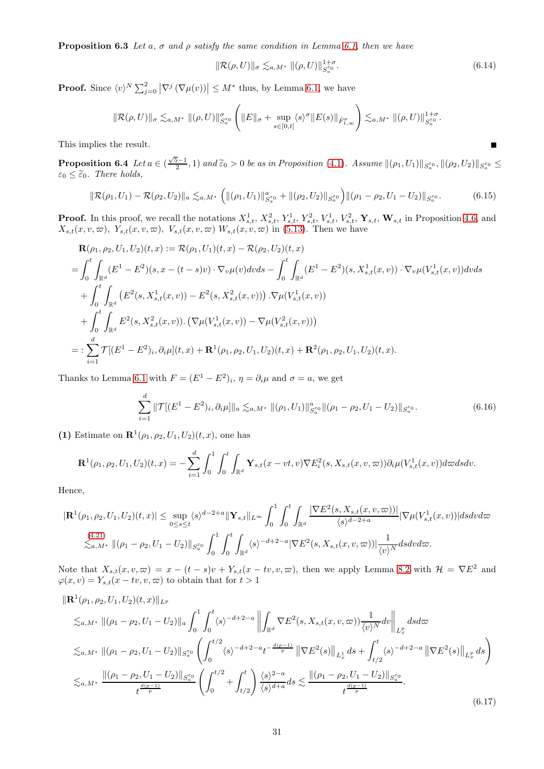**Proposition 6.3** *Let $a$, $\sigma$ and $\rho$ satisfy the same condition in Lemma 6.1, then we have*

$$\|\mathcal{R}(\rho, U)\|_\sigma \lesssim_{a,M^*} \|(\rho, U)\|_{S_a^{\varepsilon_0}}^{1+\sigma}. \tag{6.14}$$

**Proof.** Since $\langle v\rangle^N \sum_{j=0}^2 \left|\nabla^j\left(\nabla\mu(v)\right)\right| \leq M^*$ thus, by Lemma 6.1, we have

$$\|\mathcal{R}(\rho, U)\|_\sigma \lesssim_{a,M^*} \|(\rho, U)\|_{S_a^{\varepsilon_0}}^\sigma \left(\|E\|_\sigma + \sup_{s\in[0,t]}\langle s\rangle^\sigma \|E(s)\|_{\dot{F}^\sigma_{1,\infty}}\right) \lesssim_{a,M^*} \|(\rho, U)\|_{S_a^{\varepsilon_0}}^{1+\sigma}.$$

This implies the result. ∎

**Proposition 6.4** *Let $a \in (\frac{\sqrt{5}-1}{2}, 1)$ and $\widetilde{\varepsilon}_0 > 0$ be as in Proposition (4.1). Assume $\|(\rho_1, U_1)\|_{S_a^{\varepsilon_0}}, \|(\rho_2, U_2)\|_{S_a^{\varepsilon_0}} \leq \varepsilon_0 \leq \widetilde{\varepsilon}_0$. There holds,*

$$\|\mathcal{R}(\rho_1, U_1) - \mathcal{R}(\rho_2, U_2)\|_a \lesssim_{a,M^*} \left(\|(\rho_1, U_1)\|_{S_a^{\varepsilon_0}}^a + \|(\rho_2, U_2)\|_{S_a^{\varepsilon_0}}\right)\|(\rho_1 - \rho_2, U_1 - U_2)\|_{S_a^{\varepsilon_0}}. \tag{6.15}$$

**Proof.** In this proof, we recall the notations $X^1_{s,t}$, $X^2_{s,t}$, $Y^1_{s,t}$, $Y^2_{s,t}$, $V^1_{s,t}$, $V^2_{s,t}$, $\mathbf{Y}_{s,t}$, $\mathbf{W}_{s,t}$ in Proposition 4.6, and $X_{s,t}(x, v, \varpi)$, $Y_{s,t}(x, v, \varpi)$, $V_{s,t}(x, v, \varpi)$ $W_{s,t}(x, v, \varpi)$ in (5.13). Then we have

$$\begin{aligned}
&\mathbf{R}(\rho_1, \rho_2, U_1, U_2)(t, x) := \mathcal{R}(\rho_1, U_1)(t, x) - \mathcal{R}(\rho_2, U_2)(t, x)\\
&= \int_0^t \int_{\mathbb{R}^d} (E^1 - E^2)(s, x - (t-s)v) \cdot \nabla_v \mu(v) dv ds - \int_0^t \int_{\mathbb{R}^d} (E^1 - E^2)(s, X^1_{s,t}(x, v)) \cdot \nabla_v \mu(V^1_{s,t}(x, v)) dv ds\\
&\quad + \int_0^t \int_{\mathbb{R}^d} \left(E^2(s, X^1_{s,t}(x, v)) - E^2(s, X^2_{s,t}(x, v))\right).\nabla\mu(V^1_{s,t}(x, v))\\
&\quad + \int_0^t \int_{\mathbb{R}^d} E^2(s, X^2_{s,t}(x, v)).\left(\nabla\mu(V^1_{s,t}(x, v)) - \nabla\mu(V^2_{s,t}(x, v))\right)\\
&=: \sum_{i=1}^d \mathcal{T}[(E^1 - E^2)_i, \partial_i\mu](t, x) + \mathbf{R}^1(\rho_1, \rho_2, U_1, U_2)(t, x) + \mathbf{R}^2(\rho_1, \rho_2, U_1, U_2)(t, x).
\end{aligned}$$

Thanks to Lemma 6.1 with $F = (E^1 - E^2)_i$, $\eta = \partial_i\mu$ and $\sigma = a$, we get

$$\sum_{i=1}^d \|\mathcal{T}[(E^1 - E^2)_i, \partial_i\mu]\|_a \lesssim_{a,M^*} \|(\rho_1, U_1)\|_{S_a^{\varepsilon_0}}^a \|(\rho_1 - \rho_2, U_1 - U_2)\|_{S_a^{\varepsilon_0}}. \tag{6.16}$$

**(1)** Estimate on $\mathbf{R}^1(\rho_1, \rho_2, U_1, U_2)(t, x)$, one has

$$\mathbf{R}^1(\rho_1, \rho_2, U_1, U_2)(t, x) = -\sum_{i=1}^d \int_0^1 \int_0^t \int_{\mathbb{R}^d} \mathbf{Y}_{s,t}(x - vt, v) \nabla E^2_i(s, X_{s,t}(x, v, \varpi)) \partial_i\mu(V^1_{s,t}(x, v)) d\varpi ds dv.$$

Hence,

$$\begin{aligned}
|\mathbf{R}^1(\rho_1, \rho_2, U_1, U_2)(t, x)| &\leq \sup_{0\leq s\leq t}\langle s\rangle^{d-2+a}\|\mathbf{Y}_{s,t}\|_{L^\infty} \int_0^1 \int_0^t \int_{\mathbb{R}^d} \frac{|\nabla E^2(s, X_{s,t}(x, v, \varpi))|}{\langle s\rangle^{d-2+a}} |\nabla\mu(V^1_{s,t}(x, v))| ds dv d\varpi\\
&\overset{(4.21)}{\lesssim_{a,M^*}} \|(\rho_1 - \rho_2, U_1 - U_2)\|_{S_a^{\varepsilon_0}} \int_0^1 \int_0^t \int_{\mathbb{R}^d} \langle s\rangle^{-d+2-a} |\nabla E^2(s, X_{s,t}(x, v, \varpi))| \frac{1}{\langle v\rangle^N} ds dv d\varpi.
\end{aligned}$$

Note that $X_{s,t}(x, v, \varpi) = x - (t-s)v + Y_{s,t}(x - tv, v, \varpi)$, then we apply Lemma 8.2 with $\mathcal{H} = \nabla E^2$ and $\varphi(x, v) = Y_{s,t}(x - tv, v, \varpi)$ to obtain that for $t > 1$

$$\begin{aligned}
&\|\mathbf{R}^1(\rho_1, \rho_2, U_1, U_2)(t, x)\|_{L^p}\\
&\lesssim_{a,M^*} \|(\rho_1 - \rho_2, U_1 - U_2)\|_a \int_0^1 \int_0^t \langle s\rangle^{-d+2-a} \left\|\int_{\mathbb{R}^d} \nabla E^2(s, X_{s,t}(x, v, \varpi)) \frac{1}{\langle v\rangle^N} dv\right\|_{L^p_x} ds d\varpi\\
&\lesssim_{a,M^*} \|(\rho_1 - \rho_2, U_1 - U_2)\|_{S_a^{\varepsilon_0}} \left(\int_0^{t/2} \langle s\rangle^{-d+2-a} t^{-\frac{d(p-1)}{p}} \left\|\nabla E^2(s)\right\|_{L^1_x} ds + \int_{t/2}^t \langle s\rangle^{-d+2-a} \left\|\nabla E^2(s)\right\|_{L^p_x} ds\right)\\
&\lesssim_{a,M^*} \frac{\|(\rho_1 - \rho_2, U_1 - U_2)\|_{S_a^{\varepsilon_0}}}{t^{\frac{d(p-1)}{p}}} \left(\int_0^{t/2} + \int_{t/2}^t\right) \frac{\langle s\rangle^{2-a}}{\langle s\rangle^{d+a}} ds \lesssim \frac{\|(\rho_1 - \rho_2, U_1 - U_2)\|_{S_a^{\varepsilon_0}}}{t^{\frac{d(p-1)}{p}}}.
\end{aligned} \tag{6.17}$$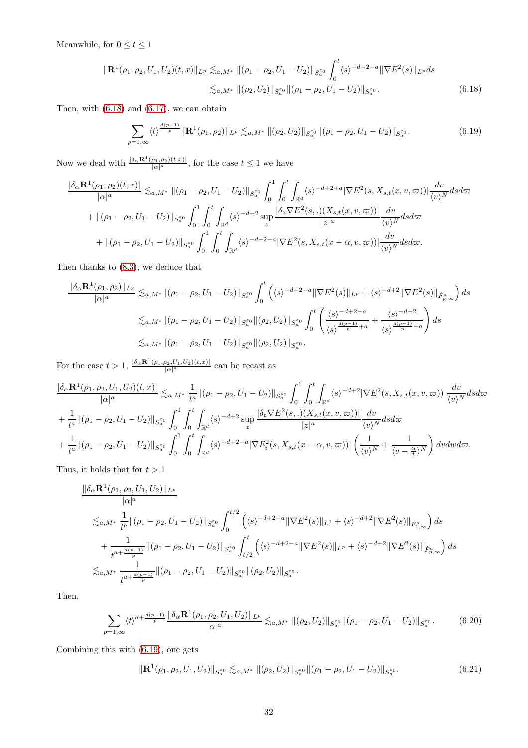Meanwhile, for $0 \le t \le 1$

$$
\begin{aligned}
\|\mathbf{R}^1(\rho_1,\rho_2,U_1,U_2)(t,x)\|_{L^p} &\lesssim_{a,M^*} \|(\rho_1-\rho_2,U_1-U_2)\|_{S_a^{\varepsilon_0}} \int_0^t \langle s\rangle^{-d+2-a}\|\nabla E^2(s)\|_{L^p}ds \\
&\lesssim_{a,M^*} \|(\rho_2,U_2)\|_{S_a^{\varepsilon_0}}\|(\rho_1-\rho_2,U_1-U_2)\|_{S_a^{\varepsilon_0}}.
\end{aligned} \tag{6.18}
$$

Then, with (6.18) and (6.17), we can obtain

$$
\sum_{p=1,\infty} \langle t\rangle^{\frac{d(p-1)}{p}}\|\mathbf{R}^1(\rho_1,\rho_2)\|_{L^p} \lesssim_{a,M^*} \|(\rho_2,U_2)\|_{S_a^{\varepsilon_0}}\|(\rho_1-\rho_2,U_1-U_2)\|_{S_a^{\varepsilon_0}}. \tag{6.19}
$$

Now we deal with $\frac{|\delta_\alpha \mathbf{R}^1(\rho_1,\rho_2)(t,x)|}{|\alpha|^a}$, for the case $t \le 1$ we have

$$
\begin{aligned}
\frac{|\delta_\alpha \mathbf{R}^1(\rho_1,\rho_2)(t,x)|}{|\alpha|^a} &\lesssim_{a,M^*} \|(\rho_1-\rho_2,U_1-U_2)\|_{S_a^{\varepsilon_0}} \int_0^1\int_0^t\int_{\mathbb{R}^d} \langle s\rangle^{-d+2+a}|\nabla E^2(s,X_{s,t}(x,v,\varpi))|\frac{dv}{\langle v\rangle^N}dsd\varpi \\
&+ \|(\rho_1-\rho_2,U_1-U_2)\|_{S_a^{\varepsilon_0}} \int_0^1\int_0^t\int_{\mathbb{R}^d} \langle s\rangle^{-d+2}\sup_z \frac{|\delta_z \nabla E^2(s,.)(X_{s,t}(x,v,\varpi))|}{|z|^a}\frac{dv}{\langle v\rangle^N}dsd\varpi \\
&+ \|(\rho_1-\rho_2,U_1-U_2)\|_{S_a^{\varepsilon_0}} \int_0^1\int_0^t\int_{\mathbb{R}^d} \langle s\rangle^{-d+2-a}|\nabla E^2(s,X_{s,t}(x-\alpha,v,\varpi))|\frac{dv}{\langle v\rangle^N}dsd\varpi.
\end{aligned}
$$

Then thanks to (8.3), we deduce that

$$
\begin{aligned}
\frac{\|\delta_\alpha \mathbf{R}^1(\rho_1,\rho_2)\|_{L^p}}{|\alpha|^a} &\lesssim_{a,M^*} \|(\rho_1-\rho_2,U_1-U_2)\|_{S_a^{\varepsilon_0}} \int_0^t \left(\langle s\rangle^{-d+2-a}\|\nabla E^2(s)\|_{L^p} + \langle s\rangle^{-d+2}\|\nabla E^2(s)\|_{\dot F^a_{p,\infty}}\right)ds \\
&\lesssim_{a,M^*} \|(\rho_1-\rho_2,U_1-U_2)\|_{S_a^{\varepsilon_0}}\|(\rho_2,U_2)\|_{S_a^{\varepsilon_0}} \int_0^t \left(\frac{\langle s\rangle^{-d+2-a}}{\langle s\rangle^{\frac{d(p-1)}{p}+a}} + \frac{\langle s\rangle^{-d+2}}{\langle s\rangle^{\frac{d(p-1)}{p}+a}}\right)ds \\
&\lesssim_{a,M^*} \|(\rho_1-\rho_2,U_1-U_2)\|_{S_a^{\varepsilon_0}}\|(\rho_2,U_2)\|_{S_a^{\varepsilon_0}}.
\end{aligned}
$$

For the case $t > 1$, $\frac{|\delta_\alpha \mathbf{R}^1(\rho_1,\rho_2,U_1,U_2)(t,x)|}{|\alpha|^a}$ can be recast as

$$
\begin{aligned}
\frac{|\delta_\alpha \mathbf{R}^1(\rho_1,\rho_2,U_1,U_2)(t,x)|}{|\alpha|^a} &\lesssim_{a,M^*} \frac{1}{t^a}\|(\rho_1-\rho_2,U_1-U_2)\|_{S_a^{\varepsilon_0}} \int_0^1\int_0^t\int_{\mathbb{R}^d} \langle s\rangle^{-d+2}|\nabla E^2(s,X_{s,t}(x,v,\varpi))|\frac{dv}{\langle v\rangle^N}dsd\varpi \\
&+ \frac{1}{t^a}\|(\rho_1-\rho_2,U_1-U_2)\|_{S_a^{\varepsilon_0}} \int_0^1\int_0^t\int_{\mathbb{R}^d} \langle s\rangle^{-d+2}\sup_z \frac{|\delta_z \nabla E^2(s,.)(X_{s,t}(x,v,\varpi))|}{|z|^a}\frac{dv}{\langle v\rangle^N}dsd\varpi \\
&+ \frac{1}{t^a}\|(\rho_1-\rho_2,U_1-U_2)\|_{S_a^{\varepsilon_0}} \int_0^1\int_0^t\int_{\mathbb{R}^d} \langle s\rangle^{-d+2-a}|\nabla E_i^2(s,X_{s,t}(x-\alpha,v,\varpi))|\left(\frac{1}{\langle v\rangle^N}+\frac{1}{\langle v-\frac{\alpha}{t}\rangle^N}\right)dvdwd\varpi.
\end{aligned}
$$

Thus, it holds that for $t > 1$

$$
\begin{aligned}
&\frac{\|\delta_\alpha \mathbf{R}^1(\rho_1,\rho_2,U_1,U_2)\|_{L^p}}{|\alpha|^a} \\
&\lesssim_{a,M^*} \frac{1}{t^a}\|(\rho_1-\rho_2,U_1-U_2)\|_{S_a^{\varepsilon_0}} \int_0^{t/2} \left(\langle s\rangle^{-d+2-a}\|\nabla E^2(s)\|_{L^1} + \langle s\rangle^{-d+2}\|\nabla E^2(s)\|_{\dot F^a_{1,\infty}}\right)ds \\
&\quad + \frac{1}{t^{a+\frac{d(p-1)}{p}}}\|(\rho_1-\rho_2,U_1-U_2)\|_{S_a^{\varepsilon_0}} \int_{t/2}^t \left(\langle s\rangle^{-d+2-a}\|\nabla E^2(s)\|_{L^p} + \langle s\rangle^{-d+2}\|\nabla E^2(s)\|_{\dot F^a_{p,\infty}}\right)ds \\
&\lesssim_{a,M^*} \frac{1}{t^{a+\frac{d(p-1)}{p}}}\|(\rho_1-\rho_2,U_1-U_2)\|_{S_a^{\varepsilon_0}}\|(\rho_2,U_2)\|_{S_a^{\varepsilon_0}}.
\end{aligned}
$$

Then,

$$
\sum_{p=1,\infty} \langle t\rangle^{a+\frac{d(p-1)}{p}} \frac{\|\delta_\alpha \mathbf{R}^1(\rho_1,\rho_2,U_1,U_2)\|_{L^p}}{|\alpha|^a} \lesssim_{a,M^*} \|(\rho_2,U_2)\|_{S_a^{\varepsilon_0}}\|(\rho_1-\rho_2,U_1-U_2)\|_{S_a^{\varepsilon_0}}. \tag{6.20}
$$

Combining this with (6.19), one gets

$$
\|\mathbf{R}^1(\rho_1,\rho_2,U_1,U_2)\|_{S_a^{\varepsilon_0}} \lesssim_{a,M^*} \|(\rho_2,U_2)\|_{S_a^{\varepsilon_0}}\|(\rho_1-\rho_2,U_1-U_2)\|_{S_a^{\varepsilon_0}}. \tag{6.21}
$$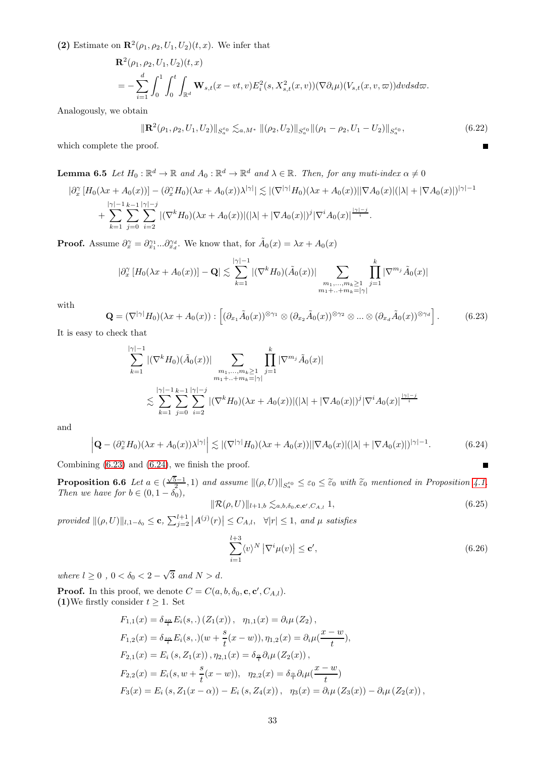**(2)** Estimate on $\mathbf{R}^2(\rho_1,\rho_2,U_1,U_2)(t,x)$. We infer that

$$\begin{aligned}
&\mathbf{R}^2(\rho_1,\rho_2,U_1,U_2)(t,x)\\
&= -\sum_{i=1}^{d}\int_0^1\int_0^t\int_{\mathbb{R}^d}\mathbf{W}_{s,t}(x-vt,v)E_i^2(s,X_{s,t}^2(x,v))(\nabla\partial_i\mu)(V_{s,t}(x,v,\varpi))dvdsd\varpi.
\end{aligned}$$

Analogously, we obtain

$$\|\mathbf{R}^2(\rho_1,\rho_2,U_1,U_2)\|_{S_a^{\varepsilon_0}} \lesssim_{a,M^*} \|(\rho_2,U_2)\|_{S_a^{\varepsilon_0}}\|(\rho_1-\rho_2,U_1-U_2)\|_{S_a^{\varepsilon_0}}, \tag{6.22}$$

which complete the proof. ∎

**Lemma 6.5** *Let $H_0:\mathbb{R}^d\to\mathbb{R}$ and $A_0:\mathbb{R}^d\to\mathbb{R}^d$ and $\lambda\in\mathbb{R}$. Then, for any muti-index $\alpha\neq 0$*

$$\begin{aligned}
&|\partial_x^\gamma[H_0(\lambda x+A_0(x))]-(\partial_x^\gamma H_0)(\lambda x+A_0(x))\lambda^{|\gamma|}| \lesssim |(\nabla^{|\gamma|}H_0)(\lambda x+A_0(x))||\nabla A_0(x)|(|\lambda|+|\nabla A_0(x)|)^{|\gamma|-1}\\
&+\sum_{k=1}^{|\gamma|-1}\sum_{j=0}^{k-1}\sum_{i=2}^{|\gamma|-j}|(\nabla^k H_0)(\lambda x+A_0(x))|(|\lambda|+|\nabla A_0(x)|)^j|\nabla^i A_0(x)|^{\frac{|\gamma|-j}{i}}.
\end{aligned}$$

**Proof.** Assume $\partial_x^\gamma=\partial_{x_1}^{\gamma_1}...\partial_{x_d}^{\gamma_d}$. We know that, for $\tilde{A}_0(x)=\lambda x+A_0(x)$

$$|\partial_x^\gamma[H_0(\lambda x+A_0(x))]-\mathbf{Q}| \lesssim \sum_{k=1}^{|\gamma|-1}|(\nabla^k H_0)(\tilde{A}_0(x))|\sum_{\substack{m_1,...,m_k\geq 1\\ m_1+..+m_k=|\gamma|}}\prod_{j=1}^{k}|\nabla^{m_j}\tilde{A}_0(x)|$$

with

$$\mathbf{Q}=(\nabla^{|\gamma|}H_0)(\lambda x+A_0(x)):\left[(\partial_{x_1}\tilde{A}_0(x))^{\otimes\gamma_1}\otimes(\partial_{x_2}\tilde{A}_0(x))^{\otimes\gamma_2}\otimes...\otimes(\partial_{x_d}\tilde{A}_0(x))^{\otimes\gamma_d}\right]. \tag{6.23}$$

It is easy to check that

$$\begin{aligned}
&\sum_{k=1}^{|\gamma|-1}|(\nabla^k H_0)(\tilde{A}_0(x))|\sum_{\substack{m_1,...,m_k\geq 1\\ m_1+..+m_k=|\gamma|}}\prod_{j=1}^{k}|\nabla^{m_j}\tilde{A}_0(x)|\\
&\lesssim \sum_{k=1}^{|\gamma|-1}\sum_{j=0}^{k-1}\sum_{i=2}^{|\gamma|-j}|(\nabla^k H_0)(\lambda x+A_0(x))|(|\lambda|+|\nabla A_0(x)|)^j|\nabla^i A_0(x)|^{\frac{|\gamma|-j}{i}}
\end{aligned}$$

and

$$\left|\mathbf{Q}-(\partial_x^\gamma H_0)(\lambda x+A_0(x))\lambda^{|\gamma|}\right| \lesssim |(\nabla^{|\gamma|}H_0)(\lambda x+A_0(x))||\nabla A_0(x)|(|\lambda|+|\nabla A_0(x)|)^{|\gamma|-1}. \tag{6.24}$$

Combining (6.23) and (6.24), we finish the proof. ∎

**Proposition 6.6** *Let $a\in(\frac{\sqrt{5}-1}{2},1)$ and assume $\|(\rho,U)\|_{S_a^{\varepsilon_0}}\leq\varepsilon_0\leq\tilde{\varepsilon}_0$ with $\tilde{\varepsilon}_0$ mentioned in Proposition 4.1. Then we have for $b\in(0,1-\delta_0)$,*

$$\|\mathcal{R}(\rho,U)\|_{l+1,b}\lesssim_{a,b,\delta_0,\mathbf{c},\mathbf{c}',C_{A,l}}1, \tag{6.25}$$

*provided $\|(\rho,U)\|_{l,1-\delta_0}\leq\mathbf{c}$, $\sum_{j=2}^{l+1}\left|A^{(j)}(r)\right|\leq C_{A,l}$, $\forall|r|\leq 1$, and $\mu$ satisfies*

$$\sum_{i=1}^{l+3}\langle v\rangle^N\left|\nabla^i\mu(v)\right|\leq\mathbf{c}', \tag{6.26}$$

*where $l\geq 0$ , $0<\delta_0<2-\sqrt{3}$ and $N>d$.*

**Proof.** In this proof, we denote $C=C(a,b,\delta_0,\mathbf{c},\mathbf{c}',C_{A,l})$.
**(1)**We firstly consider $t\geq 1$. Set

$$\begin{aligned}
&F_{1,1}(x)=\delta_{\frac{s\alpha}{t}}E_i(s,.)\left(Z_1(x)\right),\quad \eta_{1,1}(x)=\partial_i\mu\left(Z_2\right),\\
&F_{1,2}(x)=\delta_{\frac{s\alpha}{t}}E_i(s,.)(w+\frac{s}{t}(x-w)),\eta_{1,2}(x)=\partial_i\mu(\frac{x-w}{t}),\\
&F_{2,1}(x)=E_i\left(s,Z_1(x)\right),\eta_{2,1}(x)=\delta_{\frac{\alpha}{t}}\partial_i\mu\left(Z_2(x)\right),\\
&F_{2,2}(x)=E_i(s,w+\frac{s}{t}(x-w)),\quad \eta_{2,2}(x)=\delta_{\frac{\alpha}{t}}\partial_i\mu(\frac{x-w}{t})\\
&F_3(x)=E_i\left(s,Z_1(x-\alpha)\right)-E_i\left(s,Z_4(x)\right),\quad \eta_3(x)=\partial_i\mu\left(Z_3(x)\right)-\partial_i\mu\left(Z_2(x)\right),
\end{aligned}$$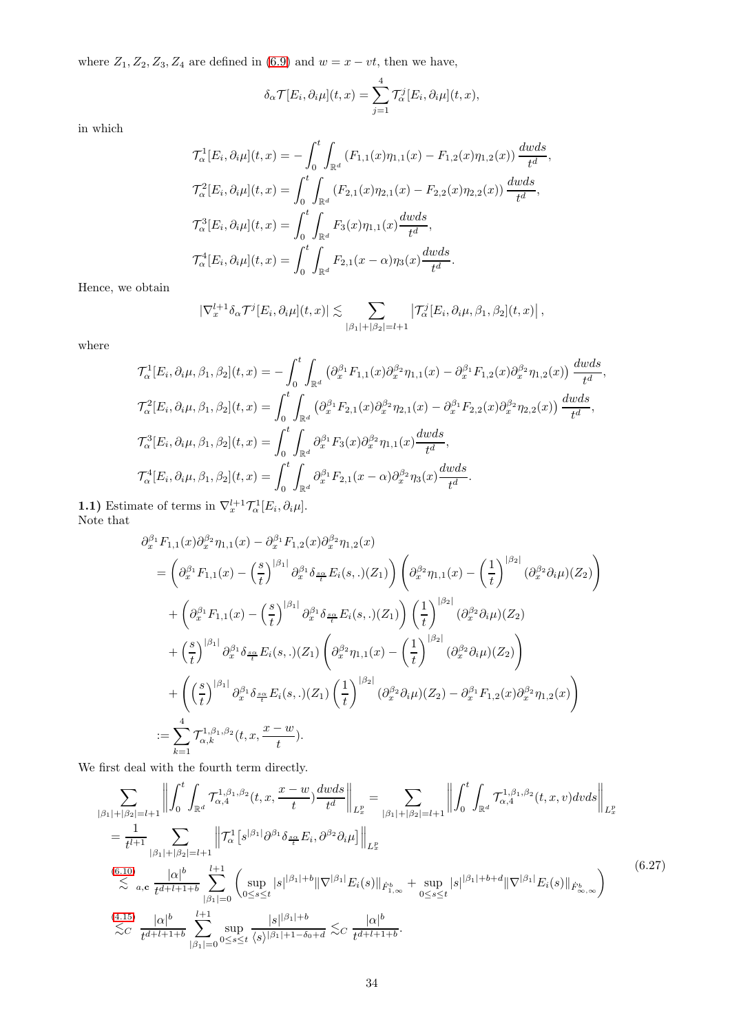where $Z_1, Z_2, Z_3, Z_4$ are defined in (6.9) and $w = x - vt$, then we have,

$$\delta_\alpha \mathcal{T}[E_i, \partial_i \mu](t,x) = \sum_{j=1}^{4} \mathcal{T}^j_\alpha [E_i, \partial_i \mu](t,x),$$

in which

$$\mathcal{T}^1_\alpha [E_i, \partial_i \mu](t,x) = -\int_0^t \int_{\mathbb{R}^d} \left(F_{1,1}(x)\eta_{1,1}(x) - F_{1,2}(x)\eta_{1,2}(x)\right) \frac{dwds}{t^d},$$

$$\mathcal{T}^2_\alpha [E_i, \partial_i \mu](t,x) = \int_0^t \int_{\mathbb{R}^d} \left(F_{2,1}(x)\eta_{2,1}(x) - F_{2,2}(x)\eta_{2,2}(x)\right) \frac{dwds}{t^d},$$

$$\mathcal{T}^3_\alpha [E_i, \partial_i \mu](t,x) = \int_0^t \int_{\mathbb{R}^d} F_3(x)\eta_{1,1}(x) \frac{dwds}{t^d},$$

$$\mathcal{T}^4_\alpha [E_i, \partial_i \mu](t,x) = \int_0^t \int_{\mathbb{R}^d} F_{2,1}(x-\alpha)\eta_3(x) \frac{dwds}{t^d}.$$

Hence, we obtain

$$|\nabla_x^{l+1} \delta_\alpha \mathcal{T}^j [E_i, \partial_i \mu](t,x)| \lesssim \sum_{|\beta_1|+|\beta_2|=l+1} \left| \mathcal{T}^j_\alpha [E_i, \partial_i \mu, \beta_1, \beta_2](t,x) \right|,$$

where

$$\mathcal{T}^1_\alpha [E_i, \partial_i \mu, \beta_1, \beta_2](t,x) = -\int_0^t \int_{\mathbb{R}^d} \left(\partial_x^{\beta_1} F_{1,1}(x) \partial_x^{\beta_2} \eta_{1,1}(x) - \partial_x^{\beta_1} F_{1,2}(x) \partial_x^{\beta_2} \eta_{1,2}(x)\right) \frac{dwds}{t^d},$$

$$\mathcal{T}^2_\alpha [E_i, \partial_i \mu, \beta_1, \beta_2](t,x) = \int_0^t \int_{\mathbb{R}^d} \left(\partial_x^{\beta_1} F_{2,1}(x) \partial_x^{\beta_2} \eta_{2,1}(x) - \partial_x^{\beta_1} F_{2,2}(x) \partial_x^{\beta_2} \eta_{2,2}(x)\right) \frac{dwds}{t^d},$$

$$\mathcal{T}^3_\alpha [E_i, \partial_i \mu, \beta_1, \beta_2](t,x) = \int_0^t \int_{\mathbb{R}^d} \partial_x^{\beta_1} F_3(x) \partial_x^{\beta_2} \eta_{1,1}(x) \frac{dwds}{t^d},$$

$$\mathcal{T}^4_\alpha [E_i, \partial_i \mu, \beta_1, \beta_2](t,x) = \int_0^t \int_{\mathbb{R}^d} \partial_x^{\beta_1} F_{2,1}(x-\alpha) \partial_x^{\beta_2} \eta_3(x) \frac{dwds}{t^d}.$$

**1.1)** Estimate of terms in $\nabla_x^{l+1} \mathcal{T}^1_\alpha [E_i, \partial_i \mu]$.
Note that

$$\begin{aligned}
&\partial_x^{\beta_1} F_{1,1}(x) \partial_x^{\beta_2} \eta_{1,1}(x) - \partial_x^{\beta_1} F_{1,2}(x) \partial_x^{\beta_2} \eta_{1,2}(x) \\
&= \left( \partial_x^{\beta_1} F_{1,1}(x) - \left(\frac{s}{t}\right)^{|\beta_1|} \partial_x^{\beta_1} \delta_{\frac{s\alpha}{t}} E_i(s,.)(Z_1) \right) \left( \partial_x^{\beta_2} \eta_{1,1}(x) - \left(\frac{1}{t}\right)^{|\beta_2|} (\partial_x^{\beta_2} \partial_i \mu)(Z_2) \right) \\
&\quad + \left( \partial_x^{\beta_1} F_{1,1}(x) - \left(\frac{s}{t}\right)^{|\beta_1|} \partial_x^{\beta_1} \delta_{\frac{s\alpha}{t}} E_i(s,.)(Z_1) \right) \left(\frac{1}{t}\right)^{|\beta_2|} (\partial_x^{\beta_2} \partial_i \mu)(Z_2) \\
&\quad + \left(\frac{s}{t}\right)^{|\beta_1|} \partial_x^{\beta_1} \delta_{\frac{s\alpha}{t}} E_i(s,.)(Z_1) \left( \partial_x^{\beta_2} \eta_{1,1}(x) - \left(\frac{1}{t}\right)^{|\beta_2|} (\partial_x^{\beta_2} \partial_i \mu)(Z_2) \right) \\
&\quad + \left( \left(\frac{s}{t}\right)^{|\beta_1|} \partial_x^{\beta_1} \delta_{\frac{s\alpha}{t}} E_i(s,.)(Z_1) \left(\frac{1}{t}\right)^{|\beta_2|} (\partial_x^{\beta_2} \partial_i \mu)(Z_2) - \partial_x^{\beta_1} F_{1,2}(x) \partial_x^{\beta_2} \eta_{1,2}(x) \right) \\
&:= \sum_{k=1}^{4} \mathcal{T}^{1,\beta_1,\beta_2}_{\alpha,k}(t,x,\frac{x-w}{t}).
\end{aligned}$$

We first deal with the fourth term directly.

$$\begin{aligned}
&\sum_{|\beta_1|+|\beta_2|=l+1} \left\| \int_0^t \int_{\mathbb{R}^d} \mathcal{T}^{1,\beta_1,\beta_2}_{\alpha,4}(t,x,\frac{x-w}{t}) \frac{dwds}{t^d} \right\|_{L^p_x} = \sum_{|\beta_1|+|\beta_2|=l+1} \left\| \int_0^t \int_{\mathbb{R}^d} \mathcal{T}^{1,\beta_1,\beta_2}_{\alpha,4}(t,x,v) dvds \right\|_{L^p_x} \\
&= \frac{1}{t^{l+1}} \sum_{|\beta_1|+|\beta_2|=l+1} \left\| \mathcal{T}^1_\alpha \left[ s^{|\beta_1|} \partial^{\beta_1} \delta_{\frac{s\alpha}{t}} E_i, \partial^{\beta_2} \partial_i \mu \right] \right\|_{L^p_x} \\
&\overset{(6.10)}{\lesssim}_{a,\mathbf{c}} \frac{|\alpha|^b}{t^{d+l+1+b}} \sum_{|\beta_1|=0}^{l+1} \left( \sup_{0\le s\le t} |s|^{|\beta_1|+b} \|\nabla^{|\beta_1|} E_i(s)\|_{\dot{F}^b_{1,\infty}} + \sup_{0\le s\le t} |s|^{|\beta_1|+b+d} \|\nabla^{|\beta_1|} E_i(s)\|_{\dot{F}^b_{\infty,\infty}} \right) \\
&\overset{(4.15)}{\lesssim}_C \frac{|\alpha|^b}{t^{d+l+1+b}} \sum_{|\beta_1|=0}^{l+1} \sup_{0\le s\le t} \frac{|s|^{|\beta_1|+b}}{\langle s \rangle^{|\beta_1|+1-\delta_0+d}} \lesssim_C \frac{|\alpha|^b}{t^{d+l+1+b}}.
\end{aligned} \tag{6.27}$$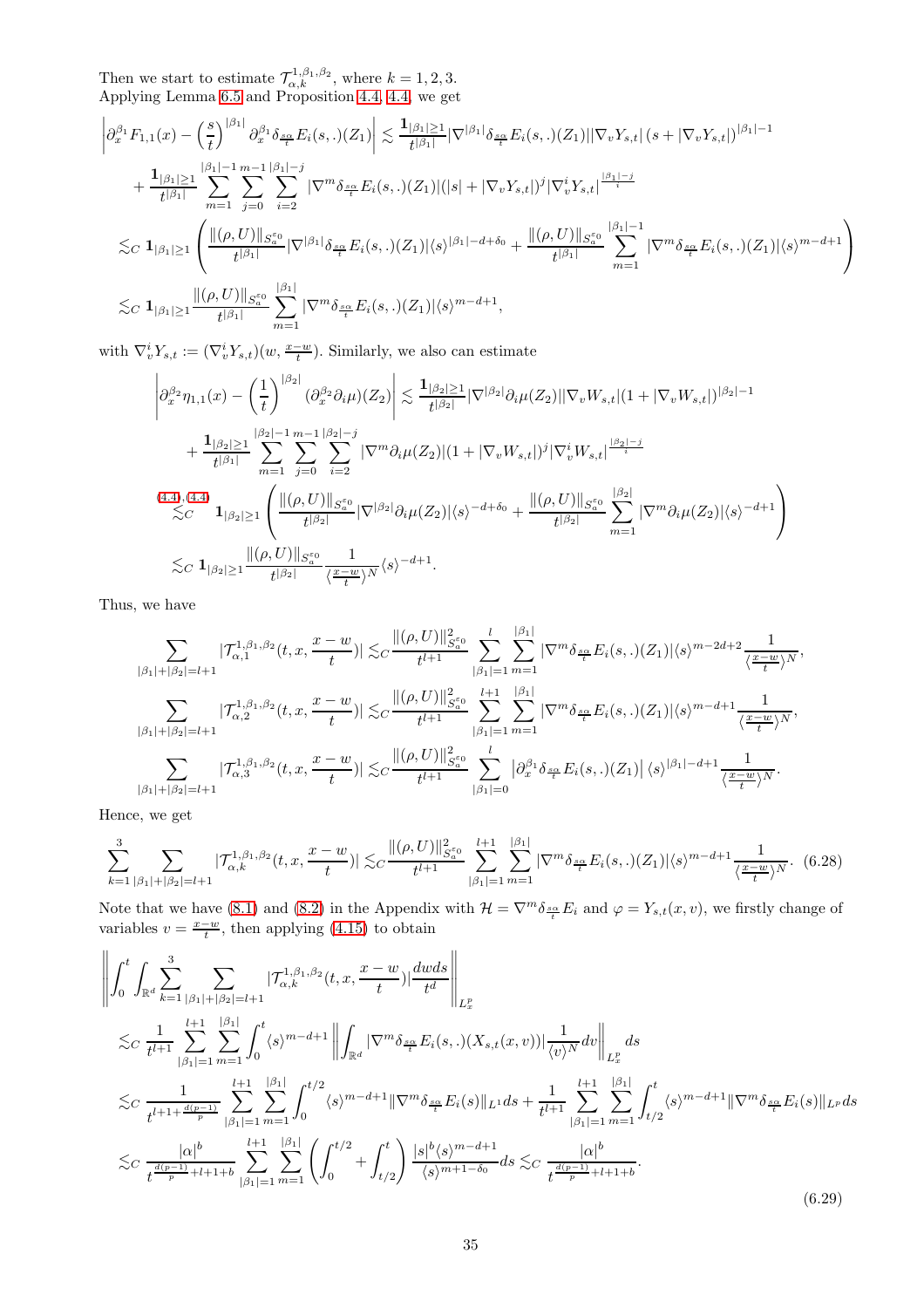Then we start to estimate $\mathcal{T}^{1,\beta_1,\beta_2}_{\alpha,k}$, where $k=1,2,3$.
Applying Lemma 6.5 and Proposition 4.4, 4.4, we get

$$
\begin{aligned}
&\left|\partial_x^{\beta_1}F_{1,1}(x)-\left(\frac{s}{t}\right)^{|\beta_1|}\partial_x^{\beta_1}\delta_{\frac{s\alpha}{t}}E_i(s,.)(Z_1)\right|\lesssim \frac{\mathbf{1}_{|\beta_1|\geq 1}}{t^{|\beta_1|}}|\nabla^{|\beta_1|}\delta_{\frac{s\alpha}{t}}E_i(s,.)(Z_1)||\nabla_vY_{s,t}|\left(s+|\nabla_vY_{s,t}|\right)^{|\beta_1|-1}\\
&\quad+\frac{\mathbf{1}_{|\beta_1|\geq 1}}{t^{|\beta_1|}}\sum_{m=1}^{|\beta_1|-1}\sum_{j=0}^{m-1}\sum_{i=2}^{|\beta_1|-j}|\nabla^m\delta_{\frac{s\alpha}{t}}E_i(s,.)(Z_1)|(|s|+|\nabla_vY_{s,t}|)^j|\nabla_v^iY_{s,t}|^{\frac{|\beta_1|-j}{i}}\\
&\lesssim_C \mathbf{1}_{|\beta_1|\geq 1}\left(\frac{\|(\rho,U)\|_{S_a^{\varepsilon_0}}}{t^{|\beta_1|}}|\nabla^{|\beta_1|}\delta_{\frac{s\alpha}{t}}E_i(s,.)(Z_1)|\langle s\rangle^{|\beta_1|-d+\delta_0}+\frac{\|(\rho,U)\|_{S_a^{\varepsilon_0}}}{t^{|\beta_1|}}\sum_{m=1}^{|\beta_1|-1}|\nabla^m\delta_{\frac{s\alpha}{t}}E_i(s,.)(Z_1)|\langle s\rangle^{m-d+1}\right)\\
&\lesssim_C \mathbf{1}_{|\beta_1|\geq 1}\frac{\|(\rho,U)\|_{S_a^{\varepsilon_0}}}{t^{|\beta_1|}}\sum_{m=1}^{|\beta_1|}|\nabla^m\delta_{\frac{s\alpha}{t}}E_i(s,.)(Z_1)|\langle s\rangle^{m-d+1},
\end{aligned}
$$

with $\nabla_v^iY_{s,t}:=(\nabla_v^iY_{s,t})(w,\frac{x-w}{t})$. Similarly, we also can estimate

$$
\begin{aligned}
&\left|\partial_x^{\beta_2}\eta_{1,1}(x)-\left(\frac{1}{t}\right)^{|\beta_2|}(\partial_x^{\beta_2}\partial_i\mu)(Z_2)\right|\lesssim\frac{\mathbf{1}_{|\beta_2|\geq 1}}{t^{|\beta_2|}}|\nabla^{|\beta_2|}\partial_i\mu(Z_2)||\nabla_vW_{s,t}|(1+|\nabla_vW_{s,t}|)^{|\beta_2|-1}\\
&\quad+\frac{\mathbf{1}_{|\beta_2|\geq 1}}{t^{|\beta_1|}}\sum_{m=1}^{|\beta_2|-1}\sum_{j=0}^{m-1}\sum_{i=2}^{|\beta_2|-j}|\nabla^m\partial_i\mu(Z_2)|(1+|\nabla_vW_{s,t}|)^j|\nabla_v^iW_{s,t}|^{\frac{|\beta_2|-j}{i}}\\
&\overset{(4.4),(4.4)}{\lesssim_C}\mathbf{1}_{|\beta_2|\geq 1}\left(\frac{\|(\rho,U)\|_{S_a^{\varepsilon_0}}}{t^{|\beta_2|}}|\nabla^{|\beta_2|}\partial_i\mu(Z_2)|\langle s\rangle^{-d+\delta_0}+\frac{\|(\rho,U)\|_{S_a^{\varepsilon_0}}}{t^{|\beta_2|}}\sum_{m=1}^{|\beta_2|}|\nabla^m\partial_i\mu(Z_2)|\langle s\rangle^{-d+1}\right)\\
&\lesssim_C\mathbf{1}_{|\beta_2|\geq 1}\frac{\|(\rho,U)\|_{S_a^{\varepsilon_0}}}{t^{|\beta_2|}}\frac{1}{\langle\frac{x-w}{t}\rangle^N}\langle s\rangle^{-d+1}.
\end{aligned}
$$

Thus, we have

$$
\begin{aligned}
\sum_{|\beta_1|+|\beta_2|=l+1}|\mathcal{T}^{1,\beta_1,\beta_2}_{\alpha,1}(t,x,\frac{x-w}{t})|&\lesssim_C\frac{\|(\rho,U)\|^2_{S_a^{\varepsilon_0}}}{t^{l+1}}\sum_{|\beta_1|=1}^{l}\sum_{m=1}^{|\beta_1|}|\nabla^m\delta_{\frac{s\alpha}{t}}E_i(s,.)(Z_1)|\langle s\rangle^{m-2d+2}\frac{1}{\langle\frac{x-w}{t}\rangle^N},\\
\sum_{|\beta_1|+|\beta_2|=l+1}|\mathcal{T}^{1,\beta_1,\beta_2}_{\alpha,2}(t,x,\frac{x-w}{t})|&\lesssim_C\frac{\|(\rho,U)\|^2_{S_a^{\varepsilon_0}}}{t^{l+1}}\sum_{|\beta_1|=1}^{l+1}\sum_{m=1}^{|\beta_1|}|\nabla^m\delta_{\frac{s\alpha}{t}}E_i(s,.)(Z_1)|\langle s\rangle^{m-d+1}\frac{1}{\langle\frac{x-w}{t}\rangle^N},\\
\sum_{|\beta_1|+|\beta_2|=l+1}|\mathcal{T}^{1,\beta_1,\beta_2}_{\alpha,3}(t,x,\frac{x-w}{t})|&\lesssim_C\frac{\|(\rho,U)\|^2_{S_a^{\varepsilon_0}}}{t^{l+1}}\sum_{|\beta_1|=0}^{l}\left|\partial_x^{\beta_1}\delta_{\frac{s\alpha}{t}}E_i(s,.)(Z_1)\right|\langle s\rangle^{|\beta_1|-d+1}\frac{1}{\langle\frac{x-w}{t}\rangle^N}.
\end{aligned}
$$

Hence, we get

$$
\sum_{k=1}^{3}\sum_{|\beta_1|+|\beta_2|=l+1}|\mathcal{T}^{1,\beta_1,\beta_2}_{\alpha,k}(t,x,\frac{x-w}{t})|\lesssim_C\frac{\|(\rho,U)\|^2_{S_a^{\varepsilon_0}}}{t^{l+1}}\sum_{|\beta_1|=1}^{l+1}\sum_{m=1}^{|\beta_1|}|\nabla^m\delta_{\frac{s\alpha}{t}}E_i(s,.)(Z_1)|\langle s\rangle^{m-d+1}\frac{1}{\langle\frac{x-w}{t}\rangle^N}.\tag{6.28}
$$

Note that we have (8.1) and (8.2) in the Appendix with $\mathcal{H}=\nabla^m\delta_{\frac{s\alpha}{t}}E_i$ and $\varphi=Y_{s,t}(x,v)$, we firstly change of variables $v=\frac{x-w}{t}$, then applying (4.15) to obtain

$$
\begin{aligned}
&\left\|\int_0^t\int_{\mathbb{R}^d}\sum_{k=1}^{3}\sum_{|\beta_1|+|\beta_2|=l+1}|\mathcal{T}^{1,\beta_1,\beta_2}_{\alpha,k}(t,x,\frac{x-w}{t})|\frac{dwds}{t^d}\right\|_{L^p_x}\\
&\lesssim_C\frac{1}{t^{l+1}}\sum_{|\beta_1|=1}^{l+1}\sum_{m=1}^{|\beta_1|}\int_0^t\langle s\rangle^{m-d+1}\left\|\int_{\mathbb{R}^d}|\nabla^m\delta_{\frac{s\alpha}{t}}E_i(s,.)(X_{s,t}(x,v))|\frac{1}{\langle v\rangle^N}dv\right\|_{L^p_x}ds\\
&\lesssim_C\frac{1}{t^{l+1+\frac{d(p-1)}{p}}}\sum_{|\beta_1|=1}^{l+1}\sum_{m=1}^{|\beta_1|}\int_0^{t/2}\langle s\rangle^{m-d+1}\|\nabla^m\delta_{\frac{s\alpha}{t}}E_i(s)\|_{L^1}ds+\frac{1}{t^{l+1}}\sum_{|\beta_1|=1}^{l+1}\sum_{m=1}^{|\beta_1|}\int_{t/2}^t\langle s\rangle^{m-d+1}\|\nabla^m\delta_{\frac{s\alpha}{t}}E_i(s)\|_{L^p}ds\\
&\lesssim_C\frac{|\alpha|^b}{t^{\frac{d(p-1)}{p}+l+1+b}}\sum_{|\beta_1|=1}^{l+1}\sum_{m=1}^{|\beta_1|}\left(\int_0^{t/2}+\int_{t/2}^t\right)\frac{|s|^b\langle s\rangle^{m-d+1}}{\langle s\rangle^{m+1-\delta_0}}ds\lesssim_C\frac{|\alpha|^b}{t^{\frac{d(p-1)}{p}+l+1+b}}.
\end{aligned}\tag{6.29}
$$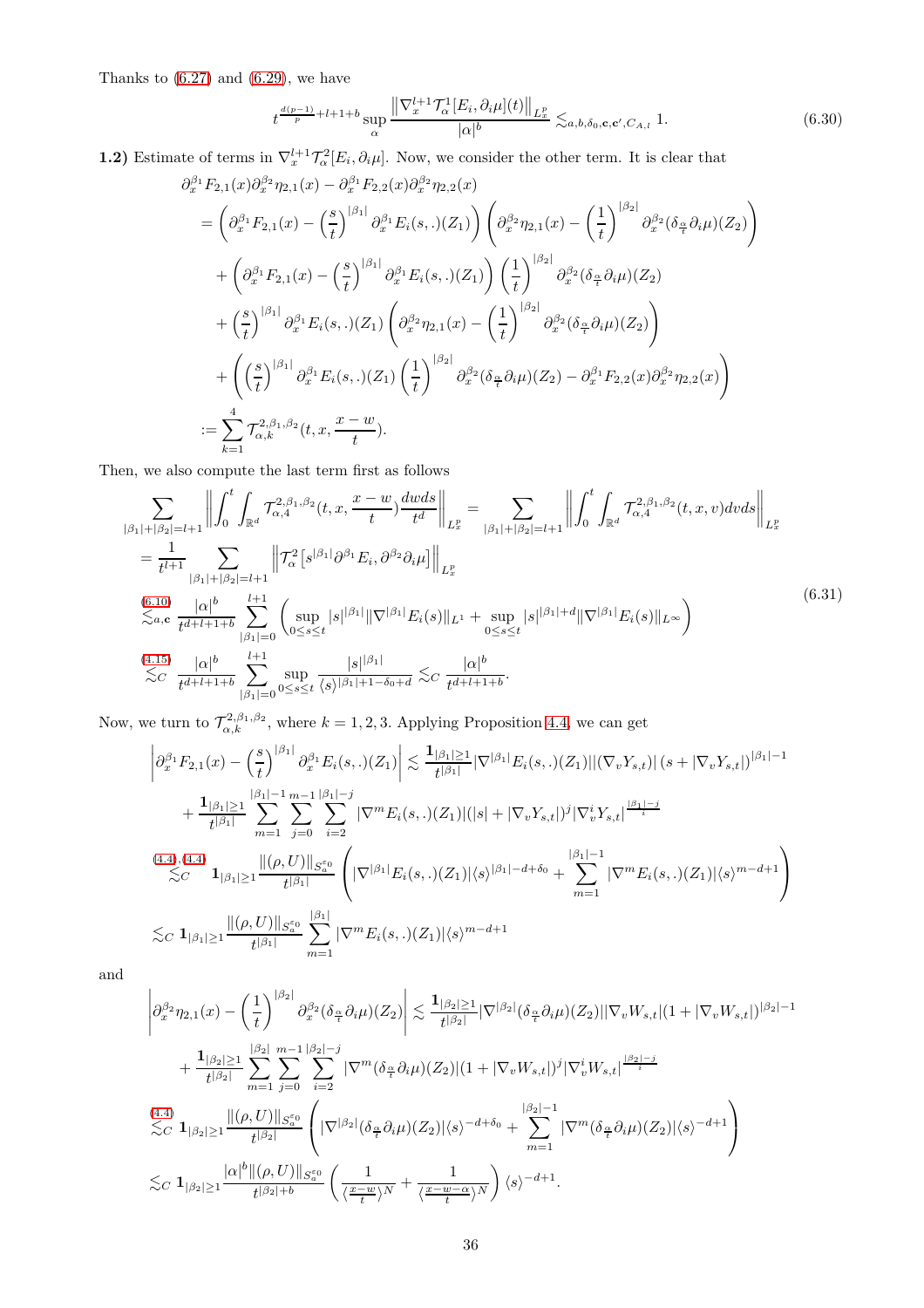Thanks to (6.27) and (6.29), we have

$$t^{\frac{d(p-1)}{p}+l+1+b}\sup_{\alpha}\frac{\left\|\nabla_x^{l+1}\mathcal{T}_\alpha^1[E_i,\partial_i\mu](t)\right\|_{L_x^p}}{|\alpha|^b}\lesssim_{a,b,\delta_0,\mathbf{c},\mathbf{c}',C_{A,l}}1. \tag{6.30}$$

**1.2)** Estimate of terms in $\nabla_x^{l+1}\mathcal{T}_\alpha^2[E_i,\partial_i\mu]$. Now, we consider the other term. It is clear that

$$\begin{aligned}
&\partial_x^{\beta_1}F_{2,1}(x)\partial_x^{\beta_2}\eta_{2,1}(x)-\partial_x^{\beta_1}F_{2,2}(x)\partial_x^{\beta_2}\eta_{2,2}(x)\\
&=\left(\partial_x^{\beta_1}F_{2,1}(x)-\left(\frac{s}{t}\right)^{|\beta_1|}\partial_x^{\beta_1}E_i(s,.)(Z_1)\right)\left(\partial_x^{\beta_2}\eta_{2,1}(x)-\left(\frac{1}{t}\right)^{|\beta_2|}\partial_x^{\beta_2}(\delta_{\frac{\alpha}{t}}\partial_i\mu)(Z_2)\right)\\
&\quad+\left(\partial_x^{\beta_1}F_{2,1}(x)-\left(\frac{s}{t}\right)^{|\beta_1|}\partial_x^{\beta_1}E_i(s,.)(Z_1)\right)\left(\frac{1}{t}\right)^{|\beta_2|}\partial_x^{\beta_2}(\delta_{\frac{\alpha}{t}}\partial_i\mu)(Z_2)\\
&\quad+\left(\frac{s}{t}\right)^{|\beta_1|}\partial_x^{\beta_1}E_i(s,.)(Z_1)\left(\partial_x^{\beta_2}\eta_{2,1}(x)-\left(\frac{1}{t}\right)^{|\beta_2|}\partial_x^{\beta_2}(\delta_{\frac{\alpha}{t}}\partial_i\mu)(Z_2)\right)\\
&\quad+\left(\left(\frac{s}{t}\right)^{|\beta_1|}\partial_x^{\beta_1}E_i(s,.)(Z_1)\left(\frac{1}{t}\right)^{|\beta_2|}\partial_x^{\beta_2}(\delta_{\frac{\alpha}{t}}\partial_i\mu)(Z_2)-\partial_x^{\beta_1}F_{2,2}(x)\partial_x^{\beta_2}\eta_{2,2}(x)\right)\\
&:=\sum_{k=1}^4\mathcal{T}_{\alpha,k}^{2,\beta_1,\beta_2}(t,x,\frac{x-w}{t}).
\end{aligned}$$

Then, we also compute the last term first as follows

$$\begin{aligned}
&\sum_{|\beta_1|+|\beta_2|=l+1}\left\|\int_0^t\int_{\mathbb{R}^d}\mathcal{T}_{\alpha,4}^{2,\beta_1,\beta_2}(t,x,\frac{x-w}{t})\frac{dwds}{t^d}\right\|_{L_x^p}=\sum_{|\beta_1|+|\beta_2|=l+1}\left\|\int_0^t\int_{\mathbb{R}^d}\mathcal{T}_{\alpha,4}^{2,\beta_1,\beta_2}(t,x,v)dvds\right\|_{L_x^p}\\
&=\frac{1}{t^{l+1}}\sum_{|\beta_1|+|\beta_2|=l+1}\left\|\mathcal{T}_\alpha^2\left[s^{|\beta_1|}\partial^{\beta_1}E_i,\partial^{\beta_2}\partial_i\mu\right]\right\|_{L_x^p}\\
&\overset{(6.10)}{\lesssim_{a,\mathbf{c}}}\frac{|\alpha|^b}{t^{d+l+1+b}}\sum_{|\beta_1|=0}^{l+1}\left(\sup_{0\le s\le t}|s|^{|\beta_1|}\|\nabla^{|\beta_1|}E_i(s)\|_{L^1}+\sup_{0\le s\le t}|s|^{|\beta_1|+d}\|\nabla^{|\beta_1|}E_i(s)\|_{L^\infty}\right)\\
&\overset{(4.15)}{\lesssim_C}\frac{|\alpha|^b}{t^{d+l+1+b}}\sum_{|\beta_1|=0}^{l+1}\sup_{0\le s\le t}\frac{|s|^{|\beta_1|}}{\langle s\rangle^{|\beta_1|+1-\delta_0+d}}\lesssim_C\frac{|\alpha|^b}{t^{d+l+1+b}}.
\end{aligned}\tag{6.31}$$

Now, we turn to $\mathcal{T}_{\alpha,k}^{2,\beta_1,\beta_2}$, where $k=1,2,3$. Applying Proposition 4.4, we can get

$$\begin{aligned}
&\left|\partial_x^{\beta_1}F_{2,1}(x)-\left(\frac{s}{t}\right)^{|\beta_1|}\partial_x^{\beta_1}E_i(s,.)(Z_1)\right|\lesssim\frac{\mathbf{1}_{|\beta_1|\ge1}}{t^{|\beta_1|}}|\nabla^{|\beta_1|}E_i(s,.)(Z_1)||(\nabla_vY_{s,t})|\left(s+|\nabla_vY_{s,t}|\right)^{|\beta_1|-1}\\
&\quad+\frac{\mathbf{1}_{|\beta_1|\ge1}}{t^{|\beta_1|}}\sum_{m=1}^{|\beta_1|-1}\sum_{j=0}^{m-1}\sum_{i=2}^{|\beta_1|-j}|\nabla^mE_i(s,.)(Z_1)|(|s|+|\nabla_vY_{s,t}|)^j|\nabla_v^iY_{s,t}|^{\frac{|\beta_1|-j}{i}}\\
&\overset{(4.4),(4.4)}{\lesssim_C}\mathbf{1}_{|\beta_1|\ge1}\frac{\|(\rho,U)\|_{S_a^{\varepsilon_0}}}{t^{|\beta_1|}}\left(|\nabla^{|\beta_1|}E_i(s,.)(Z_1)|\langle s\rangle^{|\beta_1|-d+\delta_0}+\sum_{m=1}^{|\beta_1|-1}|\nabla^mE_i(s,.)(Z_1)|\langle s\rangle^{m-d+1}\right)\\
&\lesssim_C\mathbf{1}_{|\beta_1|\ge1}\frac{\|(\rho,U)\|_{S_a^{\varepsilon_0}}}{t^{|\beta_1|}}\sum_{m=1}^{|\beta_1|}|\nabla^mE_i(s,.)(Z_1)|\langle s\rangle^{m-d+1}
\end{aligned}$$

and

$$\begin{aligned}
&\left|\partial_x^{\beta_2}\eta_{2,1}(x)-\left(\frac{1}{t}\right)^{|\beta_2|}\partial_x^{\beta_2}(\delta_{\frac{\alpha}{t}}\partial_i\mu)(Z_2)\right|\lesssim\frac{\mathbf{1}_{|\beta_2|\ge1}}{t^{|\beta_2|}}|\nabla^{|\beta_2|}(\delta_{\frac{\alpha}{t}}\partial_i\mu)(Z_2)||\nabla_vW_{s,t}|(1+|\nabla_vW_{s,t}|)^{|\beta_2|-1}\\
&\quad+\frac{\mathbf{1}_{|\beta_2|\ge1}}{t^{|\beta_2|}}\sum_{m=1}^{|\beta_2|}\sum_{j=0}^{m-1}\sum_{i=2}^{|\beta_2|-j}|\nabla^m(\delta_{\frac{\alpha}{t}}\partial_i\mu)(Z_2)|(1+|\nabla_vW_{s,t}|)^j|\nabla_v^iW_{s,t}|^{\frac{|\beta_2|-j}{i}}\\
&\overset{(4.4)}{\lesssim_C}\mathbf{1}_{|\beta_2|\ge1}\frac{\|(\rho,U)\|_{S_a^{\varepsilon_0}}}{t^{|\beta_2|}}\left(|\nabla^{|\beta_2|}(\delta_{\frac{\alpha}{t}}\partial_i\mu)(Z_2)|\langle s\rangle^{-d+\delta_0}+\sum_{m=1}^{|\beta_2|-1}|\nabla^m(\delta_{\frac{\alpha}{t}}\partial_i\mu)(Z_2)|\langle s\rangle^{-d+1}\right)\\
&\lesssim_C\mathbf{1}_{|\beta_2|\ge1}\frac{|\alpha|^b\|(\rho,U)\|_{S_a^{\varepsilon_0}}}{t^{|\beta_2|+b}}\left(\frac{1}{\langle\frac{x-w}{t}\rangle^N}+\frac{1}{\langle\frac{x-w-\alpha}{t}\rangle^N}\right)\langle s\rangle^{-d+1}.
\end{aligned}$$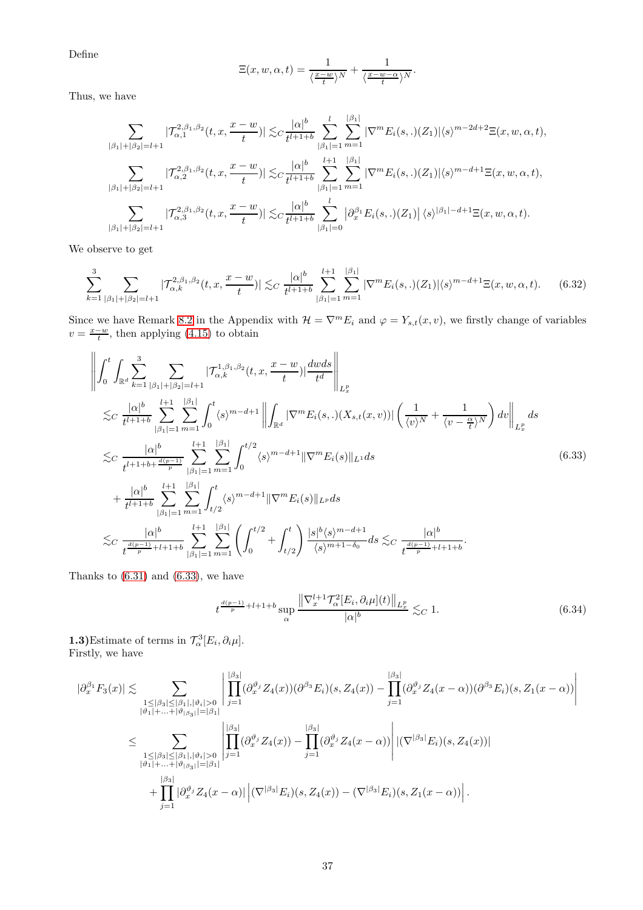Define

$$\Xi(x,w,\alpha,t) = \frac{1}{\langle \frac{x-w}{t}\rangle^N} + \frac{1}{\langle \frac{x-w-\alpha}{t}\rangle^N}.$$

Thus, we have

$$\sum_{|\beta_1|+|\beta_2|=l+1} |\mathcal{T}^{2,\beta_1,\beta_2}_{\alpha,1}(t,x,\frac{x-w}{t})| \lesssim_C \frac{|\alpha|^b}{t^{l+1+b}} \sum_{|\beta_1|=1}^{l} \sum_{m=1}^{|\beta_1|} |\nabla^m E_i(s,.)(Z_1)| \langle s\rangle^{m-2d+2} \Xi(x,w,\alpha,t),$$

$$\sum_{|\beta_1|+|\beta_2|=l+1} |\mathcal{T}^{2,\beta_1,\beta_2}_{\alpha,2}(t,x,\frac{x-w}{t})| \lesssim_C \frac{|\alpha|^b}{t^{l+1+b}} \sum_{|\beta_1|=1}^{l+1} \sum_{m=1}^{|\beta_1|} |\nabla^m E_i(s,.)(Z_1)| \langle s\rangle^{m-d+1} \Xi(x,w,\alpha,t),$$

$$\sum_{|\beta_1|+|\beta_2|=l+1} |\mathcal{T}^{2,\beta_1,\beta_2}_{\alpha,3}(t,x,\frac{x-w}{t})| \lesssim_C \frac{|\alpha|^b}{t^{l+1+b}} \sum_{|\beta_1|=0}^{l} \left|\partial_x^{\beta_1} E_i(s,.)(Z_1)\right| \langle s\rangle^{|\beta_1|-d+1} \Xi(x,w,\alpha,t).$$

We observe to get

$$\sum_{k=1}^{3} \sum_{|\beta_1|+|\beta_2|=l+1} |\mathcal{T}^{2,\beta_1,\beta_2}_{\alpha,k}(t,x,\frac{x-w}{t})| \lesssim_C \frac{|\alpha|^b}{t^{l+1+b}} \sum_{|\beta_1|=1}^{l+1} \sum_{m=1}^{|\beta_1|} |\nabla^m E_i(s,.)(Z_1)| \langle s\rangle^{m-d+1} \Xi(x,w,\alpha,t). \tag{6.32}$$

Since we have Remark 8.2 in the Appendix with $\mathcal{H} = \nabla^m E_i$ and $\varphi = Y_{s,t}(x,v)$, we firstly change of variables $v = \frac{x-w}{t}$, then applying (4.15) to obtain

$$\begin{aligned}
&\left\| \int_0^t \int_{\mathbb{R}^d} \sum_{k=1}^{3} \sum_{|\beta_1|+|\beta_2|=l+1} |\mathcal{T}^{1,\beta_1,\beta_2}_{\alpha,k}(t,x,\frac{x-w}{t})| \frac{dwds}{t^d} \right\|_{L^p_x} \\
&\lesssim_C \frac{|\alpha|^b}{t^{l+1+b}} \sum_{|\beta_1|=1}^{l+1} \sum_{m=1}^{|\beta_1|} \int_0^t \langle s\rangle^{m-d+1} \left\| \int_{\mathbb{R}^d} |\nabla^m E_i(s,.)(X_{s,t}(x,v))| \left( \frac{1}{\langle v\rangle^N} + \frac{1}{\langle v - \frac{\alpha}{t}\rangle^N} \right) dv \right\|_{L^p_x} ds \\
&\lesssim_C \frac{|\alpha|^b}{t^{l+1+b+\frac{d(p-1)}{p}}} \sum_{|\beta_1|=1}^{l+1} \sum_{m=1}^{|\beta_1|} \int_0^{t/2} \langle s\rangle^{m-d+1} \|\nabla^m E_i(s)\|_{L^1} ds \\
&\quad + \frac{|\alpha|^b}{t^{l+1+b}} \sum_{|\beta_1|=1}^{l+1} \sum_{m=1}^{|\beta_1|} \int_{t/2}^t \langle s\rangle^{m-d+1} \|\nabla^m E_i(s)\|_{L^p} ds \\
&\lesssim_C \frac{|\alpha|^b}{t^{\frac{d(p-1)}{p}+l+1+b}} \sum_{|\beta_1|=1}^{l+1} \sum_{m=1}^{|\beta_1|} \left( \int_0^{t/2} + \int_{t/2}^t \right) \frac{|s|^b \langle s\rangle^{m-d+1}}{\langle s\rangle^{m+1-\delta_0}} ds \lesssim_C \frac{|\alpha|^b}{t^{\frac{d(p-1)}{p}+l+1+b}}.
\end{aligned} \tag{6.33}$$

Thanks to (6.31) and (6.33), we have

$$t^{\frac{d(p-1)}{p}+l+1+b} \sup_\alpha \frac{\left\|\nabla_x^{l+1} \mathcal{T}^2_\alpha[E_i, \partial_i \mu](t)\right\|_{L^p_x}}{|\alpha|^b} \lesssim_C 1. \tag{6.34}$$

**1.3)** Estimate of terms in $\mathcal{T}^3_\alpha[E_i, \partial_i \mu]$.
Firstly, we have

$$\begin{aligned}
|\partial_x^{\beta_1} F_3(x)| &\lesssim \sum_{\substack{1 \le |\beta_3| \le |\beta_1|, |\vartheta_i|>0 \\ |\vartheta_1|+\ldots+|\vartheta_{|\beta_3|}|=|\beta_1|}} \left| \prod_{j=1}^{|\beta_3|} (\partial_x^{\vartheta_j} Z_4(x)) (\partial^{\beta_3} E_i)(s, Z_4(x)) - \prod_{j=1}^{|\beta_3|} (\partial_x^{\vartheta_j} Z_4(x-\alpha)) (\partial^{\beta_3} E_i)(s, Z_1(x-\alpha)) \right| \\
&\le \sum_{\substack{1 \le |\beta_3| \le |\beta_1|, |\vartheta_i|>0 \\ |\vartheta_1|+\ldots+|\vartheta_{|\beta_3|}|=|\beta_1|}} \left| \prod_{j=1}^{|\beta_3|} (\partial_x^{\vartheta_j} Z_4(x)) - \prod_{j=1}^{|\beta_3|} (\partial_x^{\vartheta_j} Z_4(x-\alpha)) \right| |(\nabla^{|\beta_3|} E_i)(s, Z_4(x))| \\
&\quad + \prod_{j=1}^{|\beta_3|} |\partial_x^{\vartheta_j} Z_4(x-\alpha)| \left| (\nabla^{|\beta_3|} E_i)(s, Z_4(x)) - (\nabla^{|\beta_3|} E_i)(s, Z_1(x-\alpha)) \right|.
\end{aligned}$$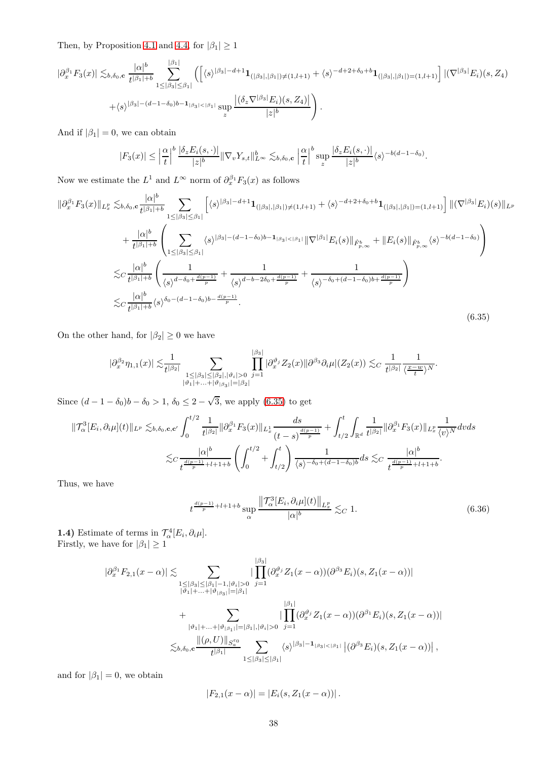Then, by Proposition 4.1 and 4.4, for $|\beta_1| \geq 1$

$$
\begin{aligned}
|\partial_x^{\beta_1} F_3(x)| \lesssim_{b,\delta_0,\mathbf{c}} \frac{|\alpha|^b}{t^{|\beta_1|+b}} \sum_{1\leq|\beta_3|\leq|\beta_1|}^{|\beta_1|} \Bigg( \Big[ \langle s\rangle^{|\beta_3|-d+1} \mathbf{1}_{(|\beta_3|,|\beta_1|)\neq(1,l+1)} + \langle s\rangle^{-d+2+\delta_0+b} \mathbf{1}_{(|\beta_3|,|\beta_1|)=(1,l+1)} \Big] |(\nabla^{|\beta_3|} E_i)(s, Z_4)| \\
+ \langle s\rangle^{|\beta_3|-(d-1-\delta_0)b-\mathbf{1}_{|\beta_3|<|\beta_1|}} \sup_z \frac{\left|(\delta_z \nabla^{|\beta_3|} E_i)(s, Z_4)\right|}{|z|^b} \Bigg).
\end{aligned}
$$

And if $|\beta_1| = 0$, we can obtain

$$
|F_3(x)| \leq \left|\frac{\alpha}{t}\right|^b \frac{|\delta_z E_i(s,\cdot)|}{|z|^b} \|\nabla_v Y_{s,t}\|_{L^\infty}^b \lesssim_{b,\delta_0,\mathbf{c}} \left|\frac{\alpha}{t}\right|^b \sup_z \frac{|\delta_z E_i(s,\cdot)|}{|z|^b} \langle s\rangle^{-b(d-1-\delta_0)}.
$$

Now we estimate the $L^1$ and $L^\infty$ norm of $\partial_x^{\beta_1} F_3(x)$ as follows

$$
\begin{aligned}
\|\partial_x^{\beta_1} F_3(x)\|_{L_x^p} &\lesssim_{b,\delta_0,\mathbf{c}} \frac{|\alpha|^b}{t^{|\beta_1|+b}} \sum_{1\leq|\beta_3|\leq|\beta_1|} \Big[ \langle s\rangle^{|\beta_3|-d+1} \mathbf{1}_{(|\beta_3|,|\beta_1|)\neq(1,l+1)} + \langle s\rangle^{-d+2+\delta_0+b} \mathbf{1}_{(|\beta_3|,|\beta_1|)=(1,l+1)} \Big] \|(\nabla^{|\beta_3|} E_i)(s)\|_{L^p} \\
&\quad + \frac{|\alpha|^b}{t^{|\beta_1|+b}} \left( \sum_{1\leq|\beta_3|\leq|\beta_1|} \langle s\rangle^{|\beta_3|-(d-1-\delta_0)b-\mathbf{1}_{|\beta_3|<|\beta_1|}} \|\nabla^{|\beta_1|} E_i(s)\|_{\dot{F}^b_{p,\infty}} + \|E_i(s)\|_{\dot{F}^b_{p,\infty}} \langle s\rangle^{-b(d-1-\delta_0)} \right) \\
&\lesssim_C \frac{|\alpha|^b}{t^{|\beta_1|+b}} \left( \frac{1}{\langle s\rangle^{d-\delta_0+\frac{d(p-1)}{p}}} + \frac{1}{\langle s\rangle^{d-b-2\delta_0+\frac{d(p-1)}{p}}} + \frac{1}{\langle s\rangle^{-\delta_0+(d-1-\delta_0)b+\frac{d(p-1)}{p}}} \right) \\
&\lesssim_C \frac{|\alpha|^b}{t^{|\beta_1|+b}} \langle s\rangle^{\delta_0-(d-1-\delta_0)b-\frac{d(p-1)}{p}}.
\end{aligned}
\tag{6.35}
$$

On the other hand, for $|\beta_2| \geq 0$ we have

$$
|\partial_x^{\beta_2} \eta_{1,1}(x)| \lesssim \frac{1}{t^{|\beta_2|}} \sum_{\substack{1\leq|\beta_3|\leq|\beta_2|, |\vartheta_i|>0 \\ |\vartheta_1|+\ldots+|\vartheta_{|\beta_3|}|=|\beta_2|}} \prod_{j=1}^{|\beta_3|} |\partial_x^{\vartheta_j} Z_2(x)| |\partial^{\beta_3} \partial_i \mu|(Z_2(x)) \lesssim_C \frac{1}{t^{|\beta_2|}} \frac{1}{\langle \frac{x-w}{t} \rangle^N}.
$$

Since $(d-1-\delta_0)b - \delta_0 > 1$, $\delta_0 \leq 2-\sqrt{3}$, we apply (6.35) to get

$$
\begin{aligned}
\|\mathcal{T}_\alpha^3[E_i, \partial_i\mu](t)\|_{L^p} &\lesssim_{b,\delta_0,\mathbf{c},\mathbf{c}'} \int_0^{t/2} \frac{1}{t^{|\beta_2|}} \|\partial_x^{\beta_1} F_3(x)\|_{L_x^1} \frac{ds}{(t-s)^{\frac{d(p-1)}{p}}} + \int_{t/2}^t \int_{\mathbb{R}^d} \frac{1}{t^{|\beta_2|}} \|\partial_x^{\beta_1} F_3(x)\|_{L_x^p} \frac{1}{\langle v\rangle^N} dv ds \\
&\lesssim_C \frac{|\alpha|^b}{t^{\frac{d(p-1)}{p}+l+1+b}} \left( \int_0^{t/2} + \int_{t/2}^t \right) \frac{1}{\langle s\rangle^{-\delta_0+(d-1-\delta_0)b}} ds \lesssim_C \frac{|\alpha|^b}{t^{\frac{d(p-1)}{p}+l+1+b}}.
\end{aligned}
$$

Thus, we have

$$
t^{\frac{d(p-1)}{p}+l+1+b} \sup_\alpha \frac{\left\|\mathcal{T}_\alpha^3[E_i, \partial_i\mu](t)\right\|_{L_x^p}}{|\alpha|^b} \lesssim_C 1. \tag{6.36}
$$

**1.4)** Estimate of terms in $\mathcal{T}_\alpha^4[E_i, \partial_i\mu]$.
Firstly, we have for $|\beta_1| \geq 1$

$$
\begin{aligned}
|\partial_x^{\beta_1} F_{2,1}(x-\alpha)| &\lesssim \sum_{\substack{1\leq|\beta_3|\leq|\beta_1|-1, |\vartheta_i|>0 \\ |\vartheta_1|+\ldots+|\vartheta_{|\beta_3|}|=|\beta_1|}} \Big| \prod_{j=1}^{|\beta_3|} (\partial_x^{\vartheta_j} Z_1(x-\alpha))(\partial^{\beta_3} E_i)(s, Z_1(x-\alpha)) \Big| \\
&\quad + \sum_{|\vartheta_1|+\ldots+|\vartheta_{|\beta_1|}|=|\beta_1|, |\vartheta_i|>0} \Big| \prod_{j=1}^{|\beta_1|} (\partial_x^{\vartheta_j} Z_1(x-\alpha))(\partial^{\beta_1} E_i)(s, Z_1(x-\alpha)) \Big| \\
&\lesssim_{b,\delta_0,\mathbf{c}} \frac{\|(\rho, U)\|_{S_a^{\varepsilon_0}}}{t^{|\beta_1|}} \sum_{1\leq|\beta_3|\leq|\beta_1|} \langle s\rangle^{|\beta_3|-\mathbf{1}_{|\beta_3|<|\beta_1|}} \left|(\partial^{\beta_3} E_i)(s, Z_1(x-\alpha))\right|,
\end{aligned}
$$

and for $|\beta_1| = 0$, we obtain

$$
|F_{2,1}(x-\alpha)| = |E_i(s, Z_1(x-\alpha))|.
$$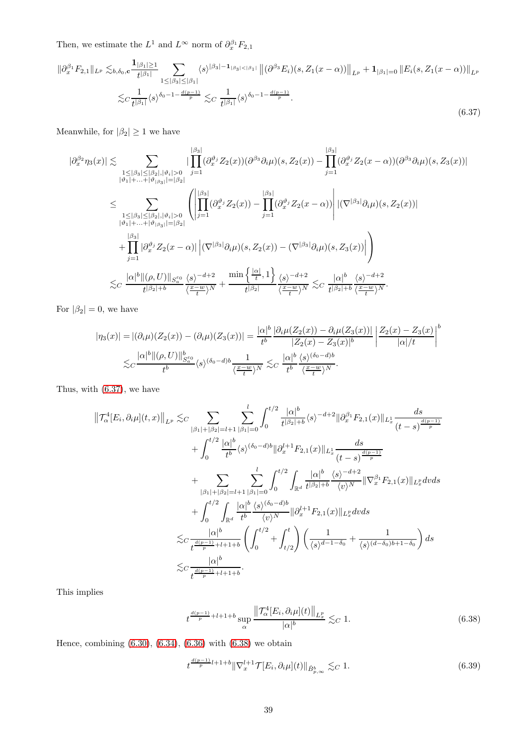Then, we estimate the $L^1$ and $L^\infty$ norm of $\partial_x^{\beta_1} F_{2,1}$

$$
\begin{aligned}
\|\partial_x^{\beta_1} F_{2,1}\|_{L^p} &\lesssim_{b,\delta_0,\mathbf{c}} \frac{\mathbf{1}_{|\beta_1|\geq 1}}{t^{|\beta_1|}} \sum_{1\leq|\beta_3|\leq|\beta_1|} \langle s\rangle^{|\beta_3|-\mathbf{1}_{|\beta_3|<|\beta_1|}} \left\|(\partial^{\beta_3} E_i)(s, Z_1(x-\alpha))\right\|_{L^p} + \mathbf{1}_{|\beta_1|=0} \left\|E_i(s, Z_1(x-\alpha))\right\|_{L^p} \\
&\lesssim_C \frac{1}{t^{|\beta_1|}} \langle s\rangle^{\delta_0 - 1 - \frac{d(p-1)}{p}} \lesssim_C \frac{1}{t^{|\beta_1|}} \langle s\rangle^{\delta_0 - 1 - \frac{d(p-1)}{p}}.
\end{aligned}
\tag{6.37}
$$

Meanwhile, for $|\beta_2| \geq 1$ we have

$$
\begin{aligned}
|\partial_x^{\beta_2} \eta_3(x)| &\lesssim \sum_{\substack{1\leq|\beta_3|\leq|\beta_2|, |\vartheta_i|>0 \\ |\vartheta_1|+\ldots+|\vartheta_{|\beta_3|}|=|\beta_2|}} \left| \prod_{j=1}^{|\beta_3|} (\partial_x^{\vartheta_j} Z_2(x))(\partial^{\beta_3} \partial_i \mu)(s, Z_2(x)) - \prod_{j=1}^{|\beta_3|} (\partial_x^{\vartheta_j} Z_2(x-\alpha))(\partial^{\beta_3} \partial_i \mu)(s, Z_3(x)) \right| \\
&\leq \sum_{\substack{1\leq|\beta_3|\leq|\beta_2|, |\vartheta_i|>0 \\ |\vartheta_1|+\ldots+|\vartheta_{|\beta_3|}|=|\beta_2|}} \left( \left| \prod_{j=1}^{|\beta_3|} (\partial_x^{\vartheta_j} Z_2(x)) - \prod_{j=1}^{|\beta_3|} (\partial_x^{\vartheta_j} Z_2(x-\alpha)) \right| |(\nabla^{|\beta_3|} \partial_i \mu)(s, Z_2(x))| \right. \\
&\quad \left. + \prod_{j=1}^{|\beta_3|} |\partial_x^{\vartheta_j} Z_2(x-\alpha)| \left| (\nabla^{|\beta_3|} \partial_i \mu)(s, Z_2(x)) - (\nabla^{|\beta_3|} \partial_i \mu)(s, Z_3(x)) \right| \right) \\
&\lesssim_C \frac{|\alpha|^b \|(\rho, U)\|_{S_a^{\varepsilon_0}}}{t^{|\beta_2|+b}} \frac{\langle s\rangle^{-d+2}}{\langle \frac{x-w}{t}\rangle^N} + \frac{\min\left\{\frac{|\alpha|}{t}, 1\right\}}{t^{|\beta_2|}} \frac{\langle s\rangle^{-d+2}}{\langle \frac{x-w}{t}\rangle^N} \lesssim_C \frac{|\alpha|^b}{t^{|\beta_2|+b}} \frac{\langle s\rangle^{-d+2}}{\langle \frac{x-w}{t}\rangle^N}.
\end{aligned}
$$

For $|\beta_2| = 0$, we have

$$
\begin{aligned}
|\eta_3(x)| = |(\partial_i \mu)(Z_2(x)) - (\partial_i \mu)(Z_3(x))| &= \frac{|\alpha|^b}{t^b} \frac{|\partial_i \mu(Z_2(x)) - \partial_i \mu(Z_3(x))|}{|Z_2(x) - Z_3(x)|^b} \left| \frac{Z_2(x) - Z_3(x)}{|\alpha|/t} \right|^b \\
&\lesssim_C \frac{|\alpha|^b \|(\rho, U)\|_{S_a^{\varepsilon_0}}^b}{t^b} \langle s\rangle^{(\delta_0 - d)b} \frac{1}{\langle \frac{x-w}{t}\rangle^N} \lesssim_C \frac{|\alpha|^b}{t^b} \frac{\langle s\rangle^{(\delta_0 - d)b}}{\langle \frac{x-w}{t}\rangle^N}.
\end{aligned}
$$

Thus, with (6.37), we have

$$
\begin{aligned}
\left\| \mathcal{T}_\alpha^4 [E_i, \partial_i \mu](t, x) \right\|_{L^p} &\lesssim_C \sum_{|\beta_1|+|\beta_2|=l+1} \sum_{|\beta_1|=0}^{l} \int_0^{t/2} \frac{|\alpha|^b}{t^{|\beta_2|+b}} \langle s\rangle^{-d+2} \|\partial_x^{\beta_1} F_{2,1}(x)\|_{L_x^1} \frac{ds}{(t-s)^{\frac{d(p-1)}{p}}} \\
&\quad + \int_0^{t/2} \frac{|\alpha|^b}{t^b} \langle s\rangle^{(\delta_0 - d)b} \|\partial_x^{l+1} F_{2,1}(x)\|_{L_x^1} \frac{ds}{(t-s)^{\frac{d(p-1)}{p}}} \\
&\quad + \sum_{|\beta_1|+|\beta_2|=l+1} \sum_{|\beta_1|=0}^{l} \int_0^{t/2} \int_{\mathbb{R}^d} \frac{|\alpha|^b}{t^{|\beta_2|+b}} \frac{\langle s\rangle^{-d+2}}{\langle v\rangle^N} \|\nabla_x^{\beta_1} F_{2,1}(x)\|_{L_x^p} dv ds \\
&\quad + \int_0^{t/2} \int_{\mathbb{R}^d} \frac{|\alpha|^b}{t^b} \frac{\langle s\rangle^{(\delta_0 - d)b}}{\langle v\rangle^N} \|\partial_x^{l+1} F_{2,1}(x)\|_{L_x^p} dv ds \\
&\lesssim_C \frac{|\alpha|^b}{t^{\frac{d(p-1)}{p}+l+1+b}} \left( \int_0^{t/2} + \int_{t/2}^{t} \right) \left( \frac{1}{\langle s\rangle^{d-1-\delta_0}} + \frac{1}{\langle s\rangle^{(d-\delta_0)b+1-\delta_0}} \right) ds \\
&\lesssim_C \frac{|\alpha|^b}{t^{\frac{d(p-1)}{p}+l+1+b}}.
\end{aligned}
$$

This implies

$$
t^{\frac{d(p-1)}{p}+l+1+b} \sup_\alpha \frac{\left\| \mathcal{T}_\alpha^4 [E_i, \partial_i \mu](t) \right\|_{L_x^p}}{|\alpha|^b} \lesssim_C 1.
\tag{6.38}
$$

Hence, combining (6.30), (6.34), (6.36) with (6.38) we obtain

$$
t^{\frac{d(p-1)}{p} l+1+b} \|\nabla_x^{l+1} \mathcal{T}[E_i, \partial_i \mu](t)\|_{\dot{B}_{p,\infty}^b} \lesssim_C 1.
\tag{6.39}
$$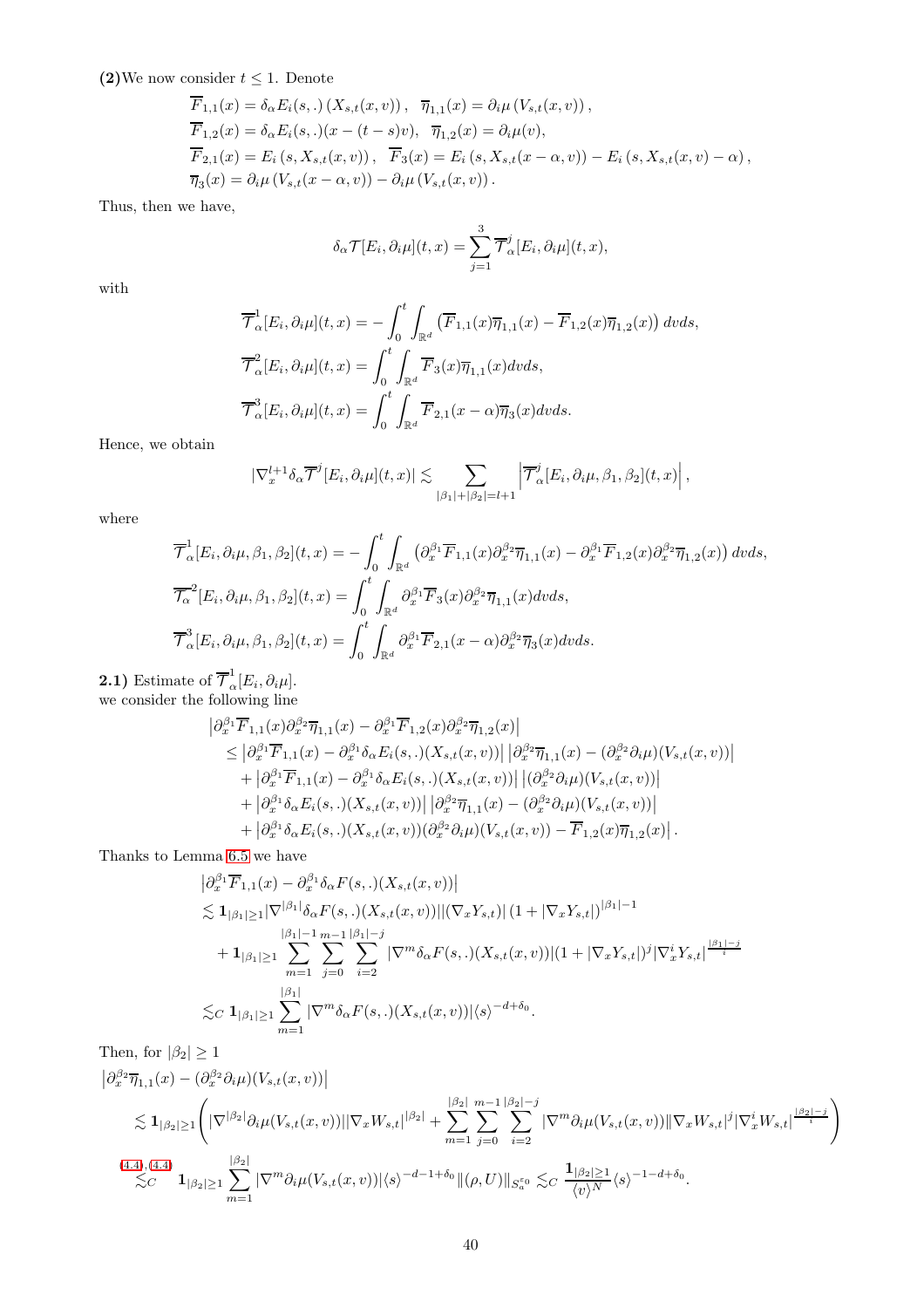**(2)** We now consider $t \leq 1$. Denote

$$
\begin{aligned}
&\overline{F}_{1,1}(x) = \delta_\alpha E_i(s,.)\left(X_{s,t}(x,v)\right), \quad \overline{\eta}_{1,1}(x) = \partial_i \mu\left(V_{s,t}(x,v)\right), \\
&\overline{F}_{1,2}(x) = \delta_\alpha E_i(s,.)(x-(t-s)v), \quad \overline{\eta}_{1,2}(x) = \partial_i \mu(v), \\
&\overline{F}_{2,1}(x) = E_i\left(s, X_{s,t}(x,v)\right), \quad \overline{F}_3(x) = E_i\left(s, X_{s,t}(x-\alpha,v)\right) - E_i\left(s, X_{s,t}(x,v)-\alpha\right), \\
&\overline{\eta}_3(x) = \partial_i \mu\left(V_{s,t}(x-\alpha,v)\right) - \partial_i \mu\left(V_{s,t}(x,v)\right).
\end{aligned}
$$

Thus, then we have,

$$
\delta_\alpha \mathcal{T}[E_i, \partial_i \mu](t,x) = \sum_{j=1}^{3} \overline{\mathcal{T}}^j_\alpha[E_i, \partial_i \mu](t,x),
$$

with

$$
\begin{aligned}
&\overline{\mathcal{T}}^1_\alpha[E_i, \partial_i \mu](t,x) = -\int_0^t \int_{\mathbb{R}^d} \left(\overline{F}_{1,1}(x)\overline{\eta}_{1,1}(x) - \overline{F}_{1,2}(x)\overline{\eta}_{1,2}(x)\right) dv ds, \\
&\overline{\mathcal{T}}^2_\alpha[E_i, \partial_i \mu](t,x) = \int_0^t \int_{\mathbb{R}^d} \overline{F}_3(x)\overline{\eta}_{1,1}(x) dv ds, \\
&\overline{\mathcal{T}}^3_\alpha[E_i, \partial_i \mu](t,x) = \int_0^t \int_{\mathbb{R}^d} \overline{F}_{2,1}(x-\alpha)\overline{\eta}_3(x) dv ds.
\end{aligned}
$$

Hence, we obtain

$$
|\nabla_x^{l+1} \delta_\alpha \overline{\mathcal{T}}^j[E_i, \partial_i \mu](t,x)| \lesssim \sum_{|\beta_1|+|\beta_2|=l+1} \left|\overline{\mathcal{T}}^j_\alpha[E_i, \partial_i \mu, \beta_1, \beta_2](t,x)\right|,
$$

where

$$
\begin{aligned}
&\overline{\mathcal{T}}^1_\alpha[E_i, \partial_i \mu, \beta_1, \beta_2](t,x) = -\int_0^t \int_{\mathbb{R}^d} \left(\partial_x^{\beta_1}\overline{F}_{1,1}(x)\partial_x^{\beta_2}\overline{\eta}_{1,1}(x) - \partial_x^{\beta_1}\overline{F}_{1,2}(x)\partial_x^{\beta_2}\overline{\eta}_{1,2}(x)\right) dv ds, \\
&\overline{\mathcal{T}}^2_\alpha[E_i, \partial_i \mu, \beta_1, \beta_2](t,x) = \int_0^t \int_{\mathbb{R}^d} \partial_x^{\beta_1}\overline{F}_3(x)\partial_x^{\beta_2}\overline{\eta}_{1,1}(x) dv ds, \\
&\overline{\mathcal{T}}^3_\alpha[E_i, \partial_i \mu, \beta_1, \beta_2](t,x) = \int_0^t \int_{\mathbb{R}^d} \partial_x^{\beta_1}\overline{F}_{2,1}(x-\alpha)\partial_x^{\beta_2}\overline{\eta}_3(x) dv ds.
\end{aligned}
$$

**2.1)** Estimate of $\overline{\mathcal{T}}^1_\alpha[E_i, \partial_i \mu]$.
we consider the following line

$$
\begin{aligned}
&\left|\partial_x^{\beta_1}\overline{F}_{1,1}(x)\partial_x^{\beta_2}\overline{\eta}_{1,1}(x) - \partial_x^{\beta_1}\overline{F}_{1,2}(x)\partial_x^{\beta_2}\overline{\eta}_{1,2}(x)\right| \\
&\quad \leq \left|\partial_x^{\beta_1}\overline{F}_{1,1}(x) - \partial_x^{\beta_1}\delta_\alpha E_i(s,.)(X_{s,t}(x,v))\right| \left|\partial_x^{\beta_2}\overline{\eta}_{1,1}(x) - (\partial_x^{\beta_2}\partial_i\mu)(V_{s,t}(x,v))\right| \\
&\quad\quad + \left|\partial_x^{\beta_1}\overline{F}_{1,1}(x) - \partial_x^{\beta_1}\delta_\alpha E_i(s,.)(X_{s,t}(x,v))\right| \left|(\partial_x^{\beta_2}\partial_i\mu)(V_{s,t}(x,v))\right| \\
&\quad\quad + \left|\partial_x^{\beta_1}\delta_\alpha E_i(s,.)(X_{s,t}(x,v))\right| \left|\partial_x^{\beta_2}\overline{\eta}_{1,1}(x) - (\partial_x^{\beta_2}\partial_i\mu)(V_{s,t}(x,v))\right| \\
&\quad\quad + \left|\partial_x^{\beta_1}\delta_\alpha E_i(s,.)(X_{s,t}(x,v))(\partial_x^{\beta_2}\partial_i\mu)(V_{s,t}(x,v)) - \overline{F}_{1,2}(x)\overline{\eta}_{1,2}(x)\right|.
\end{aligned}
$$

Thanks to Lemma 6.5 we have

$$
\begin{aligned}
&\left|\partial_x^{\beta_1}\overline{F}_{1,1}(x) - \partial_x^{\beta_1}\delta_\alpha F(s,.)(X_{s,t}(x,v))\right| \\
&\lesssim \mathbf{1}_{|\beta_1|\geq 1}|\nabla^{|\beta_1|}\delta_\alpha F(s,.)(X_{s,t}(x,v))||(\nabla_x Y_{s,t})|\left(1+|\nabla_x Y_{s,t}|\right)^{|\beta_1|-1} \\
&\quad + \mathbf{1}_{|\beta_1|\geq 1}\sum_{m=1}^{|\beta_1|-1}\sum_{j=0}^{m-1}\sum_{i=2}^{|\beta_1|-j}|\nabla^m \delta_\alpha F(s,.)(X_{s,t}(x,v))|(1+|\nabla_x Y_{s,t}|)^j|\nabla_x^i Y_{s,t}|^{\frac{|\beta_1|-j}{i}} \\
&\lesssim_C \mathbf{1}_{|\beta_1|\geq 1}\sum_{m=1}^{|\beta_1|}|\nabla^m \delta_\alpha F(s,.)(X_{s,t}(x,v))|\langle s\rangle^{-d+\delta_0}.
\end{aligned}
$$

Then, for $|\beta_2| \geq 1$

$$
\begin{aligned}
&\left|\partial_x^{\beta_2}\overline{\eta}_{1,1}(x) - (\partial_x^{\beta_2}\partial_i\mu)(V_{s,t}(x,v))\right| \\
&\quad \lesssim \mathbf{1}_{|\beta_2|\geq 1}\left(|\nabla^{|\beta_2|}\partial_i\mu(V_{s,t}(x,v))||\nabla_x W_{s,t}|^{|\beta_2|} + \sum_{m=1}^{|\beta_2|}\sum_{j=0}^{m-1}\sum_{i=2}^{|\beta_2|-j}|\nabla^m\partial_i\mu(V_{s,t}(x,v))||\nabla_x W_{s,t}|^j|\nabla_x^i W_{s,t}|^{\frac{|\beta_2|-j}{i}}\right) \\
&\quad \overset{(4.4),(4.4)}{\lesssim_C} \mathbf{1}_{|\beta_2|\geq 1}\sum_{m=1}^{|\beta_2|}|\nabla^m\partial_i\mu(V_{s,t}(x,v))|\langle s\rangle^{-d-1+\delta_0}\|(\rho,U)\|_{S_a^{\varepsilon_0}} \lesssim_C \frac{\mathbf{1}_{|\beta_2|\geq 1}}{\langle v\rangle^N}\langle s\rangle^{-1-d+\delta_0}.
\end{aligned}
$$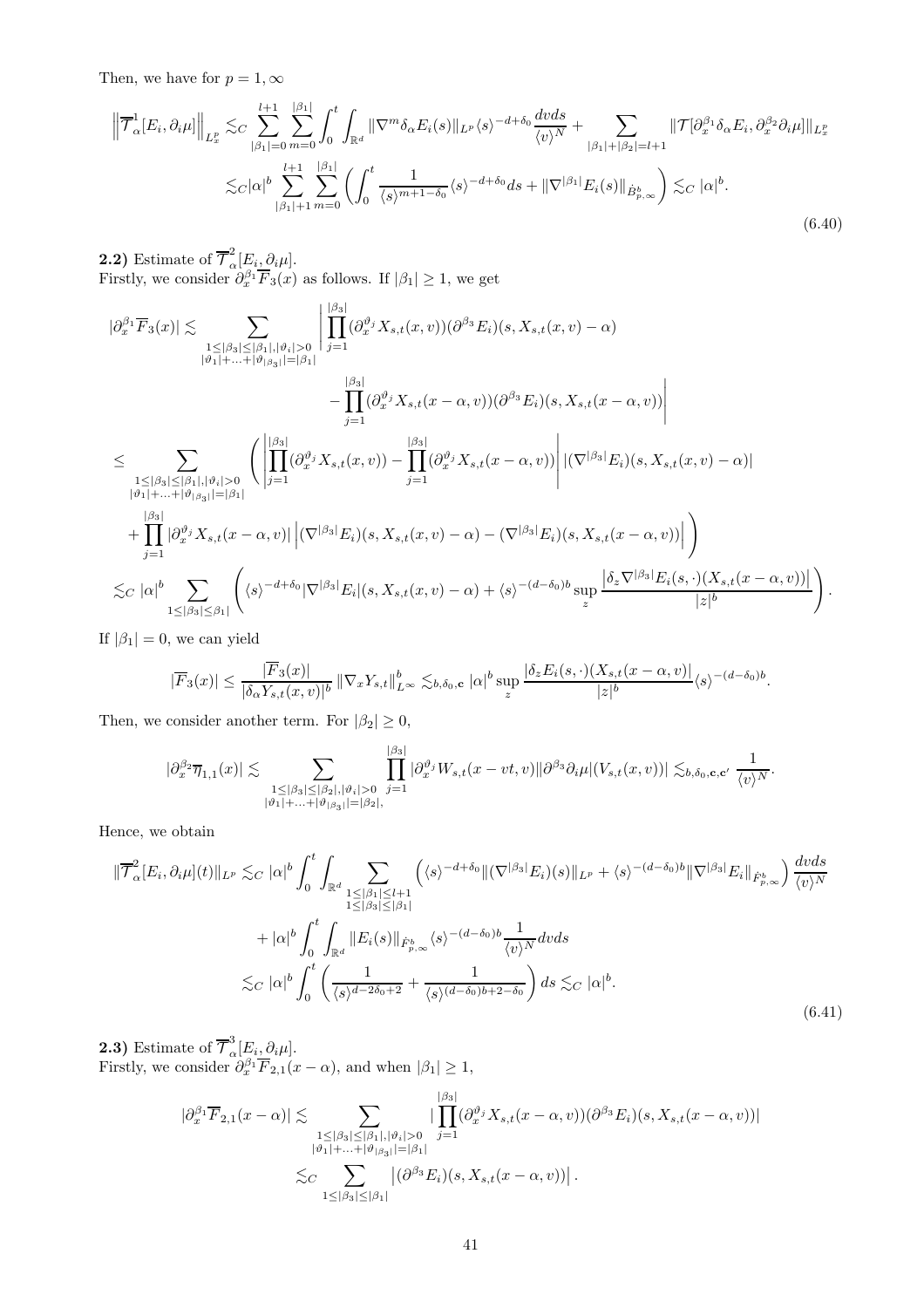Then, we have for $p = 1, \infty$

$$
\begin{aligned}
\left\| \overline{\mathcal{T}}^1_\alpha[E_i, \partial_i \mu] \right\|_{L^p_x} &\lesssim_C \sum_{|\beta_1|=0}^{l+1} \sum_{m=0}^{|\beta_1|} \int_0^t \int_{\mathbb{R}^d} \|\nabla^m \delta_\alpha E_i(s)\|_{L^p} \langle s \rangle^{-d+\delta_0} \frac{dvds}{\langle v \rangle^N} + \sum_{|\beta_1|+|\beta_2|=l+1} \|\mathcal{T}[\partial_x^{\beta_1} \delta_\alpha E_i, \partial_x^{\beta_2} \partial_i \mu]\|_{L^p_x} \\
&\lesssim_C |\alpha|^b \sum_{|\beta_1|+1}^{l+1} \sum_{m=0}^{|\beta_1|} \left( \int_0^t \frac{1}{\langle s \rangle^{m+1-\delta_0}} \langle s \rangle^{-d+\delta_0} ds + \|\nabla^{|\beta_1|} E_i(s)\|_{\dot{B}^b_{p,\infty}} \right) \lesssim_C |\alpha|^b.
\end{aligned}
\tag{6.40}
$$

**2.2)** Estimate of $\overline{\mathcal{T}}^2_\alpha[E_i, \partial_i \mu]$.
Firstly, we consider $\partial_x^{\beta_1} \overline{F}_3(x)$ as follows. If $|\beta_1| \geq 1$, we get

$$
\begin{aligned}
|\partial_x^{\beta_1} \overline{F}_3(x)| &\lesssim \sum_{\substack{1 \leq |\beta_3| \leq |\beta_1|, |\vartheta_i| > 0 \\ |\vartheta_1| + \ldots + |\vartheta_{|\beta_3|}| = |\beta_1|}} \left| \prod_{j=1}^{|\beta_3|} (\partial_x^{\vartheta_j} X_{s,t}(x,v))(\partial^{\beta_3} E_i)(s, X_{s,t}(x,v) - \alpha) \right. \\
&\qquad \left. - \prod_{j=1}^{|\beta_3|} (\partial_x^{\vartheta_j} X_{s,t}(x - \alpha, v))(\partial^{\beta_3} E_i)(s, X_{s,t}(x - \alpha, v)) \right| \\
&\leq \sum_{\substack{1 \leq |\beta_3| \leq |\beta_1|, |\vartheta_i| > 0 \\ |\vartheta_1| + \ldots + |\vartheta_{|\beta_3|}| = |\beta_1|}} \left( \left| \prod_{j=1}^{|\beta_3|} (\partial_x^{\vartheta_j} X_{s,t}(x,v)) - \prod_{j=1}^{|\beta_3|} (\partial_x^{\vartheta_j} X_{s,t}(x - \alpha, v)) \right| |(\nabla^{|\beta_3|} E_i)(s, X_{s,t}(x,v) - \alpha)| \right. \\
&\quad \left. + \prod_{j=1}^{|\beta_3|} |\partial_x^{\vartheta_j} X_{s,t}(x - \alpha, v)| \left| (\nabla^{|\beta_3|} E_i)(s, X_{s,t}(x,v) - \alpha) - (\nabla^{|\beta_3|} E_i)(s, X_{s,t}(x - \alpha, v)) \right| \right) \\
&\lesssim_C |\alpha|^b \sum_{1 \leq |\beta_3| \leq \beta_1|} \left( \langle s \rangle^{-d+\delta_0} |\nabla^{|\beta_3|} E_i|(s, X_{s,t}(x,v) - \alpha) + \langle s \rangle^{-(d-\delta_0)b} \sup_z \frac{\left| \delta_z \nabla^{|\beta_3|} E_i(s, \cdot)(X_{s,t}(x - \alpha, v)) \right|}{|z|^b} \right).
\end{aligned}
$$

If $|\beta_1| = 0$, we can yield

$$
|\overline{F}_3(x)| \leq \frac{|\overline{F}_3(x)|}{|\delta_\alpha Y_{s,t}(x,v)|^b} \|\nabla_x Y_{s,t}\|^b_{L^\infty} \lesssim_{b,\delta_0,\mathbf{c}} |\alpha|^b \sup_z \frac{|\delta_z E_i(s, \cdot)(X_{s,t}(x - \alpha, v)|}{|z|^b} \langle s \rangle^{-(d-\delta_0)b}.
$$

Then, we consider another term. For $|\beta_2| \geq 0$,

$$
|\partial_x^{\beta_2} \overline{\eta}_{1,1}(x)| \lesssim \sum_{\substack{1 \leq |\beta_3| \leq |\beta_2|, |\vartheta_i| > 0 \\ |\vartheta_1| + \ldots + |\vartheta_{|\beta_3|}| = |\beta_2|,}} \prod_{j=1}^{|\beta_3|} |\partial_x^{\vartheta_j} W_{s,t}(x - vt, v)| |\partial^{\beta_3} \partial_i \mu|(V_{s,t}(x,v))| \lesssim_{b,\delta_0,\mathbf{c},\mathbf{c}'} \frac{1}{\langle v \rangle^N}.
$$

Hence, we obtain

$$
\begin{aligned}
\|\overline{\mathcal{T}}^2_\alpha[E_i, \partial_i \mu](t)\|_{L^p} &\lesssim_C |\alpha|^b \int_0^t \int_{\mathbb{R}^d} \sum_{\substack{1 \leq |\beta_1| \leq l+1 \\ 1 \leq |\beta_3| \leq |\beta_1|}} \left( \langle s \rangle^{-d+\delta_0} \|(\nabla^{|\beta_3|} E_i)(s)\|_{L^p} + \langle s \rangle^{-(d-\delta_0)b} \|\nabla^{|\beta_3|} E_i\|_{\dot{F}^b_{p,\infty}} \right) \frac{dvds}{\langle v \rangle^N} \\
&\quad + |\alpha|^b \int_0^t \int_{\mathbb{R}^d} \|E_i(s)\|_{\dot{F}^b_{p,\infty}} \langle s \rangle^{-(d-\delta_0)b} \frac{1}{\langle v \rangle^N} dvds \\
&\lesssim_C |\alpha|^b \int_0^t \left( \frac{1}{\langle s \rangle^{d-2\delta_0+2}} + \frac{1}{\langle s \rangle^{(d-\delta_0)b+2-\delta_0}} \right) ds \lesssim_C |\alpha|^b.
\end{aligned}
\tag{6.41}
$$

**2.3)** Estimate of $\overline{\mathcal{T}}^3_\alpha[E_i, \partial_i \mu]$.
Firstly, we consider $\partial_x^{\beta_1} \overline{F}_{2,1}(x - \alpha)$, and when $|\beta_1| \geq 1$,

$$
\begin{aligned}
|\partial_x^{\beta_1} \overline{F}_{2,1}(x - \alpha)| &\lesssim \sum_{\substack{1 \leq |\beta_3| \leq |\beta_1|, |\vartheta_i| > 0 \\ |\vartheta_1| + \ldots + |\vartheta_{|\beta_3|}| = |\beta_1|}} \left| \prod_{j=1}^{|\beta_3|} (\partial_x^{\vartheta_j} X_{s,t}(x - \alpha, v))(\partial^{\beta_3} E_i)(s, X_{s,t}(x - \alpha, v)) \right| \\
&\lesssim_C \sum_{1 \leq |\beta_3| \leq |\beta_1|} \left| (\partial^{\beta_3} E_i)(s, X_{s,t}(x - \alpha, v)) \right|.
\end{aligned}
$$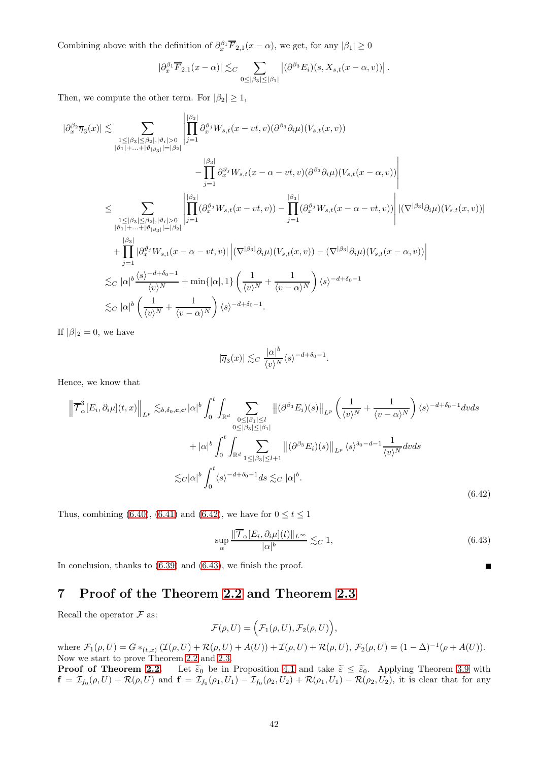Combining above with the definition of $\partial_x^{\beta_1}\overline{F}_{2,1}(x-\alpha)$, we get, for any $|\beta_1| \geq 0$

$$
|\partial_x^{\beta_1}\overline{F}_{2,1}(x-\alpha)| \lesssim_C \sum_{0\leq|\beta_3|\leq|\beta_1|} \left|(\partial^{\beta_3}E_i)(s, X_{s,t}(x-\alpha,v))\right|.
$$

Then, we compute the other term. For $|\beta_2| \geq 1$,

$$
\begin{aligned}
|\partial_x^{\beta_2}\overline{\eta}_3(x)| \lesssim & \sum_{\substack{1\leq|\beta_3|\leq|\beta_2|,|\vartheta_i|>0\\ |\vartheta_1|+\ldots+|\vartheta_{|\beta_3|}|=|\beta_2|}} \Bigg|\prod_{j=1}^{|\beta_3|}\partial_x^{\vartheta_j}W_{s,t}(x-vt,v)(\partial^{\beta_3}\partial_i\mu)(V_{s,t}(x,v)) \\
& \qquad - \prod_{j=1}^{|\beta_3|}\partial_x^{\vartheta_j}W_{s,t}(x-\alpha-vt,v)(\partial^{\beta_3}\partial_i\mu)(V_{s,t}(x-\alpha,v))\Bigg| \\
\leq & \sum_{\substack{1\leq|\beta_3|\leq|\beta_2|,|\vartheta_i|>0\\ |\vartheta_1|+\ldots+|\vartheta_{|\beta_3|}|=|\beta_2|}} \left|\prod_{j=1}^{|\beta_3|}(\partial_x^{\vartheta_j}W_{s,t}(x-vt,v)) - \prod_{j=1}^{|\beta_3|}(\partial_x^{\vartheta_j}W_{s,t}(x-\alpha-vt,v))\right| |(\nabla^{|\beta_3|}\partial_i\mu)(V_{s,t}(x,v))| \\
& + \prod_{j=1}^{|\beta_3|}|\partial_x^{\vartheta_j}W_{s,t}(x-\alpha-vt,v)| \left|(\nabla^{|\beta_3|}\partial_i\mu)(V_{s,t}(x,v)) - (\nabla^{|\beta_3|}\partial_i\mu)(V_{s,t}(x-\alpha,v))\right| \\
\lesssim_C & |\alpha|^b \frac{\langle s\rangle^{-d+\delta_0-1}}{\langle v\rangle^N} + \min\{|\alpha|,1\}\left(\frac{1}{\langle v\rangle^N} + \frac{1}{\langle v-\alpha\rangle^N}\right)\langle s\rangle^{-d+\delta_0-1} \\
\lesssim_C & |\alpha|^b\left(\frac{1}{\langle v\rangle^N} + \frac{1}{\langle v-\alpha\rangle^N}\right)\langle s\rangle^{-d+\delta_0-1}.
\end{aligned}
$$

If $|\beta|_2 = 0$, we have

$$
|\overline{\eta}_3(x)| \lesssim_C \frac{|\alpha|^b}{\langle v\rangle^N}\langle s\rangle^{-d+\delta_0-1}.
$$

Hence, we know that

$$
\begin{aligned}
\left\|\overline{\mathcal{T}}_\alpha^3[E_i,\partial_i\mu](t,x)\right\|_{L^p} \lesssim_{b,\delta_0,\mathbf{c},\mathbf{c}'} & |\alpha|^b \int_0^t\int_{\mathbb{R}^d} \sum_{\substack{0\leq|\beta_1|\leq l\\ 0\leq|\beta_3|\leq|\beta_1|}} \left\|(\partial^{\beta_3}E_i)(s)\right\|_{L^p}\left(\frac{1}{\langle v\rangle^N} + \frac{1}{\langle v-\alpha\rangle^N}\right)\langle s\rangle^{-d+\delta_0-1}dvds \\
& + |\alpha|^b\int_0^t\int_{\mathbb{R}^d}\sum_{1\leq|\beta_3|\leq l+1}\left\|(\partial^{\beta_3}E_i)(s)\right\|_{L^p}\langle s\rangle^{\delta_0-d-1}\frac{1}{\langle v\rangle^N}dvds \\
\lesssim_C & |\alpha|^b\int_0^t\langle s\rangle^{-d+\delta_0-1}ds \lesssim_C |\alpha|^b.
\end{aligned} \tag{6.42}
$$

Thus, combining (6.40), (6.41) and (6.42), we have for $0 \leq t \leq 1$

$$
\sup_\alpha \frac{\|\overline{\mathcal{T}}_\alpha[E_i,\partial_i\mu](t)\|_{L^\infty}}{|\alpha|^b} \lesssim_C 1, \tag{6.43}
$$

In conclusion, thanks to (6.39) and (6.43), we finish the proof. ∎

# 7 Proof of the Theorem 2.2 and Theorem 2.3

Recall the operator $\mathcal{F}$ as:

$$
\mathcal{F}(\rho,U) = \Big(\mathcal{F}_1(\rho,U),\mathcal{F}_2(\rho,U)\Big),
$$

where $\mathcal{F}_1(\rho,U) = G *_{(t,x)} (\mathcal{I}(\rho,U) + \mathcal{R}(\rho,U) + A(U)) + \mathcal{I}(\rho,U) + \mathcal{R}(\rho,U)$, $\mathcal{F}_2(\rho,U) = (1-\Delta)^{-1}(\rho + A(U))$. Now we start to prove Theorem 2.2 and 2.3.

**Proof of Theorem 2.2.** Let $\widetilde{\varepsilon}_0$ be in Proposition 4.1 and take $\widetilde{\varepsilon} \leq \widetilde{\varepsilon}_0$. Applying Theorem 3.9 with $\mathbf{f} = \mathcal{I}_{f_0}(\rho,U) + \mathcal{R}(\rho,U)$ and $\mathbf{f} = \mathcal{I}_{f_0}(\rho_1,U_1) - \mathcal{I}_{f_0}(\rho_2,U_2) + \mathcal{R}(\rho_1,U_1) - \mathcal{R}(\rho_2,U_2)$, it is clear that for any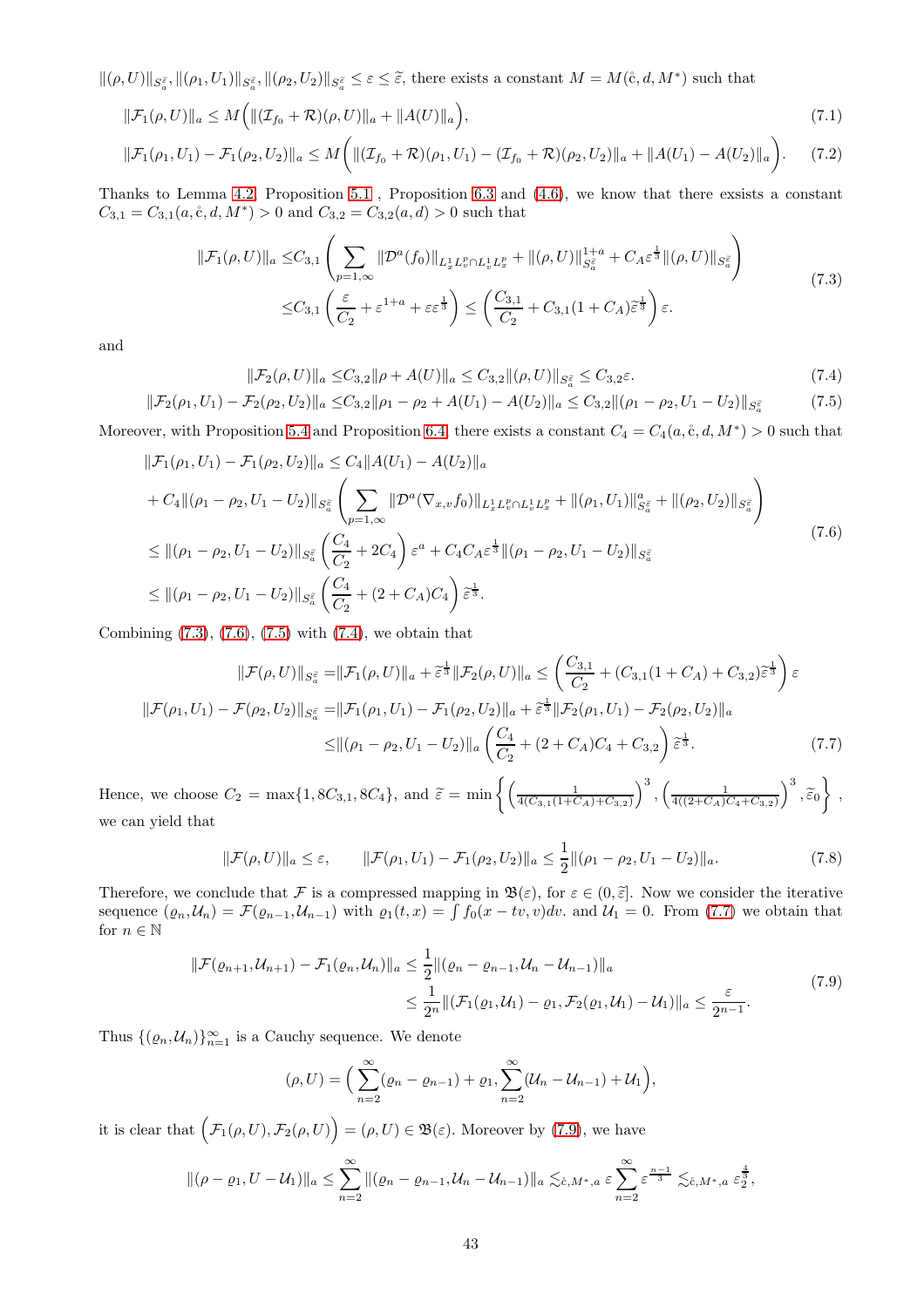$\|(\rho, U)\|_{S_a^{\tilde{\varepsilon}}}, \|(\rho_1, U_1)\|_{S_a^{\tilde{\varepsilon}}}, \|(\rho_2, U_2)\|_{S_a^{\tilde{\varepsilon}}} \le \varepsilon \le \tilde{\varepsilon}$, there exists a constant $M = M(\mathring{c}, d, M^*)$ such that

$$\|\mathcal{F}_1(\rho, U)\|_a \le M\Big(\|(\mathcal{I}_{f_0} + \mathcal{R})(\rho, U)\|_a + \|A(U)\|_a\Big), \tag{7.1}$$

$$\|\mathcal{F}_1(\rho_1, U_1) - \mathcal{F}_1(\rho_2, U_2)\|_a \le M\Bigg(\|(\mathcal{I}_{f_0} + \mathcal{R})(\rho_1, U_1) - (\mathcal{I}_{f_0} + \mathcal{R})(\rho_2, U_2)\|_a + \|A(U_1) - A(U_2)\|_a\Bigg). \tag{7.2}$$

Thanks to Lemma 4.2, Proposition 5.1 , Proposition 6.3 and (4.6), we know that there exsists a constant $C_{3,1} = C_{3,1}(a, \mathring{c}, d, M^*) > 0$ and $C_{3,2} = C_{3,2}(a, d) > 0$ such that

$$\begin{aligned}
\|\mathcal{F}_1(\rho, U)\|_a \le& C_{3,1}\left(\sum_{p=1,\infty} \|\mathcal{D}^a(f_0)\|_{L^1_x L^p_v \cap L^1_v L^p_x} + \|(\rho, U)\|^{1+a}_{S_a^{\tilde{\varepsilon}}} + C_A \varepsilon^{\frac{1}{3}} \|(\rho, U)\|_{S_a^{\tilde{\varepsilon}}}\right) \\
\le& C_{3,1}\left(\frac{\varepsilon}{C_2} + \varepsilon^{1+a} + \varepsilon\varepsilon^{\frac{1}{3}}\right) \le \left(\frac{C_{3,1}}{C_2} + C_{3,1}(1 + C_A)\tilde{\varepsilon}^{\frac{1}{3}}\right)\varepsilon.
\end{aligned} \tag{7.3}$$

and

$$\|\mathcal{F}_2(\rho, U)\|_a \le C_{3,2}\|\rho + A(U)\|_a \le C_{3,2}\|(\rho, U)\|_{S_a^{\tilde{\varepsilon}}} \le C_{3,2}\varepsilon. \tag{7.4}$$

$$\|\mathcal{F}_2(\rho_1, U_1) - \mathcal{F}_2(\rho_2, U_2)\|_a \le C_{3,2}\|\rho_1 - \rho_2 + A(U_1) - A(U_2)\|_a \le C_{3,2}\|(\rho_1 - \rho_2, U_1 - U_2)\|_{S_a^{\tilde{\varepsilon}}} \tag{7.5}$$

Moreover, with Proposition 5.4 and Proposition 6.4, there exists a constant $C_4 = C_4(a, \mathring{c}, d, M^*) > 0$ such that

$$\begin{aligned}
&\|\mathcal{F}_1(\rho_1, U_1) - \mathcal{F}_1(\rho_2, U_2)\|_a \le C_4\|A(U_1) - A(U_2)\|_a \\
&+ C_4\|(\rho_1 - \rho_2, U_1 - U_2)\|_{S_a^{\tilde{\varepsilon}}}\left(\sum_{p=1,\infty} \|\mathcal{D}^a(\nabla_{x,v} f_0)\|_{L^1_x L^p_v \cap L^1_v L^p_x} + \|(\rho_1, U_1)\|^a_{S_a^{\tilde{\varepsilon}}} + \|(\rho_2, U_2)\|_{S_a^{\tilde{\varepsilon}}}\right) \\
&\le \|(\rho_1 - \rho_2, U_1 - U_2)\|_{S_a^{\tilde{\varepsilon}}}\left(\frac{C_4}{C_2} + 2C_4\right)\varepsilon^a + C_4 C_A \varepsilon^{\frac{1}{3}}\|(\rho_1 - \rho_2, U_1 - U_2)\|_{S_a^{\tilde{\varepsilon}}} \\
&\le \|(\rho_1 - \rho_2, U_1 - U_2)\|_{S_a^{\tilde{\varepsilon}}}\left(\frac{C_4}{C_2} + (2 + C_A)C_4\right)\tilde{\varepsilon}^{\frac{1}{3}}.
\end{aligned} \tag{7.6}$$

Combining (7.3), (7.6), (7.5) with (7.4), we obtain that

$$\begin{aligned}
\|\mathcal{F}(\rho, U)\|_{S_a^{\tilde{\varepsilon}}} =& \|\mathcal{F}_1(\rho, U)\|_a + \tilde{\varepsilon}^{\frac{1}{3}}\|\mathcal{F}_2(\rho, U)\|_a \le \left(\frac{C_{3,1}}{C_2} + (C_{3,1}(1 + C_A) + C_{3,2})\tilde{\varepsilon}^{\frac{1}{3}}\right)\varepsilon \\
\|\mathcal{F}(\rho_1, U_1) - \mathcal{F}(\rho_2, U_2)\|_{S_a^{\tilde{\varepsilon}}} =& \|\mathcal{F}_1(\rho_1, U_1) - \mathcal{F}_1(\rho_2, U_2)\|_a + \tilde{\varepsilon}^{\frac{1}{3}}\|\mathcal{F}_2(\rho_1, U_1) - \mathcal{F}_2(\rho_2, U_2)\|_a \\
\le& \|(\rho_1 - \rho_2, U_1 - U_2)\|_a\left(\frac{C_4}{C_2} + (2 + C_A)C_4 + C_{3,2}\right)\tilde{\varepsilon}^{\frac{1}{3}}.
\end{aligned} \tag{7.7}$$

Hence, we choose $C_2 = \max\{1, 8C_{3,1}, 8C_4\}$, and $\tilde{\varepsilon} = \min\left\{\left(\frac{1}{4(C_{3,1}(1+C_A)+C_{3,2})}\right)^3, \left(\frac{1}{4((2+C_A)C_4+C_{3,2})}\right)^3, \tilde{\varepsilon}_0\right\}$, we can yield that

$$\|\mathcal{F}(\rho, U)\|_a \le \varepsilon, \qquad \|\mathcal{F}(\rho_1, U_1) - \mathcal{F}_1(\rho_2, U_2)\|_a \le \frac{1}{2}\|(\rho_1 - \rho_2, U_1 - U_2)\|_a. \tag{7.8}$$

Therefore, we conclude that $\mathcal{F}$ is a compressed mapping in $\mathfrak{B}(\varepsilon)$, for $\varepsilon \in (0, \tilde{\varepsilon}]$. Now we consider the iterative sequence $(\varrho_n, \mathcal{U}_n) = \mathcal{F}(\varrho_{n-1}, \mathcal{U}_{n-1})$ with $\varrho_1(t, x) = \int f_0(x - tv, v)dv$. and $\mathcal{U}_1 = 0$. From (7.7) we obtain that for $n \in \mathbb{N}$

$$\begin{aligned}
\|\mathcal{F}(\varrho_{n+1}, \mathcal{U}_{n+1}) - \mathcal{F}_1(\varrho_n, \mathcal{U}_n)\|_a \le& \frac{1}{2}\|(\varrho_n - \varrho_{n-1}, \mathcal{U}_n - \mathcal{U}_{n-1})\|_a \\
\le& \frac{1}{2^n}\|(\mathcal{F}_1(\varrho_1, \mathcal{U}_1) - \varrho_1, \mathcal{F}_2(\varrho_1, \mathcal{U}_1) - \mathcal{U}_1)\|_a \le \frac{\varepsilon}{2^{n-1}}.
\end{aligned} \tag{7.9}$$

Thus $\{(\varrho_n, \mathcal{U}_n)\}_{n=1}^\infty$ is a Cauchy sequence. We denote

$$(\rho, U) = \Big(\sum_{n=2}^\infty (\varrho_n - \varrho_{n-1}) + \varrho_1, \sum_{n=2}^\infty (\mathcal{U}_n - \mathcal{U}_{n-1}) + \mathcal{U}_1\Big),$$

it is clear that $\Big(\mathcal{F}_1(\rho, U), \mathcal{F}_2(\rho, U)\Big) = (\rho, U) \in \mathfrak{B}(\varepsilon)$. Moreover by (7.9), we have

$$\|(\rho - \varrho_1, U - \mathcal{U}_1)\|_a \le \sum_{n=2}^\infty \|(\varrho_n - \varrho_{n-1}, \mathcal{U}_n - \mathcal{U}_{n-1})\|_a \lesssim_{\mathring{c}, M^*, a} \varepsilon \sum_{n=2}^\infty \varepsilon^{\frac{n-1}{3}} \lesssim_{\mathring{c}, M^*, a} \varepsilon_2^{\frac{4}{3}},$$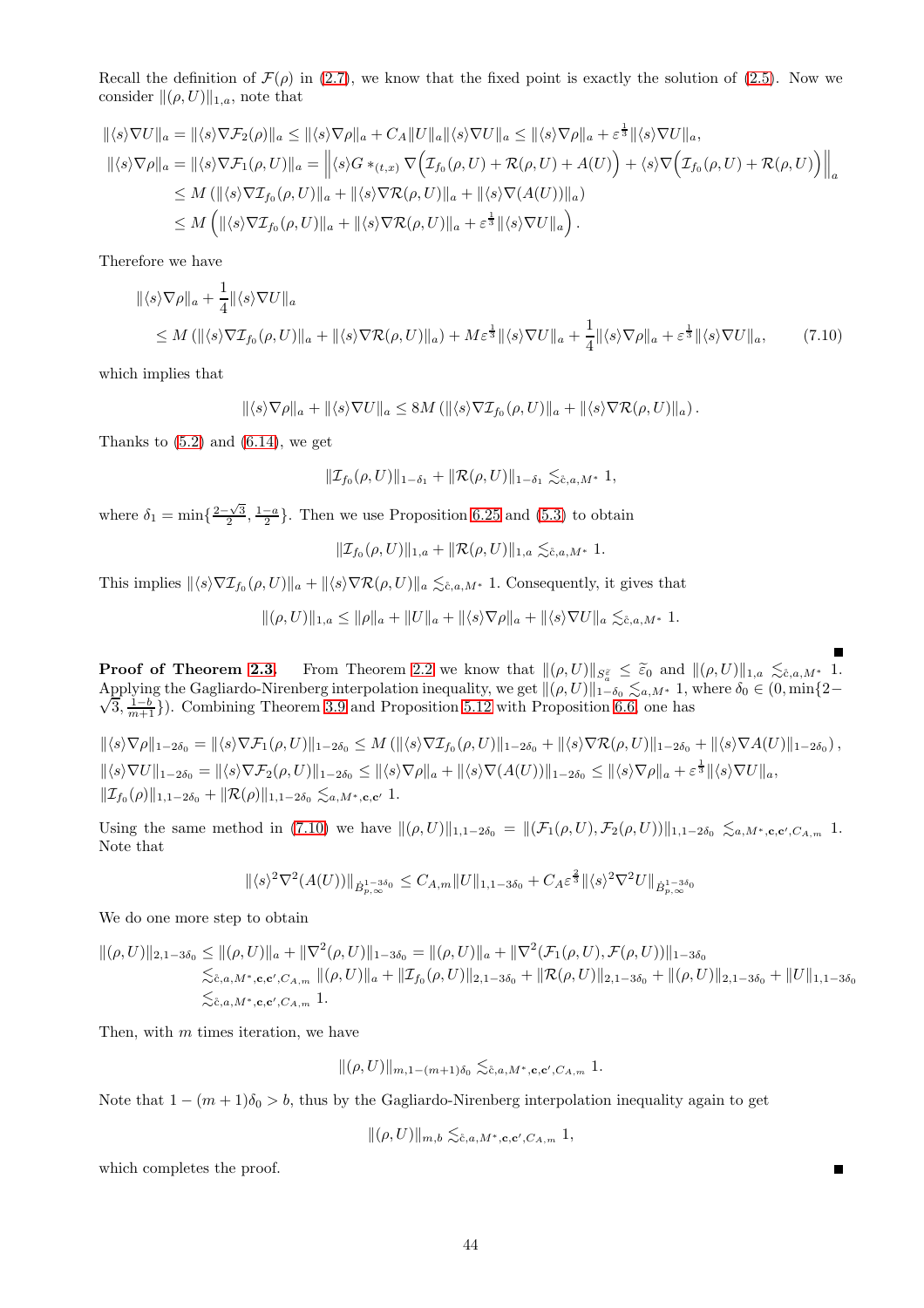Recall the definition of $\mathcal{F}(\rho)$ in (2.7), we know that the fixed point is exactly the solution of (2.5). Now we consider $\|(\rho, U)\|_{1,a}$, note that

$$
\begin{aligned}
\|\langle s\rangle \nabla U\|_a &= \|\langle s\rangle \nabla \mathcal{F}_2(\rho)\|_a \le \|\langle s\rangle \nabla \rho\|_a + C_A\|U\|_a \|\langle s\rangle \nabla U\|_a \le \|\langle s\rangle \nabla \rho\|_a + \varepsilon^{\frac{1}{3}}\|\langle s\rangle \nabla U\|_a,\\
\|\langle s\rangle \nabla \rho\|_a &= \|\langle s\rangle \nabla \mathcal{F}_1(\rho, U)\|_a = \left\|\langle s\rangle G *_{(t,x)} \nabla\Big(\mathcal{I}_{f_0}(\rho, U) + \mathcal{R}(\rho, U) + A(U)\Big) + \langle s\rangle \nabla\Big(\mathcal{I}_{f_0}(\rho, U) + \mathcal{R}(\rho, U)\Big)\right\|_a\\
&\le M\left(\|\langle s\rangle \nabla \mathcal{I}_{f_0}(\rho, U)\|_a + \|\langle s\rangle \nabla \mathcal{R}(\rho, U)\|_a + \|\langle s\rangle \nabla(A(U))\|_a\right)\\
&\le M\left(\|\langle s\rangle \nabla \mathcal{I}_{f_0}(\rho, U)\|_a + \|\langle s\rangle \nabla \mathcal{R}(\rho, U)\|_a + \varepsilon^{\frac{1}{3}}\|\langle s\rangle \nabla U\|_a\right).
\end{aligned}
$$

Therefore we have

$$
\begin{aligned}
&\|\langle s\rangle \nabla \rho\|_a + \frac{1}{4}\|\langle s\rangle \nabla U\|_a\\
&\quad \le M\left(\|\langle s\rangle \nabla \mathcal{I}_{f_0}(\rho, U)\|_a + \|\langle s\rangle \nabla \mathcal{R}(\rho, U)\|_a\right) + M\varepsilon^{\frac{1}{3}}\|\langle s\rangle \nabla U\|_a + \frac{1}{4}\|\langle s\rangle \nabla \rho\|_a + \varepsilon^{\frac{1}{3}}\|\langle s\rangle \nabla U\|_a,
\end{aligned}
\tag{7.10}
$$

which implies that

$$
\|\langle s\rangle \nabla \rho\|_a + \|\langle s\rangle \nabla U\|_a \le 8M\left(\|\langle s\rangle \nabla \mathcal{I}_{f_0}(\rho, U)\|_a + \|\langle s\rangle \nabla \mathcal{R}(\rho, U)\|_a\right).
$$

Thanks to (5.2) and (6.14), we get

$$
\|\mathcal{I}_{f_0}(\rho, U)\|_{1-\delta_1} + \|\mathcal{R}(\rho, U)\|_{1-\delta_1} \lesssim_{\hat{c}, a, M^*} 1,
$$

where $\delta_1 = \min\{\frac{2-\sqrt{3}}{2}, \frac{1-a}{2}\}$. Then we use Proposition 6.25 and (5.3) to obtain

$$
\|\mathcal{I}_{f_0}(\rho, U)\|_{1,a} + \|\mathcal{R}(\rho, U)\|_{1,a} \lesssim_{\hat{c}, a, M^*} 1.
$$

This implies $\|\langle s\rangle \nabla \mathcal{I}_{f_0}(\rho, U)\|_a + \|\langle s\rangle \nabla \mathcal{R}(\rho, U)\|_a \lesssim_{\hat{c}, a, M^*} 1$. Consequently, it gives that

$$
\|(\rho, U)\|_{1,a} \le \|\rho\|_a + \|U\|_a + \|\langle s\rangle \nabla \rho\|_a + \|\langle s\rangle \nabla U\|_a \lesssim_{\hat{c}, a, M^*} 1.
$$

∎

**Proof of Theorem 2.3.** From Theorem 2.2 we know that $\|(\rho, U)\|_{S_a^{\tilde{\varepsilon}}} \le \tilde{\varepsilon}_0$ and $\|(\rho, U)\|_{1,a} \lesssim_{\hat{c}, a, M^*} 1$. Applying the Gagliardo-Nirenberg interpolation inequality, we get $\|(\rho, U)\|_{1-\delta_0} \lesssim_{a, M^*} 1$, where $\delta_0 \in (0, \min\{2-\sqrt{3}, \frac{1-b}{m+1}\})$. Combining Theorem 3.9 and Proposition 5.12 with Proposition 6.6, one has

$$
\begin{aligned}
&\|\langle s\rangle \nabla \rho\|_{1-2\delta_0} = \|\langle s\rangle \nabla \mathcal{F}_1(\rho, U)\|_{1-2\delta_0} \le M\left(\|\langle s\rangle \nabla \mathcal{I}_{f_0}(\rho, U)\|_{1-2\delta_0} + \|\langle s\rangle \nabla \mathcal{R}(\rho, U)\|_{1-2\delta_0} + \|\langle s\rangle \nabla A(U)\|_{1-2\delta_0}\right),\\
&\|\langle s\rangle \nabla U\|_{1-2\delta_0} = \|\langle s\rangle \nabla \mathcal{F}_2(\rho, U)\|_{1-2\delta_0} \le \|\langle s\rangle \nabla \rho\|_a + \|\langle s\rangle \nabla(A(U))\|_{1-2\delta_0} \le \|\langle s\rangle \nabla \rho\|_a + \varepsilon^{\frac{1}{3}}\|\langle s\rangle \nabla U\|_a,\\
&\|\mathcal{I}_{f_0}(\rho)\|_{1,1-2\delta_0} + \|\mathcal{R}(\rho)\|_{1,1-2\delta_0} \lesssim_{a, M^*, \mathbf{c}, \mathbf{c}'} 1.
\end{aligned}
$$

Using the same method in (7.10) we have $\|(\rho, U)\|_{1,1-2\delta_0} = \|(\mathcal{F}_1(\rho, U), \mathcal{F}_2(\rho, U))\|_{1,1-2\delta_0} \lesssim_{a, M^*, \mathbf{c}, \mathbf{c}', C_{A,m}} 1$. Note that

$$
\|\langle s\rangle^2 \nabla^2(A(U))\|_{\dot{B}^{1-3\delta_0}_{p,\infty}} \le C_{A,m}\|U\|_{1,1-3\delta_0} + C_A \varepsilon^{\frac{2}{3}}\|\langle s\rangle^2 \nabla^2 U\|_{\dot{B}^{1-3\delta_0}_{p,\infty}}
$$

We do one more step to obtain

$$
\begin{aligned}
\|(\rho, U)\|_{2,1-3\delta_0} &\le \|(\rho, U)\|_a + \|\nabla^2(\rho, U)\|_{1-3\delta_0} = \|(\rho, U)\|_a + \|\nabla^2(\mathcal{F}_1(\rho, U), \mathcal{F}(\rho, U))\|_{1-3\delta_0}\\
&\lesssim_{\hat{c}, a, M^*, \mathbf{c}, \mathbf{c}', C_{A,m}} \|(\rho, U)\|_a + \|\mathcal{I}_{f_0}(\rho, U)\|_{2,1-3\delta_0} + \|\mathcal{R}(\rho, U)\|_{2,1-3\delta_0} + \|(\rho, U)\|_{2,1-3\delta_0} + \|U\|_{1,1-3\delta_0}\\
&\lesssim_{\hat{c}, a, M^*, \mathbf{c}, \mathbf{c}', C_{A,m}} 1.
\end{aligned}
$$

Then, with $m$ times iteration, we have

$$
\|(\rho, U)\|_{m,1-(m+1)\delta_0} \lesssim_{\hat{c}, a, M^*, \mathbf{c}, \mathbf{c}', C_{A,m}} 1.
$$

Note that $1-(m+1)\delta_0 > b$, thus by the Gagliardo-Nirenberg interpolation inequality again to get

$$
\|(\rho, U)\|_{m,b} \lesssim_{\hat{c}, a, M^*, \mathbf{c}, \mathbf{c}', C_{A,m}} 1,
$$

which completes the proof. ∎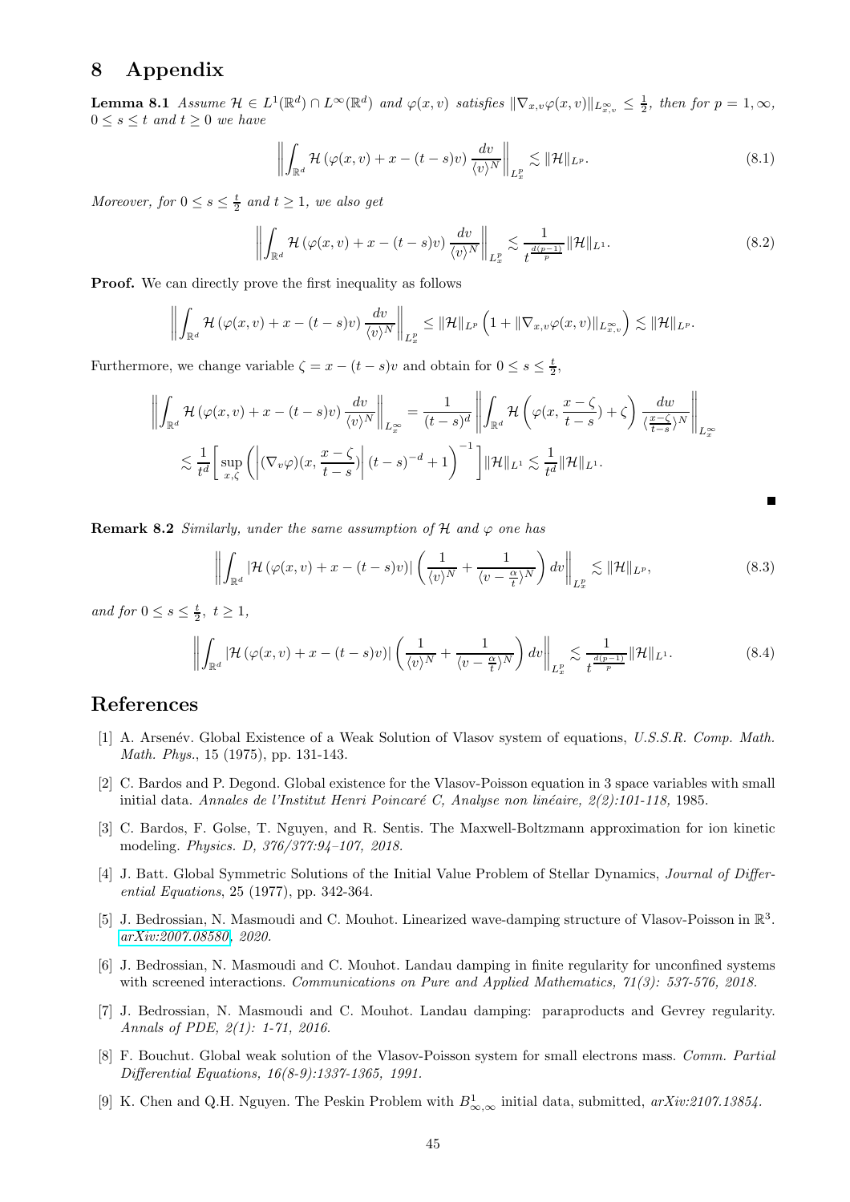# 8 Appendix

**Lemma 8.1** *Assume $\mathcal{H} \in L^1(\mathbb{R}^d) \cap L^\infty(\mathbb{R}^d)$ and $\varphi(x,v)$ satisfies $\|\nabla_{x,v}\varphi(x,v)\|_{L^\infty_{x,v}} \le \frac{1}{2}$, then for $p = 1, \infty$, $0 \le s \le t$ and $t \ge 0$ we have*

$$\left\| \int_{\mathbb{R}^d} \mathcal{H}\left(\varphi(x,v) + x - (t-s)v\right) \frac{dv}{\langle v \rangle^N} \right\|_{L^p_x} \lesssim \|\mathcal{H}\|_{L^p}. \tag{8.1}$$

*Moreover, for $0 \le s \le \frac{t}{2}$ and $t \ge 1$, we also get*

$$\left\| \int_{\mathbb{R}^d} \mathcal{H}\left(\varphi(x,v) + x - (t-s)v\right) \frac{dv}{\langle v \rangle^N} \right\|_{L^p_x} \lesssim \frac{1}{t^{\frac{d(p-1)}{p}}} \|\mathcal{H}\|_{L^1}. \tag{8.2}$$

**Proof.** We can directly prove the first inequality as follows

$$\left\| \int_{\mathbb{R}^d} \mathcal{H}\left(\varphi(x,v) + x - (t-s)v\right) \frac{dv}{\langle v \rangle^N} \right\|_{L^p_x} \le \|\mathcal{H}\|_{L^p} \left(1 + \|\nabla_{x,v}\varphi(x,v)\|_{L^\infty_{x,v}}\right) \lesssim \|\mathcal{H}\|_{L^p}.$$

Furthermore, we change variable $\zeta = x - (t-s)v$ and obtain for $0 \le s \le \frac{t}{2}$,

$$\begin{aligned}
\left\| \int_{\mathbb{R}^d} \mathcal{H}\left(\varphi(x,v) + x - (t-s)v\right) \frac{dv}{\langle v \rangle^N} \right\|_{L^\infty_x} &= \frac{1}{(t-s)^d} \left\| \int_{\mathbb{R}^d} \mathcal{H}\left(\varphi(x, \frac{x-\zeta}{t-s}) + \zeta\right) \frac{dw}{\langle \frac{x-\zeta}{t-s} \rangle^N} \right\|_{L^\infty_x} \\
&\lesssim \frac{1}{t^d} \left[ \sup_{x,\zeta} \left( \left| (\nabla_v \varphi)(x, \frac{x-\zeta}{t-s}) \right| (t-s)^{-d} + 1 \right)^{-1} \right] \|\mathcal{H}\|_{L^1} \lesssim \frac{1}{t^d} \|\mathcal{H}\|_{L^1}.
\end{aligned}$$

■

**Remark 8.2** *Similarly, under the same assumption of $\mathcal{H}$ and $\varphi$ one has*

$$\left\| \int_{\mathbb{R}^d} \left|\mathcal{H}\left(\varphi(x,v) + x - (t-s)v\right)\right| \left( \frac{1}{\langle v \rangle^N} + \frac{1}{\langle v - \frac{\alpha}{t} \rangle^N} \right) dv \right\|_{L^p_x} \lesssim \|\mathcal{H}\|_{L^p}, \tag{8.3}$$

*and for $0 \le s \le \frac{t}{2}$, $t \ge 1$,*

$$\left\| \int_{\mathbb{R}^d} \left|\mathcal{H}\left(\varphi(x,v) + x - (t-s)v\right)\right| \left( \frac{1}{\langle v \rangle^N} + \frac{1}{\langle v - \frac{\alpha}{t} \rangle^N} \right) dv \right\|_{L^p_x} \lesssim \frac{1}{t^{\frac{d(p-1)}{p}}} \|\mathcal{H}\|_{L^1}. \tag{8.4}$$

# References

[1] A. Arsenév. Global Existence of a Weak Solution of Vlasov system of equations, *U.S.S.R. Comp. Math. Math. Phys.*, 15 (1975), pp. 131-143.

[2] C. Bardos and P. Degond. Global existence for the Vlasov-Poisson equation in 3 space variables with small initial data. *Annales de l'Institut Henri Poincaré C, Analyse non linéaire, 2(2):101-118,* 1985.

[3] C. Bardos, F. Golse, T. Nguyen, and R. Sentis. The Maxwell-Boltzmann approximation for ion kinetic modeling. *Physics. D, 376/377:94–107, 2018.*

[4] J. Batt. Global Symmetric Solutions of the Initial Value Problem of Stellar Dynamics, *Journal of Differential Equations*, 25 (1977), pp. 342-364.

[5] J. Bedrossian, N. Masmoudi and C. Mouhot. Linearized wave-damping structure of Vlasov-Poisson in $\mathbb{R}^3$. *arXiv:2007.08580, 2020.*

[6] J. Bedrossian, N. Masmoudi and C. Mouhot. Landau damping in finite regularity for unconfined systems with screened interactions. *Communications on Pure and Applied Mathematics, 71(3): 537-576, 2018.*

[7] J. Bedrossian, N. Masmoudi and C. Mouhot. Landau damping: paraproducts and Gevrey regularity. *Annals of PDE, 2(1): 1-71, 2016.*

[8] F. Bouchut. Global weak solution of the Vlasov-Poisson system for small electrons mass. *Comm. Partial Differential Equations, 16(8-9):1337-1365, 1991.*

[9] K. Chen and Q.H. Nguyen. The Peskin Problem with $B^1_{\infty,\infty}$ initial data, submitted, *arXiv:2107.13854*.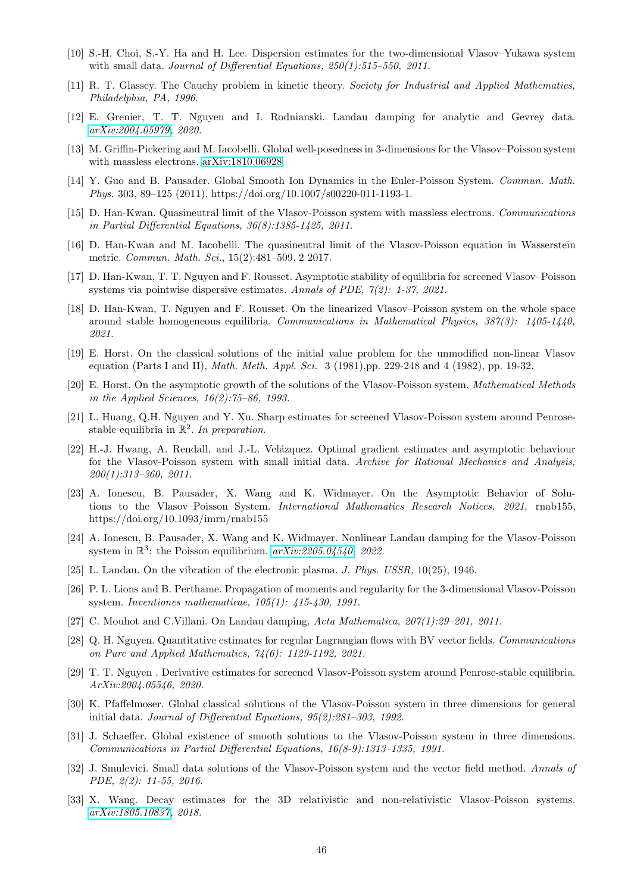[10] S.-H. Choi, S.-Y. Ha and H. Lee. Dispersion estimates for the two-dimensional Vlasov–Yukawa system with small data. *Journal of Differential Equations, 250(1):515–550, 2011.*

[11] R. T. Glassey. The Cauchy problem in kinetic theory. *Society for Industrial and Applied Mathematics, Philadelphia, PA, 1996.*

[12] E. Grenier, T. T. Nguyen and I. Rodnianski. Landau damping for analytic and Gevrey data. *arXiv:2004.05979, 2020.*

[13] M. Griffin-Pickering and M. Iacobelli. Global well-posedness in 3-dimensions for the Vlasov–Poisson system with massless electrons. arXiv:1810.06928

[14] Y. Guo and B. Pausader. Global Smooth Ion Dynamics in the Euler-Poisson System. *Commun. Math. Phys.* 303, 89–125 (2011). https://doi.org/10.1007/s00220-011-1193-1.

[15] D. Han-Kwan. Quasineutral limit of the Vlasov-Poisson system with massless electrons. *Communications in Partial Differential Equations, 36(8):1385-1425, 2011.*

[16] D. Han-Kwan and M. Iacobelli. The quasineutral limit of the Vlasov-Poisson equation in Wasserstein metric. *Commun. Math. Sci.*, 15(2):481–509, 2 2017.

[17] D. Han-Kwan, T. T. Nguyen and F. Rousset. Asymptotic stability of equilibria for screened Vlasov–Poisson systems via pointwise dispersive estimates. *Annals of PDE, 7(2): 1-37, 2021.*

[18] D. Han-Kwan, T. Nguyen and F. Rousset. On the linearized Vlasov–Poisson system on the whole space around stable homogeneous equilibria. *Communications in Mathematical Physics, 387(3): 1405-1440, 2021.*

[19] E. Horst. On the classical solutions of the initial value problem for the unmodified non-linear Vlasov equation (Parts I and II), *Math. Meth. Appl. Sci.* 3 (1981),pp. 229-248 and 4 (1982), pp. 19-32.

[20] E. Horst. On the asymptotic growth of the solutions of the Vlasov-Poisson system. *Mathematical Methods in the Applied Sciences, 16(2):75–86, 1993.*

[21] L. Huang, Q.H. Nguyen and Y. Xu. Sharp estimates for screened Vlasov-Poisson system around Penrose-stable equilibria in $\mathbb{R}^2$. *In preparation*.

[22] H.-J. Hwang, A. Rendall, and J.-L. Velázquez. Optimal gradient estimates and asymptotic behaviour for the Vlasov-Poisson system with small initial data. *Archive for Rational Mechanics and Analysis, 200(1):313–360, 2011.*

[23] A. Ionescu, B. Pausader, X. Wang and K. Widmayer. On the Asymptotic Behavior of Solutions to the Vlasov–Poisson System. *International Mathematics Research Notices, 2021*, rnab155, https://doi.org/10.1093/imrn/rnab155

[24] A. Ionescu, B. Pausader, X. Wang and K. Widmayer. Nonlinear Landau damping for the Vlasov-Poisson system in $\mathbb{R}^3$: the Poisson equilibrium. *arXiv:2205.04540, 2022.*

[25] L. Landau. On the vibration of the electronic plasma. *J. Phys. USSR,* 10(25), 1946.

[26] P. L. Lions and B. Perthame. Propagation of moments and regularity for the 3-dimensional Vlasov-Poisson system. *Inventiones mathematicae, 105(1): 415-430, 1991.*

[27] C. Mouhot and C.Villani. On Landau damping. *Acta Mathematica, 207(1):29–201, 2011.*

[28] Q. H. Nguyen. Quantitative estimates for regular Lagrangian flows with BV vector fields. *Communications on Pure and Applied Mathematics, 74(6): 1129-1192, 2021.*

[29] T. T. Nguyen . Derivative estimates for screened Vlasov-Poisson system around Penrose-stable equilibria. *ArXiv:2004.05546, 2020.*

[30] K. Pfaffelmoser. Global classical solutions of the Vlasov-Poisson system in three dimensions for general initial data. *Journal of Differential Equations, 95(2):281–303, 1992.*

[31] J. Schaeffer. Global existence of smooth solutions to the Vlasov-Poisson system in three dimensions. *Communications in Partial Differential Equations, 16(8-9):1313–1335, 1991.*

[32] J. Smulevici. Small data solutions of the Vlasov-Poisson system and the vector field method. *Annals of PDE, 2(2): 11-55, 2016.*

[33] X. Wang. Decay estimates for the 3D relativistic and non-relativistic Vlasov-Poisson systems. *arXiv:1805.10837, 2018.*